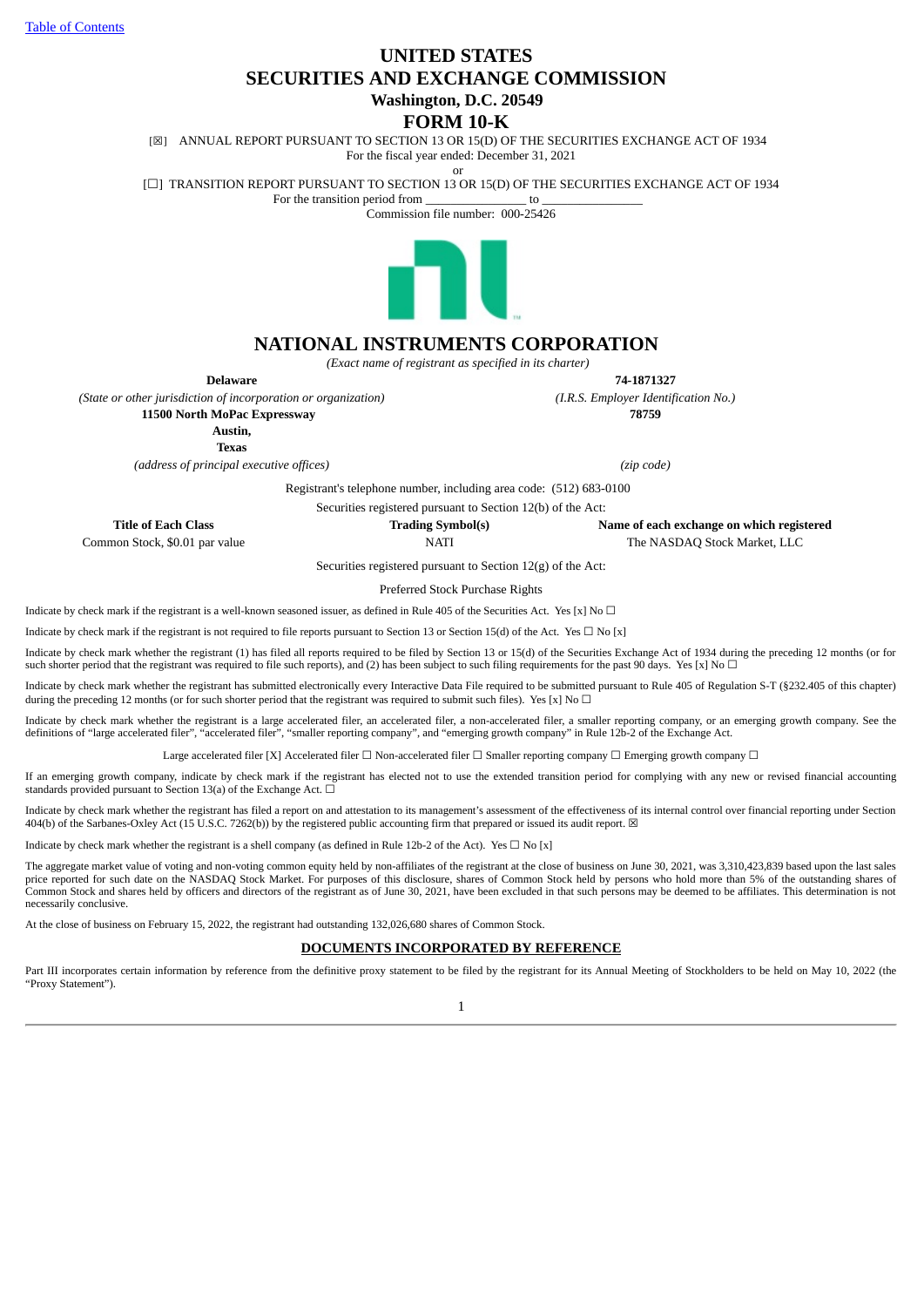Table of Contents

# UNITED STATES
# SECURITIES AND EXCHANGE COMMISSION
## Washington, D.C. 20549
# FORM 10-K

[☒] ANNUAL REPORT PURSUANT TO SECTION 13 OR 15(D) OF THE SECURITIES EXCHANGE ACT OF 1934
For the fiscal year ended: December 31, 2021

or

[☐] TRANSITION REPORT PURSUANT TO SECTION 13 OR 15(D) OF THE SECURITIES EXCHANGE ACT OF 1934
For the transition period from _______________ to _______________

Commission file number: 000-25426

# NATIONAL INSTRUMENTS CORPORATION

*(Exact name of registrant as specified in its charter)*

| | |
|---|---|
| **Delaware** | **74-1871327** |
| *(State or other jurisdiction of incorporation or organization)* | *(I.R.S. Employer Identification No.)* |
| **11500 North MoPac Expressway Austin, Texas** | **78759** |
| *(address of principal executive offices)* | *(zip code)* |

Registrant's telephone number, including area code: (512) 683-0100

Securities registered pursuant to Section 12(b) of the Act:

| Title of Each Class | Trading Symbol(s) | Name of each exchange on which registered |
|---|---|---|
| Common Stock, $0.01 par value | NATI | The NASDAQ Stock Market, LLC |

Securities registered pursuant to Section 12(g) of the Act:

Preferred Stock Purchase Rights

Indicate by check mark if the registrant is a well-known seasoned issuer, as defined in Rule 405 of the Securities Act. Yes [x] No ☐

Indicate by check mark if the registrant is not required to file reports pursuant to Section 13 or Section 15(d) of the Act. Yes ☐ No [x]

Indicate by check mark whether the registrant (1) has filed all reports required to be filed by Section 13 or 15(d) of the Securities Exchange Act of 1934 during the preceding 12 months (or for such shorter period that the registrant was required to file such reports), and (2) has been subject to such filing requirements for the past 90 days. Yes [x] No ☐

Indicate by check mark whether the registrant has submitted electronically every Interactive Data File required to be submitted pursuant to Rule 405 of Regulation S-T (§232.405 of this chapter) during the preceding 12 months (or for such shorter period that the registrant was required to submit such files). Yes [x] No ☐

Indicate by check mark whether the registrant is a large accelerated filer, an accelerated filer, a non-accelerated filer, a smaller reporting company, or an emerging growth company. See the definitions of "large accelerated filer", "accelerated filer", "smaller reporting company", and "emerging growth company" in Rule 12b-2 of the Exchange Act.

Large accelerated filer [X] Accelerated filer ☐ Non-accelerated filer ☐ Smaller reporting company ☐ Emerging growth company ☐

If an emerging growth company, indicate by check mark if the registrant has elected not to use the extended transition period for complying with any new or revised financial accounting standards provided pursuant to Section 13(a) of the Exchange Act. ☐

Indicate by check mark whether the registrant has filed a report on and attestation to its management's assessment of the effectiveness of its internal control over financial reporting under Section 404(b) of the Sarbanes-Oxley Act (15 U.S.C. 7262(b)) by the registered public accounting firm that prepared or issued its audit report. ☒

Indicate by check mark whether the registrant is a shell company (as defined in Rule 12b-2 of the Act). Yes ☐ No [x]

The aggregate market value of voting and non-voting common equity held by non-affiliates of the registrant at the close of business on June 30, 2021, was 3,310,423,839 based upon the last sales price reported for such date on the NASDAQ Stock Market. For purposes of this disclosure, shares of Common Stock held by persons who hold more than 5% of the outstanding shares of Common Stock and shares held by officers and directors of the registrant as of June 30, 2021, have been excluded in that such persons may be deemed to be affiliates. This determination is not necessarily conclusive.

At the close of business on February 15, 2022, the registrant had outstanding 132,026,680 shares of Common Stock.

## DOCUMENTS INCORPORATED BY REFERENCE

Part III incorporates certain information by reference from the definitive proxy statement to be filed by the registrant for its Annual Meeting of Stockholders to be held on May 10, 2022 (the "Proxy Statement").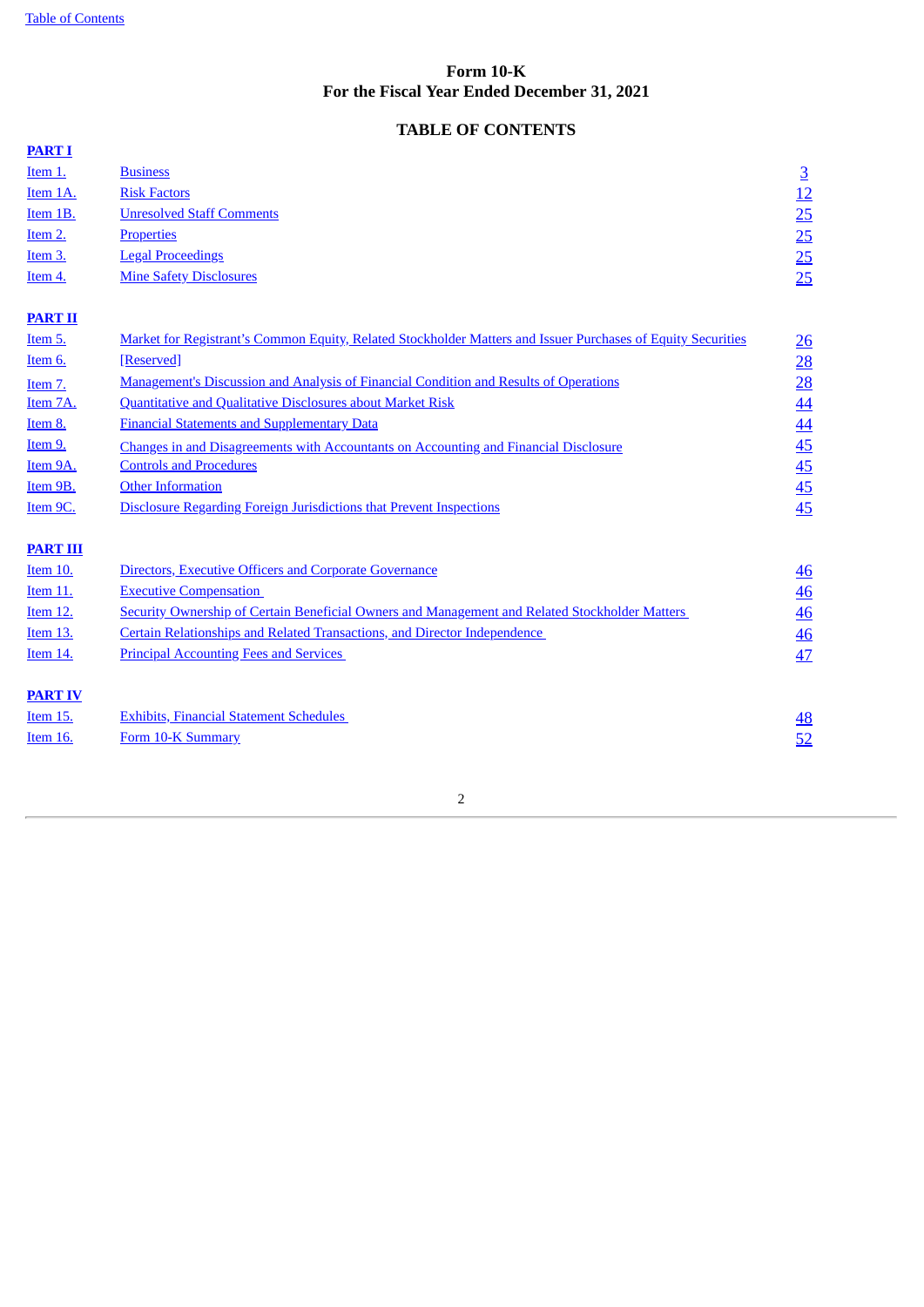**Form 10-K**
**For the Fiscal Year Ended December 31, 2021**

## TABLE OF CONTENTS

| | | |
|---|---|---|
| **PART I** | | |
| Item 1. | Business | 3 |
| Item 1A. | Risk Factors | 12 |
| Item 1B. | Unresolved Staff Comments | 25 |
| Item 2. | Properties | 25 |
| Item 3. | Legal Proceedings | 25 |
| Item 4. | Mine Safety Disclosures | 25 |
| **PART II** | | |
| Item 5. | Market for Registrant’s Common Equity, Related Stockholder Matters and Issuer Purchases of Equity Securities | 26 |
| Item 6. | [Reserved] | 28 |
| Item 7. | Management's Discussion and Analysis of Financial Condition and Results of Operations | 28 |
| Item 7A. | Quantitative and Qualitative Disclosures about Market Risk | 44 |
| Item 8. | Financial Statements and Supplementary Data | 44 |
| Item 9. | Changes in and Disagreements with Accountants on Accounting and Financial Disclosure | 45 |
| Item 9A. | Controls and Procedures | 45 |
| Item 9B. | Other Information | 45 |
| Item 9C. | Disclosure Regarding Foreign Jurisdictions that Prevent Inspections | 45 |
| **PART III** | | |
| Item 10. | Directors, Executive Officers and Corporate Governance | 46 |
| Item 11. | Executive Compensation | 46 |
| Item 12. | Security Ownership of Certain Beneficial Owners and Management and Related Stockholder Matters | 46 |
| Item 13. | Certain Relationships and Related Transactions, and Director Independence | 46 |
| Item 14. | Principal Accounting Fees and Services | 47 |
| **PART IV** | | |
| Item 15. | Exhibits, Financial Statement Schedules | 48 |
| Item 16. | Form 10-K Summary | 52 |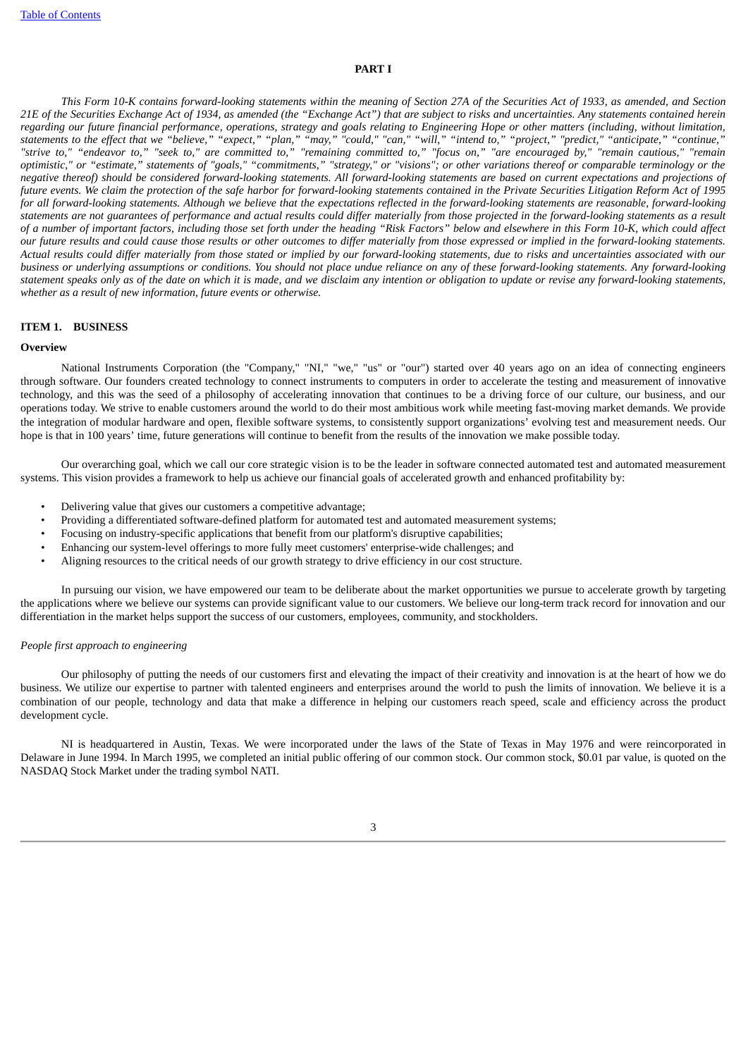# PART I

*This Form 10-K contains forward-looking statements within the meaning of Section 27A of the Securities Act of 1933, as amended, and Section 21E of the Securities Exchange Act of 1934, as amended (the "Exchange Act") that are subject to risks and uncertainties. Any statements contained herein regarding our future financial performance, operations, strategy and goals relating to Engineering Hope or other matters (including, without limitation, statements to the effect that we "believe," "expect," "plan," "may," "could," "can," "will," "intend to," "project," "predict," "anticipate," "continue," "strive to," "endeavor to," "seek to," are committed to," "remaining committed to," "focus on," "are encouraged by," "remain cautious," "remain optimistic," or "estimate," statements of "goals," "commitments," "strategy," or "visions"; or other variations thereof or comparable terminology or the negative thereof) should be considered forward-looking statements. All forward-looking statements are based on current expectations and projections of future events. We claim the protection of the safe harbor for forward-looking statements contained in the Private Securities Litigation Reform Act of 1995 for all forward-looking statements. Although we believe that the expectations reflected in the forward-looking statements are reasonable, forward-looking statements are not guarantees of performance and actual results could differ materially from those projected in the forward-looking statements as a result of a number of important factors, including those set forth under the heading "Risk Factors" below and elsewhere in this Form 10-K, which could affect our future results and could cause those results or other outcomes to differ materially from those expressed or implied in the forward-looking statements. Actual results could differ materially from those stated or implied by our forward-looking statements, due to risks and uncertainties associated with our business or underlying assumptions or conditions. You should not place undue reliance on any of these forward-looking statements. Any forward-looking statement speaks only as of the date on which it is made, and we disclaim any intention or obligation to update or revise any forward-looking statements, whether as a result of new information, future events or otherwise.*

## ITEM 1. BUSINESS

### Overview

National Instruments Corporation (the "Company," "NI," "we," "us" or "our") started over 40 years ago on an idea of connecting engineers through software. Our founders created technology to connect instruments to computers in order to accelerate the testing and measurement of innovative technology, and this was the seed of a philosophy of accelerating innovation that continues to be a driving force of our culture, our business, and our operations today. We strive to enable customers around the world to do their most ambitious work while meeting fast-moving market demands. We provide the integration of modular hardware and open, flexible software systems, to consistently support organizations' evolving test and measurement needs. Our hope is that in 100 years' time, future generations will continue to benefit from the results of the innovation we make possible today.

Our overarching goal, which we call our core strategic vision is to be the leader in software connected automated test and automated measurement systems. This vision provides a framework to help us achieve our financial goals of accelerated growth and enhanced profitability by:

- Delivering value that gives our customers a competitive advantage;
- Providing a differentiated software-defined platform for automated test and automated measurement systems;
- Focusing on industry-specific applications that benefit from our platform's disruptive capabilities;
- Enhancing our system-level offerings to more fully meet customers' enterprise-wide challenges; and
- Aligning resources to the critical needs of our growth strategy to drive efficiency in our cost structure.

In pursuing our vision, we have empowered our team to be deliberate about the market opportunities we pursue to accelerate growth by targeting the applications where we believe our systems can provide significant value to our customers. We believe our long-term track record for innovation and our differentiation in the market helps support the success of our customers, employees, community, and stockholders.

*People first approach to engineering*

Our philosophy of putting the needs of our customers first and elevating the impact of their creativity and innovation is at the heart of how we do business. We utilize our expertise to partner with talented engineers and enterprises around the world to push the limits of innovation. We believe it is a combination of our people, technology and data that make a difference in helping our customers reach speed, scale and efficiency across the product development cycle.

NI is headquartered in Austin, Texas. We were incorporated under the laws of the State of Texas in May 1976 and were reincorporated in Delaware in June 1994. In March 1995, we completed an initial public offering of our common stock. Our common stock, $0.01 par value, is quoted on the NASDAQ Stock Market under the trading symbol NATI.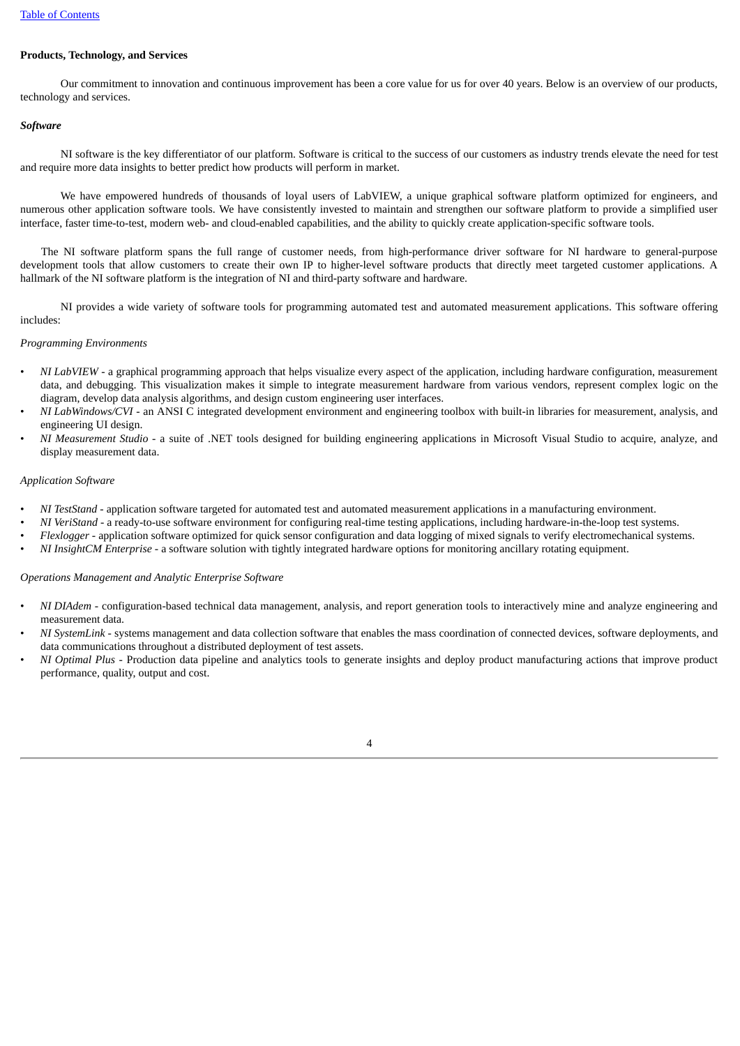**Products, Technology, and Services**

Our commitment to innovation and continuous improvement has been a core value for us for over 40 years. Below is an overview of our products, technology and services.

***Software***

NI software is the key differentiator of our platform. Software is critical to the success of our customers as industry trends elevate the need for test and require more data insights to better predict how products will perform in market.

We have empowered hundreds of thousands of loyal users of LabVIEW, a unique graphical software platform optimized for engineers, and numerous other application software tools. We have consistently invested to maintain and strengthen our software platform to provide a simplified user interface, faster time-to-test, modern web- and cloud-enabled capabilities, and the ability to quickly create application-specific software tools.

The NI software platform spans the full range of customer needs, from high-performance driver software for NI hardware to general-purpose development tools that allow customers to create their own IP to higher-level software products that directly meet targeted customer applications. A hallmark of the NI software platform is the integration of NI and third-party software and hardware.

NI provides a wide variety of software tools for programming automated test and automated measurement applications. This software offering includes:

*Programming Environments*

- *NI LabVIEW* - a graphical programming approach that helps visualize every aspect of the application, including hardware configuration, measurement data, and debugging. This visualization makes it simple to integrate measurement hardware from various vendors, represent complex logic on the diagram, develop data analysis algorithms, and design custom engineering user interfaces.
- *NI LabWindows/CVI* - an ANSI C integrated development environment and engineering toolbox with built-in libraries for measurement, analysis, and engineering UI design.
- *NI Measurement Studio* - a suite of .NET tools designed for building engineering applications in Microsoft Visual Studio to acquire, analyze, and display measurement data.

*Application Software*

- *NI TestStand* - application software targeted for automated test and automated measurement applications in a manufacturing environment.
- *NI VeriStand* - a ready-to-use software environment for configuring real-time testing applications, including hardware-in-the-loop test systems.
- *Flexlogger* - application software optimized for quick sensor configuration and data logging of mixed signals to verify electromechanical systems.
- *NI InsightCM Enterprise* - a software solution with tightly integrated hardware options for monitoring ancillary rotating equipment.

*Operations Management and Analytic Enterprise Software*

- *NI DIAdem* - configuration-based technical data management, analysis, and report generation tools to interactively mine and analyze engineering and measurement data.
- *NI SystemLink* - systems management and data collection software that enables the mass coordination of connected devices, software deployments, and data communications throughout a distributed deployment of test assets.
- *NI Optimal Plus* - Production data pipeline and analytics tools to generate insights and deploy product manufacturing actions that improve product performance, quality, output and cost.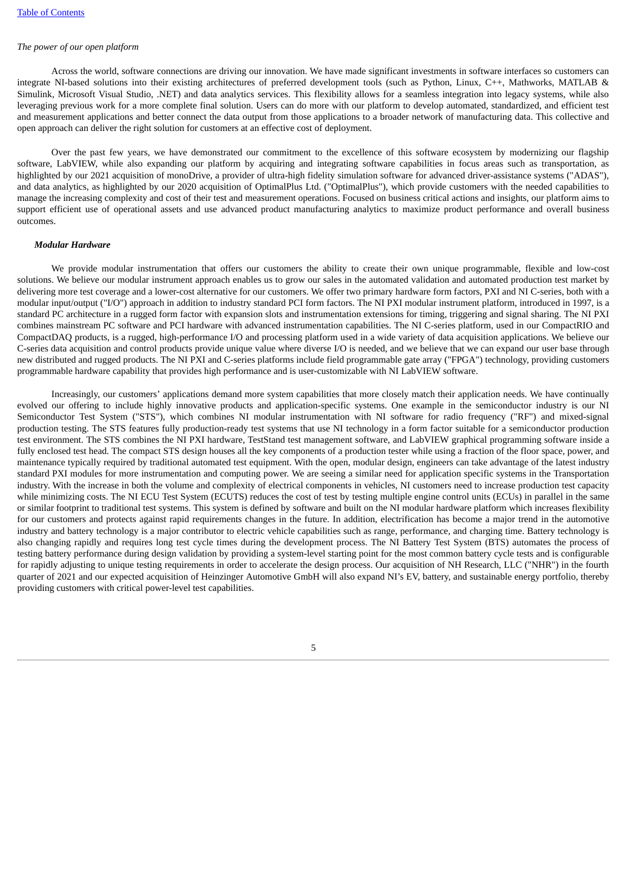*The power of our open platform*

Across the world, software connections are driving our innovation. We have made significant investments in software interfaces so customers can integrate NI-based solutions into their existing architectures of preferred development tools (such as Python, Linux, C++, Mathworks, MATLAB & Simulink, Microsoft Visual Studio, .NET) and data analytics services. This flexibility allows for a seamless integration into legacy systems, while also leveraging previous work for a more complete final solution. Users can do more with our platform to develop automated, standardized, and efficient test and measurement applications and better connect the data output from those applications to a broader network of manufacturing data. This collective and open approach can deliver the right solution for customers at an effective cost of deployment.

Over the past few years, we have demonstrated our commitment to the excellence of this software ecosystem by modernizing our flagship software, LabVIEW, while also expanding our platform by acquiring and integrating software capabilities in focus areas such as transportation, as highlighted by our 2021 acquisition of monoDrive, a provider of ultra-high fidelity simulation software for advanced driver-assistance systems ("ADAS"), and data analytics, as highlighted by our 2020 acquisition of OptimalPlus Ltd. ("OptimalPlus"), which provide customers with the needed capabilities to manage the increasing complexity and cost of their test and measurement operations. Focused on business critical actions and insights, our platform aims to support efficient use of operational assets and use advanced product manufacturing analytics to maximize product performance and overall business outcomes.

***Modular Hardware***

We provide modular instrumentation that offers our customers the ability to create their own unique programmable, flexible and low-cost solutions. We believe our modular instrument approach enables us to grow our sales in the automated validation and automated production test market by delivering more test coverage and a lower-cost alternative for our customers. We offer two primary hardware form factors, PXI and NI C-series, both with a modular input/output ("I/O") approach in addition to industry standard PCI form factors. The NI PXI modular instrument platform, introduced in 1997, is a standard PC architecture in a rugged form factor with expansion slots and instrumentation extensions for timing, triggering and signal sharing. The NI PXI combines mainstream PC software and PCI hardware with advanced instrumentation capabilities. The NI C-series platform, used in our CompactRIO and CompactDAQ products, is a rugged, high-performance I/O and processing platform used in a wide variety of data acquisition applications. We believe our C-series data acquisition and control products provide unique value where diverse I/O is needed, and we believe that we can expand our user base through new distributed and rugged products. The NI PXI and C-series platforms include field programmable gate array ("FPGA") technology, providing customers programmable hardware capability that provides high performance and is user-customizable with NI LabVIEW software.

Increasingly, our customers' applications demand more system capabilities that more closely match their application needs. We have continually evolved our offering to include highly innovative products and application-specific systems. One example in the semiconductor industry is our NI Semiconductor Test System ("STS"), which combines NI modular instrumentation with NI software for radio frequency ("RF") and mixed-signal production testing. The STS features fully production-ready test systems that use NI technology in a form factor suitable for a semiconductor production test environment. The STS combines the NI PXI hardware, TestStand test management software, and LabVIEW graphical programming software inside a fully enclosed test head. The compact STS design houses all the key components of a production tester while using a fraction of the floor space, power, and maintenance typically required by traditional automated test equipment. With the open, modular design, engineers can take advantage of the latest industry standard PXI modules for more instrumentation and computing power. We are seeing a similar need for application specific systems in the Transportation industry. With the increase in both the volume and complexity of electrical components in vehicles, NI customers need to increase production test capacity while minimizing costs. The NI ECU Test System (ECUTS) reduces the cost of test by testing multiple engine control units (ECUs) in parallel in the same or similar footprint to traditional test systems. This system is defined by software and built on the NI modular hardware platform which increases flexibility for our customers and protects against rapid requirements changes in the future. In addition, electrification has become a major trend in the automotive industry and battery technology is a major contributor to electric vehicle capabilities such as range, performance, and charging time. Battery technology is also changing rapidly and requires long test cycle times during the development process. The NI Battery Test System (BTS) automates the process of testing battery performance during design validation by providing a system-level starting point for the most common battery cycle tests and is configurable for rapidly adjusting to unique testing requirements in order to accelerate the design process. Our acquisition of NH Research, LLC ("NHR") in the fourth quarter of 2021 and our expected acquisition of Heinzinger Automotive GmbH will also expand NI's EV, battery, and sustainable energy portfolio, thereby providing customers with critical power-level test capabilities.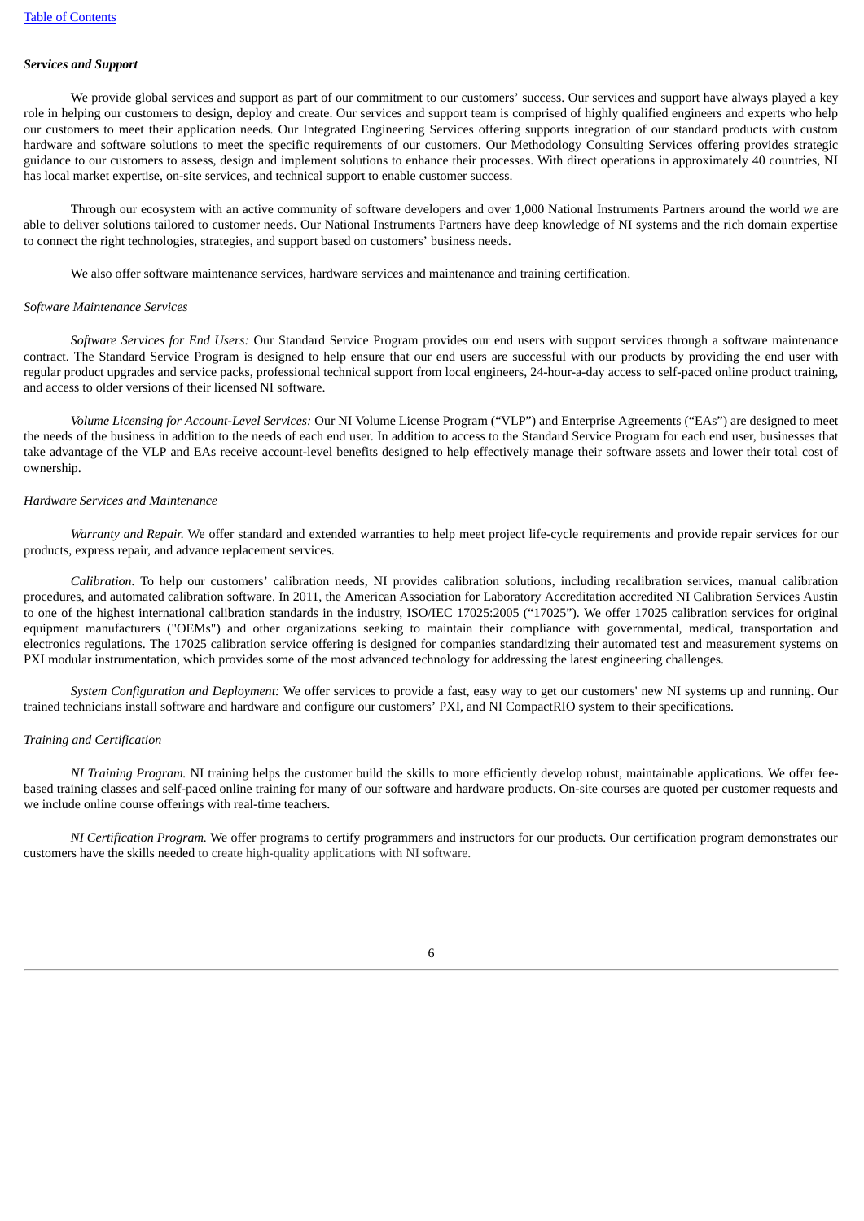***Services and Support***

We provide global services and support as part of our commitment to our customers' success. Our services and support have always played a key role in helping our customers to design, deploy and create. Our services and support team is comprised of highly qualified engineers and experts who help our customers to meet their application needs. Our Integrated Engineering Services offering supports integration of our standard products with custom hardware and software solutions to meet the specific requirements of our customers. Our Methodology Consulting Services offering provides strategic guidance to our customers to assess, design and implement solutions to enhance their processes. With direct operations in approximately 40 countries, NI has local market expertise, on-site services, and technical support to enable customer success.

Through our ecosystem with an active community of software developers and over 1,000 National Instruments Partners around the world we are able to deliver solutions tailored to customer needs. Our National Instruments Partners have deep knowledge of NI systems and the rich domain expertise to connect the right technologies, strategies, and support based on customers' business needs.

We also offer software maintenance services, hardware services and maintenance and training certification.

*Software Maintenance Services*

*Software Services for End Users:* Our Standard Service Program provides our end users with support services through a software maintenance contract. The Standard Service Program is designed to help ensure that our end users are successful with our products by providing the end user with regular product upgrades and service packs, professional technical support from local engineers, 24-hour-a-day access to self-paced online product training, and access to older versions of their licensed NI software.

*Volume Licensing for Account-Level Services:* Our NI Volume License Program ("VLP") and Enterprise Agreements ("EAs") are designed to meet the needs of the business in addition to the needs of each end user. In addition to access to the Standard Service Program for each end user, businesses that take advantage of the VLP and EAs receive account-level benefits designed to help effectively manage their software assets and lower their total cost of ownership.

*Hardware Services and Maintenance*

*Warranty and Repair.* We offer standard and extended warranties to help meet project life-cycle requirements and provide repair services for our products, express repair, and advance replacement services.

*Calibration.* To help our customers' calibration needs, NI provides calibration solutions, including recalibration services, manual calibration procedures, and automated calibration software. In 2011, the American Association for Laboratory Accreditation accredited NI Calibration Services Austin to one of the highest international calibration standards in the industry, ISO/IEC 17025:2005 ("17025"). We offer 17025 calibration services for original equipment manufacturers ("OEMs") and other organizations seeking to maintain their compliance with governmental, medical, transportation and electronics regulations. The 17025 calibration service offering is designed for companies standardizing their automated test and measurement systems on PXI modular instrumentation, which provides some of the most advanced technology for addressing the latest engineering challenges.

*System Configuration and Deployment:* We offer services to provide a fast, easy way to get our customers' new NI systems up and running. Our trained technicians install software and hardware and configure our customers' PXI, and NI CompactRIO system to their specifications.

*Training and Certification*

*NI Training Program.* NI training helps the customer build the skills to more efficiently develop robust, maintainable applications. We offer fee-based training classes and self-paced online training for many of our software and hardware products. On-site courses are quoted per customer requests and we include online course offerings with real-time teachers.

*NI Certification Program.* We offer programs to certify programmers and instructors for our products. Our certification program demonstrates our customers have the skills needed to create high-quality applications with NI software.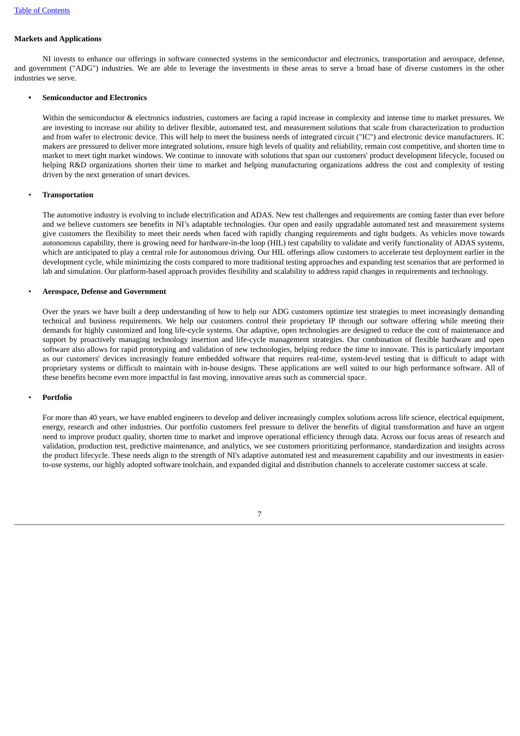**Markets and Applications**

NI invests to enhance our offerings in software connected systems in the semiconductor and electronics, transportation and aerospace, defense, and government ("ADG") industries. We are able to leverage the investments in these areas to serve a broad base of diverse customers in the other industries we serve.

- **Semiconductor and Electronics**

  Within the semiconductor & electronics industries, customers are facing a rapid increase in complexity and intense time to market pressures. We are investing to increase our ability to deliver flexible, automated test, and measurement solutions that scale from characterization to production and from wafer to electronic device. This will help to meet the business needs of integrated circuit ("IC") and electronic device manufacturers. IC makers are pressured to deliver more integrated solutions, ensure high levels of quality and reliability, remain cost competitive, and shorten time to market to meet tight market windows. We continue to innovate with solutions that span our customers' product development lifecycle, focused on helping R&D organizations shorten their time to market and helping manufacturing organizations address the cost and complexity of testing driven by the next generation of smart devices.

- **Transportation**

  The automotive industry is evolving to include electrification and ADAS. New test challenges and requirements are coming faster than ever before and we believe customers see benefits in NI's adaptable technologies. Our open and easily upgradable automated test and measurement systems give customers the flexibility to meet their needs when faced with rapidly changing requirements and tight budgets. As vehicles move towards autonomous capability, there is growing need for hardware-in-the loop (HIL) test capability to validate and verify functionality of ADAS systems, which are anticipated to play a central role for autonomous driving. Our HIL offerings allow customers to accelerate test deployment earlier in the development cycle, while minimizing the costs compared to more traditional testing approaches and expanding test scenarios that are performed in lab and simulation. Our platform-based approach provides flexibility and scalability to address rapid changes in requirements and technology.

- **Aerospace, Defense and Government**

  Over the years we have built a deep understanding of how to help our ADG customers optimize test strategies to meet increasingly demanding technical and business requirements. We help our customers control their proprietary IP through our software offering while meeting their demands for highly customized and long life-cycle systems. Our adaptive, open technologies are designed to reduce the cost of maintenance and support by proactively managing technology insertion and life-cycle management strategies. Our combination of flexible hardware and open software also allows for rapid prototyping and validation of new technologies, helping reduce the time to innovate. This is particularly important as our customers' devices increasingly feature embedded software that requires real-time, system-level testing that is difficult to adapt with proprietary systems or difficult to maintain with in-house designs. These applications are well suited to our high performance software. All of these benefits become even more impactful in fast moving, innovative areas such as commercial space.

- **Portfolio**

  For more than 40 years, we have enabled engineers to develop and deliver increasingly complex solutions across life science, electrical equipment, energy, research and other industries. Our portfolio customers feel pressure to deliver the benefits of digital transformation and have an urgent need to improve product quality, shorten time to market and improve operational efficiency through data. Across our focus areas of research and validation, production test, predictive maintenance, and analytics, we see customers prioritizing performance, standardization and insights across the product lifecycle. These needs align to the strength of NI's adaptive automated test and measurement capability and our investments in easier-to-use systems, our highly adopted software toolchain, and expanded digital and distribution channels to accelerate customer success at scale.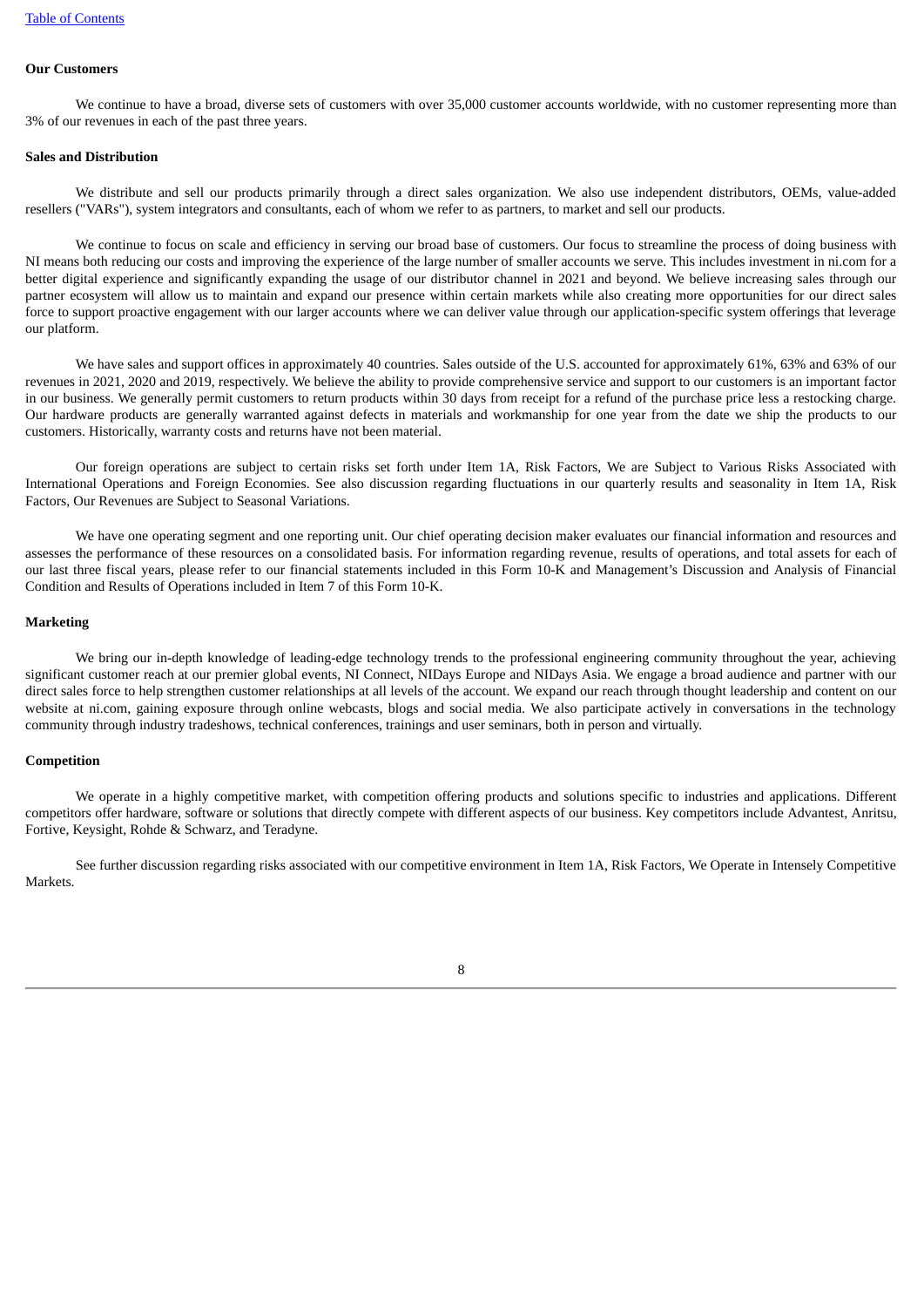### Our Customers

We continue to have a broad, diverse sets of customers with over 35,000 customer accounts worldwide, with no customer representing more than 3% of our revenues in each of the past three years.

### Sales and Distribution

We distribute and sell our products primarily through a direct sales organization. We also use independent distributors, OEMs, value-added resellers ("VARs"), system integrators and consultants, each of whom we refer to as partners, to market and sell our products.

We continue to focus on scale and efficiency in serving our broad base of customers. Our focus to streamline the process of doing business with NI means both reducing our costs and improving the experience of the large number of smaller accounts we serve. This includes investment in ni.com for a better digital experience and significantly expanding the usage of our distributor channel in 2021 and beyond. We believe increasing sales through our partner ecosystem will allow us to maintain and expand our presence within certain markets while also creating more opportunities for our direct sales force to support proactive engagement with our larger accounts where we can deliver value through our application-specific system offerings that leverage our platform.

We have sales and support offices in approximately 40 countries. Sales outside of the U.S. accounted for approximately 61%, 63% and 63% of our revenues in 2021, 2020 and 2019, respectively. We believe the ability to provide comprehensive service and support to our customers is an important factor in our business. We generally permit customers to return products within 30 days from receipt for a refund of the purchase price less a restocking charge. Our hardware products are generally warranted against defects in materials and workmanship for one year from the date we ship the products to our customers. Historically, warranty costs and returns have not been material.

Our foreign operations are subject to certain risks set forth under Item 1A, Risk Factors, We are Subject to Various Risks Associated with International Operations and Foreign Economies. See also discussion regarding fluctuations in our quarterly results and seasonality in Item 1A, Risk Factors, Our Revenues are Subject to Seasonal Variations.

We have one operating segment and one reporting unit. Our chief operating decision maker evaluates our financial information and resources and assesses the performance of these resources on a consolidated basis. For information regarding revenue, results of operations, and total assets for each of our last three fiscal years, please refer to our financial statements included in this Form 10-K and Management's Discussion and Analysis of Financial Condition and Results of Operations included in Item 7 of this Form 10-K.

### Marketing

We bring our in-depth knowledge of leading-edge technology trends to the professional engineering community throughout the year, achieving significant customer reach at our premier global events, NI Connect, NIDays Europe and NIDays Asia. We engage a broad audience and partner with our direct sales force to help strengthen customer relationships at all levels of the account. We expand our reach through thought leadership and content on our website at ni.com, gaining exposure through online webcasts, blogs and social media. We also participate actively in conversations in the technology community through industry tradeshows, technical conferences, trainings and user seminars, both in person and virtually.

### Competition

We operate in a highly competitive market, with competition offering products and solutions specific to industries and applications. Different competitors offer hardware, software or solutions that directly compete with different aspects of our business. Key competitors include Advantest, Anritsu, Fortive, Keysight, Rohde & Schwarz, and Teradyne.

See further discussion regarding risks associated with our competitive environment in Item 1A, Risk Factors, We Operate in Intensely Competitive Markets.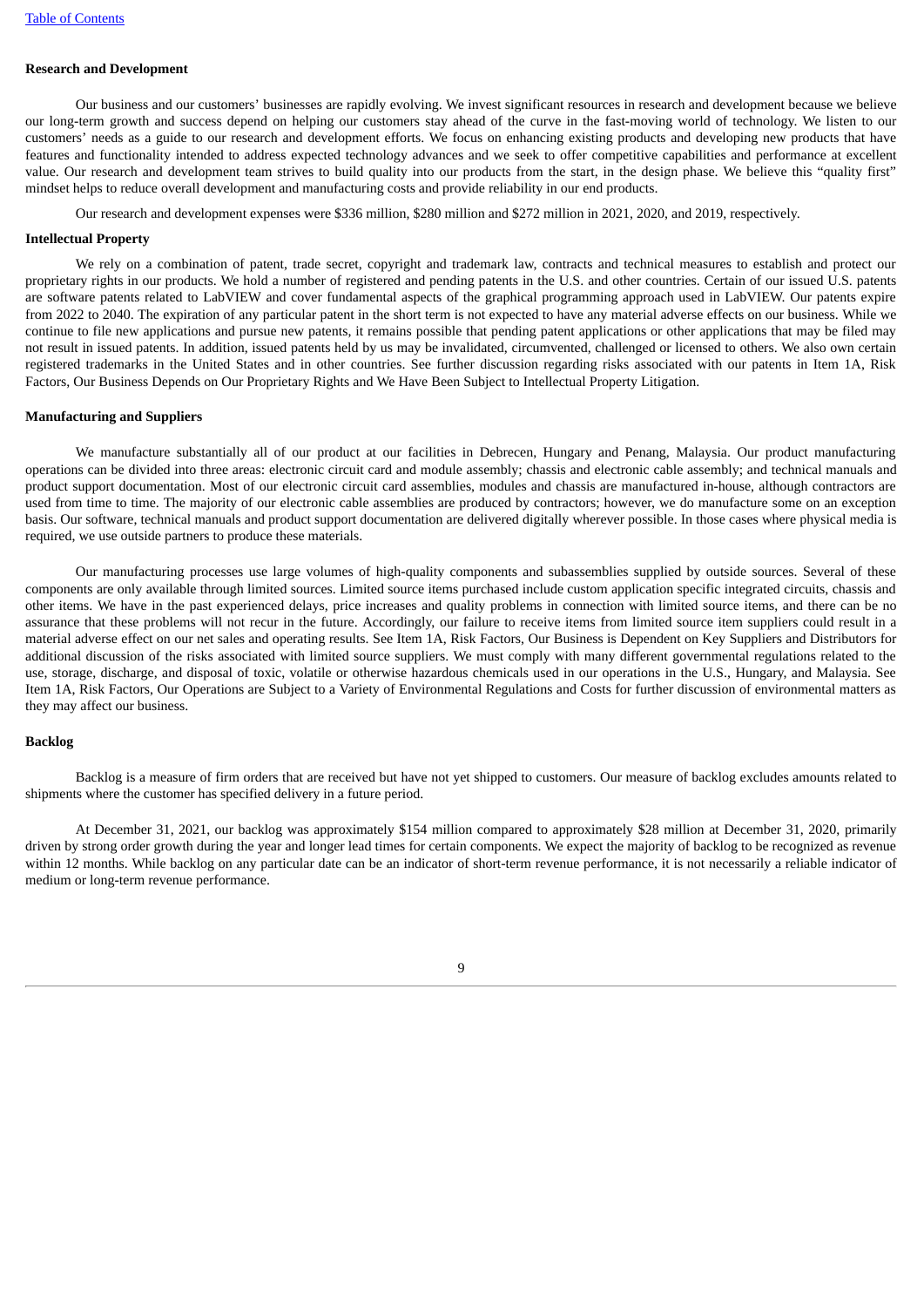**Research and Development**

Our business and our customers' businesses are rapidly evolving. We invest significant resources in research and development because we believe our long-term growth and success depend on helping our customers stay ahead of the curve in the fast-moving world of technology. We listen to our customers' needs as a guide to our research and development efforts. We focus on enhancing existing products and developing new products that have features and functionality intended to address expected technology advances and we seek to offer competitive capabilities and performance at excellent value. Our research and development team strives to build quality into our products from the start, in the design phase. We believe this "quality first" mindset helps to reduce overall development and manufacturing costs and provide reliability in our end products.

Our research and development expenses were $336 million, $280 million and $272 million in 2021, 2020, and 2019, respectively.

**Intellectual Property**

We rely on a combination of patent, trade secret, copyright and trademark law, contracts and technical measures to establish and protect our proprietary rights in our products. We hold a number of registered and pending patents in the U.S. and other countries. Certain of our issued U.S. patents are software patents related to LabVIEW and cover fundamental aspects of the graphical programming approach used in LabVIEW. Our patents expire from 2022 to 2040. The expiration of any particular patent in the short term is not expected to have any material adverse effects on our business. While we continue to file new applications and pursue new patents, it remains possible that pending patent applications or other applications that may be filed may not result in issued patents. In addition, issued patents held by us may be invalidated, circumvented, challenged or licensed to others. We also own certain registered trademarks in the United States and in other countries. See further discussion regarding risks associated with our patents in Item 1A, Risk Factors, Our Business Depends on Our Proprietary Rights and We Have Been Subject to Intellectual Property Litigation.

**Manufacturing and Suppliers**

We manufacture substantially all of our product at our facilities in Debrecen, Hungary and Penang, Malaysia. Our product manufacturing operations can be divided into three areas: electronic circuit card and module assembly; chassis and electronic cable assembly; and technical manuals and product support documentation. Most of our electronic circuit card assemblies, modules and chassis are manufactured in-house, although contractors are used from time to time. The majority of our electronic cable assemblies are produced by contractors; however, we do manufacture some on an exception basis. Our software, technical manuals and product support documentation are delivered digitally wherever possible. In those cases where physical media is required, we use outside partners to produce these materials.

Our manufacturing processes use large volumes of high-quality components and subassemblies supplied by outside sources. Several of these components are only available through limited sources. Limited source items purchased include custom application specific integrated circuits, chassis and other items. We have in the past experienced delays, price increases and quality problems in connection with limited source items, and there can be no assurance that these problems will not recur in the future. Accordingly, our failure to receive items from limited source item suppliers could result in a material adverse effect on our net sales and operating results. See Item 1A, Risk Factors, Our Business is Dependent on Key Suppliers and Distributors for additional discussion of the risks associated with limited source suppliers. We must comply with many different governmental regulations related to the use, storage, discharge, and disposal of toxic, volatile or otherwise hazardous chemicals used in our operations in the U.S., Hungary, and Malaysia. See Item 1A, Risk Factors, Our Operations are Subject to a Variety of Environmental Regulations and Costs for further discussion of environmental matters as they may affect our business.

**Backlog**

Backlog is a measure of firm orders that are received but have not yet shipped to customers. Our measure of backlog excludes amounts related to shipments where the customer has specified delivery in a future period.

At December 31, 2021, our backlog was approximately $154 million compared to approximately $28 million at December 31, 2020, primarily driven by strong order growth during the year and longer lead times for certain components. We expect the majority of backlog to be recognized as revenue within 12 months. While backlog on any particular date can be an indicator of short-term revenue performance, it is not necessarily a reliable indicator of medium or long-term revenue performance.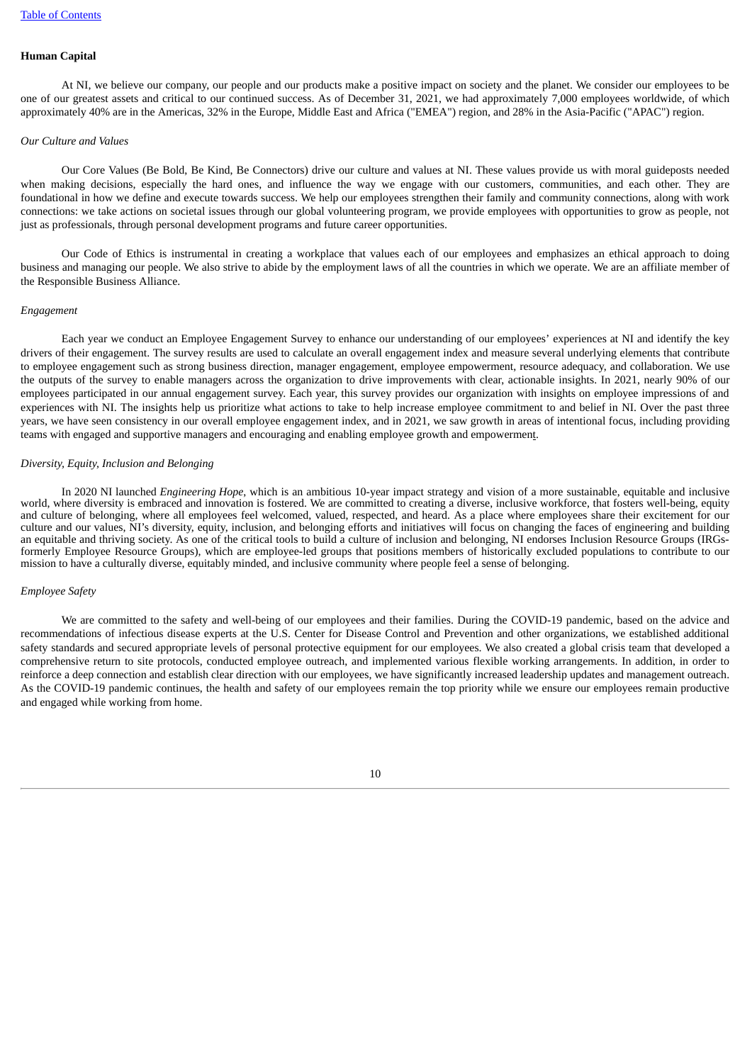## Human Capital

At NI, we believe our company, our people and our products make a positive impact on society and the planet. We consider our employees to be one of our greatest assets and critical to our continued success. As of December 31, 2021, we had approximately 7,000 employees worldwide, of which approximately 40% are in the Americas, 32% in the Europe, Middle East and Africa ("EMEA") region, and 28% in the Asia-Pacific ("APAC") region.

### *Our Culture and Values*

Our Core Values (Be Bold, Be Kind, Be Connectors) drive our culture and values at NI. These values provide us with moral guideposts needed when making decisions, especially the hard ones, and influence the way we engage with our customers, communities, and each other. They are foundational in how we define and execute towards success. We help our employees strengthen their family and community connections, along with work connections: we take actions on societal issues through our global volunteering program, we provide employees with opportunities to grow as people, not just as professionals, through personal development programs and future career opportunities.

Our Code of Ethics is instrumental in creating a workplace that values each of our employees and emphasizes an ethical approach to doing business and managing our people. We also strive to abide by the employment laws of all the countries in which we operate. We are an affiliate member of the Responsible Business Alliance.

### *Engagement*

Each year we conduct an Employee Engagement Survey to enhance our understanding of our employees' experiences at NI and identify the key drivers of their engagement. The survey results are used to calculate an overall engagement index and measure several underlying elements that contribute to employee engagement such as strong business direction, manager engagement, employee empowerment, resource adequacy, and collaboration. We use the outputs of the survey to enable managers across the organization to drive improvements with clear, actionable insights. In 2021, nearly 90% of our employees participated in our annual engagement survey. Each year, this survey provides our organization with insights on employee impressions of and experiences with NI. The insights help us prioritize what actions to take to help increase employee commitment to and belief in NI. Over the past three years, we have seen consistency in our overall employee engagement index, and in 2021, we saw growth in areas of intentional focus, including providing teams with engaged and supportive managers and encouraging and enabling employee growth and empowerment.

### *Diversity, Equity, Inclusion and Belonging*

In 2020 NI launched *Engineering Hope*, which is an ambitious 10-year impact strategy and vision of a more sustainable, equitable and inclusive world, where diversity is embraced and innovation is fostered. We are committed to creating a diverse, inclusive workforce, that fosters well-being, equity and culture of belonging, where all employees feel welcomed, valued, respected, and heard. As a place where employees share their excitement for our culture and our values, NI's diversity, equity, inclusion, and belonging efforts and initiatives will focus on changing the faces of engineering and building an equitable and thriving society. As one of the critical tools to build a culture of inclusion and belonging, NI endorses Inclusion Resource Groups (IRGs-formerly Employee Resource Groups), which are employee-led groups that positions members of historically excluded populations to contribute to our mission to have a culturally diverse, equitably minded, and inclusive community where people feel a sense of belonging.

### *Employee Safety*

We are committed to the safety and well-being of our employees and their families. During the COVID-19 pandemic, based on the advice and recommendations of infectious disease experts at the U.S. Center for Disease Control and Prevention and other organizations, we established additional safety standards and secured appropriate levels of personal protective equipment for our employees. We also created a global crisis team that developed a comprehensive return to site protocols, conducted employee outreach, and implemented various flexible working arrangements. In addition, in order to reinforce a deep connection and establish clear direction with our employees, we have significantly increased leadership updates and management outreach. As the COVID-19 pandemic continues, the health and safety of our employees remain the top priority while we ensure our employees remain productive and engaged while working from home.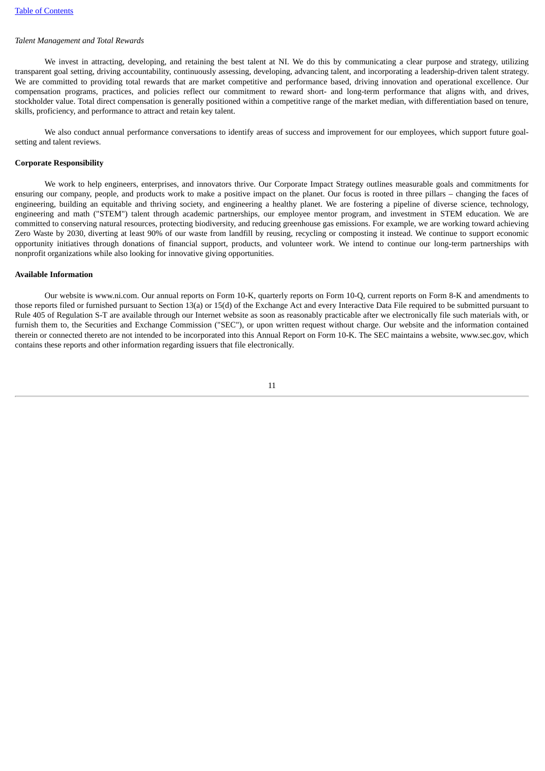*Talent Management and Total Rewards*

We invest in attracting, developing, and retaining the best talent at NI. We do this by communicating a clear purpose and strategy, utilizing transparent goal setting, driving accountability, continuously assessing, developing, advancing talent, and incorporating a leadership-driven talent strategy. We are committed to providing total rewards that are market competitive and performance based, driving innovation and operational excellence. Our compensation programs, practices, and policies reflect our commitment to reward short- and long-term performance that aligns with, and drives, stockholder value. Total direct compensation is generally positioned within a competitive range of the market median, with differentiation based on tenure, skills, proficiency, and performance to attract and retain key talent.

We also conduct annual performance conversations to identify areas of success and improvement for our employees, which support future goal-setting and talent reviews.

**Corporate Responsibility**

We work to help engineers, enterprises, and innovators thrive. Our Corporate Impact Strategy outlines measurable goals and commitments for ensuring our company, people, and products work to make a positive impact on the planet. Our focus is rooted in three pillars – changing the faces of engineering, building an equitable and thriving society, and engineering a healthy planet. We are fostering a pipeline of diverse science, technology, engineering and math ("STEM") talent through academic partnerships, our employee mentor program, and investment in STEM education. We are committed to conserving natural resources, protecting biodiversity, and reducing greenhouse gas emissions. For example, we are working toward achieving Zero Waste by 2030, diverting at least 90% of our waste from landfill by reusing, recycling or composting it instead. We continue to support economic opportunity initiatives through donations of financial support, products, and volunteer work. We intend to continue our long-term partnerships with nonprofit organizations while also looking for innovative giving opportunities.

**Available Information**

Our website is www.ni.com. Our annual reports on Form 10-K, quarterly reports on Form 10-Q, current reports on Form 8-K and amendments to those reports filed or furnished pursuant to Section 13(a) or 15(d) of the Exchange Act and every Interactive Data File required to be submitted pursuant to Rule 405 of Regulation S-T are available through our Internet website as soon as reasonably practicable after we electronically file such materials with, or furnish them to, the Securities and Exchange Commission ("SEC"), or upon written request without charge. Our website and the information contained therein or connected thereto are not intended to be incorporated into this Annual Report on Form 10-K. The SEC maintains a website, www.sec.gov, which contains these reports and other information regarding issuers that file electronically.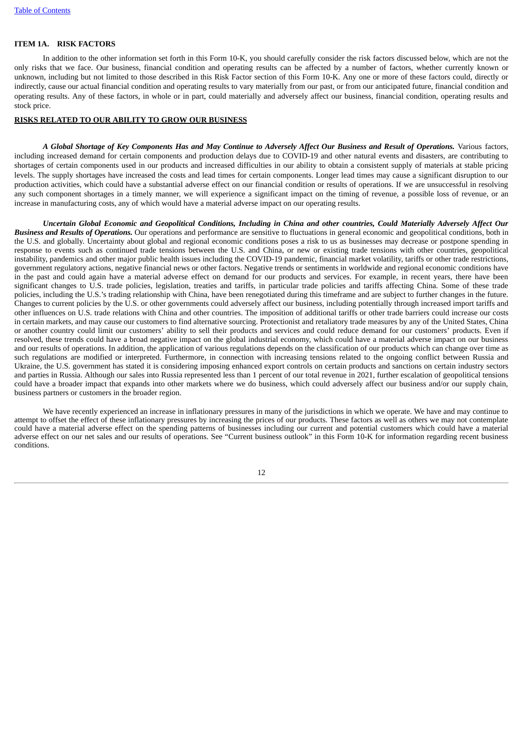[Table of Contents](#)

## ITEM 1A. RISK FACTORS

In addition to the other information set forth in this Form 10-K, you should carefully consider the risk factors discussed below, which are not the only risks that we face. Our business, financial condition and operating results can be affected by a number of factors, whether currently known or unknown, including but not limited to those described in this Risk Factor section of this Form 10-K. Any one or more of these factors could, directly or indirectly, cause our actual financial condition and operating results to vary materially from our past, or from our anticipated future, financial condition and operating results. Any of these factors, in whole or in part, could materially and adversely affect our business, financial condition, operating results and stock price.

### RISKS RELATED TO OUR ABILITY TO GROW OUR BUSINESS

***A Global Shortage of Key Components Has and May Continue to Adversely Affect Our Business and Result of Operations.*** Various factors, including increased demand for certain components and production delays due to COVID-19 and other natural events and disasters, are contributing to shortages of certain components used in our products and increased difficulties in our ability to obtain a consistent supply of materials at stable pricing levels. The supply shortages have increased the costs and lead times for certain components. Longer lead times may cause a significant disruption to our production activities, which could have a substantial adverse effect on our financial condition or results of operations. If we are unsuccessful in resolving any such component shortages in a timely manner, we will experience a significant impact on the timing of revenue, a possible loss of revenue, or an increase in manufacturing costs, any of which would have a material adverse impact on our operating results.

***Uncertain Global Economic and Geopolitical Conditions, Including in China and other countries, Could Materially Adversely Affect Our Business and Results of Operations.*** Our operations and performance are sensitive to fluctuations in general economic and geopolitical conditions, both in the U.S. and globally. Uncertainty about global and regional economic conditions poses a risk to us as businesses may decrease or postpone spending in response to events such as continued trade tensions between the U.S. and China, or new or existing trade tensions with other countries, geopolitical instability, pandemics and other major public health issues including the COVID-19 pandemic, financial market volatility, tariffs or other trade restrictions, government regulatory actions, negative financial news or other factors. Negative trends or sentiments in worldwide and regional economic conditions have in the past and could again have a material adverse effect on demand for our products and services. For example, in recent years, there have been significant changes to U.S. trade policies, legislation, treaties and tariffs, in particular trade policies and tariffs affecting China. Some of these trade policies, including the U.S.'s trading relationship with China, have been renegotiated during this timeframe and are subject to further changes in the future. Changes to current policies by the U.S. or other governments could adversely affect our business, including potentially through increased import tariffs and other influences on U.S. trade relations with China and other countries. The imposition of additional tariffs or other trade barriers could increase our costs in certain markets, and may cause our customers to find alternative sourcing. Protectionist and retaliatory trade measures by any of the United States, China or another country could limit our customers' ability to sell their products and services and could reduce demand for our customers' products. Even if resolved, these trends could have a broad negative impact on the global industrial economy, which could have a material adverse impact on our business and our results of operations. In addition, the application of various regulations depends on the classification of our products which can change over time as such regulations are modified or interpreted. Furthermore, in connection with increasing tensions related to the ongoing conflict between Russia and Ukraine, the U.S. government has stated it is considering imposing enhanced export controls on certain products and sanctions on certain industry sectors and parties in Russia. Although our sales into Russia represented less than 1 percent of our total revenue in 2021, further escalation of geopolitical tensions could have a broader impact that expands into other markets where we do business, which could adversely affect our business and/or our supply chain, business partners or customers in the broader region.

We have recently experienced an increase in inflationary pressures in many of the jurisdictions in which we operate. We have and may continue to attempt to offset the effect of these inflationary pressures by increasing the prices of our products. These factors as well as others we may not contemplate could have a material adverse effect on the spending patterns of businesses including our current and potential customers which could have a material adverse effect on our net sales and our results of operations. See "Current business outlook" in this Form 10-K for information regarding recent business conditions.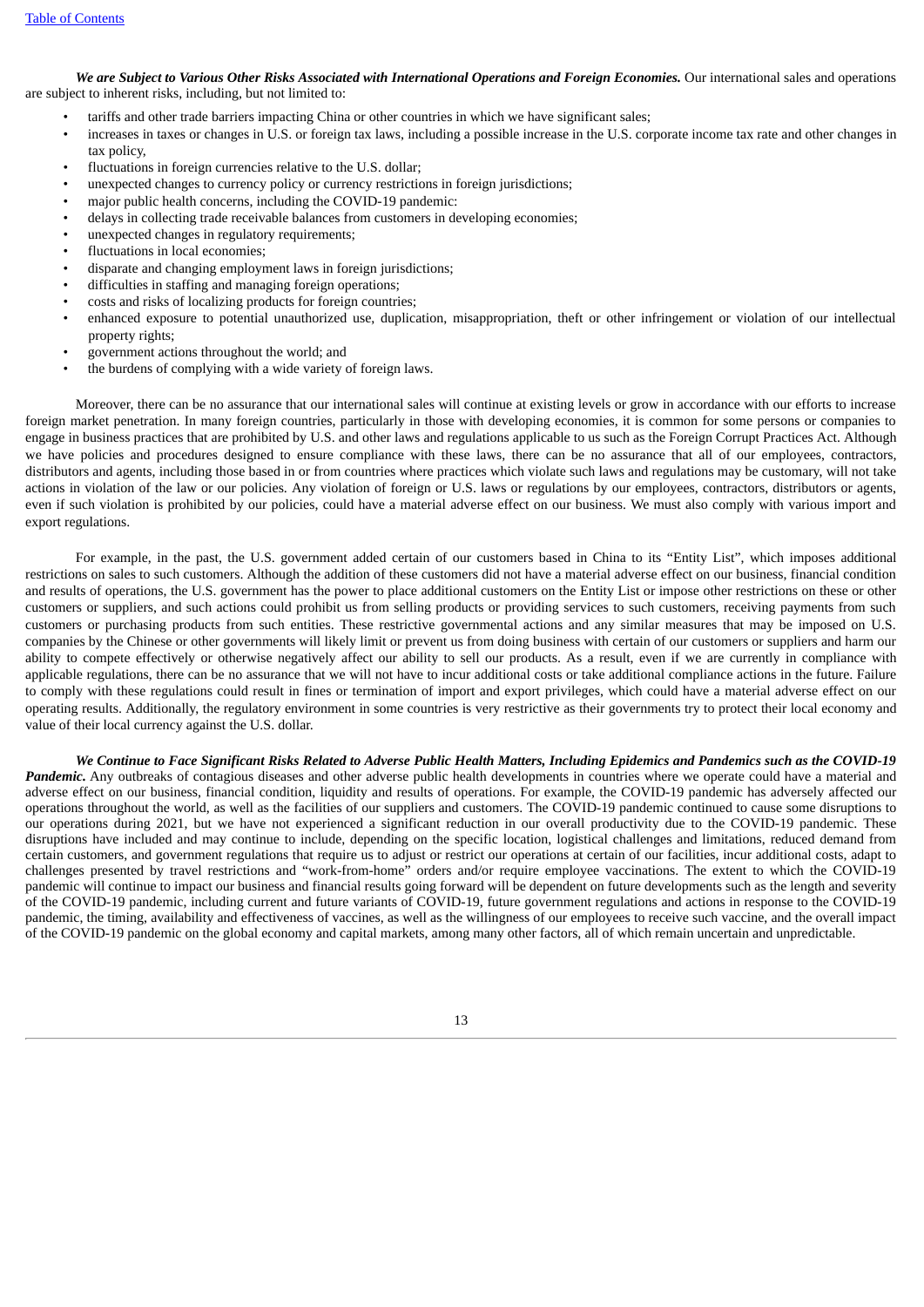***We are Subject to Various Other Risks Associated with International Operations and Foreign Economies.*** Our international sales and operations are subject to inherent risks, including, but not limited to:

- tariffs and other trade barriers impacting China or other countries in which we have significant sales;
- increases in taxes or changes in U.S. or foreign tax laws, including a possible increase in the U.S. corporate income tax rate and other changes in tax policy,
- fluctuations in foreign currencies relative to the U.S. dollar;
- unexpected changes to currency policy or currency restrictions in foreign jurisdictions;
- major public health concerns, including the COVID-19 pandemic:
- delays in collecting trade receivable balances from customers in developing economies;
- unexpected changes in regulatory requirements;
- fluctuations in local economies;
- disparate and changing employment laws in foreign jurisdictions;
- difficulties in staffing and managing foreign operations;
- costs and risks of localizing products for foreign countries;
- enhanced exposure to potential unauthorized use, duplication, misappropriation, theft or other infringement or violation of our intellectual property rights;
- government actions throughout the world; and
- the burdens of complying with a wide variety of foreign laws.

Moreover, there can be no assurance that our international sales will continue at existing levels or grow in accordance with our efforts to increase foreign market penetration. In many foreign countries, particularly in those with developing economies, it is common for some persons or companies to engage in business practices that are prohibited by U.S. and other laws and regulations applicable to us such as the Foreign Corrupt Practices Act. Although we have policies and procedures designed to ensure compliance with these laws, there can be no assurance that all of our employees, contractors, distributors and agents, including those based in or from countries where practices which violate such laws and regulations may be customary, will not take actions in violation of the law or our policies. Any violation of foreign or U.S. laws or regulations by our employees, contractors, distributors or agents, even if such violation is prohibited by our policies, could have a material adverse effect on our business. We must also comply with various import and export regulations.

For example, in the past, the U.S. government added certain of our customers based in China to its "Entity List", which imposes additional restrictions on sales to such customers. Although the addition of these customers did not have a material adverse effect on our business, financial condition and results of operations, the U.S. government has the power to place additional customers on the Entity List or impose other restrictions on these or other customers or suppliers, and such actions could prohibit us from selling products or providing services to such customers, receiving payments from such customers or purchasing products from such entities. These restrictive governmental actions and any similar measures that may be imposed on U.S. companies by the Chinese or other governments will likely limit or prevent us from doing business with certain of our customers or suppliers and harm our ability to compete effectively or otherwise negatively affect our ability to sell our products. As a result, even if we are currently in compliance with applicable regulations, there can be no assurance that we will not have to incur additional costs or take additional compliance actions in the future. Failure to comply with these regulations could result in fines or termination of import and export privileges, which could have a material adverse effect on our operating results. Additionally, the regulatory environment in some countries is very restrictive as their governments try to protect their local economy and value of their local currency against the U.S. dollar.

***We Continue to Face Significant Risks Related to Adverse Public Health Matters, Including Epidemics and Pandemics such as the COVID-19 Pandemic.*** Any outbreaks of contagious diseases and other adverse public health developments in countries where we operate could have a material and adverse effect on our business, financial condition, liquidity and results of operations. For example, the COVID-19 pandemic has adversely affected our operations throughout the world, as well as the facilities of our suppliers and customers. The COVID-19 pandemic continued to cause some disruptions to our operations during 2021, but we have not experienced a significant reduction in our overall productivity due to the COVID-19 pandemic. These disruptions have included and may continue to include, depending on the specific location, logistical challenges and limitations, reduced demand from certain customers, and government regulations that require us to adjust or restrict our operations at certain of our facilities, incur additional costs, adapt to challenges presented by travel restrictions and "work-from-home" orders and/or require employee vaccinations. The extent to which the COVID-19 pandemic will continue to impact our business and financial results going forward will be dependent on future developments such as the length and severity of the COVID-19 pandemic, including current and future variants of COVID-19, future government regulations and actions in response to the COVID-19 pandemic, the timing, availability and effectiveness of vaccines, as well as the willingness of our employees to receive such vaccine, and the overall impact of the COVID-19 pandemic on the global economy and capital markets, among many other factors, all of which remain uncertain and unpredictable.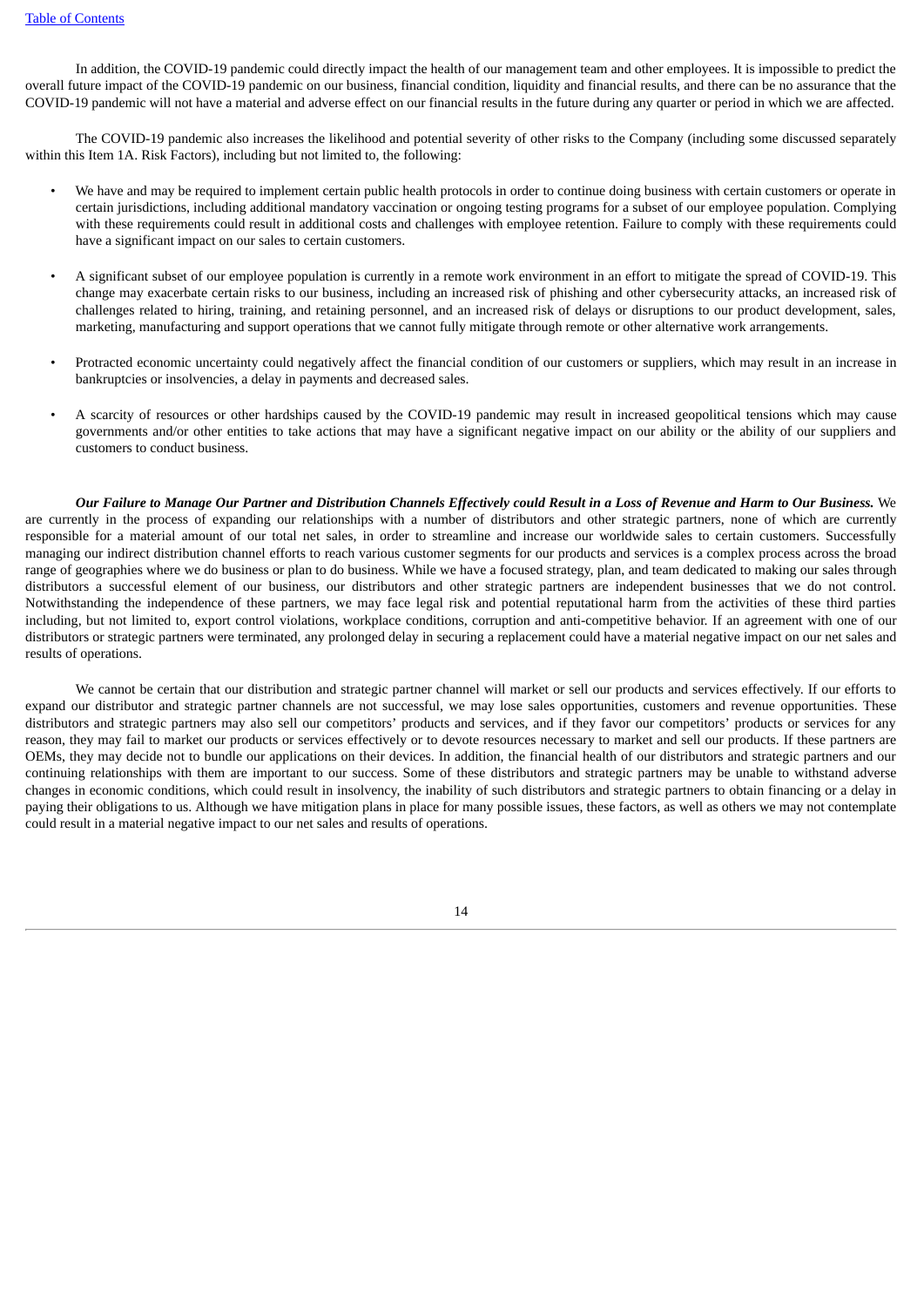In addition, the COVID-19 pandemic could directly impact the health of our management team and other employees. It is impossible to predict the overall future impact of the COVID-19 pandemic on our business, financial condition, liquidity and financial results, and there can be no assurance that the COVID-19 pandemic will not have a material and adverse effect on our financial results in the future during any quarter or period in which we are affected.

The COVID-19 pandemic also increases the likelihood and potential severity of other risks to the Company (including some discussed separately within this Item 1A. Risk Factors), including but not limited to, the following:

- We have and may be required to implement certain public health protocols in order to continue doing business with certain customers or operate in certain jurisdictions, including additional mandatory vaccination or ongoing testing programs for a subset of our employee population. Complying with these requirements could result in additional costs and challenges with employee retention. Failure to comply with these requirements could have a significant impact on our sales to certain customers.

- A significant subset of our employee population is currently in a remote work environment in an effort to mitigate the spread of COVID-19. This change may exacerbate certain risks to our business, including an increased risk of phishing and other cybersecurity attacks, an increased risk of challenges related to hiring, training, and retaining personnel, and an increased risk of delays or disruptions to our product development, sales, marketing, manufacturing and support operations that we cannot fully mitigate through remote or other alternative work arrangements.

- Protracted economic uncertainty could negatively affect the financial condition of our customers or suppliers, which may result in an increase in bankruptcies or insolvencies, a delay in payments and decreased sales.

- A scarcity of resources or other hardships caused by the COVID-19 pandemic may result in increased geopolitical tensions which may cause governments and/or other entities to take actions that may have a significant negative impact on our ability or the ability of our suppliers and customers to conduct business.

***Our Failure to Manage Our Partner and Distribution Channels Effectively could Result in a Loss of Revenue and Harm to Our Business.*** We are currently in the process of expanding our relationships with a number of distributors and other strategic partners, none of which are currently responsible for a material amount of our total net sales, in order to streamline and increase our worldwide sales to certain customers. Successfully managing our indirect distribution channel efforts to reach various customer segments for our products and services is a complex process across the broad range of geographies where we do business or plan to do business. While we have a focused strategy, plan, and team dedicated to making our sales through distributors a successful element of our business, our distributors and other strategic partners are independent businesses that we do not control. Notwithstanding the independence of these partners, we may face legal risk and potential reputational harm from the activities of these third parties including, but not limited to, export control violations, workplace conditions, corruption and anti-competitive behavior. If an agreement with one of our distributors or strategic partners were terminated, any prolonged delay in securing a replacement could have a material negative impact on our net sales and results of operations.

We cannot be certain that our distribution and strategic partner channel will market or sell our products and services effectively. If our efforts to expand our distributor and strategic partner channels are not successful, we may lose sales opportunities, customers and revenue opportunities. These distributors and strategic partners may also sell our competitors' products and services, and if they favor our competitors' products or services for any reason, they may fail to market our products or services effectively or to devote resources necessary to market and sell our products. If these partners are OEMs, they may decide not to bundle our applications on their devices. In addition, the financial health of our distributors and strategic partners and our continuing relationships with them are important to our success. Some of these distributors and strategic partners may be unable to withstand adverse changes in economic conditions, which could result in insolvency, the inability of such distributors and strategic partners to obtain financing or a delay in paying their obligations to us. Although we have mitigation plans in place for many possible issues, these factors, as well as others we may not contemplate could result in a material negative impact to our net sales and results of operations.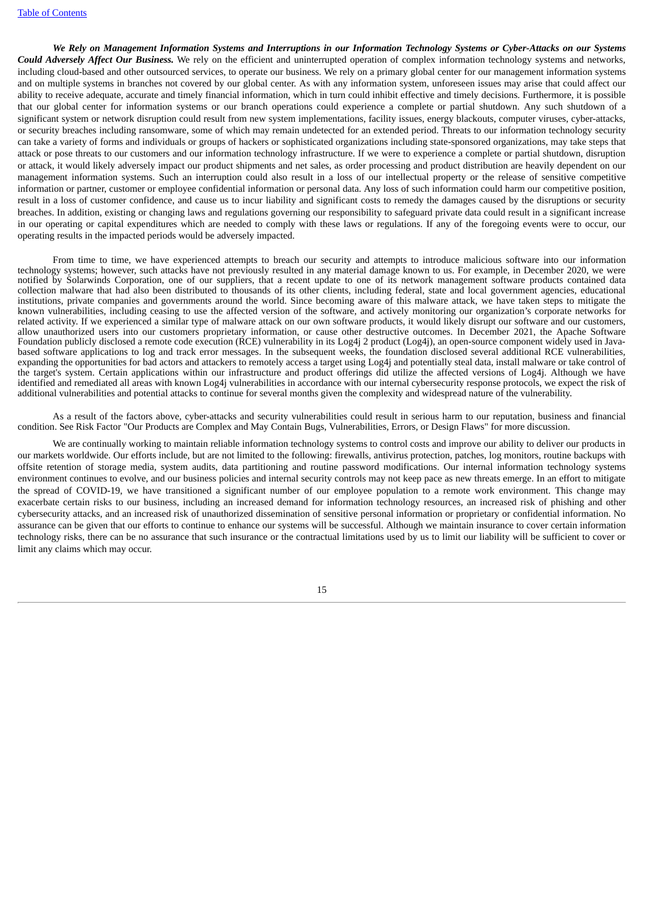***We Rely on Management Information Systems and Interruptions in our Information Technology Systems or Cyber-Attacks on our Systems Could Adversely Affect Our Business.*** We rely on the efficient and uninterrupted operation of complex information technology systems and networks, including cloud-based and other outsourced services, to operate our business. We rely on a primary global center for our management information systems and on multiple systems in branches not covered by our global center. As with any information system, unforeseen issues may arise that could affect our ability to receive adequate, accurate and timely financial information, which in turn could inhibit effective and timely decisions. Furthermore, it is possible that our global center for information systems or our branch operations could experience a complete or partial shutdown. Any such shutdown of a significant system or network disruption could result from new system implementations, facility issues, energy blackouts, computer viruses, cyber-attacks, or security breaches including ransomware, some of which may remain undetected for an extended period. Threats to our information technology security can take a variety of forms and individuals or groups of hackers or sophisticated organizations including state-sponsored organizations, may take steps that attack or pose threats to our customers and our information technology infrastructure. If we were to experience a complete or partial shutdown, disruption or attack, it would likely adversely impact our product shipments and net sales, as order processing and product distribution are heavily dependent on our management information systems. Such an interruption could also result in a loss of our intellectual property or the release of sensitive competitive information or partner, customer or employee confidential information or personal data. Any loss of such information could harm our competitive position, result in a loss of customer confidence, and cause us to incur liability and significant costs to remedy the damages caused by the disruptions or security breaches. In addition, existing or changing laws and regulations governing our responsibility to safeguard private data could result in a significant increase in our operating or capital expenditures which are needed to comply with these laws or regulations. If any of the foregoing events were to occur, our operating results in the impacted periods would be adversely impacted.

From time to time, we have experienced attempts to breach our security and attempts to introduce malicious software into our information technology systems; however, such attacks have not previously resulted in any material damage known to us. For example, in December 2020, we were notified by Solarwinds Corporation, one of our suppliers, that a recent update to one of its network management software products contained data collection malware that had also been distributed to thousands of its other clients, including federal, state and local government agencies, educational institutions, private companies and governments around the world. Since becoming aware of this malware attack, we have taken steps to mitigate the known vulnerabilities, including ceasing to use the affected version of the software, and actively monitoring our organization's corporate networks for related activity. If we experienced a similar type of malware attack on our own software products, it would likely disrupt our software and our customers, allow unauthorized users into our customers proprietary information, or cause other destructive outcomes. In December 2021, the Apache Software Foundation publicly disclosed a remote code execution (RCE) vulnerability in its Log4j 2 product (Log4j), an open-source component widely used in Java-based software applications to log and track error messages. In the subsequent weeks, the foundation disclosed several additional RCE vulnerabilities, expanding the opportunities for bad actors and attackers to remotely access a target using Log4j and potentially steal data, install malware or take control of the target's system. Certain applications within our infrastructure and product offerings did utilize the affected versions of Log4j. Although we have identified and remediated all areas with known Log4j vulnerabilities in accordance with our internal cybersecurity response protocols, we expect the risk of additional vulnerabilities and potential attacks to continue for several months given the complexity and widespread nature of the vulnerability.

As a result of the factors above, cyber-attacks and security vulnerabilities could result in serious harm to our reputation, business and financial condition. See Risk Factor "Our Products are Complex and May Contain Bugs, Vulnerabilities, Errors, or Design Flaws" for more discussion.

We are continually working to maintain reliable information technology systems to control costs and improve our ability to deliver our products in our markets worldwide. Our efforts include, but are not limited to the following: firewalls, antivirus protection, patches, log monitors, routine backups with offsite retention of storage media, system audits, data partitioning and routine password modifications. Our internal information technology systems environment continues to evolve, and our business policies and internal security controls may not keep pace as new threats emerge. In an effort to mitigate the spread of COVID-19, we have transitioned a significant number of our employee population to a remote work environment. This change may exacerbate certain risks to our business, including an increased demand for information technology resources, an increased risk of phishing and other cybersecurity attacks, and an increased risk of unauthorized dissemination of sensitive personal information or proprietary or confidential information. No assurance can be given that our efforts to continue to enhance our systems will be successful. Although we maintain insurance to cover certain information technology risks, there can be no assurance that such insurance or the contractual limitations used by us to limit our liability will be sufficient to cover or limit any claims which may occur.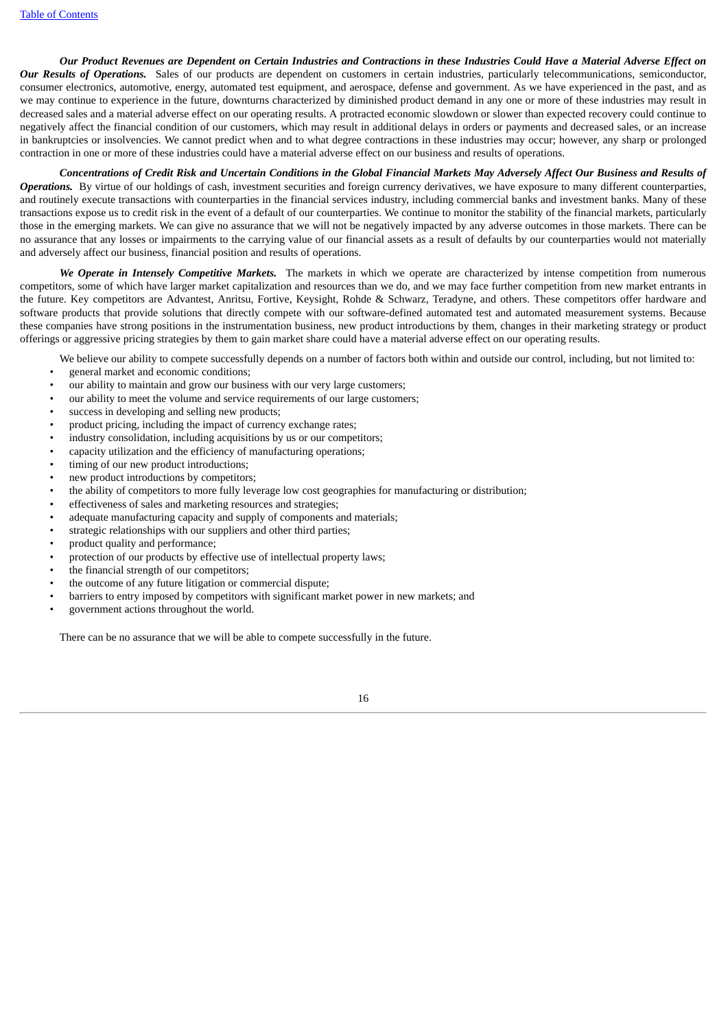***Our Product Revenues are Dependent on Certain Industries and Contractions in these Industries Could Have a Material Adverse Effect on Our Results of Operations.*** Sales of our products are dependent on customers in certain industries, particularly telecommunications, semiconductor, consumer electronics, automotive, energy, automated test equipment, and aerospace, defense and government. As we have experienced in the past, and as we may continue to experience in the future, downturns characterized by diminished product demand in any one or more of these industries may result in decreased sales and a material adverse effect on our operating results. A protracted economic slowdown or slower than expected recovery could continue to negatively affect the financial condition of our customers, which may result in additional delays in orders or payments and decreased sales, or an increase in bankruptcies or insolvencies. We cannot predict when and to what degree contractions in these industries may occur; however, any sharp or prolonged contraction in one or more of these industries could have a material adverse effect on our business and results of operations.

***Concentrations of Credit Risk and Uncertain Conditions in the Global Financial Markets May Adversely Affect Our Business and Results of Operations.*** By virtue of our holdings of cash, investment securities and foreign currency derivatives, we have exposure to many different counterparties, and routinely execute transactions with counterparties in the financial services industry, including commercial banks and investment banks. Many of these transactions expose us to credit risk in the event of a default of our counterparties. We continue to monitor the stability of the financial markets, particularly those in the emerging markets. We can give no assurance that we will not be negatively impacted by any adverse outcomes in those markets. There can be no assurance that any losses or impairments to the carrying value of our financial assets as a result of defaults by our counterparties would not materially and adversely affect our business, financial position and results of operations.

***We Operate in Intensely Competitive Markets.*** The markets in which we operate are characterized by intense competition from numerous competitors, some of which have larger market capitalization and resources than we do, and we may face further competition from new market entrants in the future. Key competitors are Advantest, Anritsu, Fortive, Keysight, Rohde & Schwarz, Teradyne, and others. These competitors offer hardware and software products that provide solutions that directly compete with our software-defined automated test and automated measurement systems. Because these companies have strong positions in the instrumentation business, new product introductions by them, changes in their marketing strategy or product offerings or aggressive pricing strategies by them to gain market share could have a material adverse effect on our operating results.

We believe our ability to compete successfully depends on a number of factors both within and outside our control, including, but not limited to:

- general market and economic conditions;
- our ability to maintain and grow our business with our very large customers;
- our ability to meet the volume and service requirements of our large customers;
- success in developing and selling new products;
- product pricing, including the impact of currency exchange rates;
- industry consolidation, including acquisitions by us or our competitors;
- capacity utilization and the efficiency of manufacturing operations;
- timing of our new product introductions;
- new product introductions by competitors;
- the ability of competitors to more fully leverage low cost geographies for manufacturing or distribution;
- effectiveness of sales and marketing resources and strategies;
- adequate manufacturing capacity and supply of components and materials;
- strategic relationships with our suppliers and other third parties;
- product quality and performance;
- protection of our products by effective use of intellectual property laws;
- the financial strength of our competitors;
- the outcome of any future litigation or commercial dispute;
- barriers to entry imposed by competitors with significant market power in new markets; and
- government actions throughout the world.

There can be no assurance that we will be able to compete successfully in the future.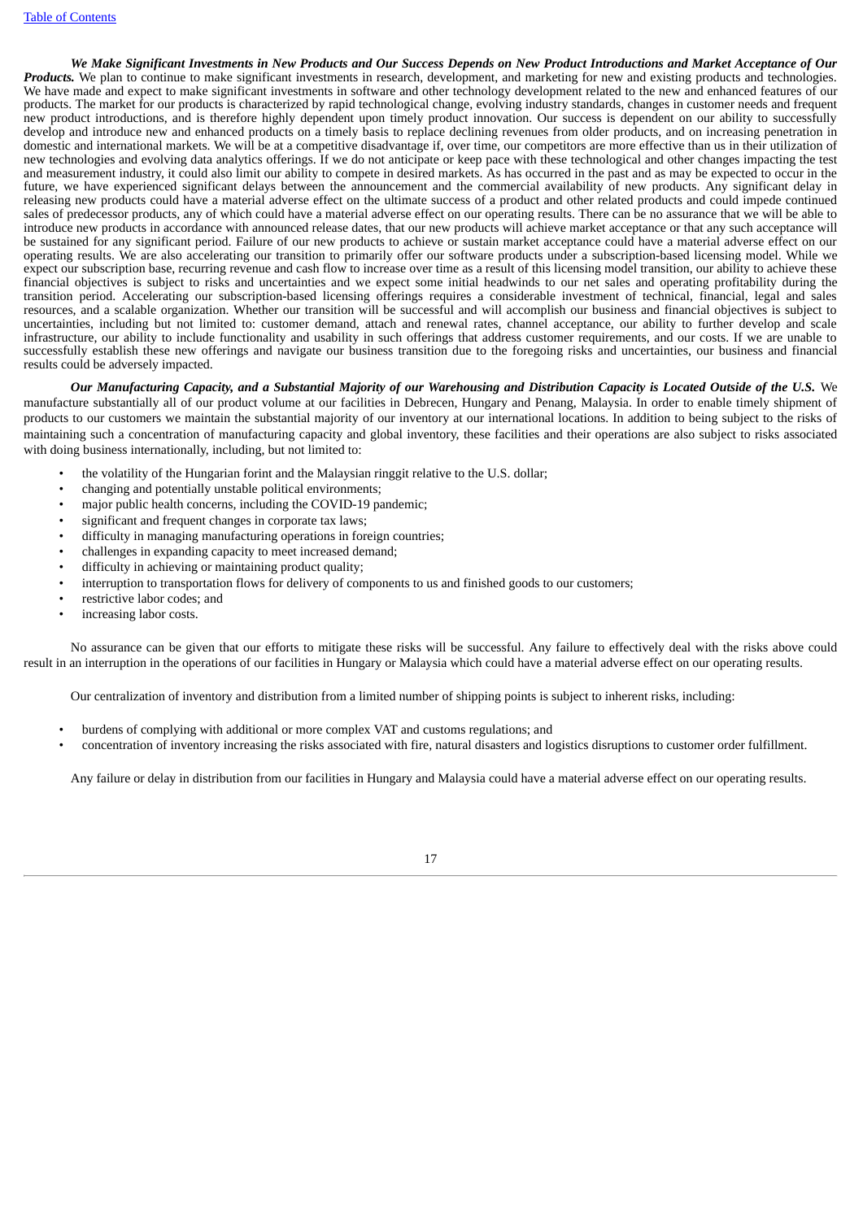***We Make Significant Investments in New Products and Our Success Depends on New Product Introductions and Market Acceptance of Our Products.*** We plan to continue to make significant investments in research, development, and marketing for new and existing products and technologies. We have made and expect to make significant investments in software and other technology development related to the new and enhanced features of our products. The market for our products is characterized by rapid technological change, evolving industry standards, changes in customer needs and frequent new product introductions, and is therefore highly dependent upon timely product innovation. Our success is dependent on our ability to successfully develop and introduce new and enhanced products on a timely basis to replace declining revenues from older products, and on increasing penetration in domestic and international markets. We will be at a competitive disadvantage if, over time, our competitors are more effective than us in their utilization of new technologies and evolving data analytics offerings. If we do not anticipate or keep pace with these technological and other changes impacting the test and measurement industry, it could also limit our ability to compete in desired markets. As has occurred in the past and as may be expected to occur in the future, we have experienced significant delays between the announcement and the commercial availability of new products. Any significant delay in releasing new products could have a material adverse effect on the ultimate success of a product and other related products and could impede continued sales of predecessor products, any of which could have a material adverse effect on our operating results. There can be no assurance that we will be able to introduce new products in accordance with announced release dates, that our new products will achieve market acceptance or that any such acceptance will be sustained for any significant period. Failure of our new products to achieve or sustain market acceptance could have a material adverse effect on our operating results. We are also accelerating our transition to primarily offer our software products under a subscription-based licensing model. While we expect our subscription base, recurring revenue and cash flow to increase over time as a result of this licensing model transition, our ability to achieve these financial objectives is subject to risks and uncertainties and we expect some initial headwinds to our net sales and operating profitability during the transition period. Accelerating our subscription-based licensing offerings requires a considerable investment of technical, financial, legal and sales resources, and a scalable organization. Whether our transition will be successful and will accomplish our business and financial objectives is subject to uncertainties, including but not limited to: customer demand, attach and renewal rates, channel acceptance, our ability to further develop and scale infrastructure, our ability to include functionality and usability in such offerings that address customer requirements, and our costs. If we are unable to successfully establish these new offerings and navigate our business transition due to the foregoing risks and uncertainties, our business and financial results could be adversely impacted.

***Our Manufacturing Capacity, and a Substantial Majority of our Warehousing and Distribution Capacity is Located Outside of the U.S.*** We manufacture substantially all of our product volume at our facilities in Debrecen, Hungary and Penang, Malaysia. In order to enable timely shipment of products to our customers we maintain the substantial majority of our inventory at our international locations. In addition to being subject to the risks of maintaining such a concentration of manufacturing capacity and global inventory, these facilities and their operations are also subject to risks associated with doing business internationally, including, but not limited to:

- the volatility of the Hungarian forint and the Malaysian ringgit relative to the U.S. dollar;
- changing and potentially unstable political environments;
- major public health concerns, including the COVID-19 pandemic;
- significant and frequent changes in corporate tax laws;
- difficulty in managing manufacturing operations in foreign countries;
- challenges in expanding capacity to meet increased demand;
- difficulty in achieving or maintaining product quality;
- interruption to transportation flows for delivery of components to us and finished goods to our customers;
- restrictive labor codes; and
- increasing labor costs.

No assurance can be given that our efforts to mitigate these risks will be successful. Any failure to effectively deal with the risks above could result in an interruption in the operations of our facilities in Hungary or Malaysia which could have a material adverse effect on our operating results.

Our centralization of inventory and distribution from a limited number of shipping points is subject to inherent risks, including:

- burdens of complying with additional or more complex VAT and customs regulations; and
- concentration of inventory increasing the risks associated with fire, natural disasters and logistics disruptions to customer order fulfillment.

Any failure or delay in distribution from our facilities in Hungary and Malaysia could have a material adverse effect on our operating results.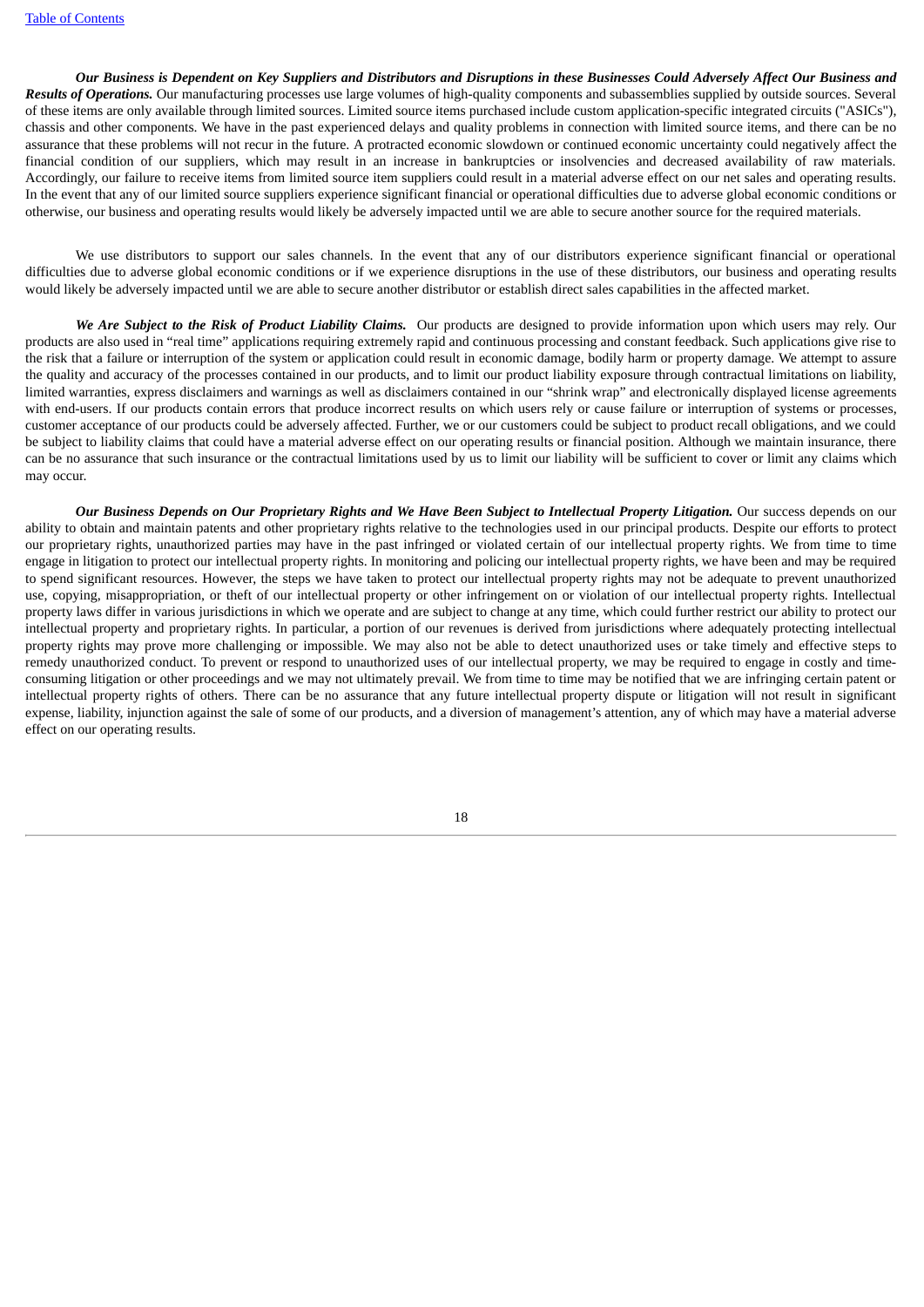***Our Business is Dependent on Key Suppliers and Distributors and Disruptions in these Businesses Could Adversely Affect Our Business and Results of Operations.*** Our manufacturing processes use large volumes of high-quality components and subassemblies supplied by outside sources. Several of these items are only available through limited sources. Limited source items purchased include custom application-specific integrated circuits ("ASICs"), chassis and other components. We have in the past experienced delays and quality problems in connection with limited source items, and there can be no assurance that these problems will not recur in the future. A protracted economic slowdown or continued economic uncertainty could negatively affect the financial condition of our suppliers, which may result in an increase in bankruptcies or insolvencies and decreased availability of raw materials. Accordingly, our failure to receive items from limited source item suppliers could result in a material adverse effect on our net sales and operating results. In the event that any of our limited source suppliers experience significant financial or operational difficulties due to adverse global economic conditions or otherwise, our business and operating results would likely be adversely impacted until we are able to secure another source for the required materials.

We use distributors to support our sales channels. In the event that any of our distributors experience significant financial or operational difficulties due to adverse global economic conditions or if we experience disruptions in the use of these distributors, our business and operating results would likely be adversely impacted until we are able to secure another distributor or establish direct sales capabilities in the affected market.

***We Are Subject to the Risk of Product Liability Claims.*** Our products are designed to provide information upon which users may rely. Our products are also used in "real time" applications requiring extremely rapid and continuous processing and constant feedback. Such applications give rise to the risk that a failure or interruption of the system or application could result in economic damage, bodily harm or property damage. We attempt to assure the quality and accuracy of the processes contained in our products, and to limit our product liability exposure through contractual limitations on liability, limited warranties, express disclaimers and warnings as well as disclaimers contained in our "shrink wrap" and electronically displayed license agreements with end-users. If our products contain errors that produce incorrect results on which users rely or cause failure or interruption of systems or processes, customer acceptance of our products could be adversely affected. Further, we or our customers could be subject to product recall obligations, and we could be subject to liability claims that could have a material adverse effect on our operating results or financial position. Although we maintain insurance, there can be no assurance that such insurance or the contractual limitations used by us to limit our liability will be sufficient to cover or limit any claims which may occur.

***Our Business Depends on Our Proprietary Rights and We Have Been Subject to Intellectual Property Litigation.*** Our success depends on our ability to obtain and maintain patents and other proprietary rights relative to the technologies used in our principal products. Despite our efforts to protect our proprietary rights, unauthorized parties may have in the past infringed or violated certain of our intellectual property rights. We from time to time engage in litigation to protect our intellectual property rights. In monitoring and policing our intellectual property rights, we have been and may be required to spend significant resources. However, the steps we have taken to protect our intellectual property rights may not be adequate to prevent unauthorized use, copying, misappropriation, or theft of our intellectual property or other infringement on or violation of our intellectual property rights. Intellectual property laws differ in various jurisdictions in which we operate and are subject to change at any time, which could further restrict our ability to protect our intellectual property and proprietary rights. In particular, a portion of our revenues is derived from jurisdictions where adequately protecting intellectual property rights may prove more challenging or impossible. We may also not be able to detect unauthorized uses or take timely and effective steps to remedy unauthorized conduct. To prevent or respond to unauthorized uses of our intellectual property, we may be required to engage in costly and time-consuming litigation or other proceedings and we may not ultimately prevail. We from time to time may be notified that we are infringing certain patent or intellectual property rights of others. There can be no assurance that any future intellectual property dispute or litigation will not result in significant expense, liability, injunction against the sale of some of our products, and a diversion of management's attention, any of which may have a material adverse effect on our operating results.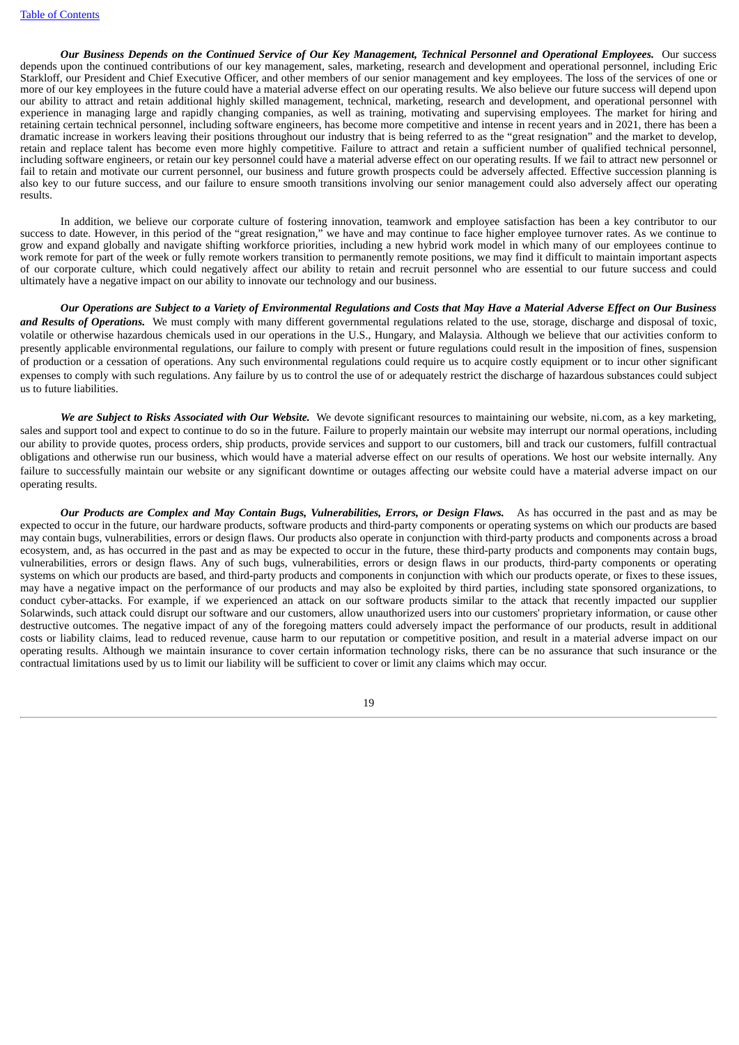***Our Business Depends on the Continued Service of Our Key Management, Technical Personnel and Operational Employees.*** Our success depends upon the continued contributions of our key management, sales, marketing, research and development and operational personnel, including Eric Starkloff, our President and Chief Executive Officer, and other members of our senior management and key employees. The loss of the services of one or more of our key employees in the future could have a material adverse effect on our operating results. We also believe our future success will depend upon our ability to attract and retain additional highly skilled management, technical, marketing, research and development, and operational personnel with experience in managing large and rapidly changing companies, as well as training, motivating and supervising employees. The market for hiring and retaining certain technical personnel, including software engineers, has become more competitive and intense in recent years and in 2021, there has been a dramatic increase in workers leaving their positions throughout our industry that is being referred to as the "great resignation" and the market to develop, retain and replace talent has become even more highly competitive. Failure to attract and retain a sufficient number of qualified technical personnel, including software engineers, or retain our key personnel could have a material adverse effect on our operating results. If we fail to attract new personnel or fail to retain and motivate our current personnel, our business and future growth prospects could be adversely affected. Effective succession planning is also key to our future success, and our failure to ensure smooth transitions involving our senior management could also adversely affect our operating results.

In addition, we believe our corporate culture of fostering innovation, teamwork and employee satisfaction has been a key contributor to our success to date. However, in this period of the "great resignation," we have and may continue to face higher employee turnover rates. As we continue to grow and expand globally and navigate shifting workforce priorities, including a new hybrid work model in which many of our employees continue to work remote for part of the week or fully remote workers transition to permanently remote positions, we may find it difficult to maintain important aspects of our corporate culture, which could negatively affect our ability to retain and recruit personnel who are essential to our future success and could ultimately have a negative impact on our ability to innovate our technology and our business.

***Our Operations are Subject to a Variety of Environmental Regulations and Costs that May Have a Material Adverse Effect on Our Business and Results of Operations.*** We must comply with many different governmental regulations related to the use, storage, discharge and disposal of toxic, volatile or otherwise hazardous chemicals used in our operations in the U.S., Hungary, and Malaysia. Although we believe that our activities conform to presently applicable environmental regulations, our failure to comply with present or future regulations could result in the imposition of fines, suspension of production or a cessation of operations. Any such environmental regulations could require us to acquire costly equipment or to incur other significant expenses to comply with such regulations. Any failure by us to control the use of or adequately restrict the discharge of hazardous substances could subject us to future liabilities.

***We are Subject to Risks Associated with Our Website.*** We devote significant resources to maintaining our website, ni.com, as a key marketing, sales and support tool and expect to continue to do so in the future. Failure to properly maintain our website may interrupt our normal operations, including our ability to provide quotes, process orders, ship products, provide services and support to our customers, bill and track our customers, fulfill contractual obligations and otherwise run our business, which would have a material adverse effect on our results of operations. We host our website internally. Any failure to successfully maintain our website or any significant downtime or outages affecting our website could have a material adverse impact on our operating results.

***Our Products are Complex and May Contain Bugs, Vulnerabilities, Errors, or Design Flaws.*** As has occurred in the past and as may be expected to occur in the future, our hardware products, software products and third-party components or operating systems on which our products are based may contain bugs, vulnerabilities, errors or design flaws. Our products also operate in conjunction with third-party products and components across a broad ecosystem, and, as has occurred in the past and as may be expected to occur in the future, these third-party products and components may contain bugs, vulnerabilities, errors or design flaws. Any of such bugs, vulnerabilities, errors or design flaws in our products, third-party components or operating systems on which our products are based, and third-party products and components in conjunction with which our products operate, or fixes to these issues, may have a negative impact on the performance of our products and may also be exploited by third parties, including state sponsored organizations, to conduct cyber-attacks. For example, if we experienced an attack on our software products similar to the attack that recently impacted our supplier Solarwinds, such attack could disrupt our software and our customers, allow unauthorized users into our customers' proprietary information, or cause other destructive outcomes. The negative impact of any of the foregoing matters could adversely impact the performance of our products, result in additional costs or liability claims, lead to reduced revenue, cause harm to our reputation or competitive position, and result in a material adverse impact on our operating results. Although we maintain insurance to cover certain information technology risks, there can be no assurance that such insurance or the contractual limitations used by us to limit our liability will be sufficient to cover or limit any claims which may occur.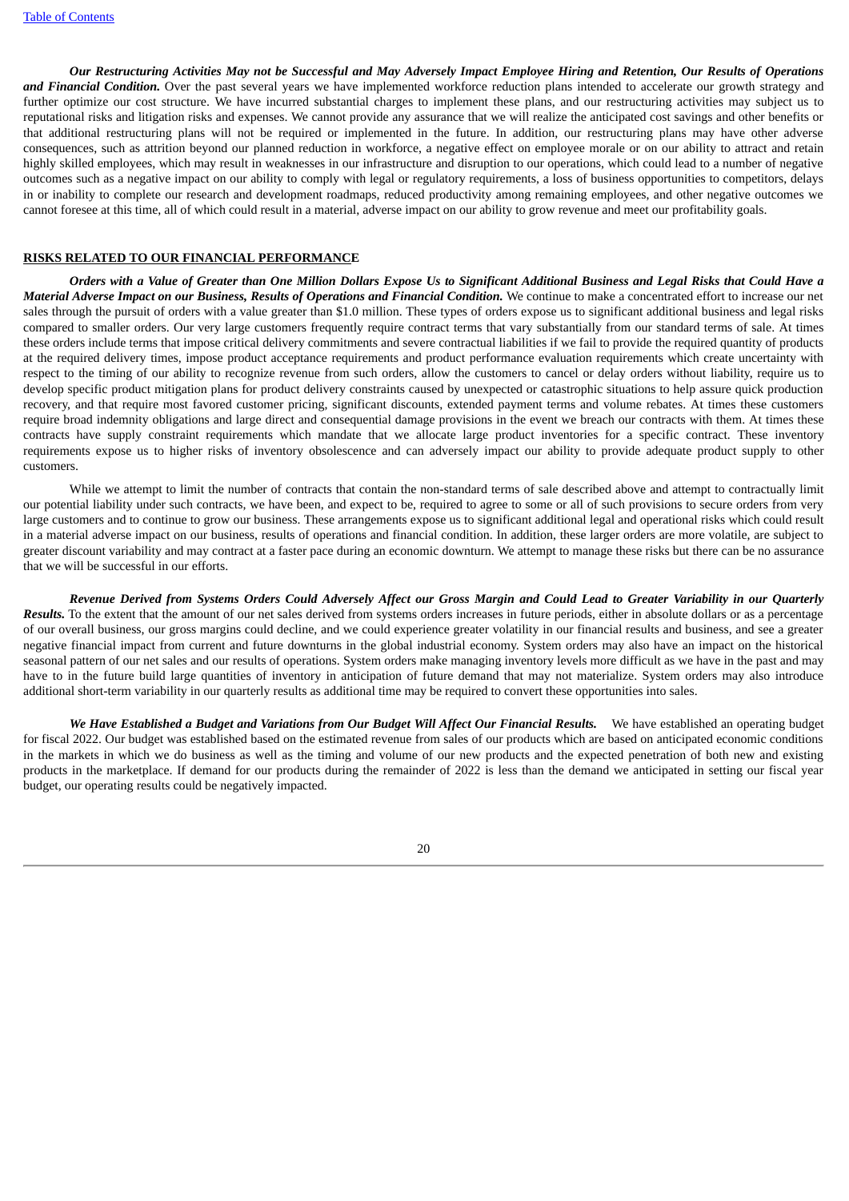***Our Restructuring Activities May not be Successful and May Adversely Impact Employee Hiring and Retention, Our Results of Operations and Financial Condition.*** Over the past several years we have implemented workforce reduction plans intended to accelerate our growth strategy and further optimize our cost structure. We have incurred substantial charges to implement these plans, and our restructuring activities may subject us to reputational risks and litigation risks and expenses. We cannot provide any assurance that we will realize the anticipated cost savings and other benefits or that additional restructuring plans will not be required or implemented in the future. In addition, our restructuring plans may have other adverse consequences, such as attrition beyond our planned reduction in workforce, a negative effect on employee morale or on our ability to attract and retain highly skilled employees, which may result in weaknesses in our infrastructure and disruption to our operations, which could lead to a number of negative outcomes such as a negative impact on our ability to comply with legal or regulatory requirements, a loss of business opportunities to competitors, delays in or inability to complete our research and development roadmaps, reduced productivity among remaining employees, and other negative outcomes we cannot foresee at this time, all of which could result in a material, adverse impact on our ability to grow revenue and meet our profitability goals.

## RISKS RELATED TO OUR FINANCIAL PERFORMANCE

***Orders with a Value of Greater than One Million Dollars Expose Us to Significant Additional Business and Legal Risks that Could Have a Material Adverse Impact on our Business, Results of Operations and Financial Condition.*** We continue to make a concentrated effort to increase our net sales through the pursuit of orders with a value greater than $1.0 million. These types of orders expose us to significant additional business and legal risks compared to smaller orders. Our very large customers frequently require contract terms that vary substantially from our standard terms of sale. At times these orders include terms that impose critical delivery commitments and severe contractual liabilities if we fail to provide the required quantity of products at the required delivery times, impose product acceptance requirements and product performance evaluation requirements which create uncertainty with respect to the timing of our ability to recognize revenue from such orders, allow the customers to cancel or delay orders without liability, require us to develop specific product mitigation plans for product delivery constraints caused by unexpected or catastrophic situations to help assure quick production recovery, and that require most favored customer pricing, significant discounts, extended payment terms and volume rebates. At times these customers require broad indemnity obligations and large direct and consequential damage provisions in the event we breach our contracts with them. At times these contracts have supply constraint requirements which mandate that we allocate large product inventories for a specific contract. These inventory requirements expose us to higher risks of inventory obsolescence and can adversely impact our ability to provide adequate product supply to other customers.

While we attempt to limit the number of contracts that contain the non-standard terms of sale described above and attempt to contractually limit our potential liability under such contracts, we have been, and expect to be, required to agree to some or all of such provisions to secure orders from very large customers and to continue to grow our business. These arrangements expose us to significant additional legal and operational risks which could result in a material adverse impact on our business, results of operations and financial condition. In addition, these larger orders are more volatile, are subject to greater discount variability and may contract at a faster pace during an economic downturn. We attempt to manage these risks but there can be no assurance that we will be successful in our efforts.

***Revenue Derived from Systems Orders Could Adversely Affect our Gross Margin and Could Lead to Greater Variability in our Quarterly Results.*** To the extent that the amount of our net sales derived from systems orders increases in future periods, either in absolute dollars or as a percentage of our overall business, our gross margins could decline, and we could experience greater volatility in our financial results and business, and see a greater negative financial impact from current and future downturns in the global industrial economy. System orders may also have an impact on the historical seasonal pattern of our net sales and our results of operations. System orders make managing inventory levels more difficult as we have in the past and may have to in the future build large quantities of inventory in anticipation of future demand that may not materialize. System orders may also introduce additional short-term variability in our quarterly results as additional time may be required to convert these opportunities into sales.

***We Have Established a Budget and Variations from Our Budget Will Affect Our Financial Results.*** We have established an operating budget for fiscal 2022. Our budget was established based on the estimated revenue from sales of our products which are based on anticipated economic conditions in the markets in which we do business as well as the timing and volume of our new products and the expected penetration of both new and existing products in the marketplace. If demand for our products during the remainder of 2022 is less than the demand we anticipated in setting our fiscal year budget, our operating results could be negatively impacted.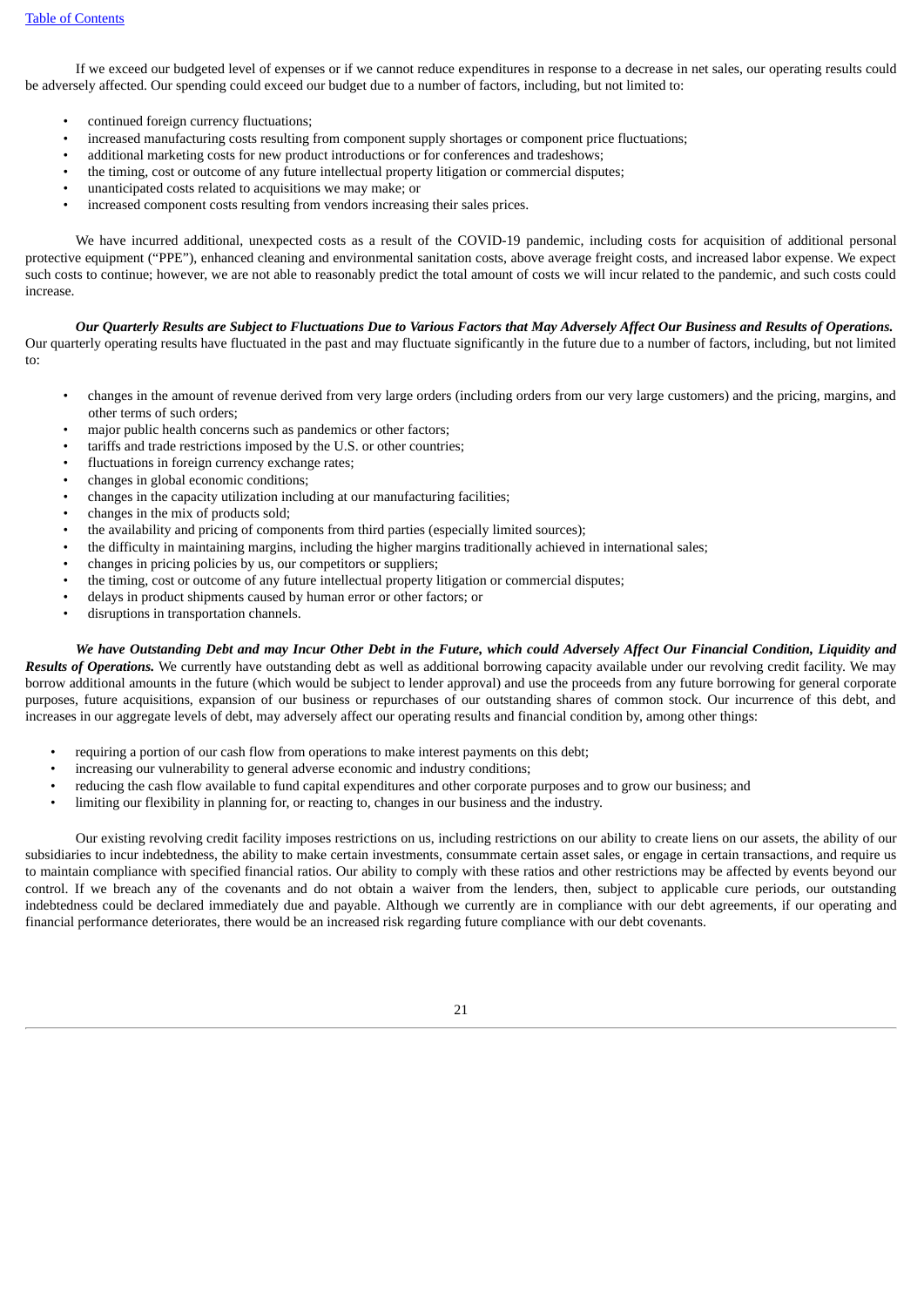If we exceed our budgeted level of expenses or if we cannot reduce expenditures in response to a decrease in net sales, our operating results could be adversely affected. Our spending could exceed our budget due to a number of factors, including, but not limited to:

- continued foreign currency fluctuations;
- increased manufacturing costs resulting from component supply shortages or component price fluctuations;
- additional marketing costs for new product introductions or for conferences and tradeshows;
- the timing, cost or outcome of any future intellectual property litigation or commercial disputes;
- unanticipated costs related to acquisitions we may make; or
- increased component costs resulting from vendors increasing their sales prices.

We have incurred additional, unexpected costs as a result of the COVID-19 pandemic, including costs for acquisition of additional personal protective equipment ("PPE"), enhanced cleaning and environmental sanitation costs, above average freight costs, and increased labor expense. We expect such costs to continue; however, we are not able to reasonably predict the total amount of costs we will incur related to the pandemic, and such costs could increase.

***Our Quarterly Results are Subject to Fluctuations Due to Various Factors that May Adversely Affect Our Business and Results of Operations.*** Our quarterly operating results have fluctuated in the past and may fluctuate significantly in the future due to a number of factors, including, but not limited to:

- changes in the amount of revenue derived from very large orders (including orders from our very large customers) and the pricing, margins, and other terms of such orders;
- major public health concerns such as pandemics or other factors;
- tariffs and trade restrictions imposed by the U.S. or other countries;
- fluctuations in foreign currency exchange rates;
- changes in global economic conditions;
- changes in the capacity utilization including at our manufacturing facilities;
- changes in the mix of products sold;
- the availability and pricing of components from third parties (especially limited sources);
- the difficulty in maintaining margins, including the higher margins traditionally achieved in international sales;
- changes in pricing policies by us, our competitors or suppliers;
- the timing, cost or outcome of any future intellectual property litigation or commercial disputes;
- delays in product shipments caused by human error or other factors; or
- disruptions in transportation channels.

***We have Outstanding Debt and may Incur Other Debt in the Future, which could Adversely Affect Our Financial Condition, Liquidity and Results of Operations.*** We currently have outstanding debt as well as additional borrowing capacity available under our revolving credit facility. We may borrow additional amounts in the future (which would be subject to lender approval) and use the proceeds from any future borrowing for general corporate purposes, future acquisitions, expansion of our business or repurchases of our outstanding shares of common stock. Our incurrence of this debt, and increases in our aggregate levels of debt, may adversely affect our operating results and financial condition by, among other things:

- requiring a portion of our cash flow from operations to make interest payments on this debt;
- increasing our vulnerability to general adverse economic and industry conditions;
- reducing the cash flow available to fund capital expenditures and other corporate purposes and to grow our business; and
- limiting our flexibility in planning for, or reacting to, changes in our business and the industry.

Our existing revolving credit facility imposes restrictions on us, including restrictions on our ability to create liens on our assets, the ability of our subsidiaries to incur indebtedness, the ability to make certain investments, consummate certain asset sales, or engage in certain transactions, and require us to maintain compliance with specified financial ratios. Our ability to comply with these ratios and other restrictions may be affected by events beyond our control. If we breach any of the covenants and do not obtain a waiver from the lenders, then, subject to applicable cure periods, our outstanding indebtedness could be declared immediately due and payable. Although we currently are in compliance with our debt agreements, if our operating and financial performance deteriorates, there would be an increased risk regarding future compliance with our debt covenants.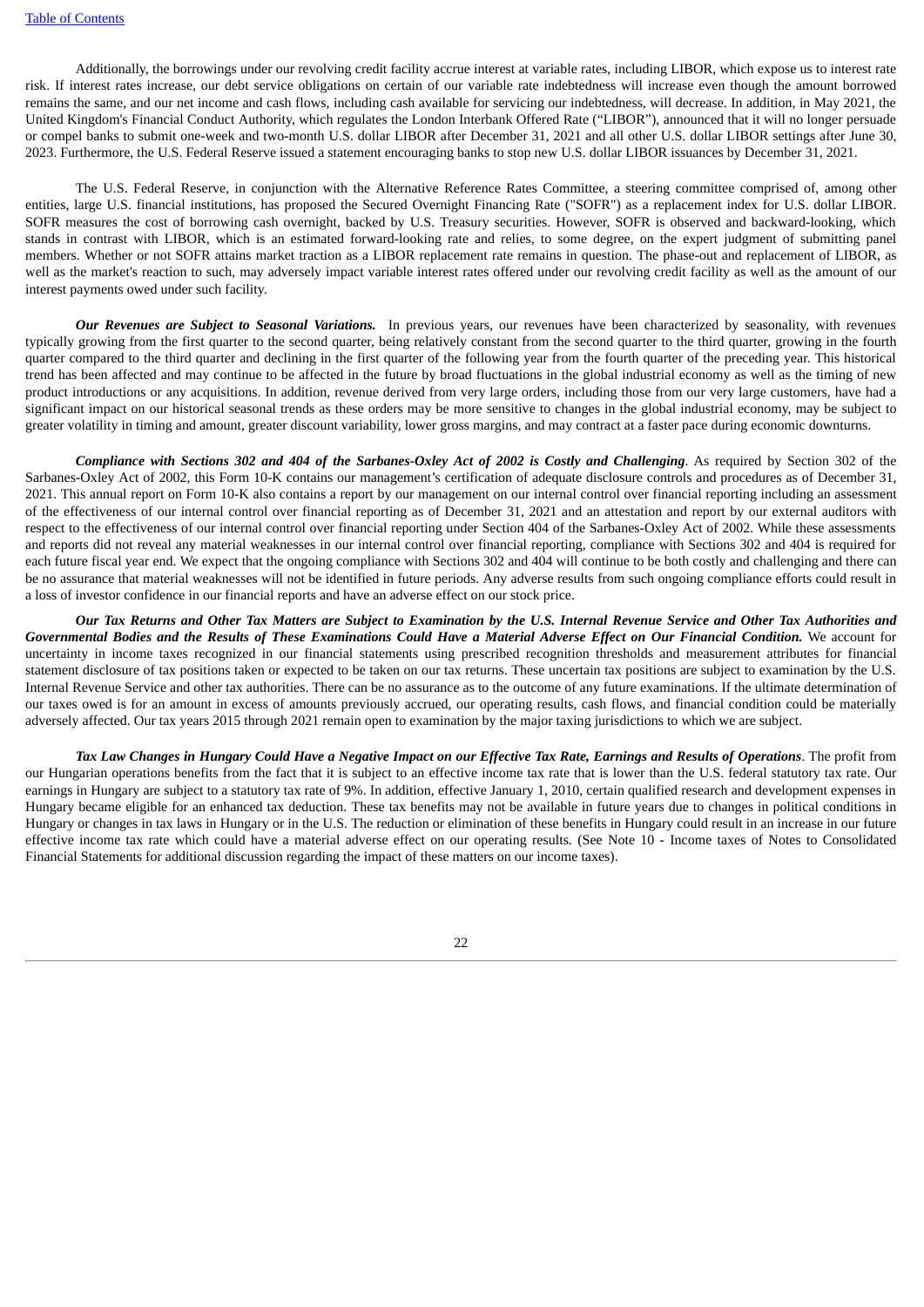Additionally, the borrowings under our revolving credit facility accrue interest at variable rates, including LIBOR, which expose us to interest rate risk. If interest rates increase, our debt service obligations on certain of our variable rate indebtedness will increase even though the amount borrowed remains the same, and our net income and cash flows, including cash available for servicing our indebtedness, will decrease. In addition, in May 2021, the United Kingdom's Financial Conduct Authority, which regulates the London Interbank Offered Rate ("LIBOR"), announced that it will no longer persuade or compel banks to submit one-week and two-month U.S. dollar LIBOR after December 31, 2021 and all other U.S. dollar LIBOR settings after June 30, 2023. Furthermore, the U.S. Federal Reserve issued a statement encouraging banks to stop new U.S. dollar LIBOR issuances by December 31, 2021.

The U.S. Federal Reserve, in conjunction with the Alternative Reference Rates Committee, a steering committee comprised of, among other entities, large U.S. financial institutions, has proposed the Secured Overnight Financing Rate ("SOFR") as a replacement index for U.S. dollar LIBOR. SOFR measures the cost of borrowing cash overnight, backed by U.S. Treasury securities. However, SOFR is observed and backward-looking, which stands in contrast with LIBOR, which is an estimated forward-looking rate and relies, to some degree, on the expert judgment of submitting panel members. Whether or not SOFR attains market traction as a LIBOR replacement rate remains in question. The phase-out and replacement of LIBOR, as well as the market's reaction to such, may adversely impact variable interest rates offered under our revolving credit facility as well as the amount of our interest payments owed under such facility.

***Our Revenues are Subject to Seasonal Variations.*** In previous years, our revenues have been characterized by seasonality, with revenues typically growing from the first quarter to the second quarter, being relatively constant from the second quarter to the third quarter, growing in the fourth quarter compared to the third quarter and declining in the first quarter of the following year from the fourth quarter of the preceding year. This historical trend has been affected and may continue to be affected in the future by broad fluctuations in the global industrial economy as well as the timing of new product introductions or any acquisitions. In addition, revenue derived from very large orders, including those from our very large customers, have had a significant impact on our historical seasonal trends as these orders may be more sensitive to changes in the global industrial economy, may be subject to greater volatility in timing and amount, greater discount variability, lower gross margins, and may contract at a faster pace during economic downturns.

***Compliance with Sections 302 and 404 of the Sarbanes-Oxley Act of 2002 is Costly and Challenging***. As required by Section 302 of the Sarbanes-Oxley Act of 2002, this Form 10-K contains our management's certification of adequate disclosure controls and procedures as of December 31, 2021. This annual report on Form 10-K also contains a report by our management on our internal control over financial reporting including an assessment of the effectiveness of our internal control over financial reporting as of December 31, 2021 and an attestation and report by our external auditors with respect to the effectiveness of our internal control over financial reporting under Section 404 of the Sarbanes-Oxley Act of 2002. While these assessments and reports did not reveal any material weaknesses in our internal control over financial reporting, compliance with Sections 302 and 404 is required for each future fiscal year end. We expect that the ongoing compliance with Sections 302 and 404 will continue to be both costly and challenging and there can be no assurance that material weaknesses will not be identified in future periods. Any adverse results from such ongoing compliance efforts could result in a loss of investor confidence in our financial reports and have an adverse effect on our stock price.

***Our Tax Returns and Other Tax Matters are Subject to Examination by the U.S. Internal Revenue Service and Other Tax Authorities and Governmental Bodies and the Results of These Examinations Could Have a Material Adverse Effect on Our Financial Condition.*** We account for uncertainty in income taxes recognized in our financial statements using prescribed recognition thresholds and measurement attributes for financial statement disclosure of tax positions taken or expected to be taken on our tax returns. These uncertain tax positions are subject to examination by the U.S. Internal Revenue Service and other tax authorities. There can be no assurance as to the outcome of any future examinations. If the ultimate determination of our taxes owed is for an amount in excess of amounts previously accrued, our operating results, cash flows, and financial condition could be materially adversely affected. Our tax years 2015 through 2021 remain open to examination by the major taxing jurisdictions to which we are subject.

***Tax Law Changes in Hungary Could Have a Negative Impact on our Effective Tax Rate, Earnings and Results of Operations***. The profit from our Hungarian operations benefits from the fact that it is subject to an effective income tax rate that is lower than the U.S. federal statutory tax rate. Our earnings in Hungary are subject to a statutory tax rate of 9%. In addition, effective January 1, 2010, certain qualified research and development expenses in Hungary became eligible for an enhanced tax deduction. These tax benefits may not be available in future years due to changes in political conditions in Hungary or changes in tax laws in Hungary or in the U.S. The reduction or elimination of these benefits in Hungary could result in an increase in our future effective income tax rate which could have a material adverse effect on our operating results. (See Note 10 - Income taxes of Notes to Consolidated Financial Statements for additional discussion regarding the impact of these matters on our income taxes).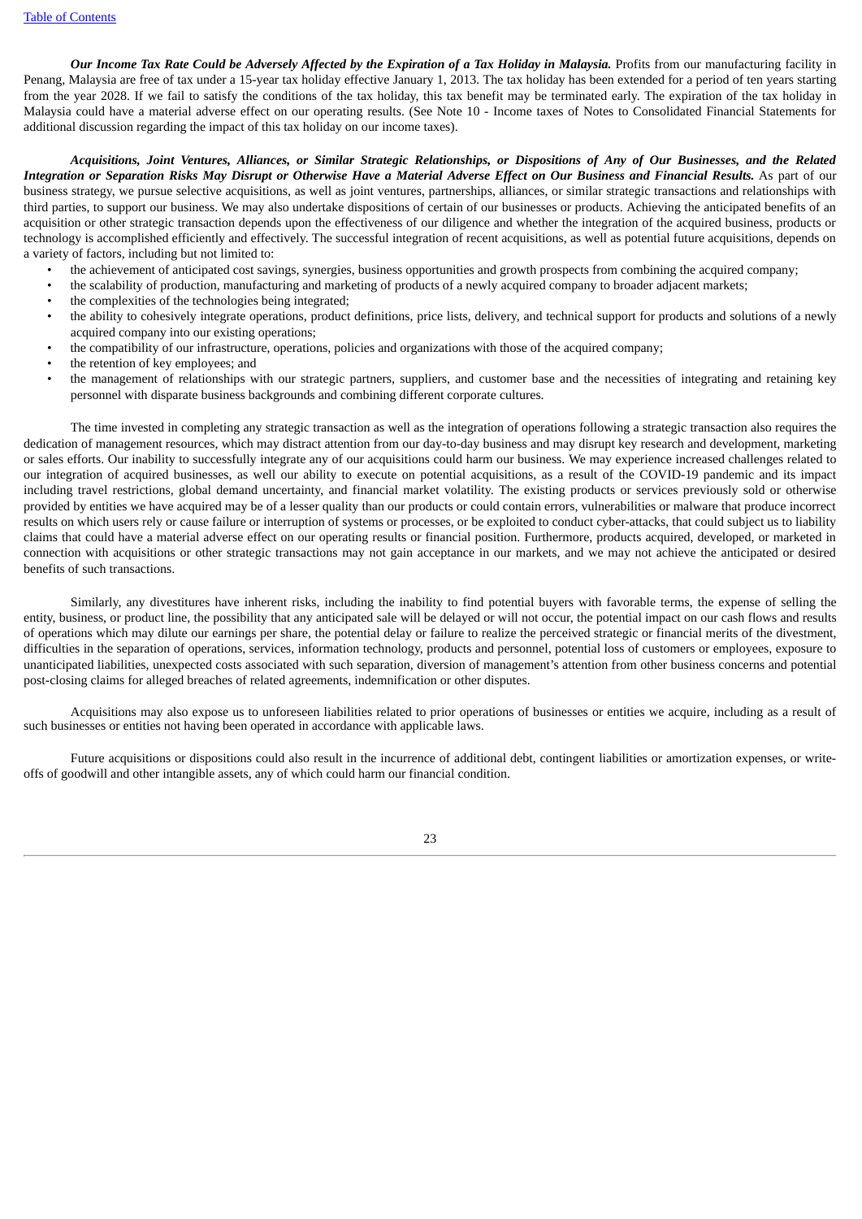***Our Income Tax Rate Could be Adversely Affected by the Expiration of a Tax Holiday in Malaysia.*** Profits from our manufacturing facility in Penang, Malaysia are free of tax under a 15-year tax holiday effective January 1, 2013. The tax holiday has been extended for a period of ten years starting from the year 2028. If we fail to satisfy the conditions of the tax holiday, this tax benefit may be terminated early. The expiration of the tax holiday in Malaysia could have a material adverse effect on our operating results. (See Note 10 - Income taxes of Notes to Consolidated Financial Statements for additional discussion regarding the impact of this tax holiday on our income taxes).

***Acquisitions, Joint Ventures, Alliances, or Similar Strategic Relationships, or Dispositions of Any of Our Businesses, and the Related Integration or Separation Risks May Disrupt or Otherwise Have a Material Adverse Effect on Our Business and Financial Results.*** As part of our business strategy, we pursue selective acquisitions, as well as joint ventures, partnerships, alliances, or similar strategic transactions and relationships with third parties, to support our business. We may also undertake dispositions of certain of our businesses or products. Achieving the anticipated benefits of an acquisition or other strategic transaction depends upon the effectiveness of our diligence and whether the integration of the acquired business, products or technology is accomplished efficiently and effectively. The successful integration of recent acquisitions, as well as potential future acquisitions, depends on a variety of factors, including but not limited to:

- the achievement of anticipated cost savings, synergies, business opportunities and growth prospects from combining the acquired company;
- the scalability of production, manufacturing and marketing of products of a newly acquired company to broader adjacent markets;
- the complexities of the technologies being integrated;
- the ability to cohesively integrate operations, product definitions, price lists, delivery, and technical support for products and solutions of a newly acquired company into our existing operations;
- the compatibility of our infrastructure, operations, policies and organizations with those of the acquired company;
- the retention of key employees; and
- the management of relationships with our strategic partners, suppliers, and customer base and the necessities of integrating and retaining key personnel with disparate business backgrounds and combining different corporate cultures.

The time invested in completing any strategic transaction as well as the integration of operations following a strategic transaction also requires the dedication of management resources, which may distract attention from our day-to-day business and may disrupt key research and development, marketing or sales efforts. Our inability to successfully integrate any of our acquisitions could harm our business. We may experience increased challenges related to our integration of acquired businesses, as well our ability to execute on potential acquisitions, as a result of the COVID-19 pandemic and its impact including travel restrictions, global demand uncertainty, and financial market volatility. The existing products or services previously sold or otherwise provided by entities we have acquired may be of a lesser quality than our products or could contain errors, vulnerabilities or malware that produce incorrect results on which users rely or cause failure or interruption of systems or processes, or be exploited to conduct cyber-attacks, that could subject us to liability claims that could have a material adverse effect on our operating results or financial position. Furthermore, products acquired, developed, or marketed in connection with acquisitions or other strategic transactions may not gain acceptance in our markets, and we may not achieve the anticipated or desired benefits of such transactions.

Similarly, any divestitures have inherent risks, including the inability to find potential buyers with favorable terms, the expense of selling the entity, business, or product line, the possibility that any anticipated sale will be delayed or will not occur, the potential impact on our cash flows and results of operations which may dilute our earnings per share, the potential delay or failure to realize the perceived strategic or financial merits of the divestment, difficulties in the separation of operations, services, information technology, products and personnel, potential loss of customers or employees, exposure to unanticipated liabilities, unexpected costs associated with such separation, diversion of management's attention from other business concerns and potential post-closing claims for alleged breaches of related agreements, indemnification or other disputes.

Acquisitions may also expose us to unforeseen liabilities related to prior operations of businesses or entities we acquire, including as a result of such businesses or entities not having been operated in accordance with applicable laws.

Future acquisitions or dispositions could also result in the incurrence of additional debt, contingent liabilities or amortization expenses, or write-offs of goodwill and other intangible assets, any of which could harm our financial condition.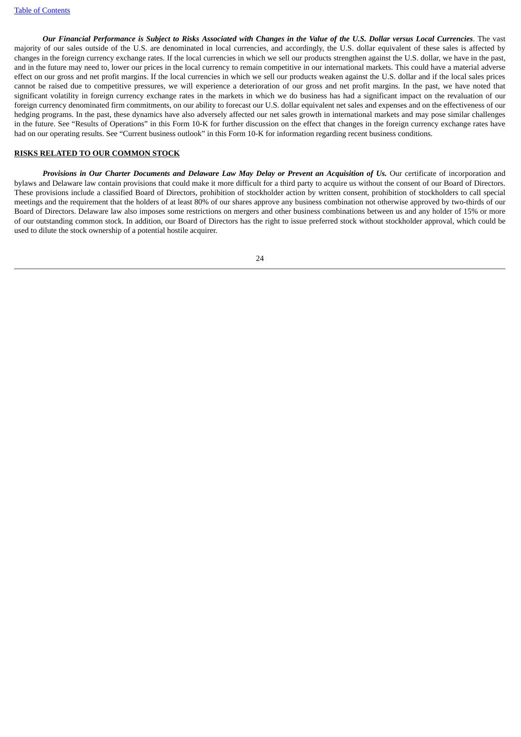***Our Financial Performance is Subject to Risks Associated with Changes in the Value of the U.S. Dollar versus Local Currencies***. The vast majority of our sales outside of the U.S. are denominated in local currencies, and accordingly, the U.S. dollar equivalent of these sales is affected by changes in the foreign currency exchange rates. If the local currencies in which we sell our products strengthen against the U.S. dollar, we have in the past, and in the future may need to, lower our prices in the local currency to remain competitive in our international markets. This could have a material adverse effect on our gross and net profit margins. If the local currencies in which we sell our products weaken against the U.S. dollar and if the local sales prices cannot be raised due to competitive pressures, we will experience a deterioration of our gross and net profit margins. In the past, we have noted that significant volatility in foreign currency exchange rates in the markets in which we do business has had a significant impact on the revaluation of our foreign currency denominated firm commitments, on our ability to forecast our U.S. dollar equivalent net sales and expenses and on the effectiveness of our hedging programs. In the past, these dynamics have also adversely affected our net sales growth in international markets and may pose similar challenges in the future. See "Results of Operations" in this Form 10-K for further discussion on the effect that changes in the foreign currency exchange rates have had on our operating results. See "Current business outlook" in this Form 10-K for information regarding recent business conditions.

## RISKS RELATED TO OUR COMMON STOCK

***Provisions in Our Charter Documents and Delaware Law May Delay or Prevent an Acquisition of Us.*** Our certificate of incorporation and bylaws and Delaware law contain provisions that could make it more difficult for a third party to acquire us without the consent of our Board of Directors. These provisions include a classified Board of Directors, prohibition of stockholder action by written consent, prohibition of stockholders to call special meetings and the requirement that the holders of at least 80% of our shares approve any business combination not otherwise approved by two-thirds of our Board of Directors. Delaware law also imposes some restrictions on mergers and other business combinations between us and any holder of 15% or more of our outstanding common stock. In addition, our Board of Directors has the right to issue preferred stock without stockholder approval, which could be used to dilute the stock ownership of a potential hostile acquirer.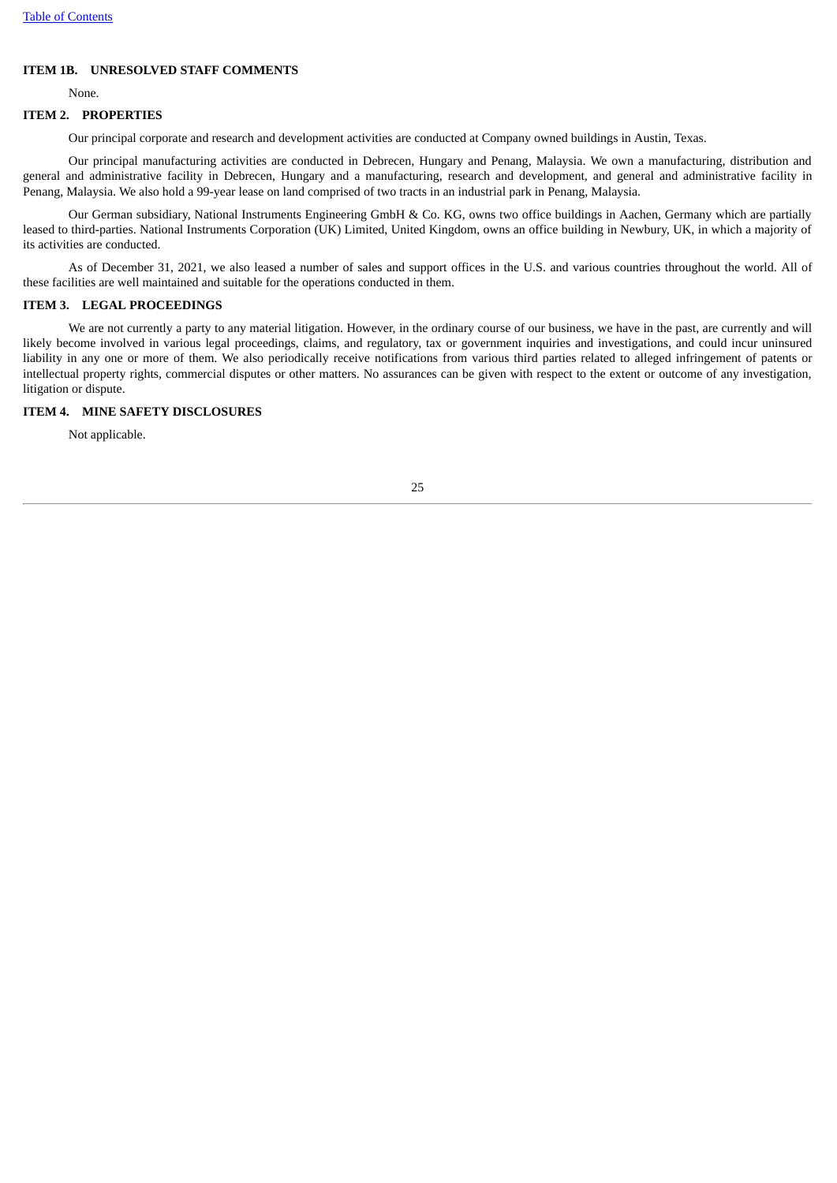### ITEM 1B. UNRESOLVED STAFF COMMENTS

None.

### ITEM 2. PROPERTIES

Our principal corporate and research and development activities are conducted at Company owned buildings in Austin, Texas.

Our principal manufacturing activities are conducted in Debrecen, Hungary and Penang, Malaysia. We own a manufacturing, distribution and general and administrative facility in Debrecen, Hungary and a manufacturing, research and development, and general and administrative facility in Penang, Malaysia. We also hold a 99-year lease on land comprised of two tracts in an industrial park in Penang, Malaysia.

Our German subsidiary, National Instruments Engineering GmbH & Co. KG, owns two office buildings in Aachen, Germany which are partially leased to third-parties. National Instruments Corporation (UK) Limited, United Kingdom, owns an office building in Newbury, UK, in which a majority of its activities are conducted.

As of December 31, 2021, we also leased a number of sales and support offices in the U.S. and various countries throughout the world. All of these facilities are well maintained and suitable for the operations conducted in them.

### ITEM 3. LEGAL PROCEEDINGS

We are not currently a party to any material litigation. However, in the ordinary course of our business, we have in the past, are currently and will likely become involved in various legal proceedings, claims, and regulatory, tax or government inquiries and investigations, and could incur uninsured liability in any one or more of them. We also periodically receive notifications from various third parties related to alleged infringement of patents or intellectual property rights, commercial disputes or other matters. No assurances can be given with respect to the extent or outcome of any investigation, litigation or dispute.

### ITEM 4. MINE SAFETY DISCLOSURES

Not applicable.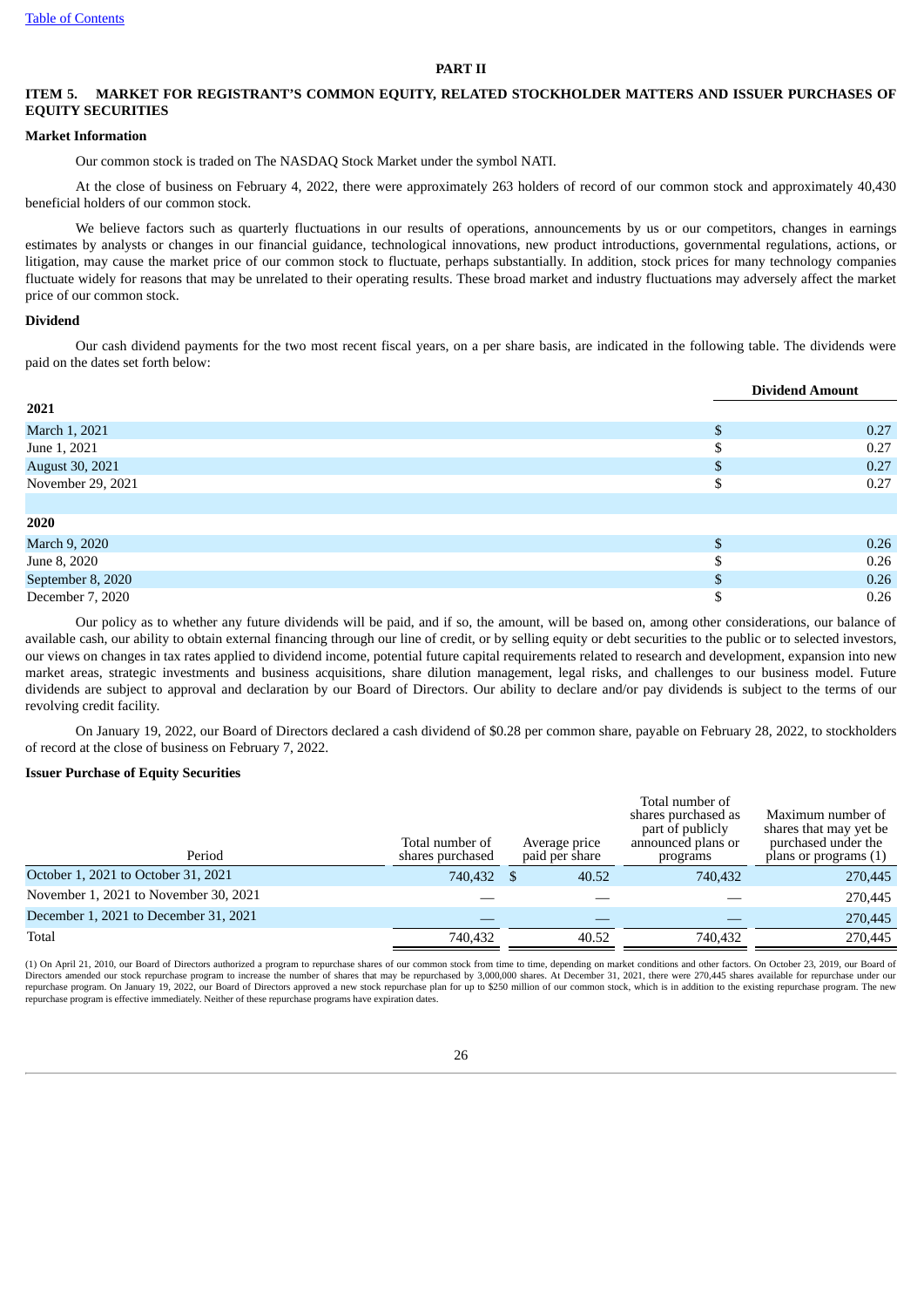[Table of Contents](#)

# PART II

## ITEM 5. MARKET FOR REGISTRANT'S COMMON EQUITY, RELATED STOCKHOLDER MATTERS AND ISSUER PURCHASES OF EQUITY SECURITIES

**Market Information**

Our common stock is traded on The NASDAQ Stock Market under the symbol NATI.

At the close of business on February 4, 2022, there were approximately 263 holders of record of our common stock and approximately 40,430 beneficial holders of our common stock.

We believe factors such as quarterly fluctuations in our results of operations, announcements by us or our competitors, changes in earnings estimates by analysts or changes in our financial guidance, technological innovations, new product introductions, governmental regulations, actions, or litigation, may cause the market price of our common stock to fluctuate, perhaps substantially. In addition, stock prices for many technology companies fluctuate widely for reasons that may be unrelated to their operating results. These broad market and industry fluctuations may adversely affect the market price of our common stock.

**Dividend**

Our cash dividend payments for the two most recent fiscal years, on a per share basis, are indicated in the following table. The dividends were paid on the dates set forth below:

| | Dividend Amount |
|---|---|
| **2021** | |
| March 1, 2021 | $ 0.27 |
| June 1, 2021 | $ 0.27 |
| August 30, 2021 | $ 0.27 |
| November 29, 2021 | $ 0.27 |
| | |
| **2020** | |
| March 9, 2020 | $ 0.26 |
| June 8, 2020 | $ 0.26 |
| September 8, 2020 | $ 0.26 |
| December 7, 2020 | $ 0.26 |

Our policy as to whether any future dividends will be paid, and if so, the amount, will be based on, among other considerations, our balance of available cash, our ability to obtain external financing through our line of credit, or by selling equity or debt securities to the public or to selected investors, our views on changes in tax rates applied to dividend income, potential future capital requirements related to research and development, expansion into new market areas, strategic investments and business acquisitions, share dilution management, legal risks, and challenges to our business model. Future dividends are subject to approval and declaration by our Board of Directors. Our ability to declare and/or pay dividends is subject to the terms of our revolving credit facility.

On January 19, 2022, our Board of Directors declared a cash dividend of $0.28 per common share, payable on February 28, 2022, to stockholders of record at the close of business on February 7, 2022.

**Issuer Purchase of Equity Securities**

| Period | Total number of shares purchased | Average price paid per share | Total number of shares purchased as part of publicly announced plans or programs | Maximum number of shares that may yet be purchased under the plans or programs (1) |
|---|---|---|---|---|
| October 1, 2021 to October 31, 2021 | 740,432 | $ 40.52 | 740,432 | 270,445 |
| November 1, 2021 to November 30, 2021 | — | — | — | 270,445 |
| December 1, 2021 to December 31, 2021 | — | — | — | 270,445 |
| Total | 740,432 | 40.52 | 740,432 | 270,445 |

(1) On April 21, 2010, our Board of Directors authorized a program to repurchase shares of our common stock from time to time, depending on market conditions and other factors. On October 23, 2019, our Board of Directors amended our stock repurchase program to increase the number of shares that may be repurchased by 3,000,000 shares. At December 31, 2021, there were 270,445 shares available for repurchase under our repurchase program. On January 19, 2022, our Board of Directors approved a new stock repurchase plan for up to $250 million of our common stock, which is in addition to the existing repurchase program. The new repurchase program is effective immediately. Neither of these repurchase programs have expiration dates.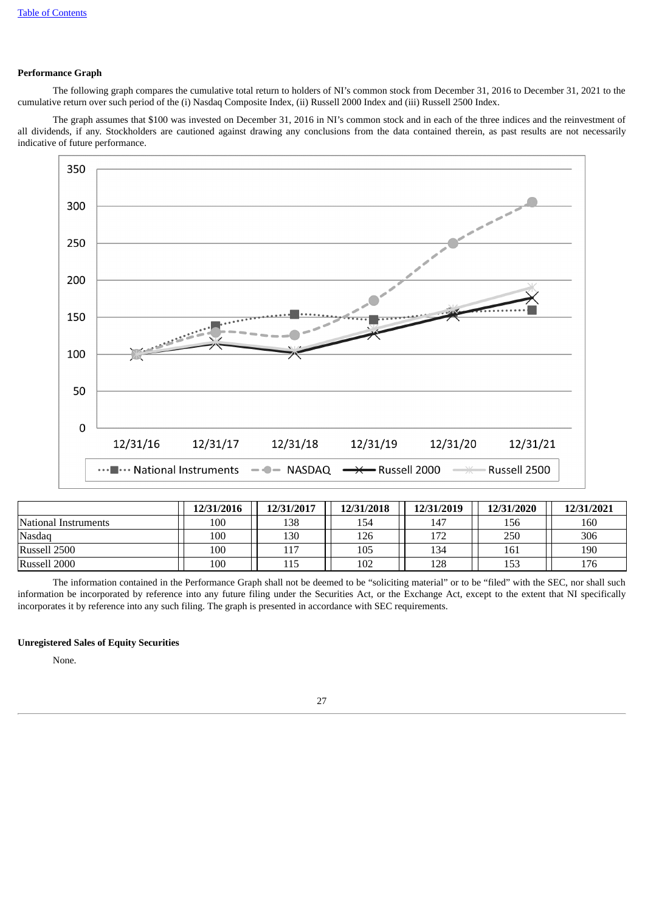[Table of Contents](#)

**Performance Graph**

The following graph compares the cumulative total return to holders of NI's common stock from December 31, 2016 to December 31, 2021 to the cumulative return over such period of the (i) Nasdaq Composite Index, (ii) Russell 2000 Index and (iii) Russell 2500 Index.

The graph assumes that $100 was invested on December 31, 2016 in NI's common stock and in each of the three indices and the reinvestment of all dividends, if any. Stockholders are cautioned against drawing any conclusions from the data contained therein, as past results are not necessarily indicative of future performance.

| | 12/31/2016 | 12/31/2017 | 12/31/2018 | 12/31/2019 | 12/31/2020 | 12/31/2021 |
|---|---|---|---|---|---|---|
| National Instruments | 100 | 138 | 154 | 147 | 156 | 160 |
| Nasdaq | 100 | 130 | 126 | 172 | 250 | 306 |
| Russell 2500 | 100 | 117 | 105 | 134 | 161 | 190 |
| Russell 2000 | 100 | 115 | 102 | 128 | 153 | 176 |

The information contained in the Performance Graph shall not be deemed to be "soliciting material" or to be "filed" with the SEC, nor shall such information be incorporated by reference into any future filing under the Securities Act, or the Exchange Act, except to the extent that NI specifically incorporates it by reference into any such filing. The graph is presented in accordance with SEC requirements.

**Unregistered Sales of Equity Securities**

None.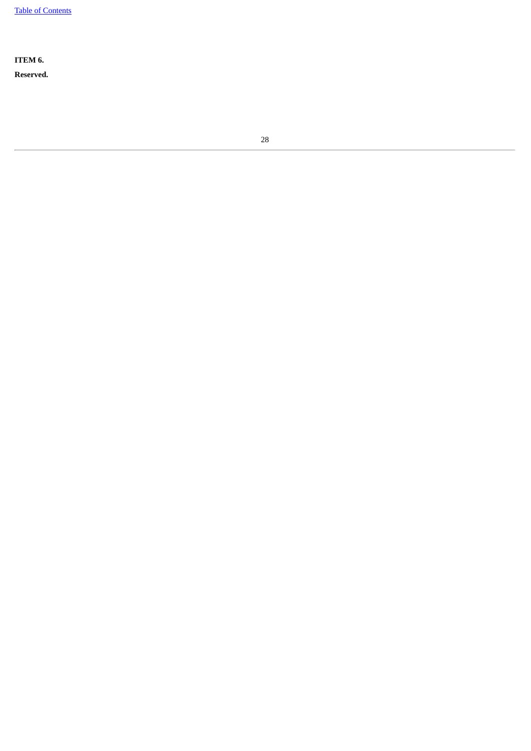**ITEM 6.**

**Reserved.**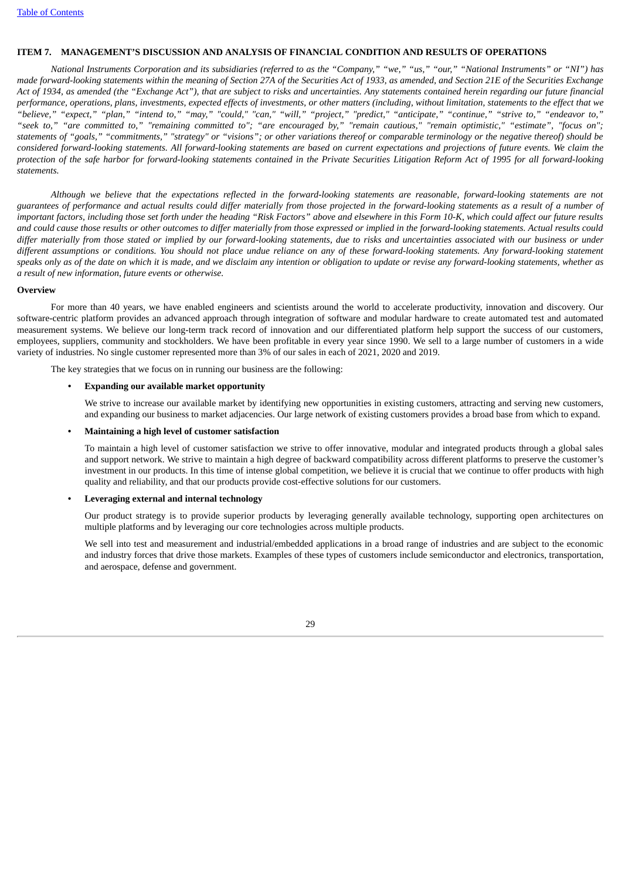[Table of Contents](#)

## ITEM 7. MANAGEMENT'S DISCUSSION AND ANALYSIS OF FINANCIAL CONDITION AND RESULTS OF OPERATIONS

*National Instruments Corporation and its subsidiaries (referred to as the "Company," "we," "us," "our," "National Instruments" or "NI") has made forward-looking statements within the meaning of Section 27A of the Securities Act of 1933, as amended, and Section 21E of the Securities Exchange Act of 1934, as amended (the "Exchange Act"), that are subject to risks and uncertainties. Any statements contained herein regarding our future financial performance, operations, plans, investments, expected effects of investments, or other matters (including, without limitation, statements to the effect that we "believe," "expect," "plan," "intend to," "may," "could," "can," "will," "project," "predict," "anticipate," "continue," "strive to," "endeavor to," "seek to," "are committed to," "remaining committed to"; "are encouraged by," "remain cautious," "remain optimistic," "estimate", "focus on"; statements of "goals," "commitments," "strategy" or "visions"; or other variations thereof or comparable terminology or the negative thereof) should be considered forward-looking statements. All forward-looking statements are based on current expectations and projections of future events. We claim the protection of the safe harbor for forward-looking statements contained in the Private Securities Litigation Reform Act of 1995 for all forward-looking statements.*

*Although we believe that the expectations reflected in the forward-looking statements are reasonable, forward-looking statements are not guarantees of performance and actual results could differ materially from those projected in the forward-looking statements as a result of a number of important factors, including those set forth under the heading "Risk Factors" above and elsewhere in this Form 10-K, which could affect our future results and could cause those results or other outcomes to differ materially from those expressed or implied in the forward-looking statements. Actual results could differ materially from those stated or implied by our forward-looking statements, due to risks and uncertainties associated with our business or under different assumptions or conditions. You should not place undue reliance on any of these forward-looking statements. Any forward-looking statement speaks only as of the date on which it is made, and we disclaim any intention or obligation to update or revise any forward-looking statements, whether as a result of new information, future events or otherwise.*

### Overview

For more than 40 years, we have enabled engineers and scientists around the world to accelerate productivity, innovation and discovery. Our software-centric platform provides an advanced approach through integration of software and modular hardware to create automated test and automated measurement systems. We believe our long-term track record of innovation and our differentiated platform help support the success of our customers, employees, suppliers, community and stockholders. We have been profitable in every year since 1990. We sell to a large number of customers in a wide variety of industries. No single customer represented more than 3% of our sales in each of 2021, 2020 and 2019.

The key strategies that we focus on in running our business are the following:

- **Expanding our available market opportunity**

  We strive to increase our available market by identifying new opportunities in existing customers, attracting and serving new customers, and expanding our business to market adjacencies. Our large network of existing customers provides a broad base from which to expand.

- **Maintaining a high level of customer satisfaction**

  To maintain a high level of customer satisfaction we strive to offer innovative, modular and integrated products through a global sales and support network. We strive to maintain a high degree of backward compatibility across different platforms to preserve the customer's investment in our products. In this time of intense global competition, we believe it is crucial that we continue to offer products with high quality and reliability, and that our products provide cost-effective solutions for our customers.

- **Leveraging external and internal technology**

  Our product strategy is to provide superior products by leveraging generally available technology, supporting open architectures on multiple platforms and by leveraging our core technologies across multiple products.

  We sell into test and measurement and industrial/embedded applications in a broad range of industries and are subject to the economic and industry forces that drive those markets. Examples of these types of customers include semiconductor and electronics, transportation, and aerospace, defense and government.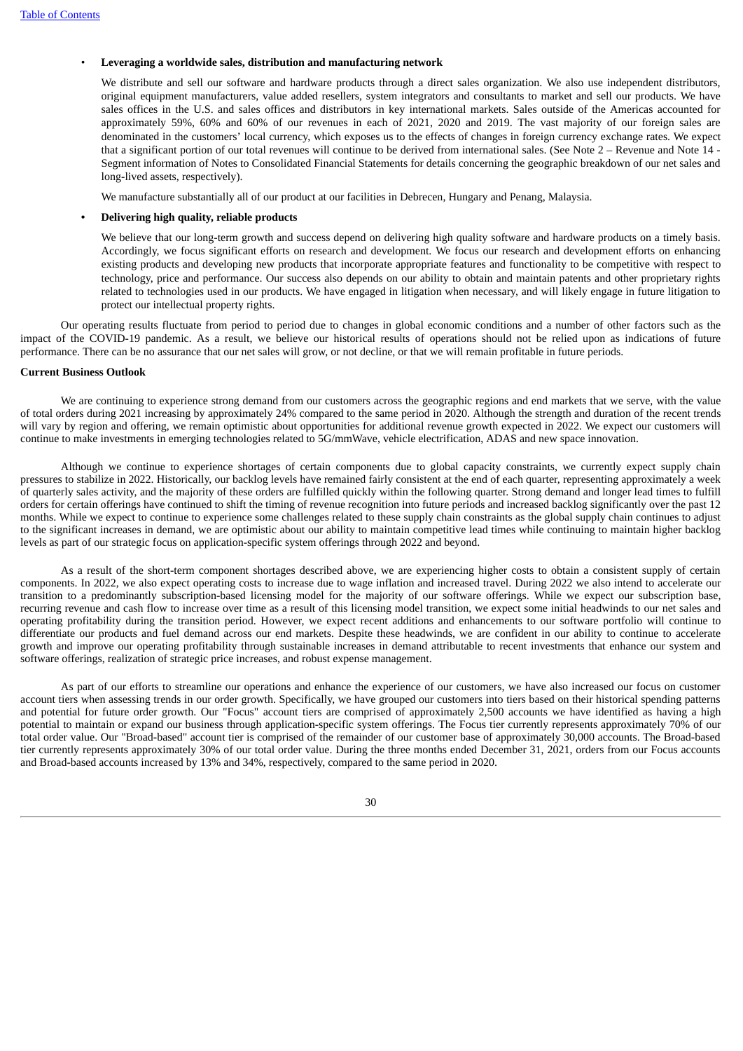- **Leveraging a worldwide sales, distribution and manufacturing network**

  We distribute and sell our software and hardware products through a direct sales organization. We also use independent distributors, original equipment manufacturers, value added resellers, system integrators and consultants to market and sell our products. We have sales offices in the U.S. and sales offices and distributors in key international markets. Sales outside of the Americas accounted for approximately 59%, 60% and 60% of our revenues in each of 2021, 2020 and 2019. The vast majority of our foreign sales are denominated in the customers' local currency, which exposes us to the effects of changes in foreign currency exchange rates. We expect that a significant portion of our total revenues will continue to be derived from international sales. (See Note 2 – Revenue and Note 14 - Segment information of Notes to Consolidated Financial Statements for details concerning the geographic breakdown of our net sales and long-lived assets, respectively).

  We manufacture substantially all of our product at our facilities in Debrecen, Hungary and Penang, Malaysia.

- **Delivering high quality, reliable products**

  We believe that our long-term growth and success depend on delivering high quality software and hardware products on a timely basis. Accordingly, we focus significant efforts on research and development. We focus our research and development efforts on enhancing existing products and developing new products that incorporate appropriate features and functionality to be competitive with respect to technology, price and performance. Our success also depends on our ability to obtain and maintain patents and other proprietary rights related to technologies used in our products. We have engaged in litigation when necessary, and will likely engage in future litigation to protect our intellectual property rights.

Our operating results fluctuate from period to period due to changes in global economic conditions and a number of other factors such as the impact of the COVID-19 pandemic. As a result, we believe our historical results of operations should not be relied upon as indications of future performance. There can be no assurance that our net sales will grow, or not decline, or that we will remain profitable in future periods.

**Current Business Outlook**

We are continuing to experience strong demand from our customers across the geographic regions and end markets that we serve, with the value of total orders during 2021 increasing by approximately 24% compared to the same period in 2020. Although the strength and duration of the recent trends will vary by region and offering, we remain optimistic about opportunities for additional revenue growth expected in 2022. We expect our customers will continue to make investments in emerging technologies related to 5G/mmWave, vehicle electrification, ADAS and new space innovation.

Although we continue to experience shortages of certain components due to global capacity constraints, we currently expect supply chain pressures to stabilize in 2022. Historically, our backlog levels have remained fairly consistent at the end of each quarter, representing approximately a week of quarterly sales activity, and the majority of these orders are fulfilled quickly within the following quarter. Strong demand and longer lead times to fulfill orders for certain offerings have continued to shift the timing of revenue recognition into future periods and increased backlog significantly over the past 12 months. While we expect to continue to experience some challenges related to these supply chain constraints as the global supply chain continues to adjust to the significant increases in demand, we are optimistic about our ability to maintain competitive lead times while continuing to maintain higher backlog levels as part of our strategic focus on application-specific system offerings through 2022 and beyond.

As a result of the short-term component shortages described above, we are experiencing higher costs to obtain a consistent supply of certain components. In 2022, we also expect operating costs to increase due to wage inflation and increased travel. During 2022 we also intend to accelerate our transition to a predominantly subscription-based licensing model for the majority of our software offerings. While we expect our subscription base, recurring revenue and cash flow to increase over time as a result of this licensing model transition, we expect some initial headwinds to our net sales and operating profitability during the transition period. However, we expect recent additions and enhancements to our software portfolio will continue to differentiate our products and fuel demand across our end markets. Despite these headwinds, we are confident in our ability to continue to accelerate growth and improve our operating profitability through sustainable increases in demand attributable to recent investments that enhance our system and software offerings, realization of strategic price increases, and robust expense management.

As part of our efforts to streamline our operations and enhance the experience of our customers, we have also increased our focus on customer account tiers when assessing trends in our order growth. Specifically, we have grouped our customers into tiers based on their historical spending patterns and potential for future order growth. Our "Focus" account tiers are comprised of approximately 2,500 accounts we have identified as having a high potential to maintain or expand our business through application-specific system offerings. The Focus tier currently represents approximately 70% of our total order value. Our "Broad-based" account tier is comprised of the remainder of our customer base of approximately 30,000 accounts. The Broad-based tier currently represents approximately 30% of our total order value. During the three months ended December 31, 2021, orders from our Focus accounts and Broad-based accounts increased by 13% and 34%, respectively, compared to the same period in 2020.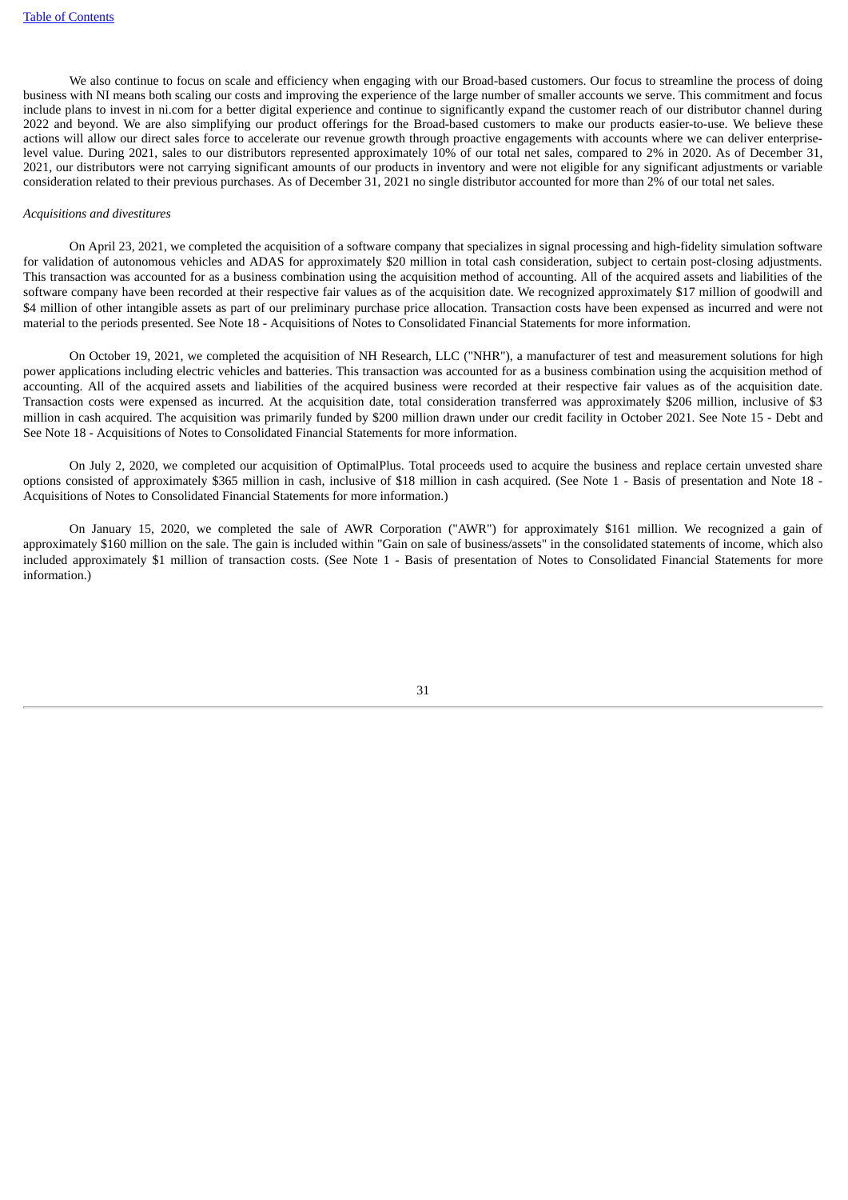We also continue to focus on scale and efficiency when engaging with our Broad-based customers. Our focus to streamline the process of doing business with NI means both scaling our costs and improving the experience of the large number of smaller accounts we serve. This commitment and focus include plans to invest in ni.com for a better digital experience and continue to significantly expand the customer reach of our distributor channel during 2022 and beyond. We are also simplifying our product offerings for the Broad-based customers to make our products easier-to-use. We believe these actions will allow our direct sales force to accelerate our revenue growth through proactive engagements with accounts where we can deliver enterprise-level value. During 2021, sales to our distributors represented approximately 10% of our total net sales, compared to 2% in 2020. As of December 31, 2021, our distributors were not carrying significant amounts of our products in inventory and were not eligible for any significant adjustments or variable consideration related to their previous purchases. As of December 31, 2021 no single distributor accounted for more than 2% of our total net sales.

*Acquisitions and divestitures*

On April 23, 2021, we completed the acquisition of a software company that specializes in signal processing and high-fidelity simulation software for validation of autonomous vehicles and ADAS for approximately $20 million in total cash consideration, subject to certain post-closing adjustments. This transaction was accounted for as a business combination using the acquisition method of accounting. All of the acquired assets and liabilities of the software company have been recorded at their respective fair values as of the acquisition date. We recognized approximately $17 million of goodwill and $4 million of other intangible assets as part of our preliminary purchase price allocation. Transaction costs have been expensed as incurred and were not material to the periods presented. See Note 18 - Acquisitions of Notes to Consolidated Financial Statements for more information.

On October 19, 2021, we completed the acquisition of NH Research, LLC ("NHR"), a manufacturer of test and measurement solutions for high power applications including electric vehicles and batteries. This transaction was accounted for as a business combination using the acquisition method of accounting. All of the acquired assets and liabilities of the acquired business were recorded at their respective fair values as of the acquisition date. Transaction costs were expensed as incurred. At the acquisition date, total consideration transferred was approximately $206 million, inclusive of $3 million in cash acquired. The acquisition was primarily funded by $200 million drawn under our credit facility in October 2021. See Note 15 - Debt and See Note 18 - Acquisitions of Notes to Consolidated Financial Statements for more information.

On July 2, 2020, we completed our acquisition of OptimalPlus. Total proceeds used to acquire the business and replace certain unvested share options consisted of approximately $365 million in cash, inclusive of $18 million in cash acquired. (See Note 1 - Basis of presentation and Note 18 - Acquisitions of Notes to Consolidated Financial Statements for more information.)

On January 15, 2020, we completed the sale of AWR Corporation ("AWR") for approximately $161 million. We recognized a gain of approximately $160 million on the sale. The gain is included within "Gain on sale of business/assets" in the consolidated statements of income, which also included approximately $1 million of transaction costs. (See Note 1 - Basis of presentation of Notes to Consolidated Financial Statements for more information.)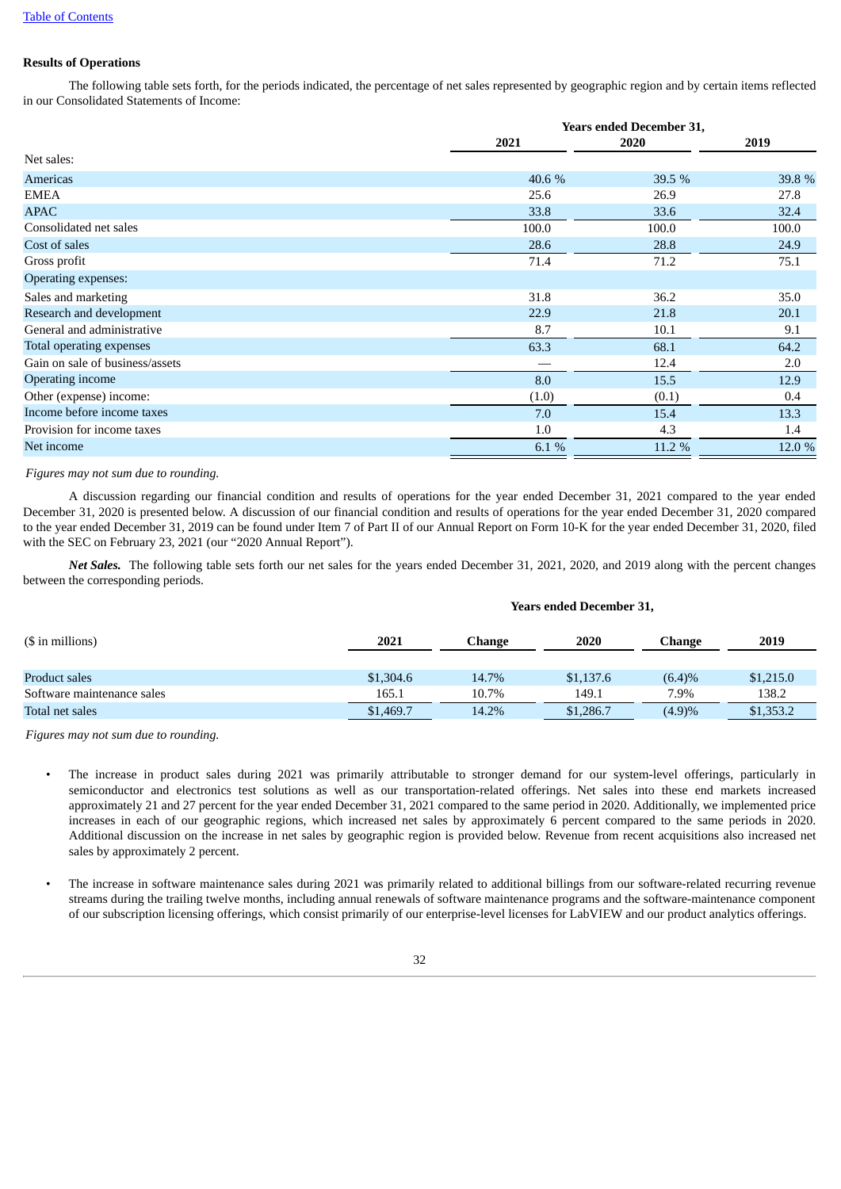### Results of Operations

The following table sets forth, for the periods indicated, the percentage of net sales represented by geographic region and by certain items reflected in our Consolidated Statements of Income:

| | Years ended December 31, | | |
|---|---|---|---|
| | 2021 | 2020 | 2019 |
| Net sales: | | | |
| Americas | 40.6 % | 39.5 % | 39.8 % |
| EMEA | 25.6 | 26.9 | 27.8 |
| APAC | 33.8 | 33.6 | 32.4 |
| Consolidated net sales | 100.0 | 100.0 | 100.0 |
| Cost of sales | 28.6 | 28.8 | 24.9 |
| Gross profit | 71.4 | 71.2 | 75.1 |
| Operating expenses: | | | |
| Sales and marketing | 31.8 | 36.2 | 35.0 |
| Research and development | 22.9 | 21.8 | 20.1 |
| General and administrative | 8.7 | 10.1 | 9.1 |
| Total operating expenses | 63.3 | 68.1 | 64.2 |
| Gain on sale of business/assets | — | 12.4 | 2.0 |
| Operating income | 8.0 | 15.5 | 12.9 |
| Other (expense) income: | (1.0) | (0.1) | 0.4 |
| Income before income taxes | 7.0 | 15.4 | 13.3 |
| Provision for income taxes | 1.0 | 4.3 | 1.4 |
| Net income | 6.1 % | 11.2 % | 12.0 % |

*Figures may not sum due to rounding.*

A discussion regarding our financial condition and results of operations for the year ended December 31, 2021 compared to the year ended December 31, 2020 is presented below. A discussion of our financial condition and results of operations for the year ended December 31, 2020 compared to the year ended December 31, 2019 can be found under Item 7 of Part II of our Annual Report on Form 10-K for the year ended December 31, 2020, filed with the SEC on February 23, 2021 (our "2020 Annual Report").

***Net Sales.*** The following table sets forth our net sales for the years ended December 31, 2021, 2020, and 2019 along with the percent changes between the corresponding periods.

| | Years ended December 31, | | | | |
|---|---|---|---|---|---|
| ($ in millions) | 2021 | Change | 2020 | Change | 2019 |
| Product sales | $1,304.6 | 14.7% | $1,137.6 | (6.4)% | $1,215.0 |
| Software maintenance sales | 165.1 | 10.7% | 149.1 | 7.9% | 138.2 |
| Total net sales | $1,469.7 | 14.2% | $1,286.7 | (4.9)% | $1,353.2 |

*Figures may not sum due to rounding.*

- The increase in product sales during 2021 was primarily attributable to stronger demand for our system-level offerings, particularly in semiconductor and electronics test solutions as well as our transportation-related offerings. Net sales into these end markets increased approximately 21 and 27 percent for the year ended December 31, 2021 compared to the same period in 2020. Additionally, we implemented price increases in each of our geographic regions, which increased net sales by approximately 6 percent compared to the same periods in 2020. Additional discussion on the increase in net sales by geographic region is provided below. Revenue from recent acquisitions also increased net sales by approximately 2 percent.

- The increase in software maintenance sales during 2021 was primarily related to additional billings from our software-related recurring revenue streams during the trailing twelve months, including annual renewals of software maintenance programs and the software-maintenance component of our subscription licensing offerings, which consist primarily of our enterprise-level licenses for LabVIEW and our product analytics offerings.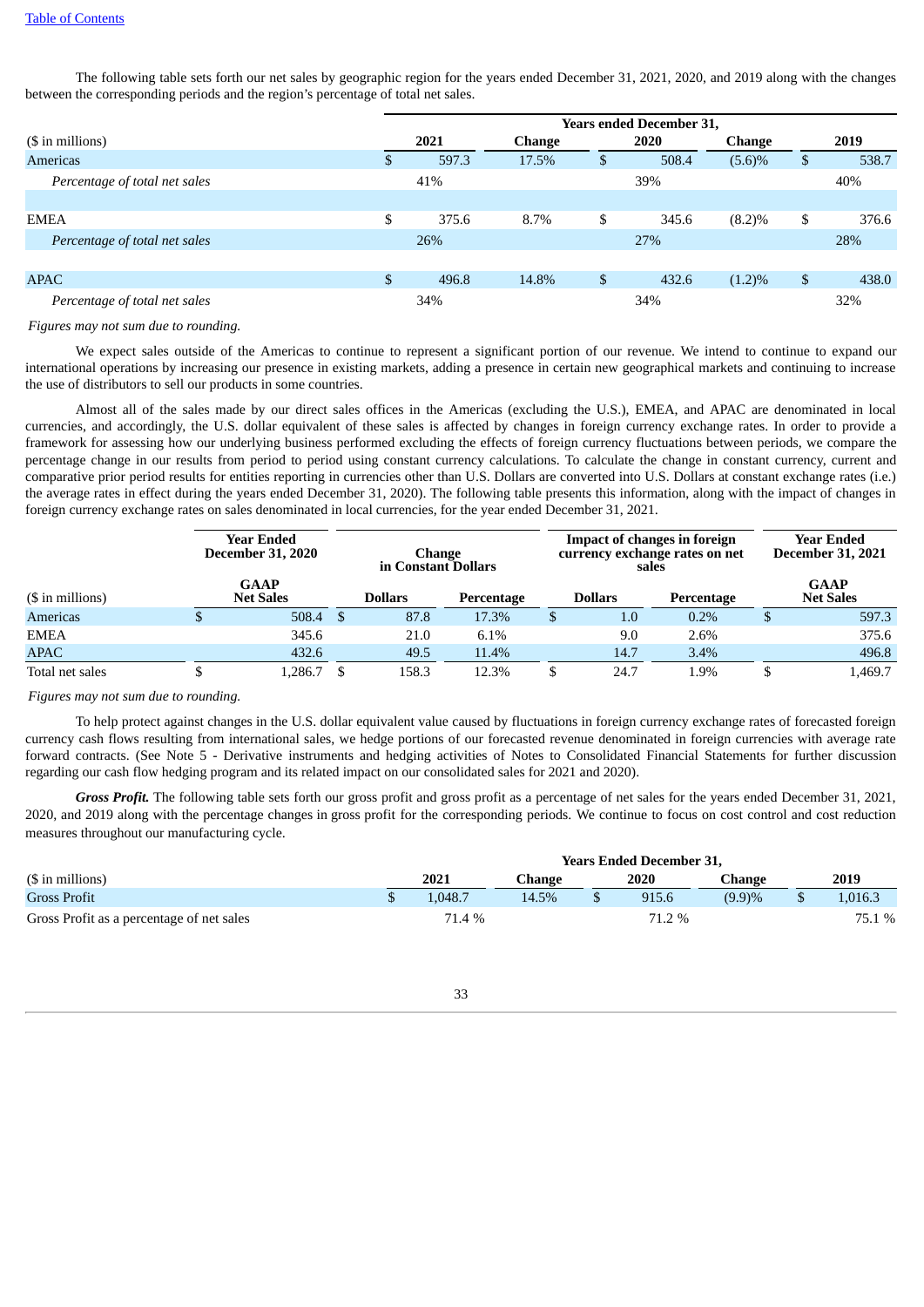The following table sets forth our net sales by geographic region for the years ended December 31, 2021, 2020, and 2019 along with the changes between the corresponding periods and the region's percentage of total net sales.

| | Years ended December 31, | | | | |
|---|---|---|---|---|---|
| ($ in millions) | 2021 | Change | 2020 | Change | 2019 |
| Americas | $ 597.3 | 17.5% | $ 508.4 | (5.6)% | $ 538.7 |
| *Percentage of total net sales* | 41% | | 39% | | 40% |
| | | | | | |
| EMEA | $ 375.6 | 8.7% | $ 345.6 | (8.2)% | $ 376.6 |
| *Percentage of total net sales* | 26% | | 27% | | 28% |
| | | | | | |
| APAC | $ 496.8 | 14.8% | $ 432.6 | (1.2)% | $ 438.0 |
| *Percentage of total net sales* | 34% | | 34% | | 32% |

*Figures may not sum due to rounding.*

We expect sales outside of the Americas to continue to represent a significant portion of our revenue. We intend to continue to expand our international operations by increasing our presence in existing markets, adding a presence in certain new geographical markets and continuing to increase the use of distributors to sell our products in some countries.

Almost all of the sales made by our direct sales offices in the Americas (excluding the U.S.), EMEA, and APAC are denominated in local currencies, and accordingly, the U.S. dollar equivalent of these sales is affected by changes in foreign currency exchange rates. In order to provide a framework for assessing how our underlying business performed excluding the effects of foreign currency fluctuations between periods, we compare the percentage change in our results from period to period using constant currency calculations. To calculate the change in constant currency, current and comparative prior period results for entities reporting in currencies other than U.S. Dollars are converted into U.S. Dollars at constant exchange rates (i.e.) the average rates in effect during the years ended December 31, 2020). The following table presents this information, along with the impact of changes in foreign currency exchange rates on sales denominated in local currencies, for the year ended December 31, 2021.

| | Year Ended December 31, 2020 | Change in Constant Dollars | | Impact of changes in foreign currency exchange rates on net sales | | Year Ended December 31, 2021 |
|---|---|---|---|---|---|---|
| ($ in millions) | GAAP Net Sales | Dollars | Percentage | Dollars | Percentage | GAAP Net Sales |
| Americas | $ 508.4 | $ 87.8 | 17.3% | $ 1.0 | 0.2% | $ 597.3 |
| EMEA | 345.6 | 21.0 | 6.1% | 9.0 | 2.6% | 375.6 |
| APAC | 432.6 | 49.5 | 11.4% | 14.7 | 3.4% | 496.8 |
| Total net sales | $ 1,286.7 | $ 158.3 | 12.3% | $ 24.7 | 1.9% | $ 1,469.7 |

*Figures may not sum due to rounding.*

To help protect against changes in the U.S. dollar equivalent value caused by fluctuations in foreign currency exchange rates of forecasted foreign currency cash flows resulting from international sales, we hedge portions of our forecasted revenue denominated in foreign currencies with average rate forward contracts. (See Note 5 - Derivative instruments and hedging activities of Notes to Consolidated Financial Statements for further discussion regarding our cash flow hedging program and its related impact on our consolidated sales for 2021 and 2020).

***Gross Profit.*** The following table sets forth our gross profit and gross profit as a percentage of net sales for the years ended December 31, 2021, 2020, and 2019 along with the percentage changes in gross profit for the corresponding periods. We continue to focus on cost control and cost reduction measures throughout our manufacturing cycle.

| | Years Ended December 31, | | | | |
|---|---|---|---|---|---|
| ($ in millions) | 2021 | Change | 2020 | Change | 2019 |
| Gross Profit | $ 1,048.7 | 14.5% | $ 915.6 | (9.9)% | $ 1,016.3 |
| Gross Profit as a percentage of net sales | 71.4 % | | 71.2 % | | 75.1 % |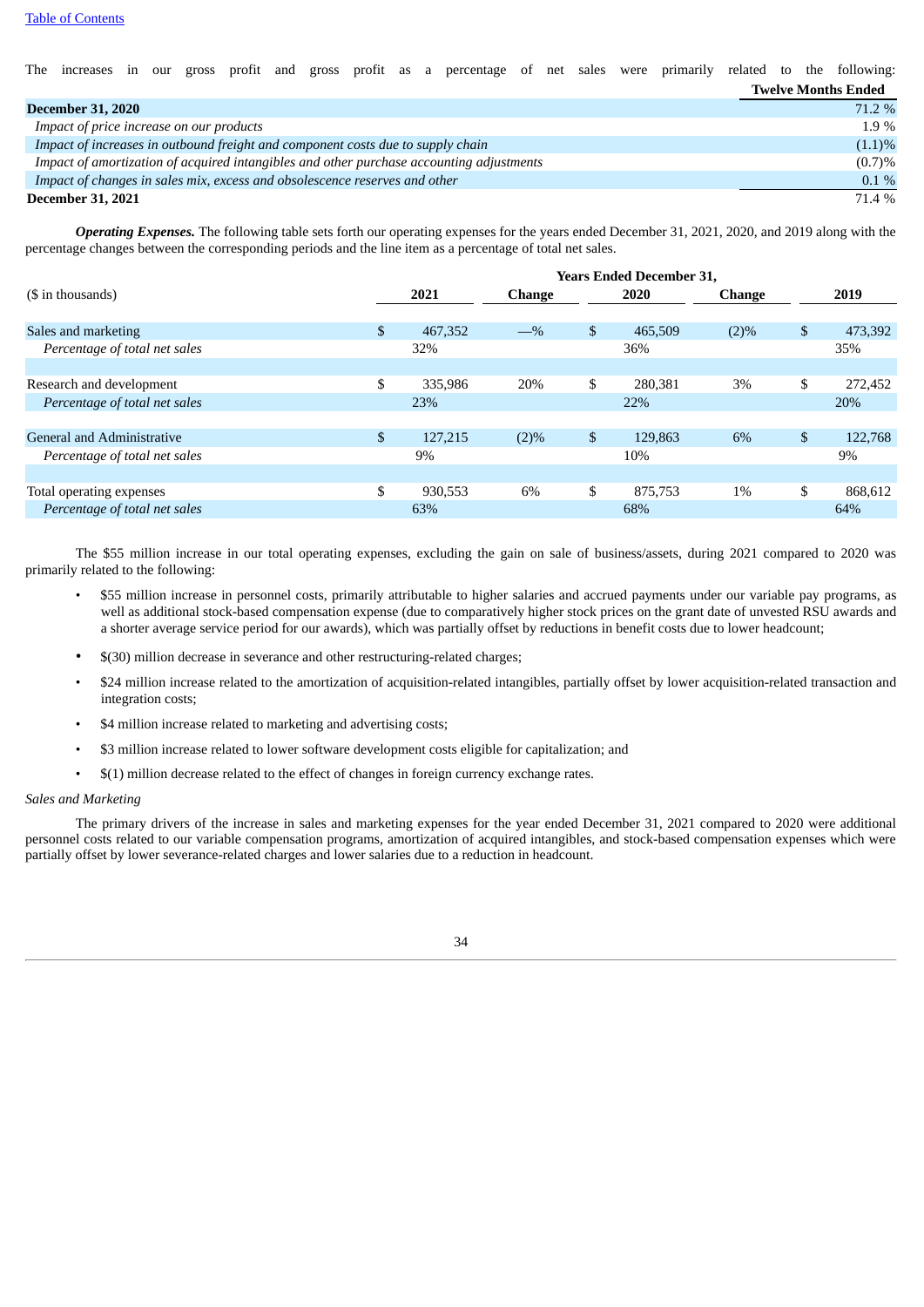The increases in our gross profit and gross profit as a percentage of net sales were primarily related to the following:

| | Twelve Months Ended |
|---|---|
| **December 31, 2020** | 71.2 % |
| *Impact of price increase on our products* | 1.9 % |
| *Impact of increases in outbound freight and component costs due to supply chain* | (1.1)% |
| *Impact of amortization of acquired intangibles and other purchase accounting adjustments* | (0.7)% |
| *Impact of changes in sales mix, excess and obsolescence reserves and other* | 0.1 % |
| **December 31, 2021** | 71.4 % |

***Operating Expenses.*** The following table sets forth our operating expenses for the years ended December 31, 2021, 2020, and 2019 along with the percentage changes between the corresponding periods and the line item as a percentage of total net sales.

| | Years Ended December 31, | | | | |
|---|---|---|---|---|---|
| ($ in thousands) | 2021 | Change | 2020 | Change | 2019 |
| Sales and marketing | $ 467,352 | —% | $ 465,509 | (2)% | $ 473,392 |
| *Percentage of total net sales* | 32% | | 36% | | 35% |
| Research and development | $ 335,986 | 20% | $ 280,381 | 3% | $ 272,452 |
| *Percentage of total net sales* | 23% | | 22% | | 20% |
| General and Administrative | $ 127,215 | (2)% | $ 129,863 | 6% | $ 122,768 |
| *Percentage of total net sales* | 9% | | 10% | | 9% |
| Total operating expenses | $ 930,553 | 6% | $ 875,753 | 1% | $ 868,612 |
| *Percentage of total net sales* | 63% | | 68% | | 64% |

The $55 million increase in our total operating expenses, excluding the gain on sale of business/assets, during 2021 compared to 2020 was primarily related to the following:

- $55 million increase in personnel costs, primarily attributable to higher salaries and accrued payments under our variable pay programs, as well as additional stock-based compensation expense (due to comparatively higher stock prices on the grant date of unvested RSU awards and a shorter average service period for our awards), which was partially offset by reductions in benefit costs due to lower headcount;
- $(30) million decrease in severance and other restructuring-related charges;
- $24 million increase related to the amortization of acquisition-related intangibles, partially offset by lower acquisition-related transaction and integration costs;
- $4 million increase related to marketing and advertising costs;
- $3 million increase related to lower software development costs eligible for capitalization; and
- $(1) million decrease related to the effect of changes in foreign currency exchange rates.

*Sales and Marketing*

The primary drivers of the increase in sales and marketing expenses for the year ended December 31, 2021 compared to 2020 were additional personnel costs related to our variable compensation programs, amortization of acquired intangibles, and stock-based compensation expenses which were partially offset by lower severance-related charges and lower salaries due to a reduction in headcount.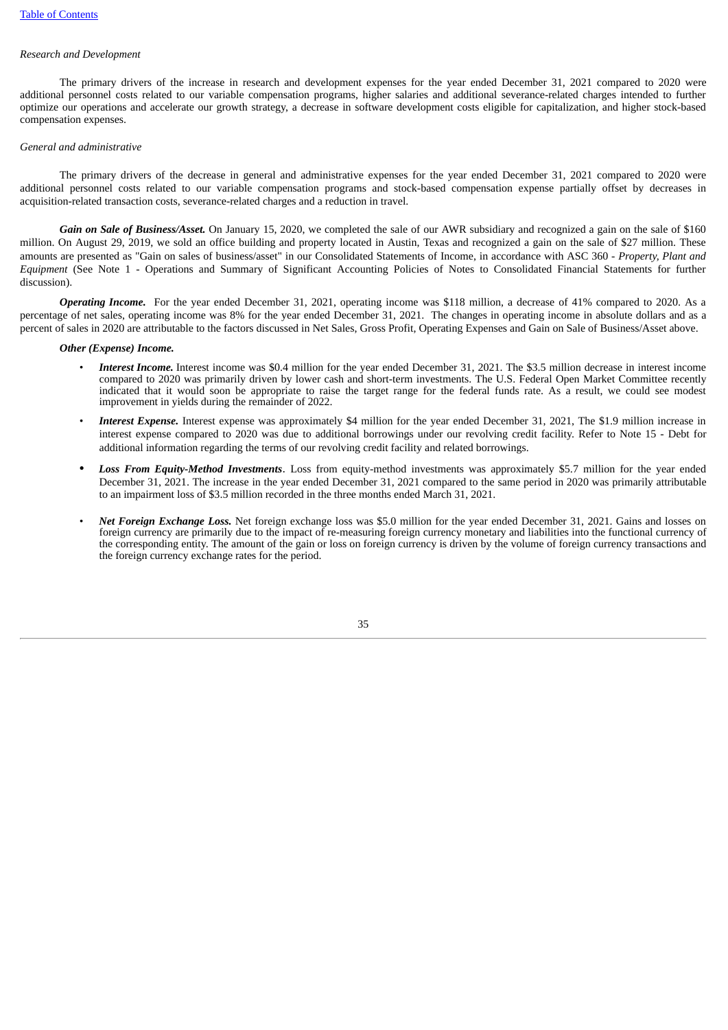*Research and Development*

The primary drivers of the increase in research and development expenses for the year ended December 31, 2021 compared to 2020 were additional personnel costs related to our variable compensation programs, higher salaries and additional severance-related charges intended to further optimize our operations and accelerate our growth strategy, a decrease in software development costs eligible for capitalization, and higher stock-based compensation expenses.

*General and administrative*

The primary drivers of the decrease in general and administrative expenses for the year ended December 31, 2021 compared to 2020 were additional personnel costs related to our variable compensation programs and stock-based compensation expense partially offset by decreases in acquisition-related transaction costs, severance-related charges and a reduction in travel.

***Gain on Sale of Business/Asset.*** On January 15, 2020, we completed the sale of our AWR subsidiary and recognized a gain on the sale of $160 million. On August 29, 2019, we sold an office building and property located in Austin, Texas and recognized a gain on the sale of $27 million. These amounts are presented as "Gain on sales of business/asset" in our Consolidated Statements of Income, in accordance with ASC 360 - *Property, Plant and Equipment* (See Note 1 - Operations and Summary of Significant Accounting Policies of Notes to Consolidated Financial Statements for further discussion).

***Operating Income.*** For the year ended December 31, 2021, operating income was $118 million, a decrease of 41% compared to 2020. As a percentage of net sales, operating income was 8% for the year ended December 31, 2021. The changes in operating income in absolute dollars and as a percent of sales in 2020 are attributable to the factors discussed in Net Sales, Gross Profit, Operating Expenses and Gain on Sale of Business/Asset above.

***Other (Expense) Income.***

- ***Interest Income.*** Interest income was $0.4 million for the year ended December 31, 2021. The $3.5 million decrease in interest income compared to 2020 was primarily driven by lower cash and short-term investments. The U.S. Federal Open Market Committee recently indicated that it would soon be appropriate to raise the target range for the federal funds rate. As a result, we could see modest improvement in yields during the remainder of 2022.
- ***Interest Expense.*** Interest expense was approximately $4 million for the year ended December 31, 2021, The $1.9 million increase in interest expense compared to 2020 was due to additional borrowings under our revolving credit facility. Refer to Note 15 - Debt for additional information regarding the terms of our revolving credit facility and related borrowings.
- ***Loss From Equity-Method Investments***. Loss from equity-method investments was approximately $5.7 million for the year ended December 31, 2021. The increase in the year ended December 31, 2021 compared to the same period in 2020 was primarily attributable to an impairment loss of $3.5 million recorded in the three months ended March 31, 2021.
- ***Net Foreign Exchange Loss.*** Net foreign exchange loss was $5.0 million for the year ended December 31, 2021. Gains and losses on foreign currency are primarily due to the impact of re-measuring foreign currency monetary and liabilities into the functional currency of the corresponding entity. The amount of the gain or loss on foreign currency is driven by the volume of foreign currency transactions and the foreign currency exchange rates for the period.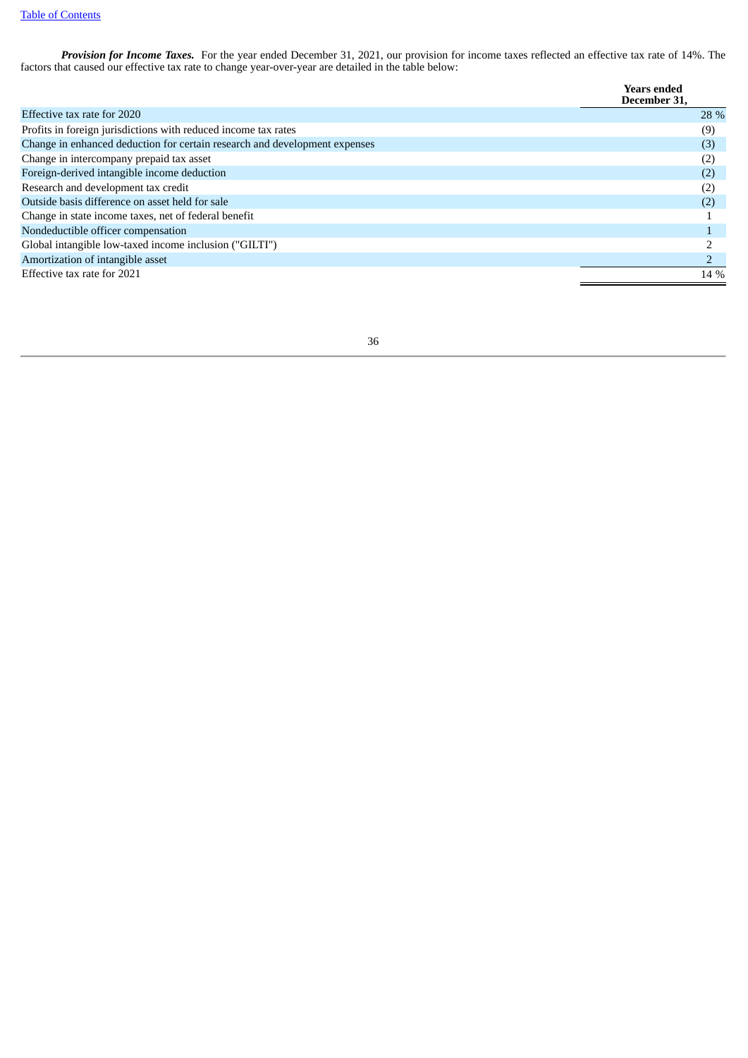***Provision for Income Taxes.*** For the year ended December 31, 2021, our provision for income taxes reflected an effective tax rate of 14%. The factors that caused our effective tax rate to change year-over-year are detailed in the table below:

| | Years ended December 31, |
|---|---|
| Effective tax rate for 2020 | 28 % |
| Profits in foreign jurisdictions with reduced income tax rates | (9) |
| Change in enhanced deduction for certain research and development expenses | (3) |
| Change in intercompany prepaid tax asset | (2) |
| Foreign-derived intangible income deduction | (2) |
| Research and development tax credit | (2) |
| Outside basis difference on asset held for sale | (2) |
| Change in state income taxes, net of federal benefit | 1 |
| Nondeductible officer compensation | 1 |
| Global intangible low-taxed income inclusion ("GILTI") | 2 |
| Amortization of intangible asset | 2 |
| Effective tax rate for 2021 | 14 % |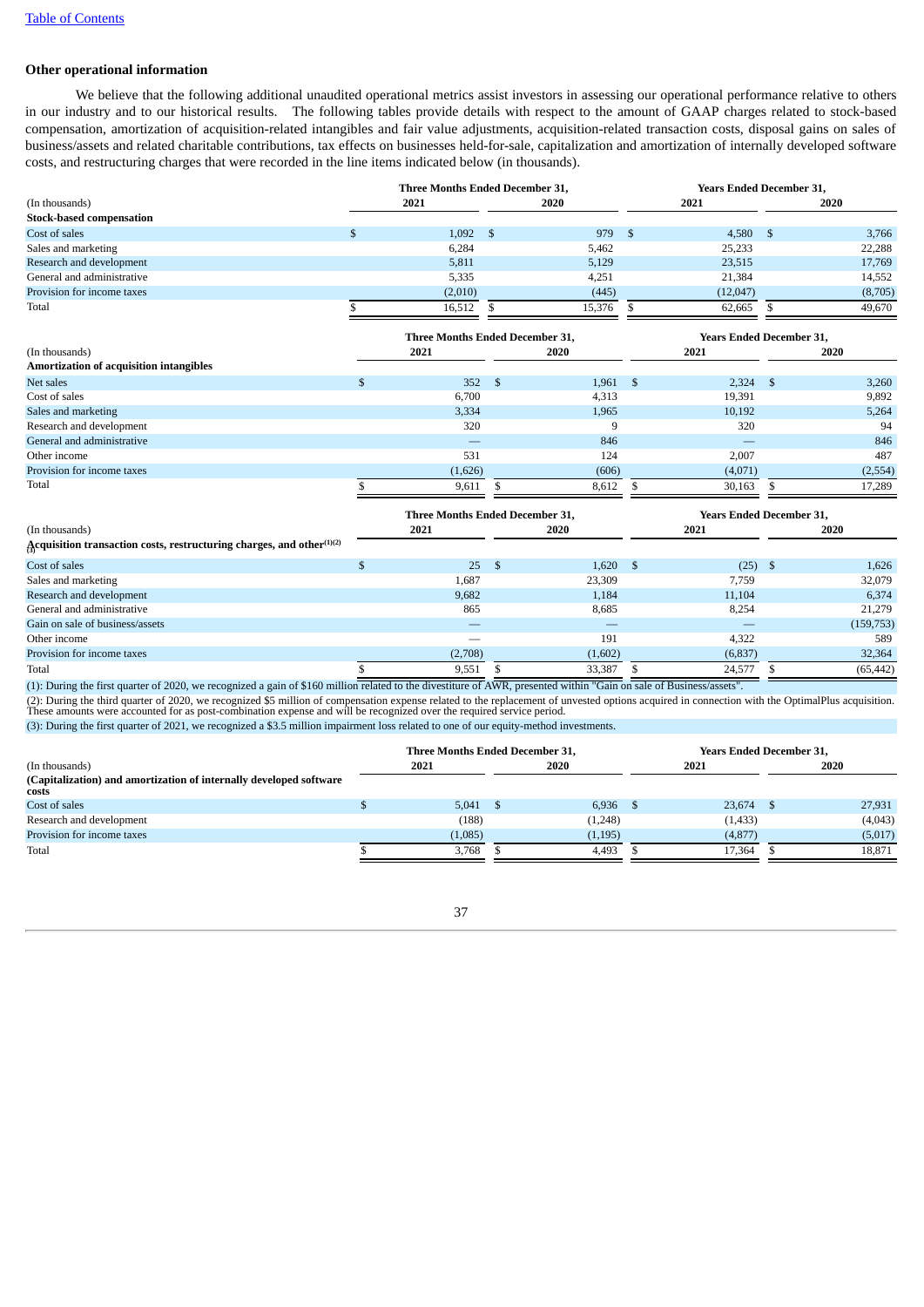## Other operational information

We believe that the following additional unaudited operational metrics assist investors in assessing our operational performance relative to others in our industry and to our historical results. The following tables provide details with respect to the amount of GAAP charges related to stock-based compensation, amortization of acquisition-related intangibles and fair value adjustments, acquisition-related transaction costs, disposal gains on sales of business/assets and related charitable contributions, tax effects on businesses held-for-sale, capitalization and amortization of internally developed software costs, and restructuring charges that were recorded in the line items indicated below (in thousands).

| (In thousands) | Three Months Ended December 31, 2021 | Three Months Ended December 31, 2020 | Years Ended December 31, 2021 | Years Ended December 31, 2020 |
|---|---|---|---|---|
| **Stock-based compensation** | | | | |
| Cost of sales | $ 1,092 | $ 979 | $ 4,580 | $ 3,766 |
| Sales and marketing | 6,284 | 5,462 | 25,233 | 22,288 |
| Research and development | 5,811 | 5,129 | 23,515 | 17,769 |
| General and administrative | 5,335 | 4,251 | 21,384 | 14,552 |
| Provision for income taxes | (2,010) | (445) | (12,047) | (8,705) |
| Total | $ 16,512 | $ 15,376 | $ 62,665 | $ 49,670 |

| (In thousands) | Three Months Ended December 31, 2021 | Three Months Ended December 31, 2020 | Years Ended December 31, 2021 | Years Ended December 31, 2020 |
|---|---|---|---|---|
| **Amortization of acquisition intangibles** | | | | |
| Net sales | $ 352 | $ 1,961 | $ 2,324 | $ 3,260 |
| Cost of sales | 6,700 | 4,313 | 19,391 | 9,892 |
| Sales and marketing | 3,334 | 1,965 | 10,192 | 5,264 |
| Research and development | 320 | 9 | 320 | 94 |
| General and administrative | — | 846 | — | 846 |
| Other income | 531 | 124 | 2,007 | 487 |
| Provision for income taxes | (1,626) | (606) | (4,071) | (2,554) |
| Total | $ 9,611 | $ 8,612 | $ 30,163 | $ 17,289 |

| (In thousands) | Three Months Ended December 31, 2021 | Three Months Ended December 31, 2020 | Years Ended December 31, 2021 | Years Ended December 31, 2020 |
|---|---|---|---|---|
| **Acquisition transaction costs, restructuring charges, and other(1)(2)(3)** | | | | |
| Cost of sales | $ 25 | $ 1,620 | $ (25) | $ 1,626 |
| Sales and marketing | 1,687 | 23,309 | 7,759 | 32,079 |
| Research and development | 9,682 | 1,184 | 11,104 | 6,374 |
| General and administrative | 865 | 8,685 | 8,254 | 21,279 |
| Gain on sale of business/assets | — | — | — | (159,753) |
| Other income | — | 191 | 4,322 | 589 |
| Provision for income taxes | (2,708) | (1,602) | (6,837) | 32,364 |
| Total | $ 9,551 | $ 33,387 | $ 24,577 | $ (65,442) |

(1): During the first quarter of 2020, we recognized a gain of $160 million related to the divestiture of AWR, presented within "Gain on sale of Business/assets".

(2): During the third quarter of 2020, we recognized $5 million of compensation expense related to the replacement of unvested options acquired in connection with the OptimalPlus acquisition. These amounts were accounted for as post-combination expense and will be recognized over the required service period.

(3): During the first quarter of 2021, we recognized a $3.5 million impairment loss related to one of our equity-method investments.

| (In thousands) | Three Months Ended December 31, 2021 | Three Months Ended December 31, 2020 | Years Ended December 31, 2021 | Years Ended December 31, 2020 |
|---|---|---|---|---|
| **(Capitalization) and amortization of internally developed software costs** | | | | |
| Cost of sales | $ 5,041 | $ 6,936 | $ 23,674 | $ 27,931 |
| Research and development | (188) | (1,248) | (1,433) | (4,043) |
| Provision for income taxes | (1,085) | (1,195) | (4,877) | (5,017) |
| Total | $ 3,768 | $ 4,493 | $ 17,364 | $ 18,871 |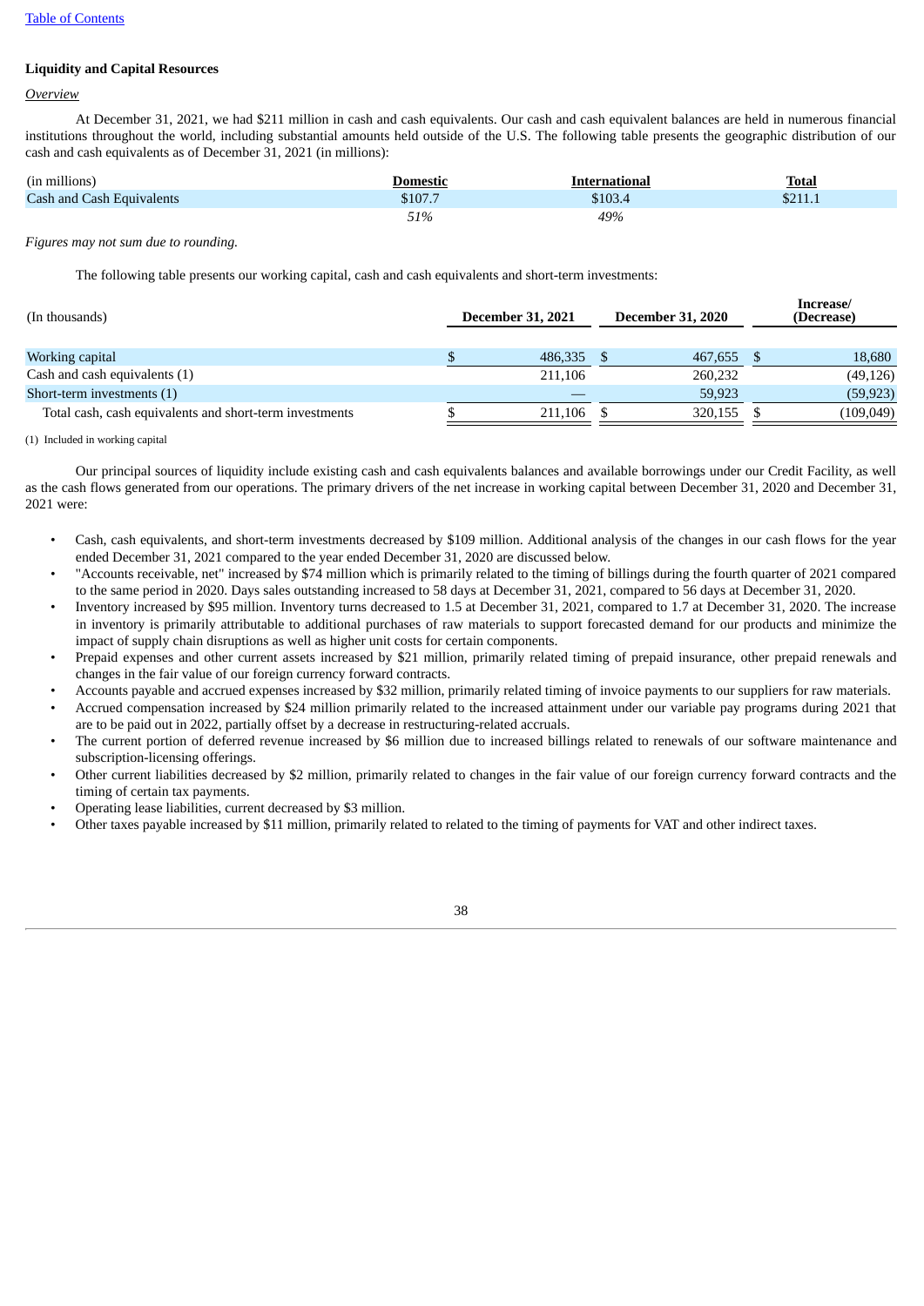[Table of Contents](#)

**Liquidity and Capital Resources**

*Overview*

At December 31, 2021, we had $211 million in cash and cash equivalents. Our cash and cash equivalent balances are held in numerous financial institutions throughout the world, including substantial amounts held outside of the U.S. The following table presents the geographic distribution of our cash and cash equivalents as of December 31, 2021 (in millions):

| (in millions) | Domestic | International | Total |
|---|---|---|---|
| Cash and Cash Equivalents | $107.7 | $103.4 | $211.1 |
| | *51%* | *49%* | |

*Figures may not sum due to rounding.*

The following table presents our working capital, cash and cash equivalents and short-term investments:

| (In thousands) | December 31, 2021 | December 31, 2020 | Increase/ (Decrease) |
|---|---|---|---|
| Working capital | $ 486,335 | $ 467,655 | $ 18,680 |
| Cash and cash equivalents (1) | 211,106 | 260,232 | (49,126) |
| Short-term investments (1) | — | 59,923 | (59,923) |
| Total cash, cash equivalents and short-term investments | $ 211,106 | $ 320,155 | $ (109,049) |

(1) Included in working capital

Our principal sources of liquidity include existing cash and cash equivalents balances and available borrowings under our Credit Facility, as well as the cash flows generated from our operations. The primary drivers of the net increase in working capital between December 31, 2020 and December 31, 2021 were:

- Cash, cash equivalents, and short-term investments decreased by $109 million. Additional analysis of the changes in our cash flows for the year ended December 31, 2021 compared to the year ended December 31, 2020 are discussed below.
- "Accounts receivable, net" increased by $74 million which is primarily related to the timing of billings during the fourth quarter of 2021 compared to the same period in 2020. Days sales outstanding increased to 58 days at December 31, 2021, compared to 56 days at December 31, 2020.
- Inventory increased by $95 million. Inventory turns decreased to 1.5 at December 31, 2021, compared to 1.7 at December 31, 2020. The increase in inventory is primarily attributable to additional purchases of raw materials to support forecasted demand for our products and minimize the impact of supply chain disruptions as well as higher unit costs for certain components.
- Prepaid expenses and other current assets increased by $21 million, primarily related timing of prepaid insurance, other prepaid renewals and changes in the fair value of our foreign currency forward contracts.
- Accounts payable and accrued expenses increased by $32 million, primarily related timing of invoice payments to our suppliers for raw materials.
- Accrued compensation increased by $24 million primarily related to the increased attainment under our variable pay programs during 2021 that are to be paid out in 2022, partially offset by a decrease in restructuring-related accruals.
- The current portion of deferred revenue increased by $6 million due to increased billings related to renewals of our software maintenance and subscription-licensing offerings.
- Other current liabilities decreased by $2 million, primarily related to changes in the fair value of our foreign currency forward contracts and the timing of certain tax payments.
- Operating lease liabilities, current decreased by $3 million.
- Other taxes payable increased by $11 million, primarily related to related to the timing of payments for VAT and other indirect taxes.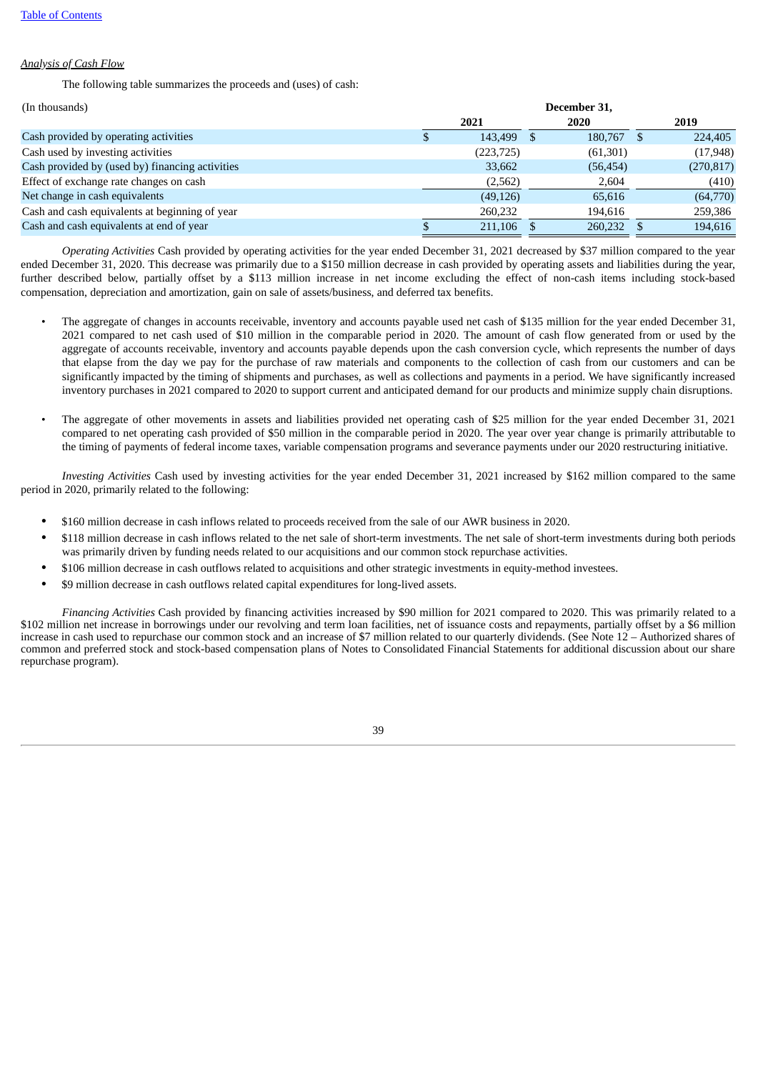*Analysis of Cash Flow*

The following table summarizes the proceeds and (uses) of cash:

| (In thousands) | December 31, | | |
|---|---|---|---|
| | 2021 | 2020 | 2019 |
| Cash provided by operating activities | $ 143,499 | $ 180,767 | $ 224,405 |
| Cash used by investing activities | (223,725) | (61,301) | (17,948) |
| Cash provided by (used by) financing activities | 33,662 | (56,454) | (270,817) |
| Effect of exchange rate changes on cash | (2,562) | 2,604 | (410) |
| Net change in cash equivalents | (49,126) | 65,616 | (64,770) |
| Cash and cash equivalents at beginning of year | 260,232 | 194,616 | 259,386 |
| Cash and cash equivalents at end of year | $ 211,106 | $ 260,232 | $ 194,616 |

*Operating Activities* Cash provided by operating activities for the year ended December 31, 2021 decreased by $37 million compared to the year ended December 31, 2020. This decrease was primarily due to a $150 million decrease in cash provided by operating assets and liabilities during the year, further described below, partially offset by a $113 million increase in net income excluding the effect of non-cash items including stock-based compensation, depreciation and amortization, gain on sale of assets/business, and deferred tax benefits.

- The aggregate of changes in accounts receivable, inventory and accounts payable used net cash of $135 million for the year ended December 31, 2021 compared to net cash used of $10 million in the comparable period in 2020. The amount of cash flow generated from or used by the aggregate of accounts receivable, inventory and accounts payable depends upon the cash conversion cycle, which represents the number of days that elapse from the day we pay for the purchase of raw materials and components to the collection of cash from our customers and can be significantly impacted by the timing of shipments and purchases, as well as collections and payments in a period. We have significantly increased inventory purchases in 2021 compared to 2020 to support current and anticipated demand for our products and minimize supply chain disruptions.

- The aggregate of other movements in assets and liabilities provided net operating cash of $25 million for the year ended December 31, 2021 compared to net operating cash provided of $50 million in the comparable period in 2020. The year over year change is primarily attributable to the timing of payments of federal income taxes, variable compensation programs and severance payments under our 2020 restructuring initiative.

*Investing Activities* Cash used by investing activities for the year ended December 31, 2021 increased by $162 million compared to the same period in 2020, primarily related to the following:

- $160 million decrease in cash inflows related to proceeds received from the sale of our AWR business in 2020.
- $118 million decrease in cash inflows related to the net sale of short-term investments. The net sale of short-term investments during both periods was primarily driven by funding needs related to our acquisitions and our common stock repurchase activities.
- $106 million decrease in cash outflows related to acquisitions and other strategic investments in equity-method investees.
- $9 million decrease in cash outflows related capital expenditures for long-lived assets.

*Financing Activities* Cash provided by financing activities increased by $90 million for 2021 compared to 2020. This was primarily related to a $102 million net increase in borrowings under our revolving and term loan facilities, net of issuance costs and repayments, partially offset by a $6 million increase in cash used to repurchase our common stock and an increase of $7 million related to our quarterly dividends. (See Note 12 – Authorized shares of common and preferred stock and stock-based compensation plans of Notes to Consolidated Financial Statements for additional discussion about our share repurchase program).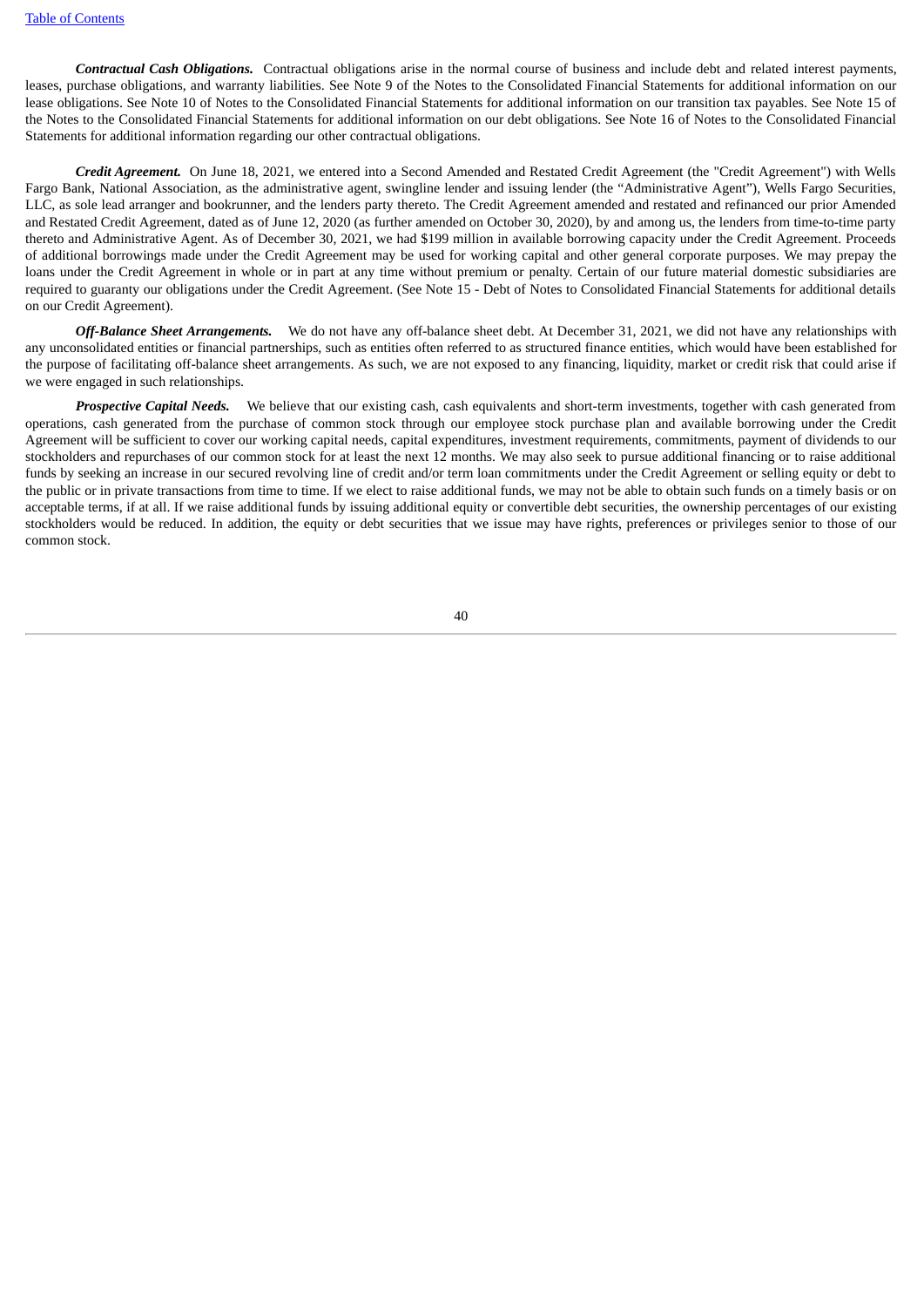***Contractual Cash Obligations.*** Contractual obligations arise in the normal course of business and include debt and related interest payments, leases, purchase obligations, and warranty liabilities. See Note 9 of the Notes to the Consolidated Financial Statements for additional information on our lease obligations. See Note 10 of Notes to the Consolidated Financial Statements for additional information on our transition tax payables. See Note 15 of the Notes to the Consolidated Financial Statements for additional information on our debt obligations. See Note 16 of Notes to the Consolidated Financial Statements for additional information regarding our other contractual obligations.

***Credit Agreement.*** On June 18, 2021, we entered into a Second Amended and Restated Credit Agreement (the "Credit Agreement") with Wells Fargo Bank, National Association, as the administrative agent, swingline lender and issuing lender (the "Administrative Agent"), Wells Fargo Securities, LLC, as sole lead arranger and bookrunner, and the lenders party thereto. The Credit Agreement amended and restated and refinanced our prior Amended and Restated Credit Agreement, dated as of June 12, 2020 (as further amended on October 30, 2020), by and among us, the lenders from time-to-time party thereto and Administrative Agent. As of December 30, 2021, we had $199 million in available borrowing capacity under the Credit Agreement. Proceeds of additional borrowings made under the Credit Agreement may be used for working capital and other general corporate purposes. We may prepay the loans under the Credit Agreement in whole or in part at any time without premium or penalty. Certain of our future material domestic subsidiaries are required to guaranty our obligations under the Credit Agreement. (See Note 15 - Debt of Notes to Consolidated Financial Statements for additional details on our Credit Agreement).

***Off-Balance Sheet Arrangements.*** We do not have any off-balance sheet debt. At December 31, 2021, we did not have any relationships with any unconsolidated entities or financial partnerships, such as entities often referred to as structured finance entities, which would have been established for the purpose of facilitating off-balance sheet arrangements. As such, we are not exposed to any financing, liquidity, market or credit risk that could arise if we were engaged in such relationships.

***Prospective Capital Needs.*** We believe that our existing cash, cash equivalents and short-term investments, together with cash generated from operations, cash generated from the purchase of common stock through our employee stock purchase plan and available borrowing under the Credit Agreement will be sufficient to cover our working capital needs, capital expenditures, investment requirements, commitments, payment of dividends to our stockholders and repurchases of our common stock for at least the next 12 months. We may also seek to pursue additional financing or to raise additional funds by seeking an increase in our secured revolving line of credit and/or term loan commitments under the Credit Agreement or selling equity or debt to the public or in private transactions from time to time. If we elect to raise additional funds, we may not be able to obtain such funds on a timely basis or on acceptable terms, if at all. If we raise additional funds by issuing additional equity or convertible debt securities, the ownership percentages of our existing stockholders would be reduced. In addition, the equity or debt securities that we issue may have rights, preferences or privileges senior to those of our common stock.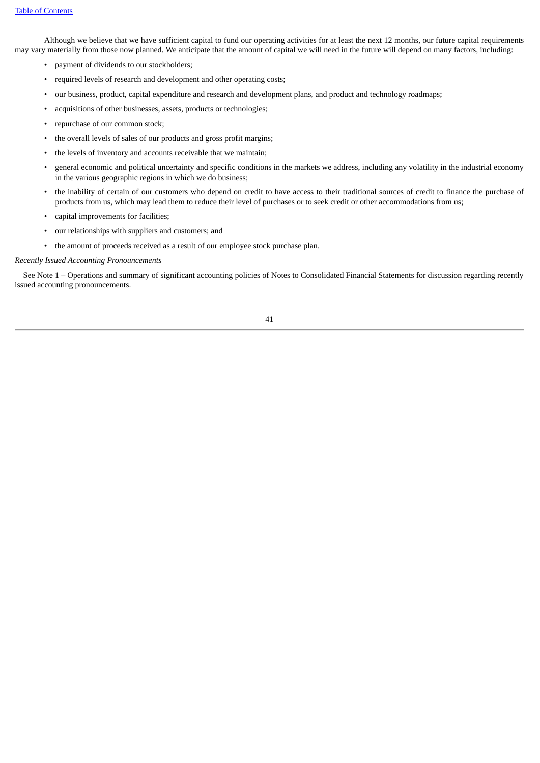Although we believe that we have sufficient capital to fund our operating activities for at least the next 12 months, our future capital requirements may vary materially from those now planned. We anticipate that the amount of capital we will need in the future will depend on many factors, including:

- payment of dividends to our stockholders;
- required levels of research and development and other operating costs;
- our business, product, capital expenditure and research and development plans, and product and technology roadmaps;
- acquisitions of other businesses, assets, products or technologies;
- repurchase of our common stock;
- the overall levels of sales of our products and gross profit margins;
- the levels of inventory and accounts receivable that we maintain;
- general economic and political uncertainty and specific conditions in the markets we address, including any volatility in the industrial economy in the various geographic regions in which we do business;
- the inability of certain of our customers who depend on credit to have access to their traditional sources of credit to finance the purchase of products from us, which may lead them to reduce their level of purchases or to seek credit or other accommodations from us;
- capital improvements for facilities;
- our relationships with suppliers and customers; and
- the amount of proceeds received as a result of our employee stock purchase plan.

*Recently Issued Accounting Pronouncements*

See Note 1 – Operations and summary of significant accounting policies of Notes to Consolidated Financial Statements for discussion regarding recently issued accounting pronouncements.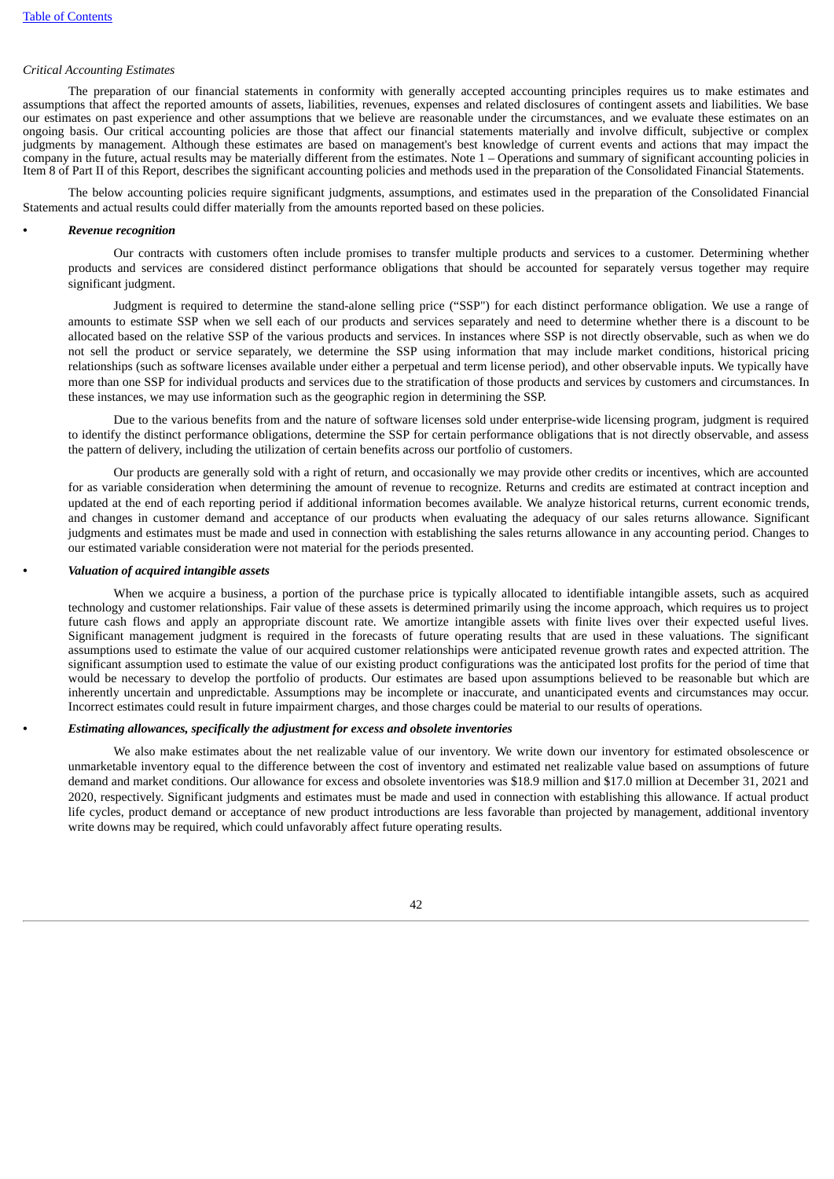*Critical Accounting Estimates*

The preparation of our financial statements in conformity with generally accepted accounting principles requires us to make estimates and assumptions that affect the reported amounts of assets, liabilities, revenues, expenses and related disclosures of contingent assets and liabilities. We base our estimates on past experience and other assumptions that we believe are reasonable under the circumstances, and we evaluate these estimates on an ongoing basis. Our critical accounting policies are those that affect our financial statements materially and involve difficult, subjective or complex judgments by management. Although these estimates are based on management's best knowledge of current events and actions that may impact the company in the future, actual results may be materially different from the estimates. Note 1 – Operations and summary of significant accounting policies in Item 8 of Part II of this Report, describes the significant accounting policies and methods used in the preparation of the Consolidated Financial Statements.

The below accounting policies require significant judgments, assumptions, and estimates used in the preparation of the Consolidated Financial Statements and actual results could differ materially from the amounts reported based on these policies.

- ***Revenue recognition***

  Our contracts with customers often include promises to transfer multiple products and services to a customer. Determining whether products and services are considered distinct performance obligations that should be accounted for separately versus together may require significant judgment.

  Judgment is required to determine the stand-alone selling price ("SSP") for each distinct performance obligation. We use a range of amounts to estimate SSP when we sell each of our products and services separately and need to determine whether there is a discount to be allocated based on the relative SSP of the various products and services. In instances where SSP is not directly observable, such as when we do not sell the product or service separately, we determine the SSP using information that may include market conditions, historical pricing relationships (such as software licenses available under either a perpetual and term license period), and other observable inputs. We typically have more than one SSP for individual products and services due to the stratification of those products and services by customers and circumstances. In these instances, we may use information such as the geographic region in determining the SSP.

  Due to the various benefits from and the nature of software licenses sold under enterprise-wide licensing program, judgment is required to identify the distinct performance obligations, determine the SSP for certain performance obligations that is not directly observable, and assess the pattern of delivery, including the utilization of certain benefits across our portfolio of customers.

  Our products are generally sold with a right of return, and occasionally we may provide other credits or incentives, which are accounted for as variable consideration when determining the amount of revenue to recognize. Returns and credits are estimated at contract inception and updated at the end of each reporting period if additional information becomes available. We analyze historical returns, current economic trends, and changes in customer demand and acceptance of our products when evaluating the adequacy of our sales returns allowance. Significant judgments and estimates must be made and used in connection with establishing the sales returns allowance in any accounting period. Changes to our estimated variable consideration were not material for the periods presented.

- ***Valuation of acquired intangible assets***

  When we acquire a business, a portion of the purchase price is typically allocated to identifiable intangible assets, such as acquired technology and customer relationships. Fair value of these assets is determined primarily using the income approach, which requires us to project future cash flows and apply an appropriate discount rate. We amortize intangible assets with finite lives over their expected useful lives. Significant management judgment is required in the forecasts of future operating results that are used in these valuations. The significant assumptions used to estimate the value of our acquired customer relationships were anticipated revenue growth rates and expected attrition. The significant assumption used to estimate the value of our existing product configurations was the anticipated lost profits for the period of time that would be necessary to develop the portfolio of products. Our estimates are based upon assumptions believed to be reasonable but which are inherently uncertain and unpredictable. Assumptions may be incomplete or inaccurate, and unanticipated events and circumstances may occur. Incorrect estimates could result in future impairment charges, and those charges could be material to our results of operations.

- ***Estimating allowances, specifically the adjustment for excess and obsolete inventories***

  We also make estimates about the net realizable value of our inventory. We write down our inventory for estimated obsolescence or unmarketable inventory equal to the difference between the cost of inventory and estimated net realizable value based on assumptions of future demand and market conditions. Our allowance for excess and obsolete inventories was $18.9 million and $17.0 million at December 31, 2021 and 2020, respectively. Significant judgments and estimates must be made and used in connection with establishing this allowance. If actual product life cycles, product demand or acceptance of new product introductions are less favorable than projected by management, additional inventory write downs may be required, which could unfavorably affect future operating results.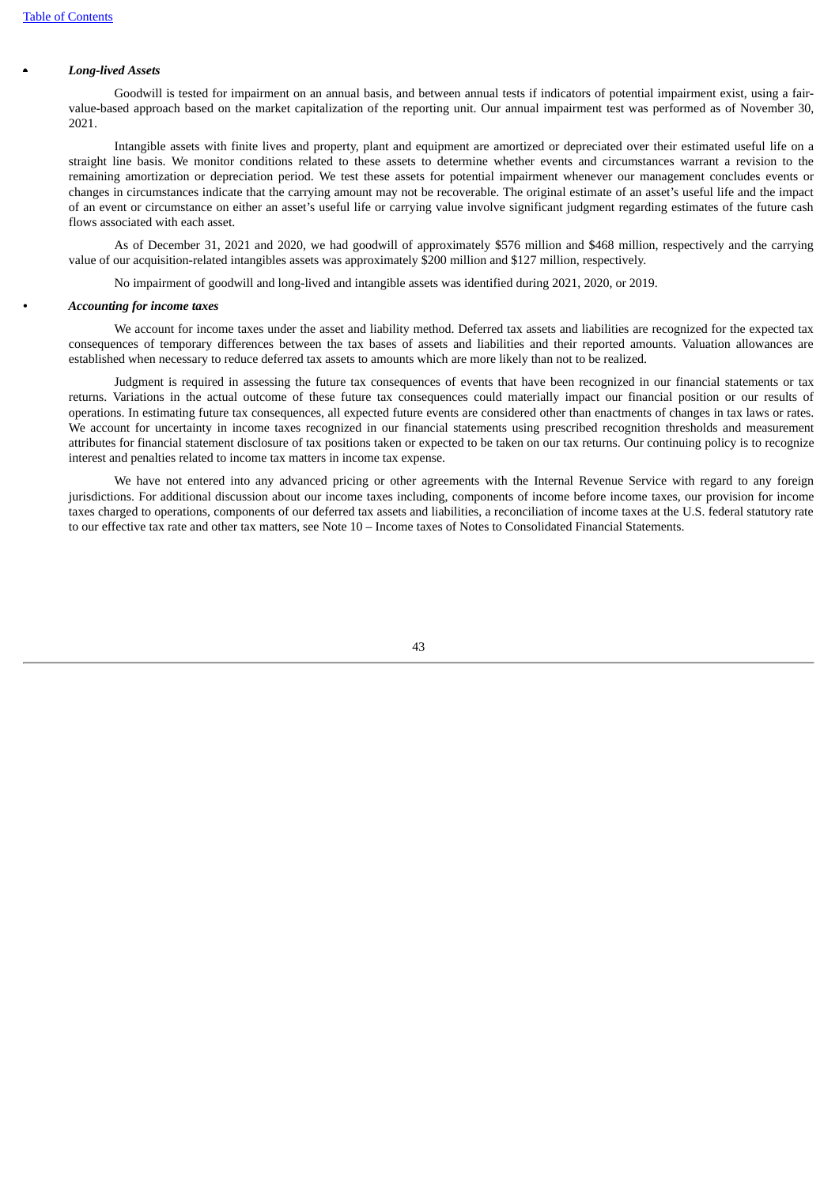- ***Long-lived Assets***

Goodwill is tested for impairment on an annual basis, and between annual tests if indicators of potential impairment exist, using a fair-value-based approach based on the market capitalization of the reporting unit. Our annual impairment test was performed as of November 30, 2021.

Intangible assets with finite lives and property, plant and equipment are amortized or depreciated over their estimated useful life on a straight line basis. We monitor conditions related to these assets to determine whether events and circumstances warrant a revision to the remaining amortization or depreciation period. We test these assets for potential impairment whenever our management concludes events or changes in circumstances indicate that the carrying amount may not be recoverable. The original estimate of an asset's useful life and the impact of an event or circumstance on either an asset's useful life or carrying value involve significant judgment regarding estimates of the future cash flows associated with each asset.

As of December 31, 2021 and 2020, we had goodwill of approximately $576 million and $468 million, respectively and the carrying value of our acquisition-related intangibles assets was approximately $200 million and $127 million, respectively.

No impairment of goodwill and long-lived and intangible assets was identified during 2021, 2020, or 2019.

- ***Accounting for income taxes***

We account for income taxes under the asset and liability method. Deferred tax assets and liabilities are recognized for the expected tax consequences of temporary differences between the tax bases of assets and liabilities and their reported amounts. Valuation allowances are established when necessary to reduce deferred tax assets to amounts which are more likely than not to be realized.

Judgment is required in assessing the future tax consequences of events that have been recognized in our financial statements or tax returns. Variations in the actual outcome of these future tax consequences could materially impact our financial position or our results of operations. In estimating future tax consequences, all expected future events are considered other than enactments of changes in tax laws or rates. We account for uncertainty in income taxes recognized in our financial statements using prescribed recognition thresholds and measurement attributes for financial statement disclosure of tax positions taken or expected to be taken on our tax returns. Our continuing policy is to recognize interest and penalties related to income tax matters in income tax expense.

We have not entered into any advanced pricing or other agreements with the Internal Revenue Service with regard to any foreign jurisdictions. For additional discussion about our income taxes including, components of income before income taxes, our provision for income taxes charged to operations, components of our deferred tax assets and liabilities, a reconciliation of income taxes at the U.S. federal statutory rate to our effective tax rate and other tax matters, see Note 10 – Income taxes of Notes to Consolidated Financial Statements.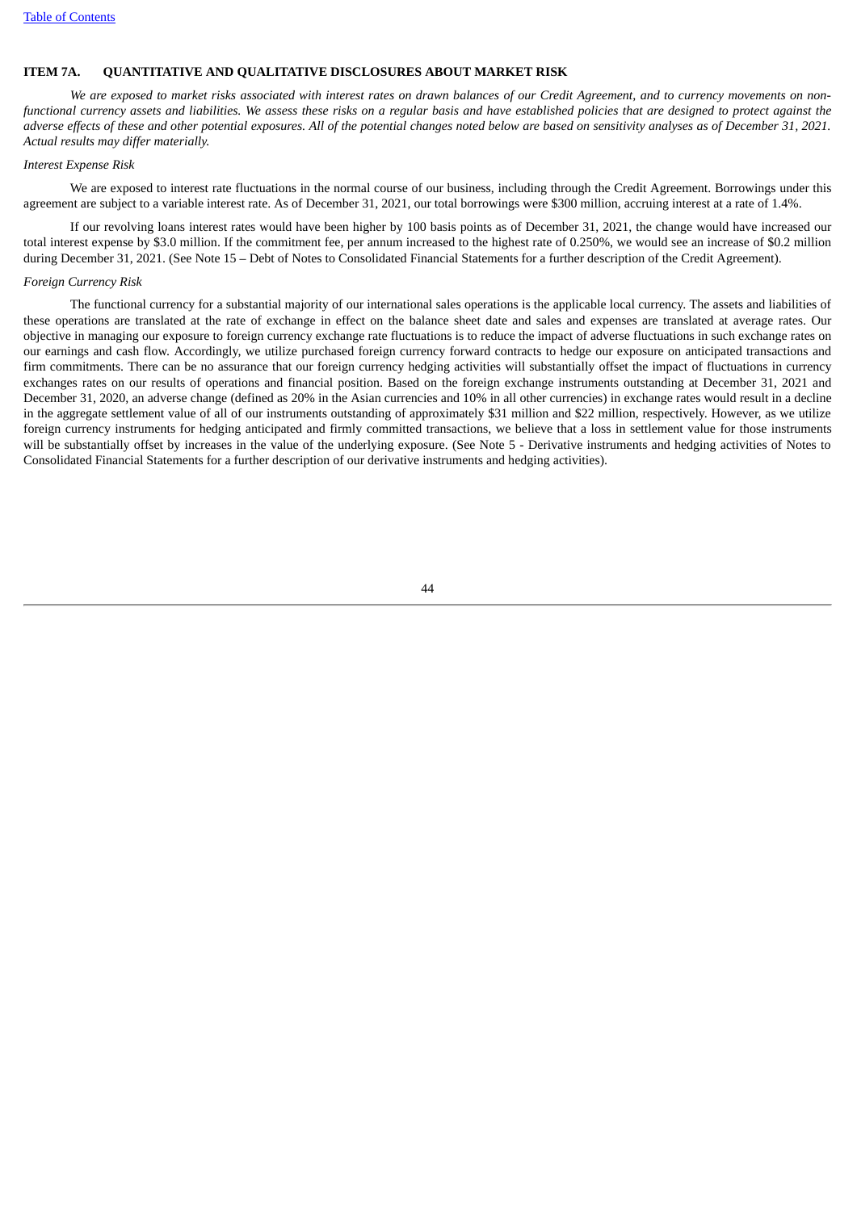## ITEM 7A. QUANTITATIVE AND QUALITATIVE DISCLOSURES ABOUT MARKET RISK

*We are exposed to market risks associated with interest rates on drawn balances of our Credit Agreement, and to currency movements on non-functional currency assets and liabilities. We assess these risks on a regular basis and have established policies that are designed to protect against the adverse effects of these and other potential exposures. All of the potential changes noted below are based on sensitivity analyses as of December 31, 2021. Actual results may differ materially.*

*Interest Expense Risk*

We are exposed to interest rate fluctuations in the normal course of our business, including through the Credit Agreement. Borrowings under this agreement are subject to a variable interest rate. As of December 31, 2021, our total borrowings were $300 million, accruing interest at a rate of 1.4%.

If our revolving loans interest rates would have been higher by 100 basis points as of December 31, 2021, the change would have increased our total interest expense by $3.0 million. If the commitment fee, per annum increased to the highest rate of 0.250%, we would see an increase of $0.2 million during December 31, 2021. (See Note 15 – Debt of Notes to Consolidated Financial Statements for a further description of the Credit Agreement).

*Foreign Currency Risk*

The functional currency for a substantial majority of our international sales operations is the applicable local currency. The assets and liabilities of these operations are translated at the rate of exchange in effect on the balance sheet date and sales and expenses are translated at average rates. Our objective in managing our exposure to foreign currency exchange rate fluctuations is to reduce the impact of adverse fluctuations in such exchange rates on our earnings and cash flow. Accordingly, we utilize purchased foreign currency forward contracts to hedge our exposure on anticipated transactions and firm commitments. There can be no assurance that our foreign currency hedging activities will substantially offset the impact of fluctuations in currency exchanges rates on our results of operations and financial position. Based on the foreign exchange instruments outstanding at December 31, 2021 and December 31, 2020, an adverse change (defined as 20% in the Asian currencies and 10% in all other currencies) in exchange rates would result in a decline in the aggregate settlement value of all of our instruments outstanding of approximately $31 million and $22 million, respectively. However, as we utilize foreign currency instruments for hedging anticipated and firmly committed transactions, we believe that a loss in settlement value for those instruments will be substantially offset by increases in the value of the underlying exposure. (See Note 5 - Derivative instruments and hedging activities of Notes to Consolidated Financial Statements for a further description of our derivative instruments and hedging activities).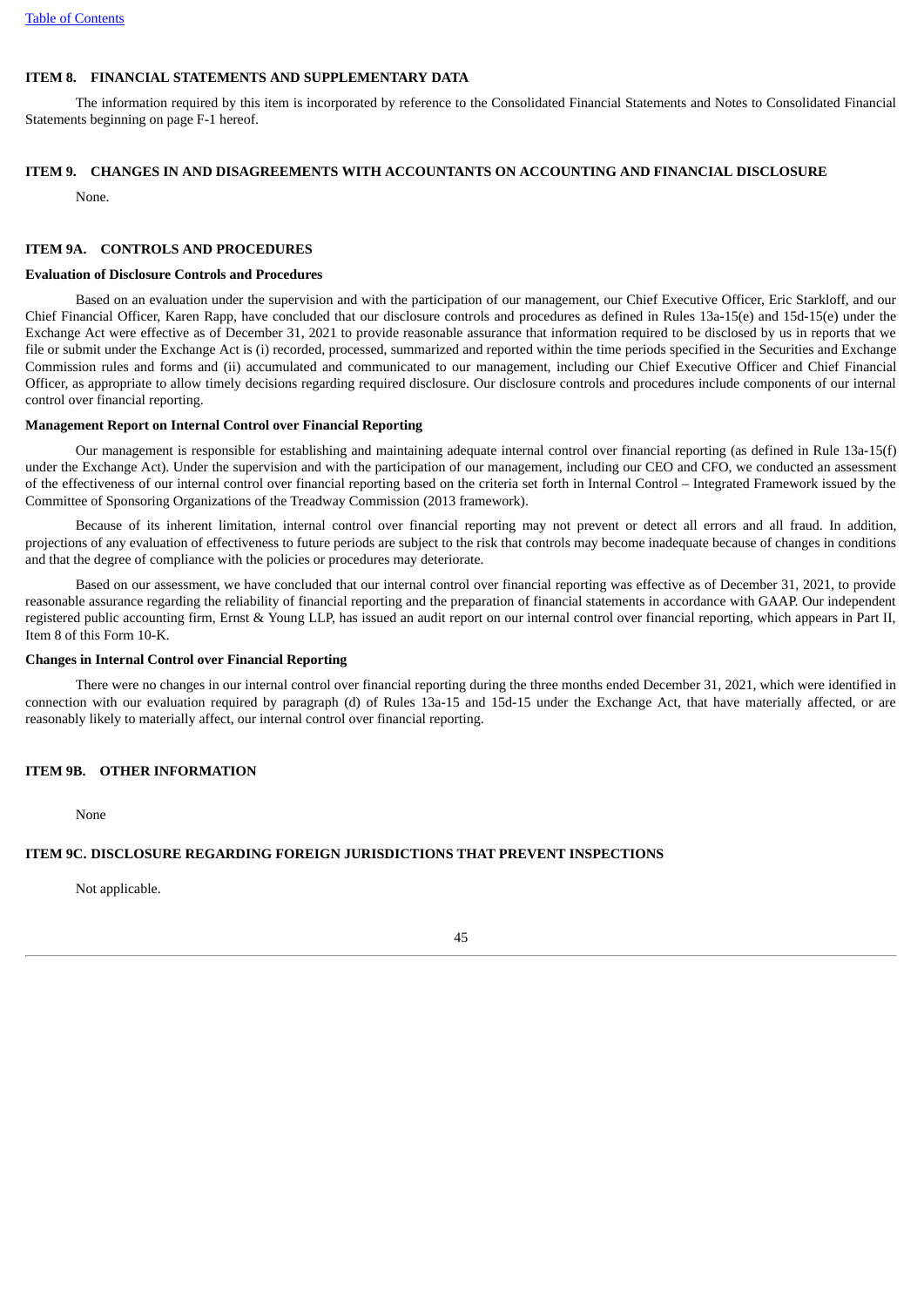## ITEM 8. FINANCIAL STATEMENTS AND SUPPLEMENTARY DATA

The information required by this item is incorporated by reference to the Consolidated Financial Statements and Notes to Consolidated Financial Statements beginning on page F-1 hereof.

## ITEM 9. CHANGES IN AND DISAGREEMENTS WITH ACCOUNTANTS ON ACCOUNTING AND FINANCIAL DISCLOSURE

None.

## ITEM 9A. CONTROLS AND PROCEDURES

**Evaluation of Disclosure Controls and Procedures**

Based on an evaluation under the supervision and with the participation of our management, our Chief Executive Officer, Eric Starkloff, and our Chief Financial Officer, Karen Rapp, have concluded that our disclosure controls and procedures as defined in Rules 13a-15(e) and 15d-15(e) under the Exchange Act were effective as of December 31, 2021 to provide reasonable assurance that information required to be disclosed by us in reports that we file or submit under the Exchange Act is (i) recorded, processed, summarized and reported within the time periods specified in the Securities and Exchange Commission rules and forms and (ii) accumulated and communicated to our management, including our Chief Executive Officer and Chief Financial Officer, as appropriate to allow timely decisions regarding required disclosure. Our disclosure controls and procedures include components of our internal control over financial reporting.

**Management Report on Internal Control over Financial Reporting**

Our management is responsible for establishing and maintaining adequate internal control over financial reporting (as defined in Rule 13a-15(f) under the Exchange Act). Under the supervision and with the participation of our management, including our CEO and CFO, we conducted an assessment of the effectiveness of our internal control over financial reporting based on the criteria set forth in Internal Control – Integrated Framework issued by the Committee of Sponsoring Organizations of the Treadway Commission (2013 framework).

Because of its inherent limitation, internal control over financial reporting may not prevent or detect all errors and all fraud. In addition, projections of any evaluation of effectiveness to future periods are subject to the risk that controls may become inadequate because of changes in conditions and that the degree of compliance with the policies or procedures may deteriorate.

Based on our assessment, we have concluded that our internal control over financial reporting was effective as of December 31, 2021, to provide reasonable assurance regarding the reliability of financial reporting and the preparation of financial statements in accordance with GAAP. Our independent registered public accounting firm, Ernst & Young LLP, has issued an audit report on our internal control over financial reporting, which appears in Part II, Item 8 of this Form 10-K.

**Changes in Internal Control over Financial Reporting**

There were no changes in our internal control over financial reporting during the three months ended December 31, 2021, which were identified in connection with our evaluation required by paragraph (d) of Rules 13a-15 and 15d-15 under the Exchange Act, that have materially affected, or are reasonably likely to materially affect, our internal control over financial reporting.

## ITEM 9B. OTHER INFORMATION

None

## ITEM 9C. DISCLOSURE REGARDING FOREIGN JURISDICTIONS THAT PREVENT INSPECTIONS

Not applicable.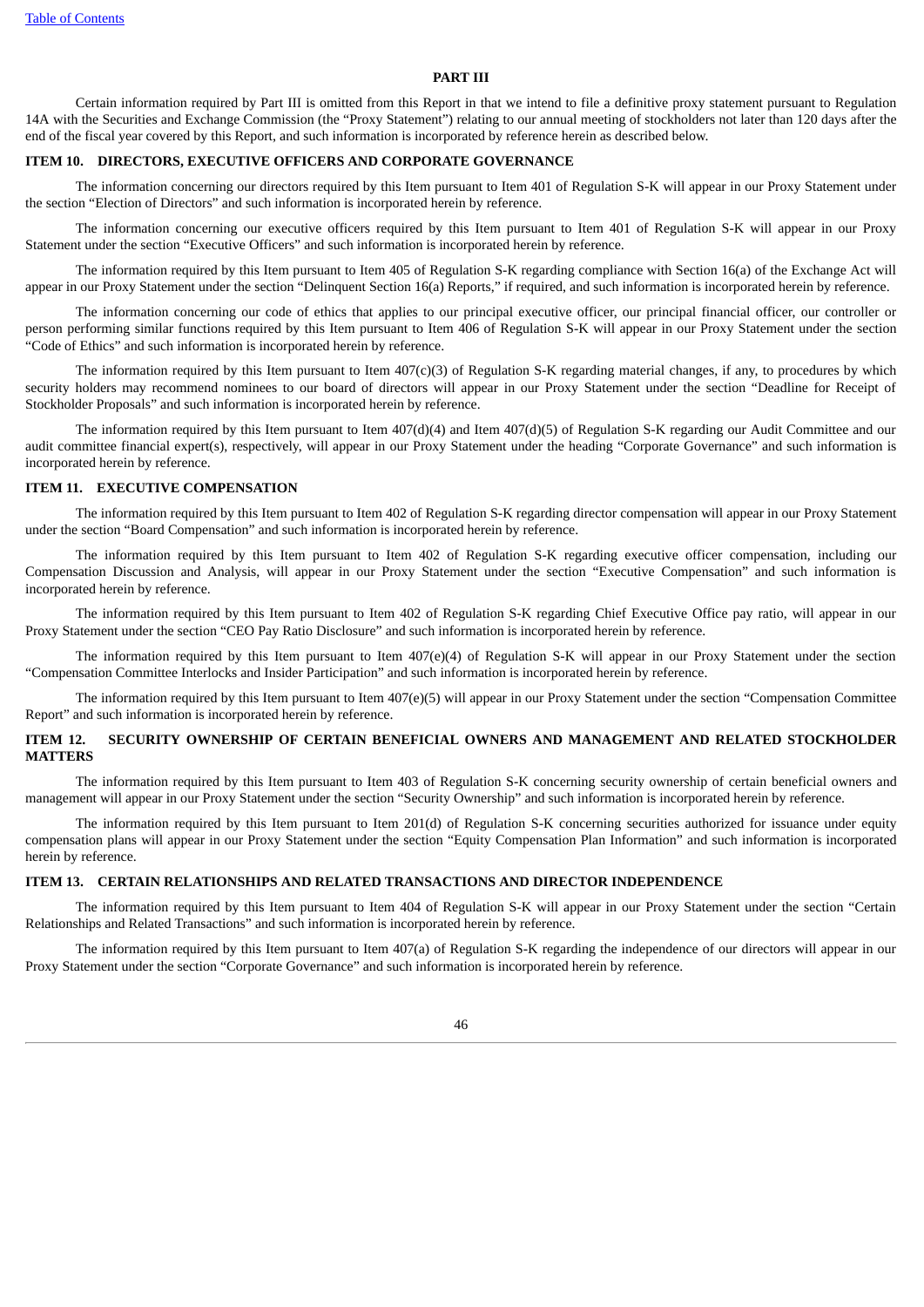## PART III

Certain information required by Part III is omitted from this Report in that we intend to file a definitive proxy statement pursuant to Regulation 14A with the Securities and Exchange Commission (the "Proxy Statement") relating to our annual meeting of stockholders not later than 120 days after the end of the fiscal year covered by this Report, and such information is incorporated by reference herein as described below.

### ITEM 10. DIRECTORS, EXECUTIVE OFFICERS AND CORPORATE GOVERNANCE

The information concerning our directors required by this Item pursuant to Item 401 of Regulation S-K will appear in our Proxy Statement under the section "Election of Directors" and such information is incorporated herein by reference.

The information concerning our executive officers required by this Item pursuant to Item 401 of Regulation S-K will appear in our Proxy Statement under the section "Executive Officers" and such information is incorporated herein by reference.

The information required by this Item pursuant to Item 405 of Regulation S-K regarding compliance with Section 16(a) of the Exchange Act will appear in our Proxy Statement under the section "Delinquent Section 16(a) Reports," if required, and such information is incorporated herein by reference.

The information concerning our code of ethics that applies to our principal executive officer, our principal financial officer, our controller or person performing similar functions required by this Item pursuant to Item 406 of Regulation S-K will appear in our Proxy Statement under the section "Code of Ethics" and such information is incorporated herein by reference.

The information required by this Item pursuant to Item 407(c)(3) of Regulation S-K regarding material changes, if any, to procedures by which security holders may recommend nominees to our board of directors will appear in our Proxy Statement under the section "Deadline for Receipt of Stockholder Proposals" and such information is incorporated herein by reference.

The information required by this Item pursuant to Item 407(d)(4) and Item 407(d)(5) of Regulation S-K regarding our Audit Committee and our audit committee financial expert(s), respectively, will appear in our Proxy Statement under the heading "Corporate Governance" and such information is incorporated herein by reference.

### ITEM 11. EXECUTIVE COMPENSATION

The information required by this Item pursuant to Item 402 of Regulation S-K regarding director compensation will appear in our Proxy Statement under the section "Board Compensation" and such information is incorporated herein by reference.

The information required by this Item pursuant to Item 402 of Regulation S-K regarding executive officer compensation, including our Compensation Discussion and Analysis, will appear in our Proxy Statement under the section "Executive Compensation" and such information is incorporated herein by reference.

The information required by this Item pursuant to Item 402 of Regulation S-K regarding Chief Executive Office pay ratio, will appear in our Proxy Statement under the section "CEO Pay Ratio Disclosure" and such information is incorporated herein by reference.

The information required by this Item pursuant to Item 407(e)(4) of Regulation S-K will appear in our Proxy Statement under the section "Compensation Committee Interlocks and Insider Participation" and such information is incorporated herein by reference.

The information required by this Item pursuant to Item 407(e)(5) will appear in our Proxy Statement under the section "Compensation Committee Report" and such information is incorporated herein by reference.

### ITEM 12. SECURITY OWNERSHIP OF CERTAIN BENEFICIAL OWNERS AND MANAGEMENT AND RELATED STOCKHOLDER MATTERS

The information required by this Item pursuant to Item 403 of Regulation S-K concerning security ownership of certain beneficial owners and management will appear in our Proxy Statement under the section "Security Ownership" and such information is incorporated herein by reference.

The information required by this Item pursuant to Item 201(d) of Regulation S-K concerning securities authorized for issuance under equity compensation plans will appear in our Proxy Statement under the section "Equity Compensation Plan Information" and such information is incorporated herein by reference.

### ITEM 13. CERTAIN RELATIONSHIPS AND RELATED TRANSACTIONS AND DIRECTOR INDEPENDENCE

The information required by this Item pursuant to Item 404 of Regulation S-K will appear in our Proxy Statement under the section "Certain Relationships and Related Transactions" and such information is incorporated herein by reference.

The information required by this Item pursuant to Item 407(a) of Regulation S-K regarding the independence of our directors will appear in our Proxy Statement under the section "Corporate Governance" and such information is incorporated herein by reference.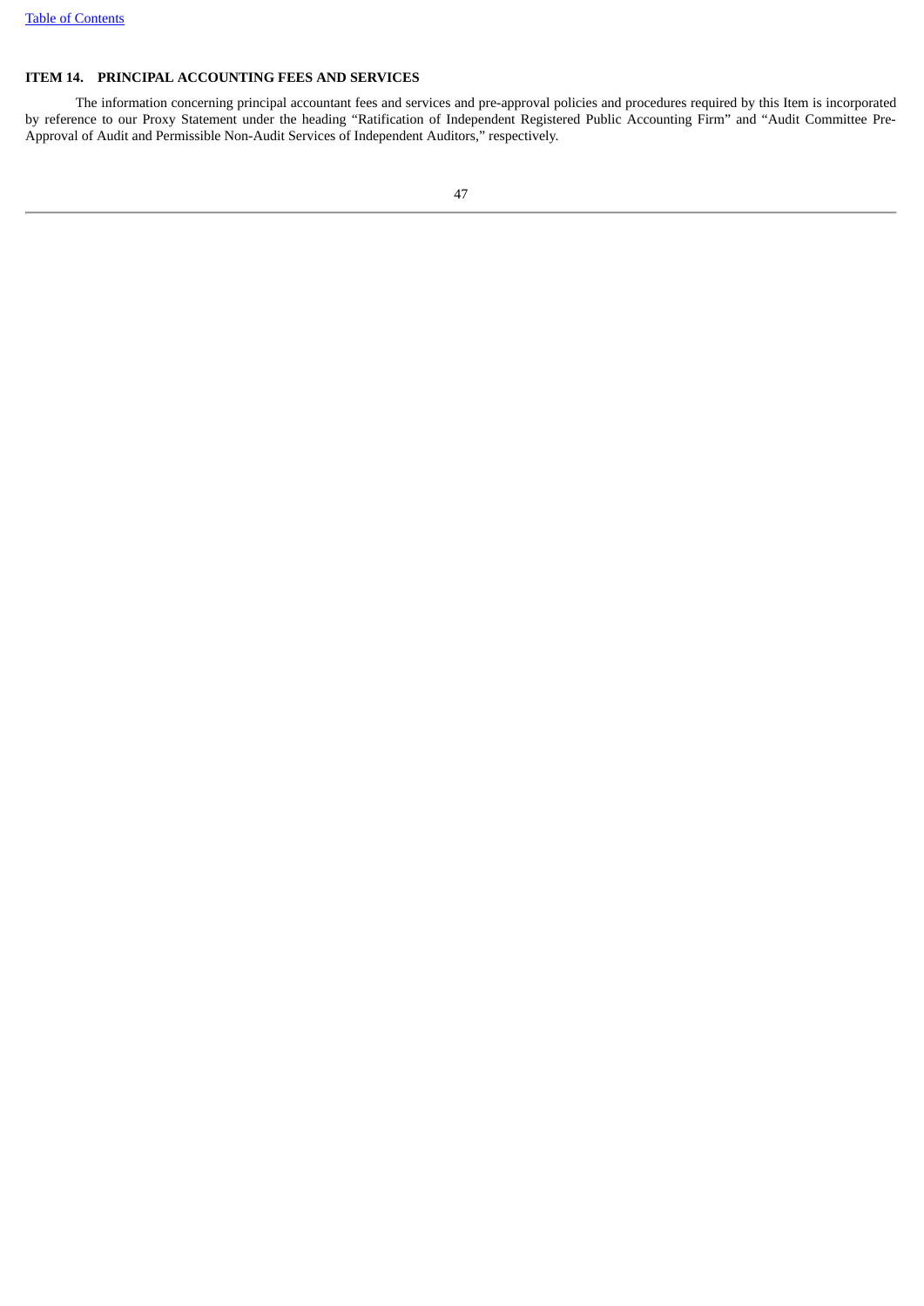### ITEM 14. PRINCIPAL ACCOUNTING FEES AND SERVICES

The information concerning principal accountant fees and services and pre-approval policies and procedures required by this Item is incorporated by reference to our Proxy Statement under the heading "Ratification of Independent Registered Public Accounting Firm" and "Audit Committee Pre-Approval of Audit and Permissible Non-Audit Services of Independent Auditors," respectively.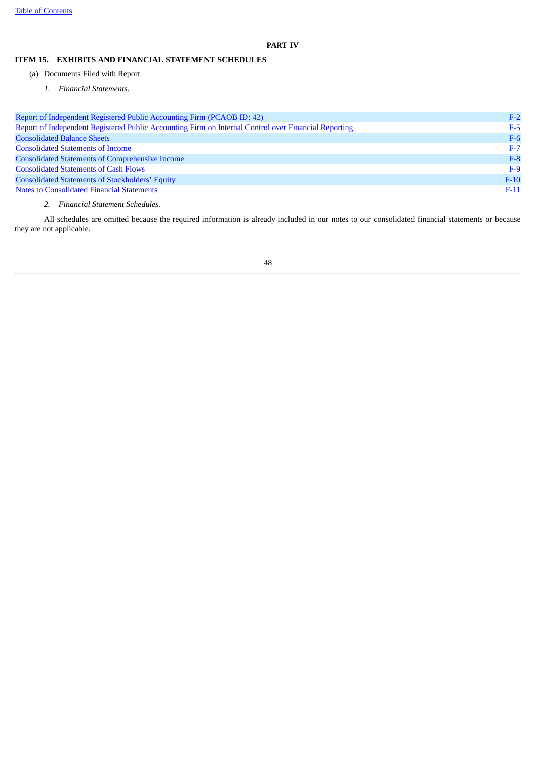**PART IV**

**ITEM 15. EXHIBITS AND FINANCIAL STATEMENT SCHEDULES**

(a) Documents Filed with Report

*1. Financial Statements*.

| | |
|---|---|
| Report of Independent Registered Public Accounting Firm (PCAOB ID: 42) | F-2 |
| Report of Independent Registered Public Accounting Firm on Internal Control over Financial Reporting | F-5 |
| Consolidated Balance Sheets | F-6 |
| Consolidated Statements of Income | F-7 |
| Consolidated Statements of Comprehensive Income | F-8 |
| Consolidated Statements of Cash Flows | F-9 |
| Consolidated Statements of Stockholders' Equity | F-10 |
| Notes to Consolidated Financial Statements | F-11 |

*2. Financial Statement Schedules.*

All schedules are omitted because the required information is already included in our notes to our consolidated financial statements or because they are not applicable.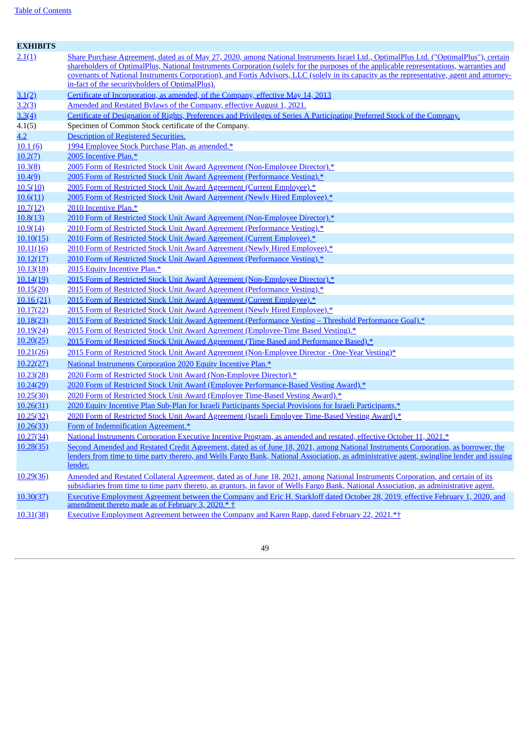| EXHIBITS | |
|---|---|
| 2.1(1) | Share Purchase Agreement, dated as of May 27, 2020, among National Instruments Israel Ltd., OptimalPlus Ltd. ("OptimalPlus"), certain shareholders of OptimalPlus, National Instruments Corporation (solely for the purposes of the applicable representations, warranties and covenants of National Instruments Corporation), and Fortis Advisors, LLC (solely in its capacity as the representative, agent and attorney-in-fact of the securityholders of OptimalPlus). |
| 3.1(2) | Certificate of Incorporation, as amended, of the Company, effective May 14, 2013 |
| 3.2(3) | Amended and Restated Bylaws of the Company, effective August 1, 2021. |
| 3.3(4) | Certificate of Designation of Rights, Preferences and Privileges of Series A Participating Preferred Stock of the Company. |
| 4.1(5) | Specimen of Common Stock certificate of the Company. |
| 4.2 | Description of Registered Securities. |
| 10.1 (6) | 1994 Employee Stock Purchase Plan, as amended.* |
| 10.2(7) | 2005 Incentive Plan.* |
| 10.3(8) | 2005 Form of Restricted Stock Unit Award Agreement (Non-Employee Director).* |
| 10.4(9) | 2005 Form of Restricted Stock Unit Award Agreement (Performance Vesting).* |
| 10.5(10) | 2005 Form of Restricted Stock Unit Award Agreement (Current Employee).* |
| 10.6(11) | 2005 Form of Restricted Stock Unit Award Agreement (Newly Hired Employee).* |
| 10.7(12) | 2010 Incentive Plan.* |
| 10.8(13) | 2010 Form of Restricted Stock Unit Award Agreement (Non-Employee Director).* |
| 10.9(14) | 2010 Form of Restricted Stock Unit Award Agreement (Performance Vesting).* |
| 10.10(15) | 2010 Form of Restricted Stock Unit Award Agreement (Current Employee).* |
| 10.11(16) | 2010 Form of Restricted Stock Unit Award Agreement (Newly Hired Employee).* |
| 10.12(17) | 2010 Form of Restricted Stock Unit Award Agreement (Performance Vesting).* |
| 10.13(18) | 2015 Equity Incentive Plan.* |
| 10.14(19) | 2015 Form of Restricted Stock Unit Award Agreement (Non-Employee Director).* |
| 10.15(20) | 2015 Form of Restricted Stock Unit Award Agreement (Performance Vesting).* |
| 10.16 (21) | 2015 Form of Restricted Stock Unit Award Agreement (Current Employee).* |
| 10.17(22) | 2015 Form of Restricted Stock Unit Award Agreement (Newly Hired Employee).* |
| 10.18(23) | 2015 Form of Restricted Stock Unit Award Agreement (Performance Vesting – Threshold Performance Goal).* |
| 10.19(24) | 2015 Form of Restricted Stock Unit Award Agreement (Employee-Time Based Vesting).* |
| 10.20(25) | 2015 Form of Restricted Stock Unit Award Agreement (Time Based and Performance Based).* |
| 10.21(26) | 2015 Form of Restricted Stock Unit Award Agreement (Non-Employee Director - One-Year Vesting)* |
| 10.22(27) | National Instruments Corporation 2020 Equity Incentive Plan.* |
| 10.23(28) | 2020 Form of Restricted Stock Unit Award (Non-Employee Director).* |
| 10.24(29) | 2020 Form of Restricted Stock Unit Award (Employee Performance-Based Vesting Award).* |
| 10.25(30) | 2020 Form of Restricted Stock Unit Award (Employee Time-Based Vesting Award).* |
| 10.26(31) | 2020 Equity Incentive Plan Sub-Plan for Israeli Participants Special Provisions for Israeli Participants.* |
| 10.25(32) | 2020 Form of Restricted Stock Unit Award Agreement (Israeli Employee Time-Based Vesting Award).* |
| 10.26(33) | Form of Indemnification Agreement.* |
| 10.27(34) | National Instruments Corporation Executive Incentive Program, as amended and restated, effective October 11, 2021.* |
| 10.28(35) | Second Amended and Restated Credit Agreement, dated as of June 18, 2021, among National Instruments Corporation, as borrower, the lenders from time to time party thereto, and Wells Fargo Bank, National Association, as administrative agent, swingline lender and issuing lender. |
| 10.29(36) | Amended and Restated Collateral Agreement, dated as of June 18, 2021, among National Instruments Corporation, and certain of its subsidiaries from time to time party thereto, as grantors, in favor of Wells Fargo Bank, National Association, as administrative agent. |
| 10.30(37) | Executive Employment Agreement between the Company and Eric H. Starkloff dated October 28, 2019, effective February 1, 2020, and amendment thereto made as of February 3, 2020.* † |
| 10.31(38) | Executive Employment Agreement between the Company and Karen Rapp, dated February 22, 2021.*† |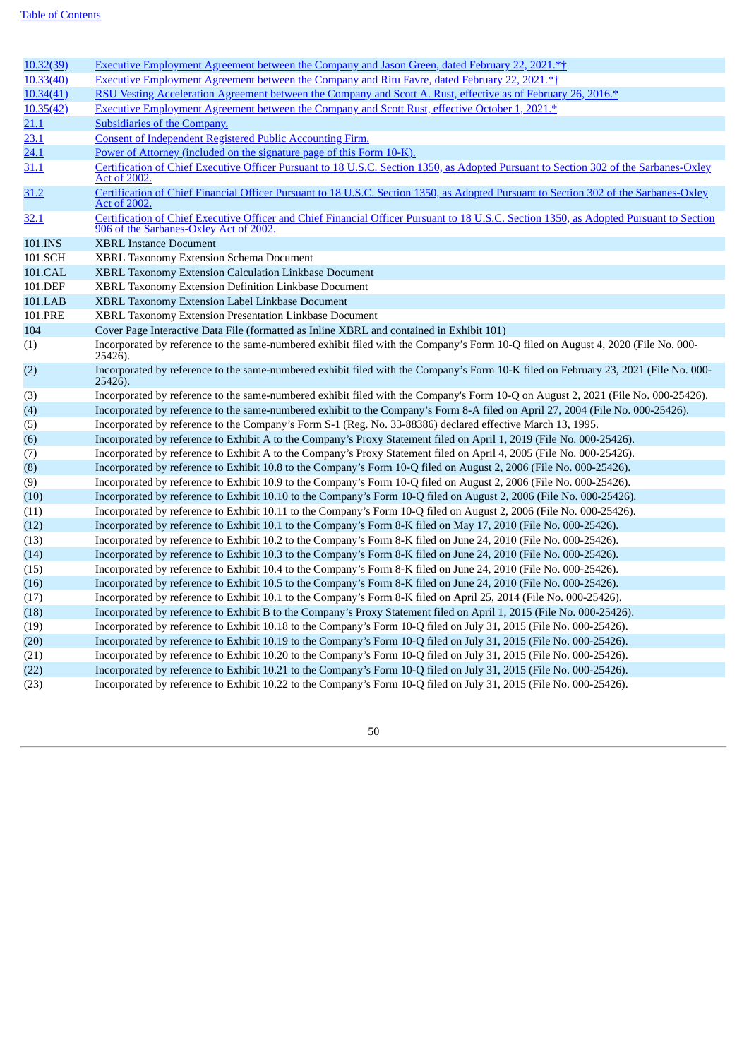[Table of Contents]

| | |
|---|---|
| 10.32(39) | Executive Employment Agreement between the Company and Jason Green, dated February 22, 2021.*† |
| 10.33(40) | Executive Employment Agreement between the Company and Ritu Favre, dated February 22, 2021.*† |
| 10.34(41) | RSU Vesting Acceleration Agreement between the Company and Scott A. Rust, effective as of February 26, 2016.* |
| 10.35(42) | Executive Employment Agreement between the Company and Scott Rust, effective October 1, 2021.* |
| 21.1 | Subsidiaries of the Company. |
| 23.1 | Consent of Independent Registered Public Accounting Firm. |
| 24.1 | Power of Attorney (included on the signature page of this Form 10-K). |
| 31.1 | Certification of Chief Executive Officer Pursuant to 18 U.S.C. Section 1350, as Adopted Pursuant to Section 302 of the Sarbanes-Oxley Act of 2002. |
| 31.2 | Certification of Chief Financial Officer Pursuant to 18 U.S.C. Section 1350, as Adopted Pursuant to Section 302 of the Sarbanes-Oxley Act of 2002. |
| 32.1 | Certification of Chief Executive Officer and Chief Financial Officer Pursuant to 18 U.S.C. Section 1350, as Adopted Pursuant to Section 906 of the Sarbanes-Oxley Act of 2002. |
| 101.INS | XBRL Instance Document |
| 101.SCH | XBRL Taxonomy Extension Schema Document |
| 101.CAL | XBRL Taxonomy Extension Calculation Linkbase Document |
| 101.DEF | XBRL Taxonomy Extension Definition Linkbase Document |
| 101.LAB | XBRL Taxonomy Extension Label Linkbase Document |
| 101.PRE | XBRL Taxonomy Extension Presentation Linkbase Document |
| 104 | Cover Page Interactive Data File (formatted as Inline XBRL and contained in Exhibit 101) |
| (1) | Incorporated by reference to the same-numbered exhibit filed with the Company's Form 10-Q filed on August 4, 2020 (File No. 000-25426). |
| (2) | Incorporated by reference to the same-numbered exhibit filed with the Company's Form 10-K filed on February 23, 2021 (File No. 000-25426). |
| (3) | Incorporated by reference to the same-numbered exhibit filed with the Company's Form 10-Q on August 2, 2021 (File No. 000-25426). |
| (4) | Incorporated by reference to the same-numbered exhibit to the Company's Form 8-A filed on April 27, 2004 (File No. 000-25426). |
| (5) | Incorporated by reference to the Company's Form S-1 (Reg. No. 33-88386) declared effective March 13, 1995. |
| (6) | Incorporated by reference to Exhibit A to the Company's Proxy Statement filed on April 1, 2019 (File No. 000-25426). |
| (7) | Incorporated by reference to Exhibit A to the Company's Proxy Statement filed on April 4, 2005 (File No. 000-25426). |
| (8) | Incorporated by reference to Exhibit 10.8 to the Company's Form 10-Q filed on August 2, 2006 (File No. 000-25426). |
| (9) | Incorporated by reference to Exhibit 10.9 to the Company's Form 10-Q filed on August 2, 2006 (File No. 000-25426). |
| (10) | Incorporated by reference to Exhibit 10.10 to the Company's Form 10-Q filed on August 2, 2006 (File No. 000-25426). |
| (11) | Incorporated by reference to Exhibit 10.11 to the Company's Form 10-Q filed on August 2, 2006 (File No. 000-25426). |
| (12) | Incorporated by reference to Exhibit 10.1 to the Company's Form 8-K filed on May 17, 2010 (File No. 000-25426). |
| (13) | Incorporated by reference to Exhibit 10.2 to the Company's Form 8-K filed on June 24, 2010 (File No. 000-25426). |
| (14) | Incorporated by reference to Exhibit 10.3 to the Company's Form 8-K filed on June 24, 2010 (File No. 000-25426). |
| (15) | Incorporated by reference to Exhibit 10.4 to the Company's Form 8-K filed on June 24, 2010 (File No. 000-25426). |
| (16) | Incorporated by reference to Exhibit 10.5 to the Company's Form 8-K filed on June 24, 2010 (File No. 000-25426). |
| (17) | Incorporated by reference to Exhibit 10.1 to the Company's Form 8-K filed on April 25, 2014 (File No. 000-25426). |
| (18) | Incorporated by reference to Exhibit B to the Company's Proxy Statement filed on April 1, 2015 (File No. 000-25426). |
| (19) | Incorporated by reference to Exhibit 10.18 to the Company's Form 10-Q filed on July 31, 2015 (File No. 000-25426). |
| (20) | Incorporated by reference to Exhibit 10.19 to the Company's Form 10-Q filed on July 31, 2015 (File No. 000-25426). |
| (21) | Incorporated by reference to Exhibit 10.20 to the Company's Form 10-Q filed on July 31, 2015 (File No. 000-25426). |
| (22) | Incorporated by reference to Exhibit 10.21 to the Company's Form 10-Q filed on July 31, 2015 (File No. 000-25426). |
| (23) | Incorporated by reference to Exhibit 10.22 to the Company's Form 10-Q filed on July 31, 2015 (File No. 000-25426). |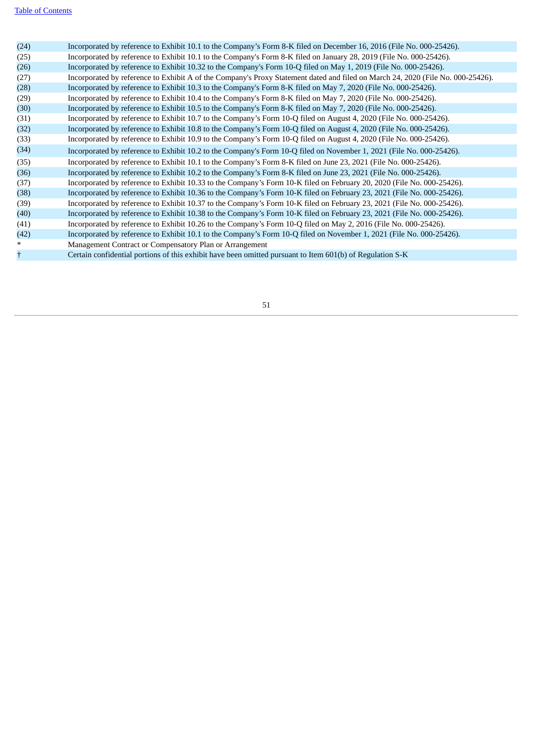| | |
|---|---|
| (24) | Incorporated by reference to Exhibit 10.1 to the Company’s Form 8-K filed on December 16, 2016 (File No. 000-25426). |
| (25) | Incorporated by reference to Exhibit 10.1 to the Company's Form 8-K filed on January 28, 2019 (File No. 000-25426). |
| (26) | Incorporated by reference to Exhibit 10.32 to the Company's Form 10-Q filed on May 1, 2019 (File No. 000-25426). |
| (27) | Incorporated by reference to Exhibit A of the Company's Proxy Statement dated and filed on March 24, 2020 (File No. 000-25426). |
| (28) | Incorporated by reference to Exhibit 10.3 to the Company's Form 8-K filed on May 7, 2020 (File No. 000-25426). |
| (29) | Incorporated by reference to Exhibit 10.4 to the Company's Form 8-K filed on May 7, 2020 (File No. 000-25426). |
| (30) | Incorporated by reference to Exhibit 10.5 to the Company's Form 8-K filed on May 7, 2020 (File No. 000-25426). |
| (31) | Incorporated by reference to Exhibit 10.7 to the Company’s Form 10-Q filed on August 4, 2020 (File No. 000-25426). |
| (32) | Incorporated by reference to Exhibit 10.8 to the Company’s Form 10-Q filed on August 4, 2020 (File No. 000-25426). |
| (33) | Incorporated by reference to Exhibit 10.9 to the Company’s Form 10-Q filed on August 4, 2020 (File No. 000-25426). |
| (34) | Incorporated by reference to Exhibit 10.2 to the Company's Form 10-Q filed on November 1, 2021 (File No. 000-25426). |
| (35) | Incorporated by reference to Exhibit 10.1 to the Company’s Form 8-K filed on June 23, 2021 (File No. 000-25426). |
| (36) | Incorporated by reference to Exhibit 10.2 to the Company’s Form 8-K filed on June 23, 2021 (File No. 000-25426). |
| (37) | Incorporated by reference to Exhibit 10.33 to the Company’s Form 10-K filed on February 20, 2020 (File No. 000-25426). |
| (38) | Incorporated by reference to Exhibit 10.36 to the Company’s Form 10-K filed on February 23, 2021 (File No. 000-25426). |
| (39) | Incorporated by reference to Exhibit 10.37 to the Company’s Form 10-K filed on February 23, 2021 (File No. 000-25426). |
| (40) | Incorporated by reference to Exhibit 10.38 to the Company’s Form 10-K filed on February 23, 2021 (File No. 000-25426). |
| (41) | Incorporated by reference to Exhibit 10.26 to the Company’s Form 10-Q filed on May 2, 2016 (File No. 000-25426). |
| (42) | Incorporated by reference to Exhibit 10.1 to the Company’s Form 10-Q filed on November 1, 2021 (File No. 000-25426). |
| * | Management Contract or Compensatory Plan or Arrangement |
| † | Certain confidential portions of this exhibit have been omitted pursuant to Item 601(b) of Regulation S-K |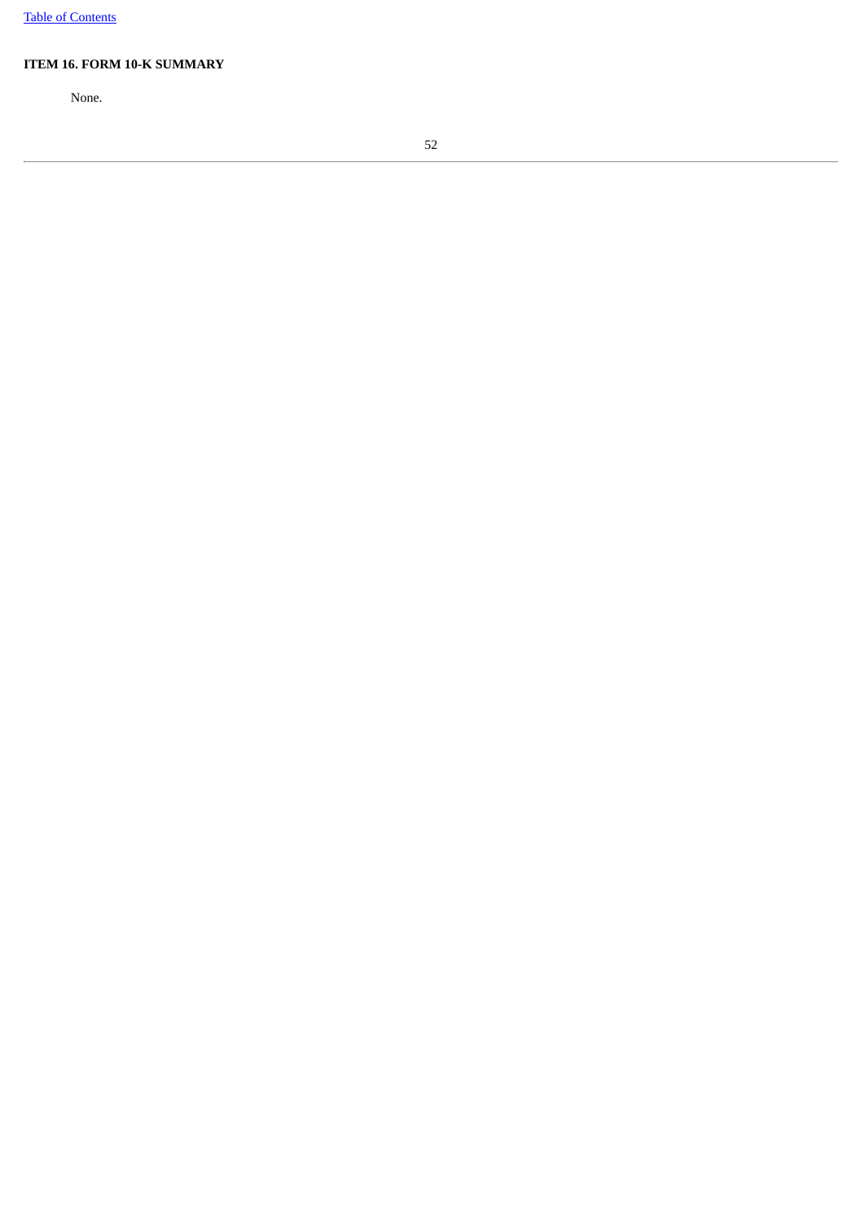**ITEM 16. FORM 10-K SUMMARY**

None.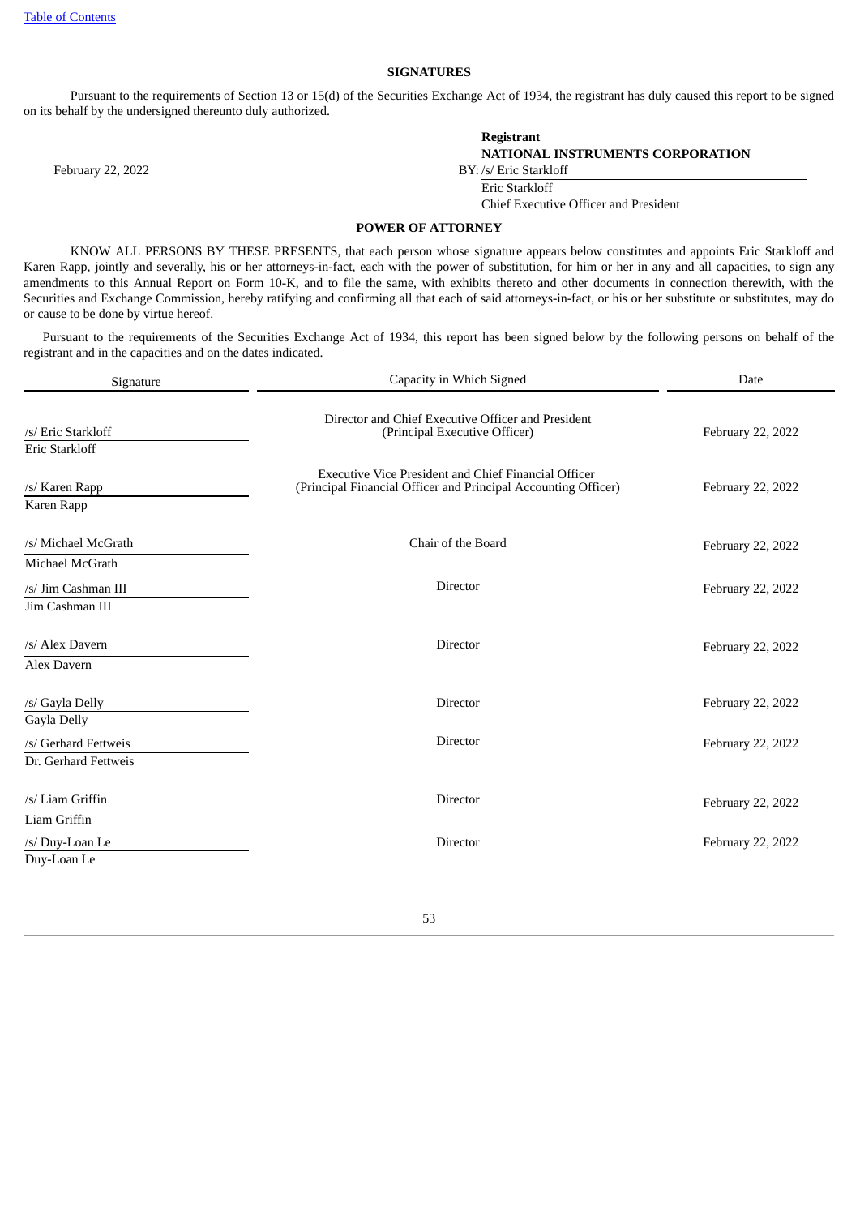[Table of Contents](#)

## SIGNATURES

Pursuant to the requirements of Section 13 or 15(d) of the Securities Exchange Act of 1934, the registrant has duly caused this report to be signed on its behalf by the undersigned thereunto duly authorized.

**Registrant**
**NATIONAL INSTRUMENTS CORPORATION**

February 22, 2022

BY: /s/ Eric Starkloff
Eric Starkloff
Chief Executive Officer and President

## POWER OF ATTORNEY

KNOW ALL PERSONS BY THESE PRESENTS, that each person whose signature appears below constitutes and appoints Eric Starkloff and Karen Rapp, jointly and severally, his or her attorneys-in-fact, each with the power of substitution, for him or her in any and all capacities, to sign any amendments to this Annual Report on Form 10-K, and to file the same, with exhibits thereto and other documents in connection therewith, with the Securities and Exchange Commission, hereby ratifying and confirming all that each of said attorneys-in-fact, or his or her substitute or substitutes, may do or cause to be done by virtue hereof.

Pursuant to the requirements of the Securities Exchange Act of 1934, this report has been signed below by the following persons on behalf of the registrant and in the capacities and on the dates indicated.

| Signature | Capacity in Which Signed | Date |
|---|---|---|
| /s/ Eric Starkloff<br>Eric Starkloff | Director and Chief Executive Officer and President (Principal Executive Officer) | February 22, 2022 |
| /s/ Karen Rapp<br>Karen Rapp | Executive Vice President and Chief Financial Officer (Principal Financial Officer and Principal Accounting Officer) | February 22, 2022 |
| /s/ Michael McGrath<br>Michael McGrath | Chair of the Board | February 22, 2022 |
| /s/ Jim Cashman III<br>Jim Cashman III | Director | February 22, 2022 |
| /s/ Alex Davern<br>Alex Davern | Director | February 22, 2022 |
| /s/ Gayla Delly<br>Gayla Delly | Director | February 22, 2022 |
| /s/ Gerhard Fettweis<br>Dr. Gerhard Fettweis | Director | February 22, 2022 |
| /s/ Liam Griffin<br>Liam Griffin | Director | February 22, 2022 |
| /s/ Duy-Loan Le<br>Duy-Loan Le | Director | February 22, 2022 |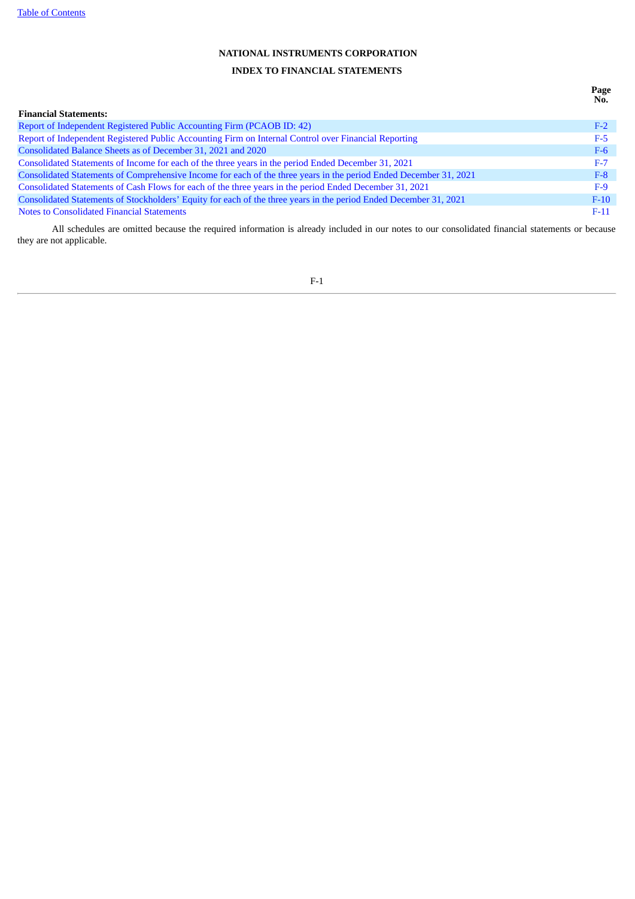**NATIONAL INSTRUMENTS CORPORATION**

**INDEX TO FINANCIAL STATEMENTS**

| **Financial Statements:** | **Page No.** |
| --- | --- |
| Report of Independent Registered Public Accounting Firm (PCAOB ID: 42) | F-2 |
| Report of Independent Registered Public Accounting Firm on Internal Control over Financial Reporting | F-5 |
| Consolidated Balance Sheets as of December 31, 2021 and 2020 | F-6 |
| Consolidated Statements of Income for each of the three years in the period Ended December 31, 2021 | F-7 |
| Consolidated Statements of Comprehensive Income for each of the three years in the period Ended December 31, 2021 | F-8 |
| Consolidated Statements of Cash Flows for each of the three years in the period Ended December 31, 2021 | F-9 |
| Consolidated Statements of Stockholders' Equity for each of the three years in the period Ended December 31, 2021 | F-10 |
| Notes to Consolidated Financial Statements | F-11 |

All schedules are omitted because the required information is already included in our notes to our consolidated financial statements or because they are not applicable.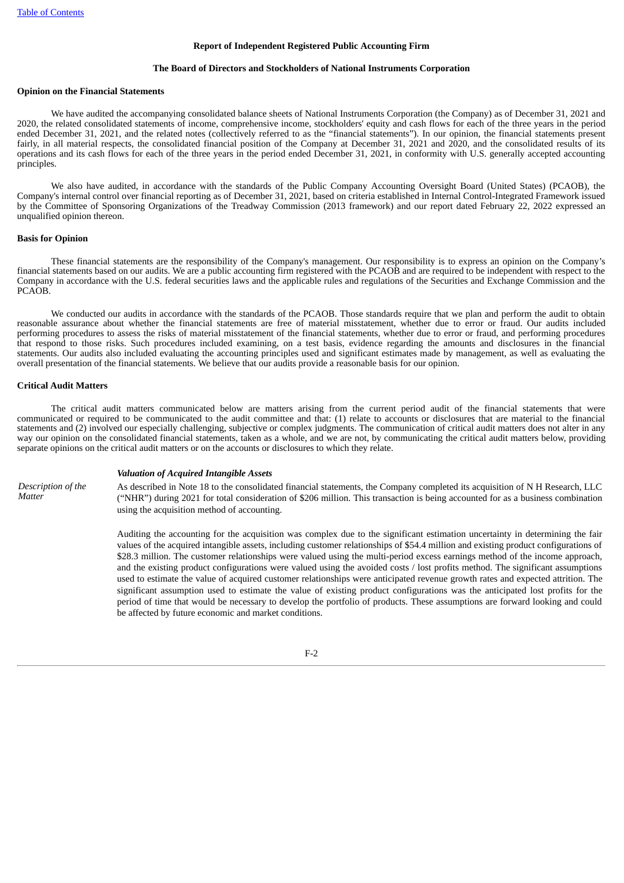## Report of Independent Registered Public Accounting Firm

### The Board of Directors and Stockholders of National Instruments Corporation

**Opinion on the Financial Statements**

We have audited the accompanying consolidated balance sheets of National Instruments Corporation (the Company) as of December 31, 2021 and 2020, the related consolidated statements of income, comprehensive income, stockholders' equity and cash flows for each of the three years in the period ended December 31, 2021, and the related notes (collectively referred to as the "financial statements"). In our opinion, the financial statements present fairly, in all material respects, the consolidated financial position of the Company at December 31, 2021 and 2020, and the consolidated results of its operations and its cash flows for each of the three years in the period ended December 31, 2021, in conformity with U.S. generally accepted accounting principles.

We also have audited, in accordance with the standards of the Public Company Accounting Oversight Board (United States) (PCAOB), the Company's internal control over financial reporting as of December 31, 2021, based on criteria established in Internal Control-Integrated Framework issued by the Committee of Sponsoring Organizations of the Treadway Commission (2013 framework) and our report dated February 22, 2022 expressed an unqualified opinion thereon.

**Basis for Opinion**

These financial statements are the responsibility of the Company's management. Our responsibility is to express an opinion on the Company's financial statements based on our audits. We are a public accounting firm registered with the PCAOB and are required to be independent with respect to the Company in accordance with the U.S. federal securities laws and the applicable rules and regulations of the Securities and Exchange Commission and the PCAOB.

We conducted our audits in accordance with the standards of the PCAOB. Those standards require that we plan and perform the audit to obtain reasonable assurance about whether the financial statements are free of material misstatement, whether due to error or fraud. Our audits included performing procedures to assess the risks of material misstatement of the financial statements, whether due to error or fraud, and performing procedures that respond to those risks. Such procedures included examining, on a test basis, evidence regarding the amounts and disclosures in the financial statements. Our audits also included evaluating the accounting principles used and significant estimates made by management, as well as evaluating the overall presentation of the financial statements. We believe that our audits provide a reasonable basis for our opinion.

**Critical Audit Matters**

The critical audit matters communicated below are matters arising from the current period audit of the financial statements that were communicated or required to be communicated to the audit committee and that: (1) relate to accounts or disclosures that are material to the financial statements and (2) involved our especially challenging, subjective or complex judgments. The communication of critical audit matters does not alter in any way our opinion on the consolidated financial statements, taken as a whole, and we are not, by communicating the critical audit matters below, providing separate opinions on the critical audit matters or on the accounts or disclosures to which they relate.

***Valuation of Acquired Intangible Assets***

*Description of the Matter*

As described in Note 18 to the consolidated financial statements, the Company completed its acquisition of N H Research, LLC ("NHR") during 2021 for total consideration of $206 million. This transaction is being accounted for as a business combination using the acquisition method of accounting.

Auditing the accounting for the acquisition was complex due to the significant estimation uncertainty in determining the fair values of the acquired intangible assets, including customer relationships of $54.4 million and existing product configurations of $28.3 million. The customer relationships were valued using the multi-period excess earnings method of the income approach, and the existing product configurations were valued using the avoided costs / lost profits method. The significant assumptions used to estimate the value of acquired customer relationships were anticipated revenue growth rates and expected attrition. The significant assumption used to estimate the value of existing product configurations was the anticipated lost profits for the period of time that would be necessary to develop the portfolio of products. These assumptions are forward looking and could be affected by future economic and market conditions.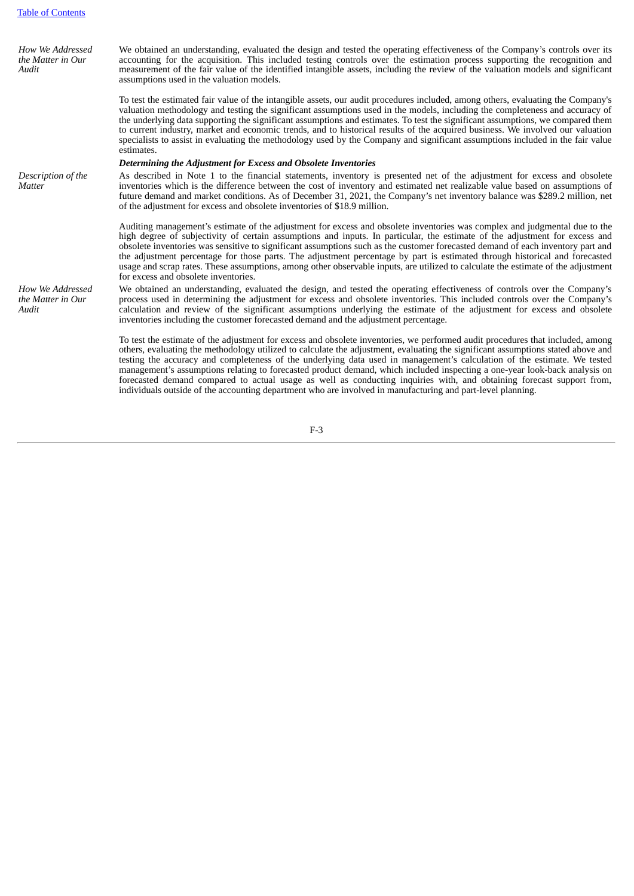*How We Addressed the Matter in Our Audit*

We obtained an understanding, evaluated the design and tested the operating effectiveness of the Company's controls over its accounting for the acquisition. This included testing controls over the estimation process supporting the recognition and measurement of the fair value of the identified intangible assets, including the review of the valuation models and significant assumptions used in the valuation models.

To test the estimated fair value of the intangible assets, our audit procedures included, among others, evaluating the Company's valuation methodology and testing the significant assumptions used in the models, including the completeness and accuracy of the underlying data supporting the significant assumptions and estimates. To test the significant assumptions, we compared them to current industry, market and economic trends, and to historical results of the acquired business. We involved our valuation specialists to assist in evaluating the methodology used by the Company and significant assumptions included in the fair value estimates.

***Determining the Adjustment for Excess and Obsolete Inventories***

*Description of the Matter*

As described in Note 1 to the financial statements, inventory is presented net of the adjustment for excess and obsolete inventories which is the difference between the cost of inventory and estimated net realizable value based on assumptions of future demand and market conditions. As of December 31, 2021, the Company's net inventory balance was $289.2 million, net of the adjustment for excess and obsolete inventories of $18.9 million.

Auditing management's estimate of the adjustment for excess and obsolete inventories was complex and judgmental due to the high degree of subjectivity of certain assumptions and inputs. In particular, the estimate of the adjustment for excess and obsolete inventories was sensitive to significant assumptions such as the customer forecasted demand of each inventory part and the adjustment percentage for those parts. The adjustment percentage by part is estimated through historical and forecasted usage and scrap rates. These assumptions, among other observable inputs, are utilized to calculate the estimate of the adjustment for excess and obsolete inventories.

*How We Addressed the Matter in Our Audit*

We obtained an understanding, evaluated the design, and tested the operating effectiveness of controls over the Company's process used in determining the adjustment for excess and obsolete inventories. This included controls over the Company's calculation and review of the significant assumptions underlying the estimate of the adjustment for excess and obsolete inventories including the customer forecasted demand and the adjustment percentage.

To test the estimate of the adjustment for excess and obsolete inventories, we performed audit procedures that included, among others, evaluating the methodology utilized to calculate the adjustment, evaluating the significant assumptions stated above and testing the accuracy and completeness of the underlying data used in management's calculation of the estimate. We tested management's assumptions relating to forecasted product demand, which included inspecting a one-year look-back analysis on forecasted demand compared to actual usage as well as conducting inquiries with, and obtaining forecast support from, individuals outside of the accounting department who are involved in manufacturing and part-level planning.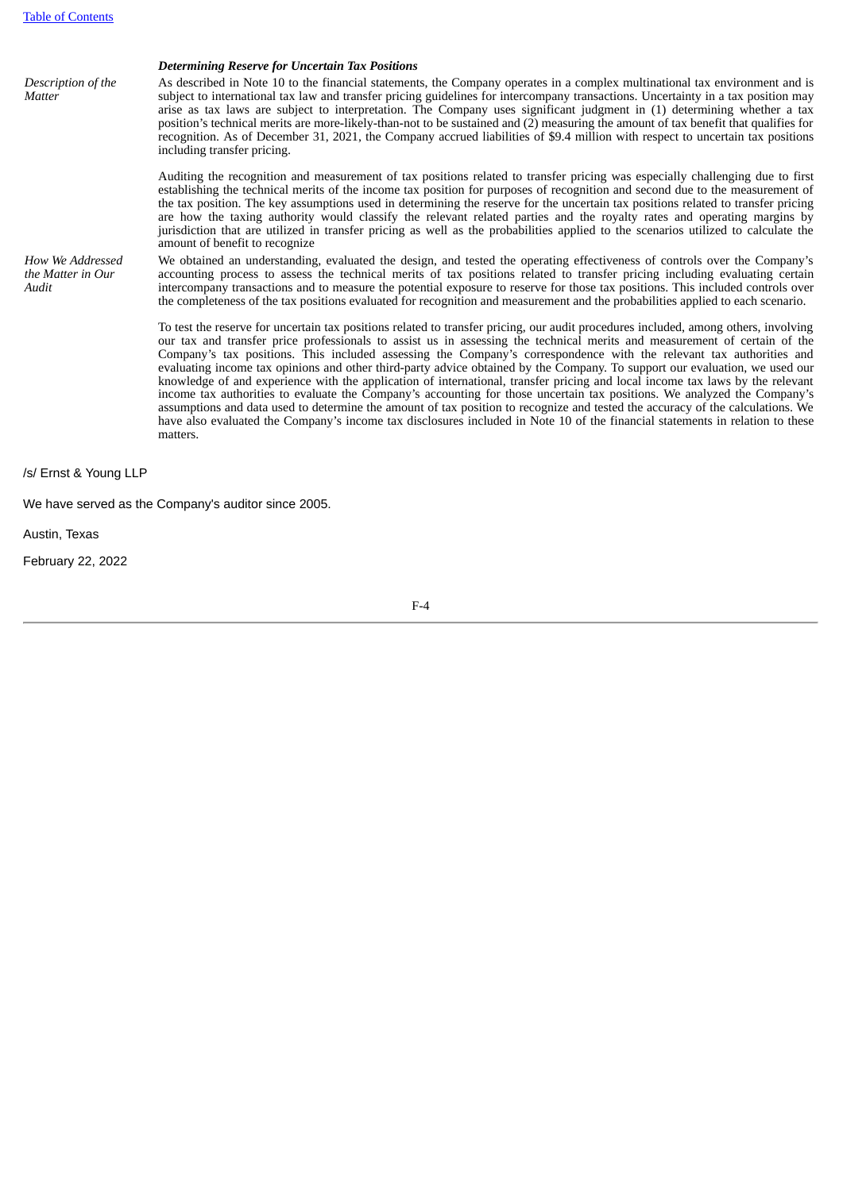***Determining Reserve for Uncertain Tax Positions***

| | |
|---|---|
| *Description of the Matter* | As described in Note 10 to the financial statements, the Company operates in a complex multinational tax environment and is subject to international tax law and transfer pricing guidelines for intercompany transactions. Uncertainty in a tax position may arise as tax laws are subject to interpretation. The Company uses significant judgment in (1) determining whether a tax position's technical merits are more-likely-than-not to be sustained and (2) measuring the amount of tax benefit that qualifies for recognition. As of December 31, 2021, the Company accrued liabilities of $9.4 million with respect to uncertain tax positions including transfer pricing.<br><br>Auditing the recognition and measurement of tax positions related to transfer pricing was especially challenging due to first establishing the technical merits of the income tax position for purposes of recognition and second due to the measurement of the tax position. The key assumptions used in determining the reserve for the uncertain tax positions related to transfer pricing are how the taxing authority would classify the relevant related parties and the royalty rates and operating margins by jurisdiction that are utilized in transfer pricing as well as the probabilities applied to the scenarios utilized to calculate the amount of benefit to recognize |
| *How We Addressed the Matter in Our Audit* | We obtained an understanding, evaluated the design, and tested the operating effectiveness of controls over the Company's accounting process to assess the technical merits of tax positions related to transfer pricing including evaluating certain intercompany transactions and to measure the potential exposure to reserve for those tax positions. This included controls over the completeness of the tax positions evaluated for recognition and measurement and the probabilities applied to each scenario.<br><br>To test the reserve for uncertain tax positions related to transfer pricing, our audit procedures included, among others, involving our tax and transfer price professionals to assist us in assessing the technical merits and measurement of certain of the Company's tax positions. This included assessing the Company's correspondence with the relevant tax authorities and evaluating income tax opinions and other third-party advice obtained by the Company. To support our evaluation, we used our knowledge of and experience with the application of international, transfer pricing and local income tax laws by the relevant income tax authorities to evaluate the Company's accounting for those uncertain tax positions. We analyzed the Company's assumptions and data used to determine the amount of tax position to recognize and tested the accuracy of the calculations. We have also evaluated the Company's income tax disclosures included in Note 10 of the financial statements in relation to these matters. |

/s/ Ernst & Young LLP

We have served as the Company's auditor since 2005.

Austin, Texas

February 22, 2022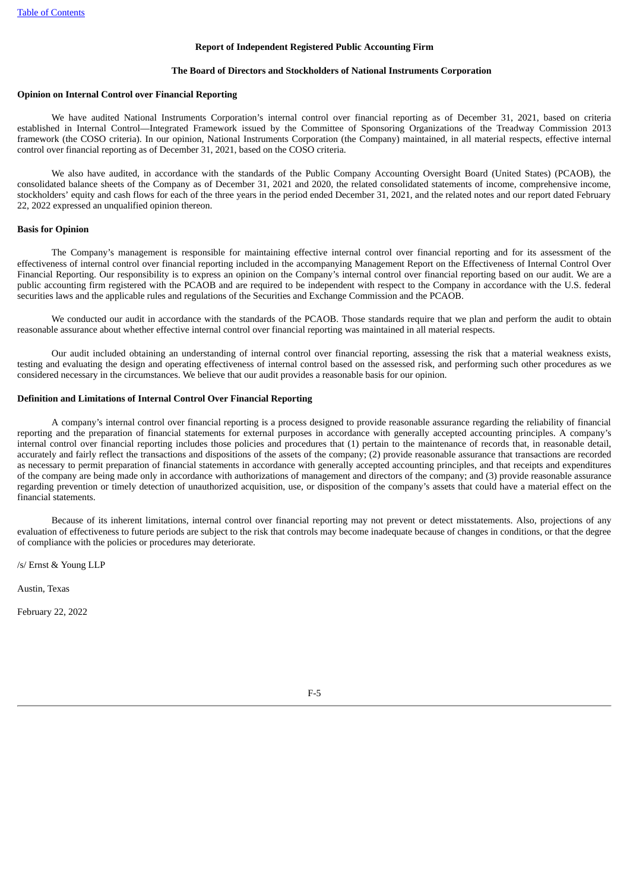## Report of Independent Registered Public Accounting Firm

### The Board of Directors and Stockholders of National Instruments Corporation

**Opinion on Internal Control over Financial Reporting**

We have audited National Instruments Corporation's internal control over financial reporting as of December 31, 2021, based on criteria established in Internal Control—Integrated Framework issued by the Committee of Sponsoring Organizations of the Treadway Commission 2013 framework (the COSO criteria). In our opinion, National Instruments Corporation (the Company) maintained, in all material respects, effective internal control over financial reporting as of December 31, 2021, based on the COSO criteria.

We also have audited, in accordance with the standards of the Public Company Accounting Oversight Board (United States) (PCAOB), the consolidated balance sheets of the Company as of December 31, 2021 and 2020, the related consolidated statements of income, comprehensive income, stockholders' equity and cash flows for each of the three years in the period ended December 31, 2021, and the related notes and our report dated February 22, 2022 expressed an unqualified opinion thereon.

**Basis for Opinion**

The Company's management is responsible for maintaining effective internal control over financial reporting and for its assessment of the effectiveness of internal control over financial reporting included in the accompanying Management Report on the Effectiveness of Internal Control Over Financial Reporting. Our responsibility is to express an opinion on the Company's internal control over financial reporting based on our audit. We are a public accounting firm registered with the PCAOB and are required to be independent with respect to the Company in accordance with the U.S. federal securities laws and the applicable rules and regulations of the Securities and Exchange Commission and the PCAOB.

We conducted our audit in accordance with the standards of the PCAOB. Those standards require that we plan and perform the audit to obtain reasonable assurance about whether effective internal control over financial reporting was maintained in all material respects.

Our audit included obtaining an understanding of internal control over financial reporting, assessing the risk that a material weakness exists, testing and evaluating the design and operating effectiveness of internal control based on the assessed risk, and performing such other procedures as we considered necessary in the circumstances. We believe that our audit provides a reasonable basis for our opinion.

**Definition and Limitations of Internal Control Over Financial Reporting**

A company's internal control over financial reporting is a process designed to provide reasonable assurance regarding the reliability of financial reporting and the preparation of financial statements for external purposes in accordance with generally accepted accounting principles. A company's internal control over financial reporting includes those policies and procedures that (1) pertain to the maintenance of records that, in reasonable detail, accurately and fairly reflect the transactions and dispositions of the assets of the company; (2) provide reasonable assurance that transactions are recorded as necessary to permit preparation of financial statements in accordance with generally accepted accounting principles, and that receipts and expenditures of the company are being made only in accordance with authorizations of management and directors of the company; and (3) provide reasonable assurance regarding prevention or timely detection of unauthorized acquisition, use, or disposition of the company's assets that could have a material effect on the financial statements.

Because of its inherent limitations, internal control over financial reporting may not prevent or detect misstatements. Also, projections of any evaluation of effectiveness to future periods are subject to the risk that controls may become inadequate because of changes in conditions, or that the degree of compliance with the policies or procedures may deteriorate.

/s/ Ernst & Young LLP

Austin, Texas

February 22, 2022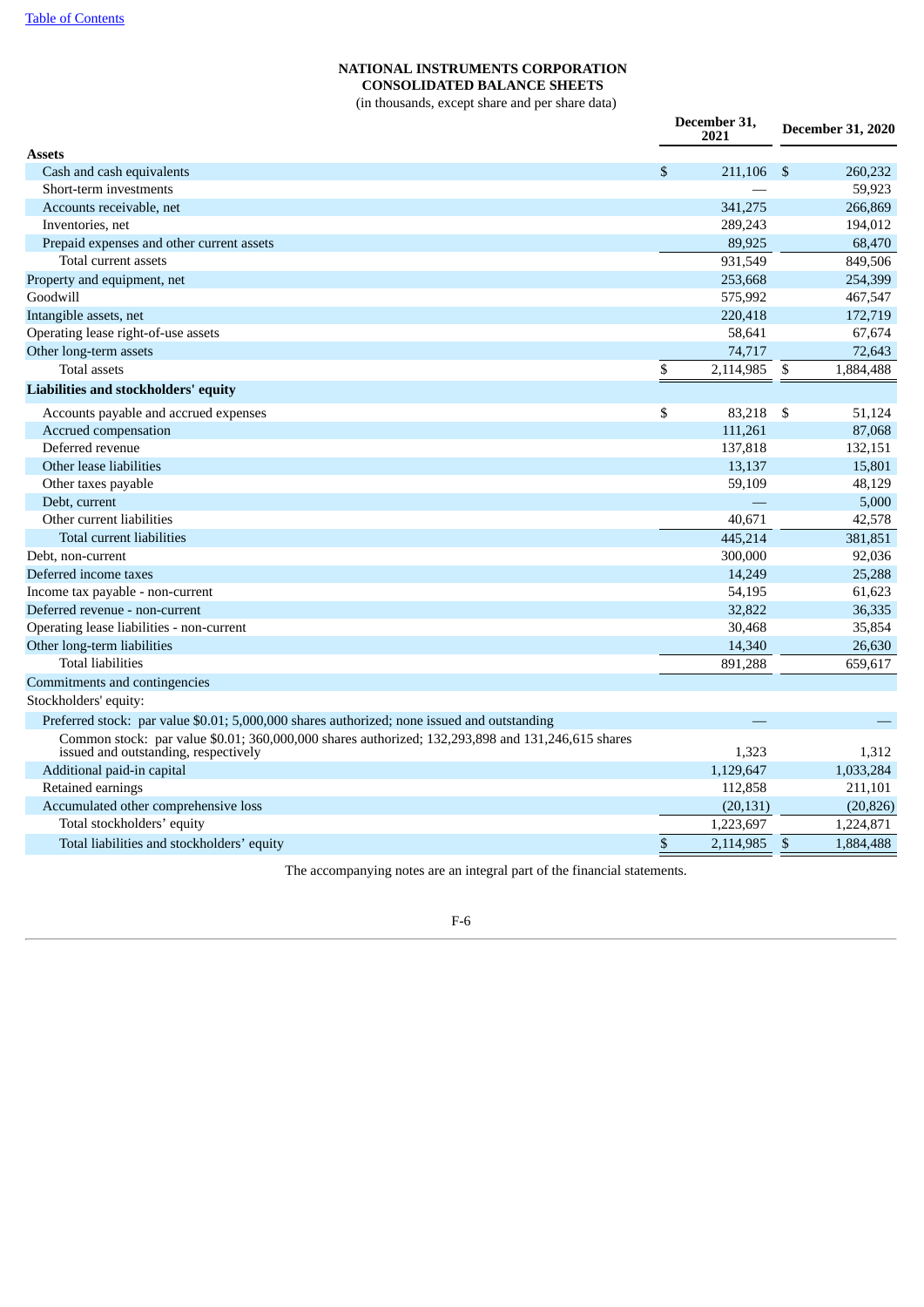**NATIONAL INSTRUMENTS CORPORATION**
**CONSOLIDATED BALANCE SHEETS**
(in thousands, except share and per share data)

| | December 31, 2021 | December 31, 2020 |
|---|---|---|
| **Assets** | | |
| Cash and cash equivalents | $ 211,106 | $ 260,232 |
| Short-term investments | — | 59,923 |
| Accounts receivable, net | 341,275 | 266,869 |
| Inventories, net | 289,243 | 194,012 |
| Prepaid expenses and other current assets | 89,925 | 68,470 |
| Total current assets | 931,549 | 849,506 |
| Property and equipment, net | 253,668 | 254,399 |
| Goodwill | 575,992 | 467,547 |
| Intangible assets, net | 220,418 | 172,719 |
| Operating lease right-of-use assets | 58,641 | 67,674 |
| Other long-term assets | 74,717 | 72,643 |
| Total assets | $ 2,114,985 | $ 1,884,488 |
| **Liabilities and stockholders' equity** | | |
| Accounts payable and accrued expenses | $ 83,218 | $ 51,124 |
| Accrued compensation | 111,261 | 87,068 |
| Deferred revenue | 137,818 | 132,151 |
| Other lease liabilities | 13,137 | 15,801 |
| Other taxes payable | 59,109 | 48,129 |
| Debt, current | — | 5,000 |
| Other current liabilities | 40,671 | 42,578 |
| Total current liabilities | 445,214 | 381,851 |
| Debt, non-current | 300,000 | 92,036 |
| Deferred income taxes | 14,249 | 25,288 |
| Income tax payable - non-current | 54,195 | 61,623 |
| Deferred revenue - non-current | 32,822 | 36,335 |
| Operating lease liabilities - non-current | 30,468 | 35,854 |
| Other long-term liabilities | 14,340 | 26,630 |
| Total liabilities | 891,288 | 659,617 |
| Commitments and contingencies | | |
| Stockholders' equity: | | |
| Preferred stock: par value $0.01; 5,000,000 shares authorized; none issued and outstanding | — | — |
| Common stock: par value $0.01; 360,000,000 shares authorized; 132,293,898 and 131,246,615 shares issued and outstanding, respectively | 1,323 | 1,312 |
| Additional paid-in capital | 1,129,647 | 1,033,284 |
| Retained earnings | 112,858 | 211,101 |
| Accumulated other comprehensive loss | (20,131) | (20,826) |
| Total stockholders' equity | 1,223,697 | 1,224,871 |
| Total liabilities and stockholders' equity | $ 2,114,985 | $ 1,884,488 |

The accompanying notes are an integral part of the financial statements.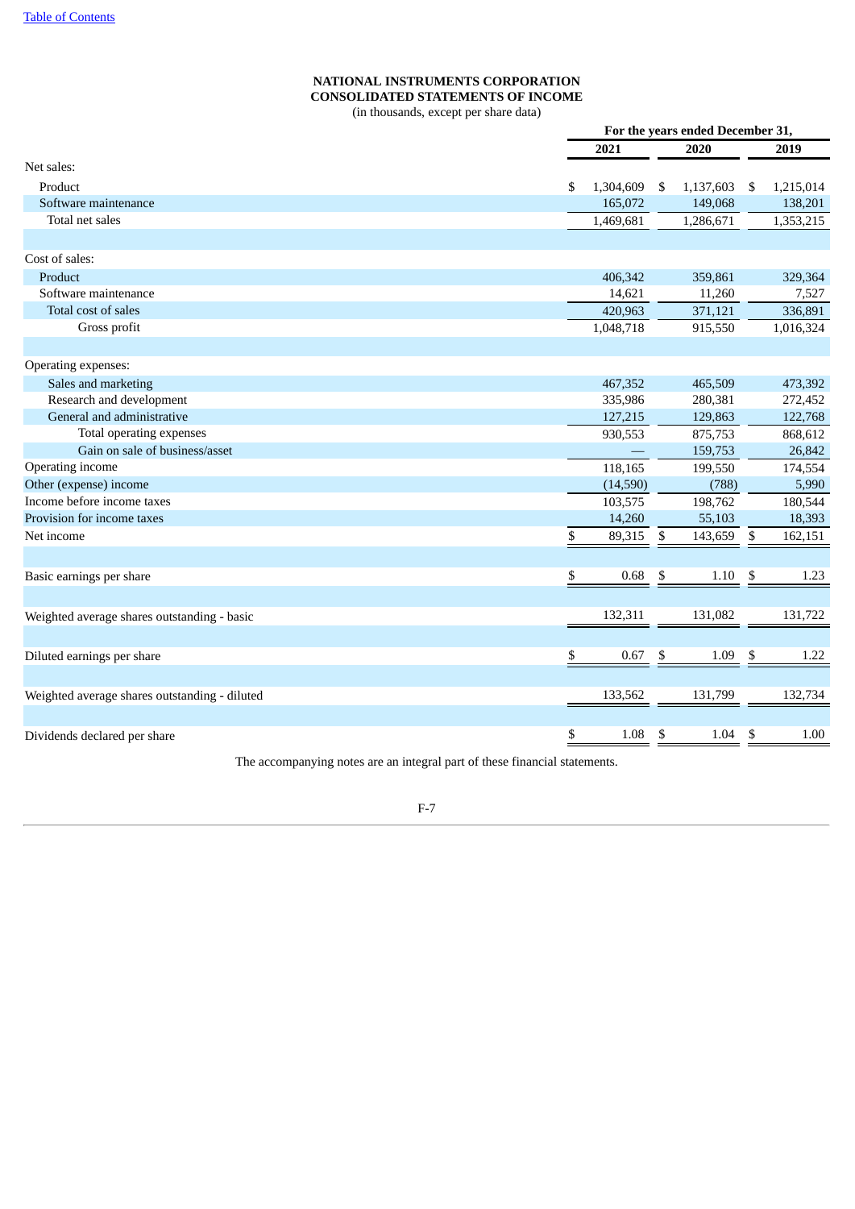**NATIONAL INSTRUMENTS CORPORATION**
**CONSOLIDATED STATEMENTS OF INCOME**
(in thousands, except per share data)

| | For the years ended December 31, | | |
|---|---|---|---|
| | 2021 | 2020 | 2019 |
| Net sales: | | | |
| Product | $ 1,304,609 | $ 1,137,603 | $ 1,215,014 |
| Software maintenance | 165,072 | 149,068 | 138,201 |
| Total net sales | 1,469,681 | 1,286,671 | 1,353,215 |
| | | | |
| Cost of sales: | | | |
| Product | 406,342 | 359,861 | 329,364 |
| Software maintenance | 14,621 | 11,260 | 7,527 |
| Total cost of sales | 420,963 | 371,121 | 336,891 |
| Gross profit | 1,048,718 | 915,550 | 1,016,324 |
| | | | |
| Operating expenses: | | | |
| Sales and marketing | 467,352 | 465,509 | 473,392 |
| Research and development | 335,986 | 280,381 | 272,452 |
| General and administrative | 127,215 | 129,863 | 122,768 |
| Total operating expenses | 930,553 | 875,753 | 868,612 |
| Gain on sale of business/asset | — | 159,753 | 26,842 |
| Operating income | 118,165 | 199,550 | 174,554 |
| Other (expense) income | (14,590) | (788) | 5,990 |
| Income before income taxes | 103,575 | 198,762 | 180,544 |
| Provision for income taxes | 14,260 | 55,103 | 18,393 |
| Net income | $ 89,315 | $ 143,659 | $ 162,151 |
| | | | |
| Basic earnings per share | $ 0.68 | $ 1.10 | $ 1.23 |
| | | | |
| Weighted average shares outstanding - basic | 132,311 | 131,082 | 131,722 |
| | | | |
| Diluted earnings per share | $ 0.67 | $ 1.09 | $ 1.22 |
| | | | |
| Weighted average shares outstanding - diluted | 133,562 | 131,799 | 132,734 |
| | | | |
| Dividends declared per share | $ 1.08 | $ 1.04 | $ 1.00 |

The accompanying notes are an integral part of these financial statements.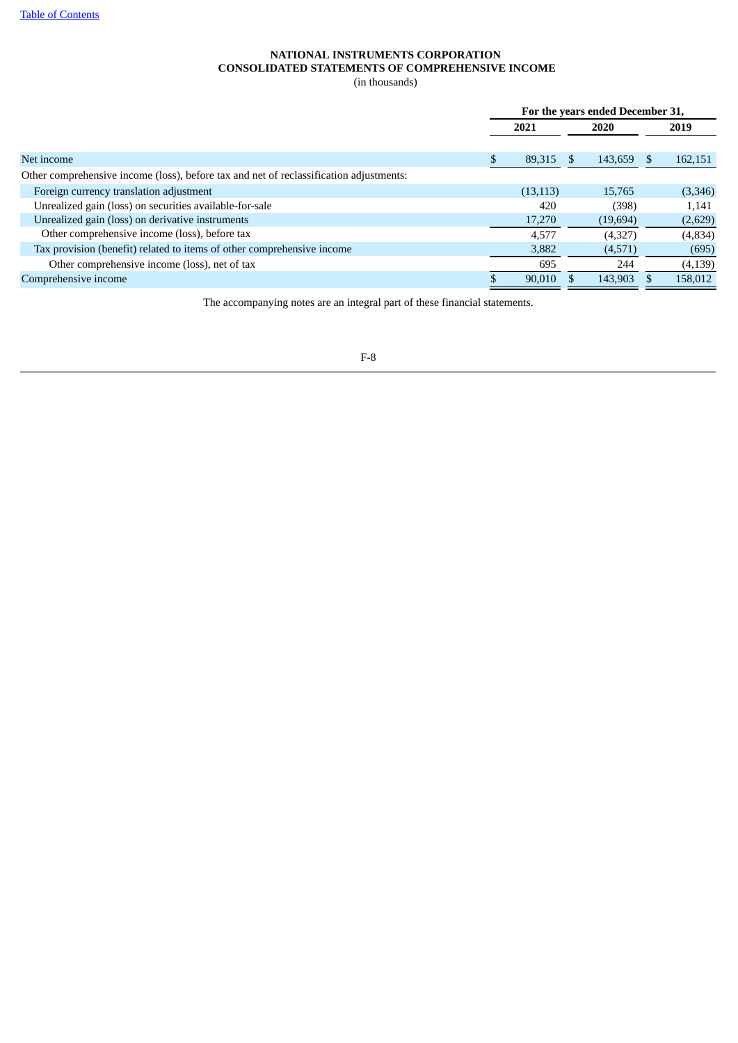**NATIONAL INSTRUMENTS CORPORATION**
**CONSOLIDATED STATEMENTS OF COMPREHENSIVE INCOME**
(in thousands)

| | For the years ended December 31, | | |
|---|---|---|---|
| | 2021 | 2020 | 2019 |
| Net income | $ 89,315 | $ 143,659 | $ 162,151 |
| Other comprehensive income (loss), before tax and net of reclassification adjustments: | | | |
| Foreign currency translation adjustment | (13,113) | 15,765 | (3,346) |
| Unrealized gain (loss) on securities available-for-sale | 420 | (398) | 1,141 |
| Unrealized gain (loss) on derivative instruments | 17,270 | (19,694) | (2,629) |
| Other comprehensive income (loss), before tax | 4,577 | (4,327) | (4,834) |
| Tax provision (benefit) related to items of other comprehensive income | 3,882 | (4,571) | (695) |
| Other comprehensive income (loss), net of tax | 695 | 244 | (4,139) |
| Comprehensive income | $ 90,010 | $ 143,903 | $ 158,012 |

The accompanying notes are an integral part of these financial statements.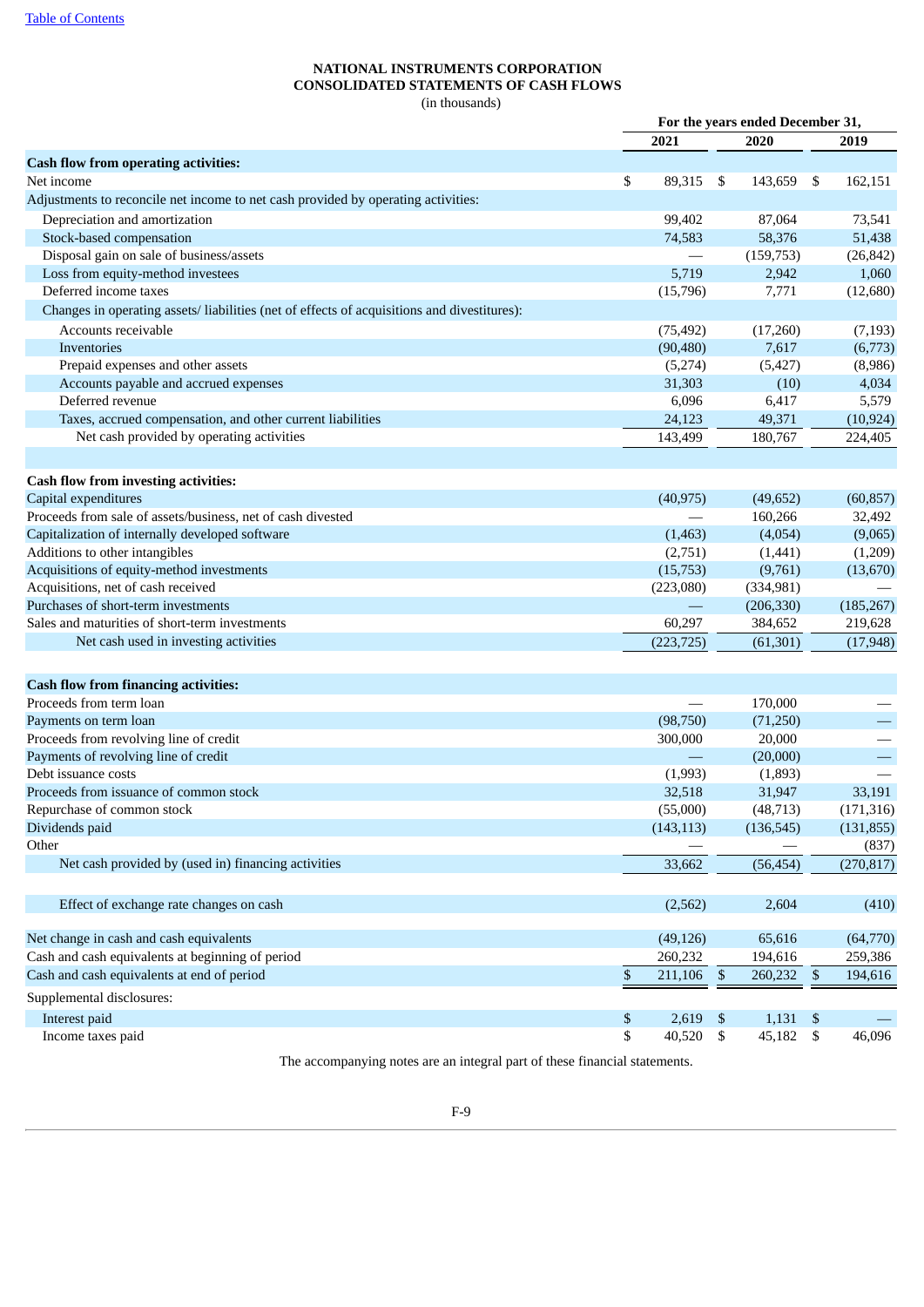[Table of Contents](#)

**NATIONAL INSTRUMENTS CORPORATION**
**CONSOLIDATED STATEMENTS OF CASH FLOWS**
(in thousands)

| | For the years ended December 31, | | |
|---|---|---|---|
| | 2021 | 2020 | 2019 |
| **Cash flow from operating activities:** | | | |
| Net income | $ 89,315 | $ 143,659 | $ 162,151 |
| Adjustments to reconcile net income to net cash provided by operating activities: | | | |
| Depreciation and amortization | 99,402 | 87,064 | 73,541 |
| Stock-based compensation | 74,583 | 58,376 | 51,438 |
| Disposal gain on sale of business/assets | — | (159,753) | (26,842) |
| Loss from equity-method investees | 5,719 | 2,942 | 1,060 |
| Deferred income taxes | (15,796) | 7,771 | (12,680) |
| Changes in operating assets/ liabilities (net of effects of acquisitions and divestitures): | | | |
| Accounts receivable | (75,492) | (17,260) | (7,193) |
| Inventories | (90,480) | 7,617 | (6,773) |
| Prepaid expenses and other assets | (5,274) | (5,427) | (8,986) |
| Accounts payable and accrued expenses | 31,303 | (10) | 4,034 |
| Deferred revenue | 6,096 | 6,417 | 5,579 |
| Taxes, accrued compensation, and other current liabilities | 24,123 | 49,371 | (10,924) |
| Net cash provided by operating activities | 143,499 | 180,767 | 224,405 |
| | | | |
| **Cash flow from investing activities:** | | | |
| Capital expenditures | (40,975) | (49,652) | (60,857) |
| Proceeds from sale of assets/business, net of cash divested | — | 160,266 | 32,492 |
| Capitalization of internally developed software | (1,463) | (4,054) | (9,065) |
| Additions to other intangibles | (2,751) | (1,441) | (1,209) |
| Acquisitions of equity-method investments | (15,753) | (9,761) | (13,670) |
| Acquisitions, net of cash received | (223,080) | (334,981) | — |
| Purchases of short-term investments | — | (206,330) | (185,267) |
| Sales and maturities of short-term investments | 60,297 | 384,652 | 219,628 |
| Net cash used in investing activities | (223,725) | (61,301) | (17,948) |
| | | | |
| **Cash flow from financing activities:** | | | |
| Proceeds from term loan | — | 170,000 | — |
| Payments on term loan | (98,750) | (71,250) | — |
| Proceeds from revolving line of credit | 300,000 | 20,000 | — |
| Payments of revolving line of credit | — | (20,000) | — |
| Debt issuance costs | (1,993) | (1,893) | — |
| Proceeds from issuance of common stock | 32,518 | 31,947 | 33,191 |
| Repurchase of common stock | (55,000) | (48,713) | (171,316) |
| Dividends paid | (143,113) | (136,545) | (131,855) |
| Other | — | — | (837) |
| Net cash provided by (used in) financing activities | 33,662 | (56,454) | (270,817) |
| | | | |
| Effect of exchange rate changes on cash | (2,562) | 2,604 | (410) |
| | | | |
| Net change in cash and cash equivalents | (49,126) | 65,616 | (64,770) |
| Cash and cash equivalents at beginning of period | 260,232 | 194,616 | 259,386 |
| Cash and cash equivalents at end of period | $ 211,106 | $ 260,232 | $ 194,616 |
| Supplemental disclosures: | | | |
| Interest paid | $ 2,619 | $ 1,131 | $ — |
| Income taxes paid | $ 40,520 | $ 45,182 | $ 46,096 |

The accompanying notes are an integral part of these financial statements.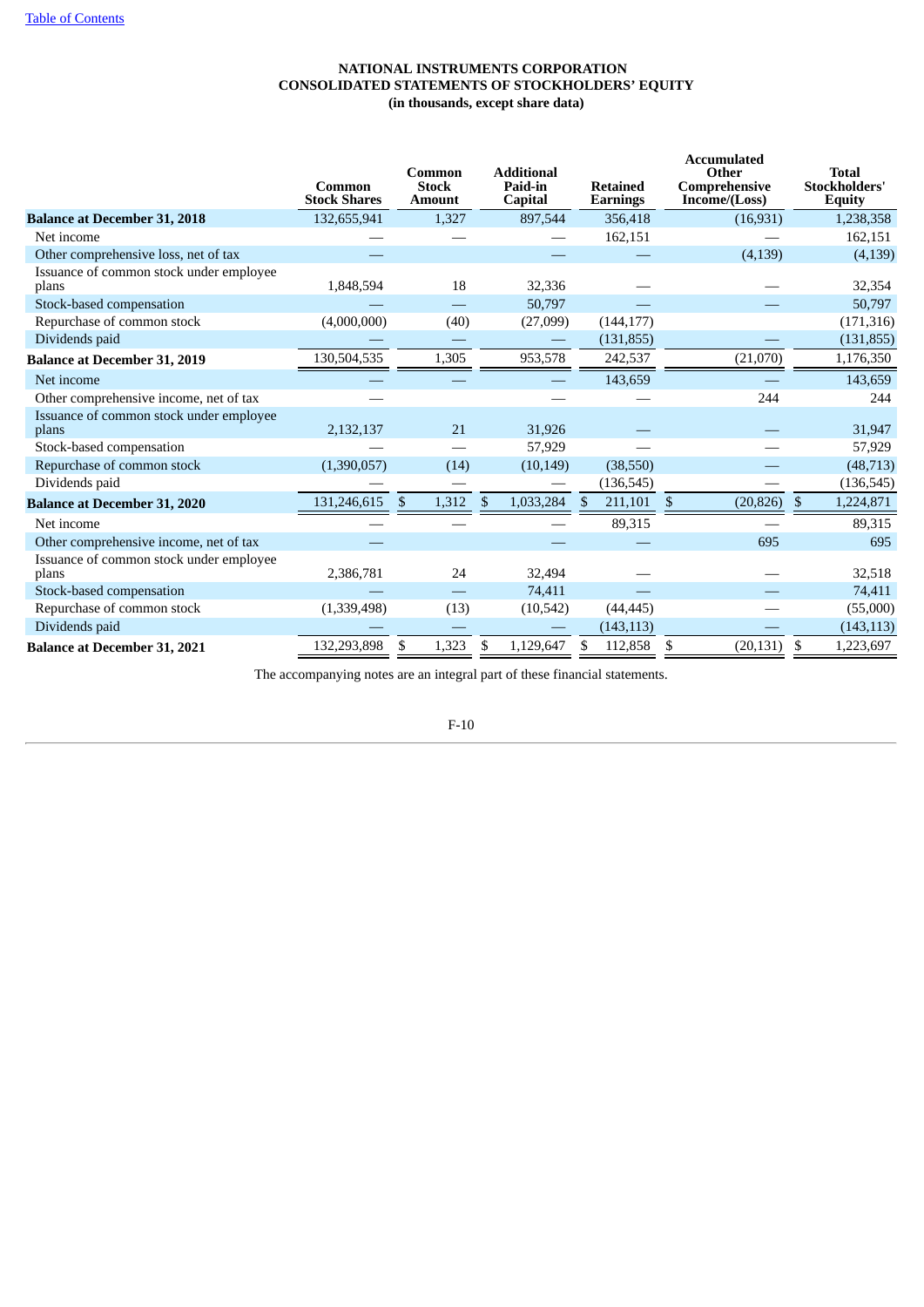[Table of Contents](#)

# NATIONAL INSTRUMENTS CORPORATION
## CONSOLIDATED STATEMENTS OF STOCKHOLDERS' EQUITY
### (in thousands, except share data)

| | Common Stock Shares | Common Stock Amount | Additional Paid-in Capital | Retained Earnings | Accumulated Other Comprehensive Income/(Loss) | Total Stockholders' Equity |
|---|---|---|---|---|---|---|
| **Balance at December 31, 2018** | 132,655,941 | 1,327 | 897,544 | 356,418 | (16,931) | 1,238,358 |
| Net income | — | — | — | 162,151 | — | 162,151 |
| Other comprehensive loss, net of tax | — | | — | — | (4,139) | (4,139) |
| Issuance of common stock under employee plans | 1,848,594 | 18 | 32,336 | — | — | 32,354 |
| Stock-based compensation | — | — | 50,797 | — | — | 50,797 |
| Repurchase of common stock | (4,000,000) | (40) | (27,099) | (144,177) | | (171,316) |
| Dividends paid | — | — | — | (131,855) | — | (131,855) |
| **Balance at December 31, 2019** | 130,504,535 | 1,305 | 953,578 | 242,537 | (21,070) | 1,176,350 |
| Net income | — | — | — | 143,659 | — | 143,659 |
| Other comprehensive income, net of tax | — | | — | — | 244 | 244 |
| Issuance of common stock under employee plans | 2,132,137 | 21 | 31,926 | — | — | 31,947 |
| Stock-based compensation | — | — | 57,929 | — | — | 57,929 |
| Repurchase of common stock | (1,390,057) | (14) | (10,149) | (38,550) | — | (48,713) |
| Dividends paid | — | — | — | (136,545) | — | (136,545) |
| **Balance at December 31, 2020** | 131,246,615 | $ 1,312 | $ 1,033,284 | $ 211,101 | $ (20,826) | $ 1,224,871 |
| Net income | — | — | — | 89,315 | — | 89,315 |
| Other comprehensive income, net of tax | — | | — | — | 695 | 695 |
| Issuance of common stock under employee plans | 2,386,781 | 24 | 32,494 | — | — | 32,518 |
| Stock-based compensation | — | — | 74,411 | — | — | 74,411 |
| Repurchase of common stock | (1,339,498) | (13) | (10,542) | (44,445) | — | (55,000) |
| Dividends paid | — | — | — | (143,113) | — | (143,113) |
| **Balance at December 31, 2021** | 132,293,898 | $ 1,323 | $ 1,129,647 | $ 112,858 | $ (20,131) | $ 1,223,697 |

The accompanying notes are an integral part of these financial statements.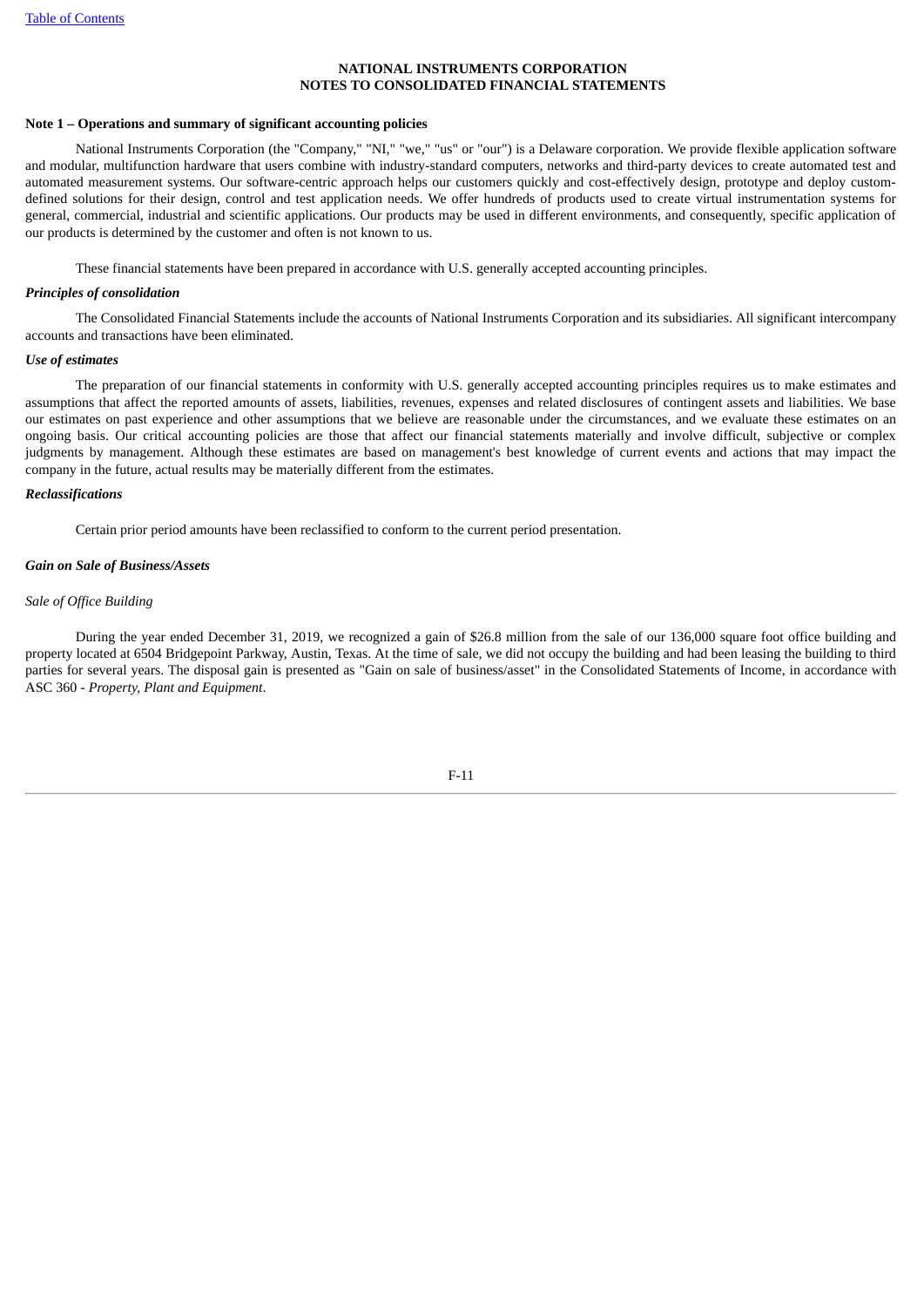**NATIONAL INSTRUMENTS CORPORATION**
**NOTES TO CONSOLIDATED FINANCIAL STATEMENTS**

**Note 1 – Operations and summary of significant accounting policies**

National Instruments Corporation (the "Company," "NI," "we," "us" or "our") is a Delaware corporation. We provide flexible application software and modular, multifunction hardware that users combine with industry-standard computers, networks and third-party devices to create automated test and automated measurement systems. Our software-centric approach helps our customers quickly and cost-effectively design, prototype and deploy custom-defined solutions for their design, control and test application needs. We offer hundreds of products used to create virtual instrumentation systems for general, commercial, industrial and scientific applications. Our products may be used in different environments, and consequently, specific application of our products is determined by the customer and often is not known to us.

These financial statements have been prepared in accordance with U.S. generally accepted accounting principles.

***Principles of consolidation***

The Consolidated Financial Statements include the accounts of National Instruments Corporation and its subsidiaries. All significant intercompany accounts and transactions have been eliminated.

***Use of estimates***

The preparation of our financial statements in conformity with U.S. generally accepted accounting principles requires us to make estimates and assumptions that affect the reported amounts of assets, liabilities, revenues, expenses and related disclosures of contingent assets and liabilities. We base our estimates on past experience and other assumptions that we believe are reasonable under the circumstances, and we evaluate these estimates on an ongoing basis. Our critical accounting policies are those that affect our financial statements materially and involve difficult, subjective or complex judgments by management. Although these estimates are based on management's best knowledge of current events and actions that may impact the company in the future, actual results may be materially different from the estimates.

***Reclassifications***

Certain prior period amounts have been reclassified to conform to the current period presentation.

***Gain on Sale of Business/Assets***

*Sale of Office Building*

During the year ended December 31, 2019, we recognized a gain of $26.8 million from the sale of our 136,000 square foot office building and property located at 6504 Bridgepoint Parkway, Austin, Texas. At the time of sale, we did not occupy the building and had been leasing the building to third parties for several years. The disposal gain is presented as "Gain on sale of business/asset" in the Consolidated Statements of Income, in accordance with ASC 360 - *Property, Plant and Equipment*.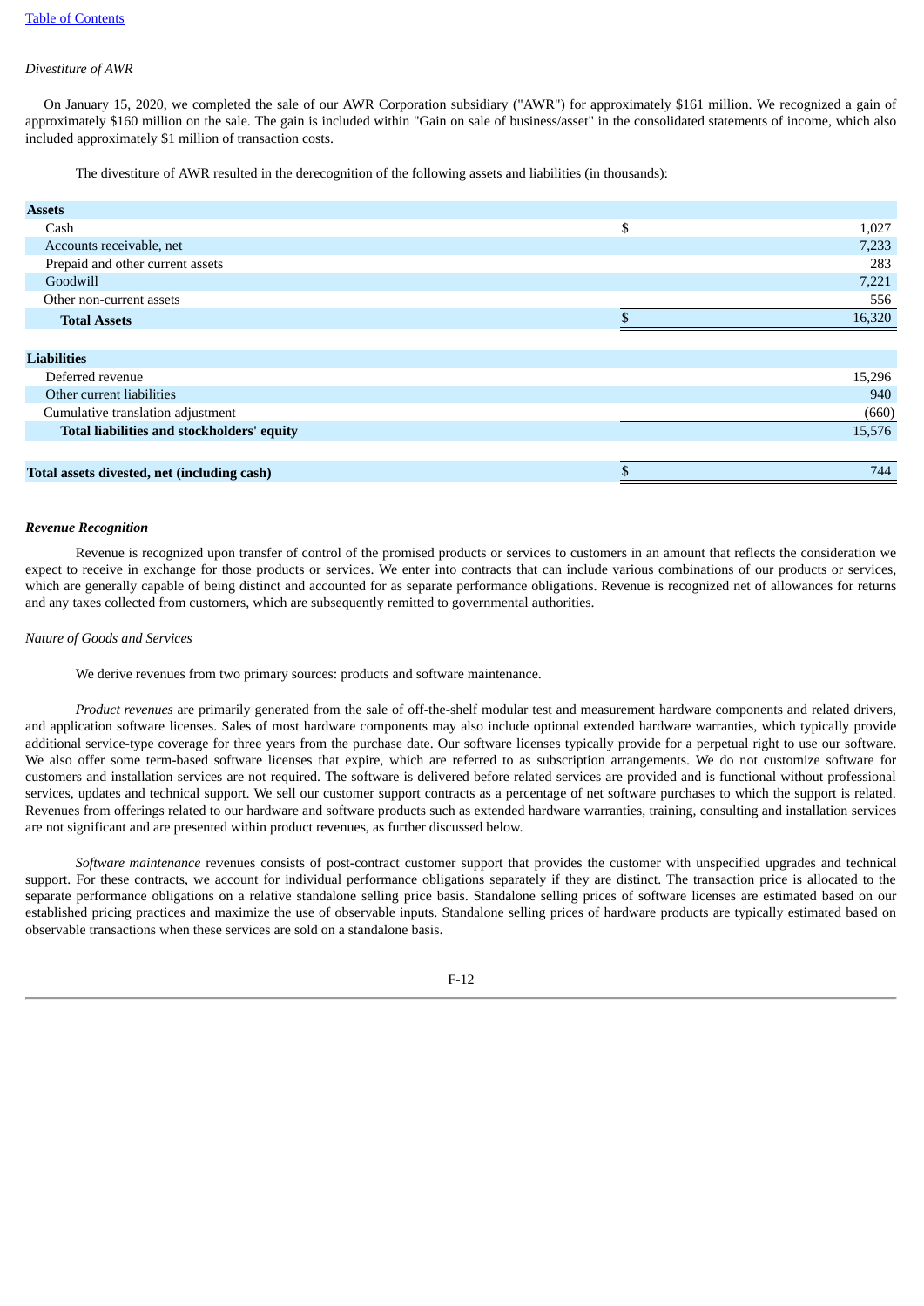*Divestiture of AWR*

On January 15, 2020, we completed the sale of our AWR Corporation subsidiary ("AWR") for approximately $161 million. We recognized a gain of approximately $160 million on the sale. The gain is included within "Gain on sale of business/asset" in the consolidated statements of income, which also included approximately $1 million of transaction costs.

The divestiture of AWR resulted in the derecognition of the following assets and liabilities (in thousands):

| | | |
|---|---|---|
| **Assets** | | |
| Cash | $ | 1,027 |
| Accounts receivable, net | | 7,233 |
| Prepaid and other current assets | | 283 |
| Goodwill | | 7,221 |
| Other non-current assets | | 556 |
| **Total Assets** | $ | 16,320 |
| | | |
| **Liabilities** | | |
| Deferred revenue | | 15,296 |
| Other current liabilities | | 940 |
| Cumulative translation adjustment | | (660) |
| **Total liabilities and stockholders' equity** | | 15,576 |
| | | |
| **Total assets divested, net (including cash)** | $ | 744 |

***Revenue Recognition***

Revenue is recognized upon transfer of control of the promised products or services to customers in an amount that reflects the consideration we expect to receive in exchange for those products or services. We enter into contracts that can include various combinations of our products or services, which are generally capable of being distinct and accounted for as separate performance obligations. Revenue is recognized net of allowances for returns and any taxes collected from customers, which are subsequently remitted to governmental authorities.

*Nature of Goods and Services*

We derive revenues from two primary sources: products and software maintenance.

*Product revenues* are primarily generated from the sale of off-the-shelf modular test and measurement hardware components and related drivers, and application software licenses. Sales of most hardware components may also include optional extended hardware warranties, which typically provide additional service-type coverage for three years from the purchase date. Our software licenses typically provide for a perpetual right to use our software. We also offer some term-based software licenses that expire, which are referred to as subscription arrangements. We do not customize software for customers and installation services are not required. The software is delivered before related services are provided and is functional without professional services, updates and technical support. We sell our customer support contracts as a percentage of net software purchases to which the support is related. Revenues from offerings related to our hardware and software products such as extended hardware warranties, training, consulting and installation services are not significant and are presented within product revenues, as further discussed below.

*Software maintenance* revenues consists of post-contract customer support that provides the customer with unspecified upgrades and technical support. For these contracts, we account for individual performance obligations separately if they are distinct. The transaction price is allocated to the separate performance obligations on a relative standalone selling price basis. Standalone selling prices of software licenses are estimated based on our established pricing practices and maximize the use of observable inputs. Standalone selling prices of hardware products are typically estimated based on observable transactions when these services are sold on a standalone basis.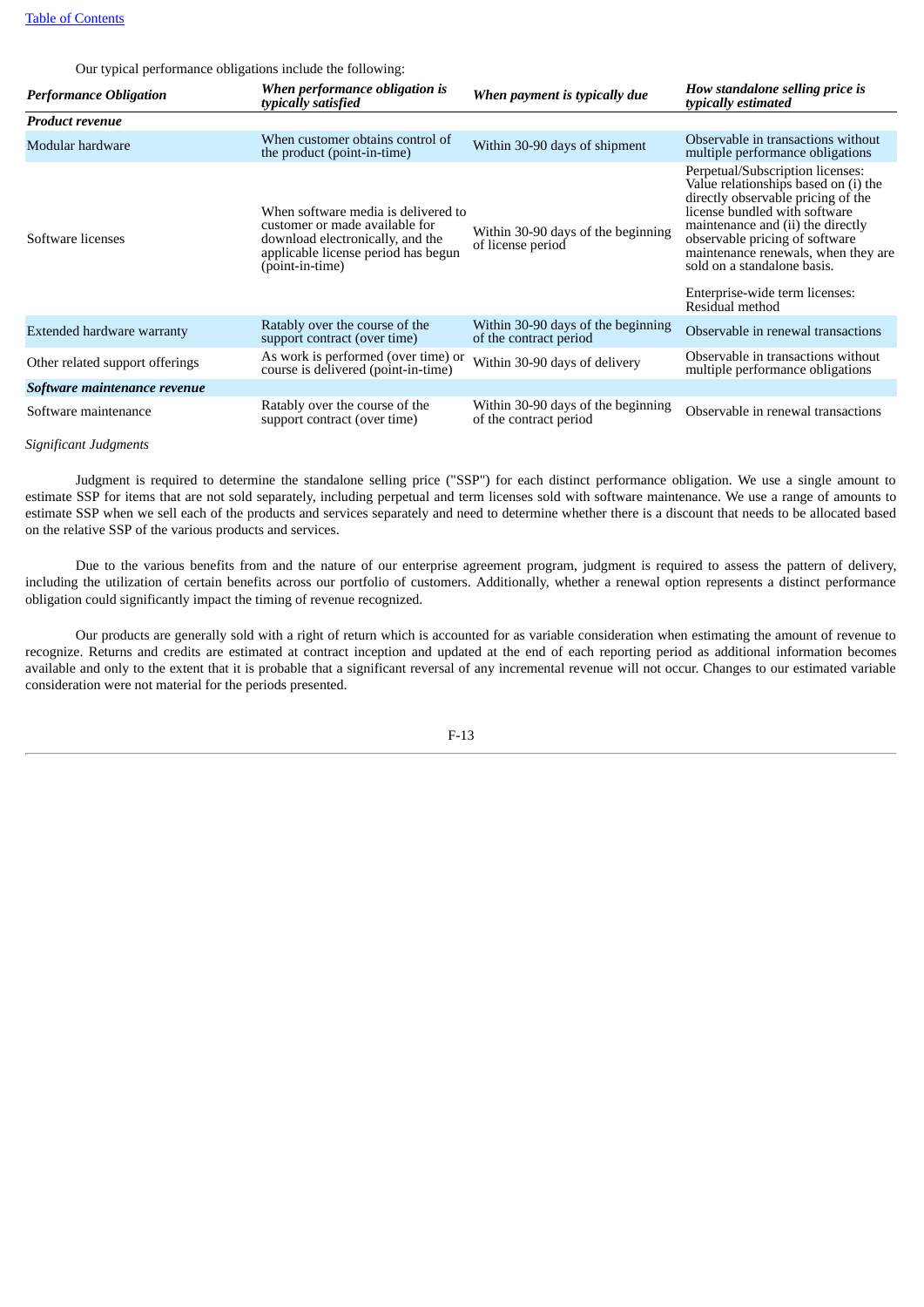Our typical performance obligations include the following:

| *Performance Obligation* | *When performance obligation is typically satisfied* | *When payment is typically due* | *How standalone selling price is typically estimated* |
|---|---|---|---|
| ***Product revenue*** | | | |
| Modular hardware | When customer obtains control of the product (point-in-time) | Within 30-90 days of shipment | Observable in transactions without multiple performance obligations |
| Software licenses | When software media is delivered to customer or made available for download electronically, and the applicable license period has begun (point-in-time) | Within 30-90 days of the beginning of license period | Perpetual/Subscription licenses: Value relationships based on (i) the directly observable pricing of the license bundled with software maintenance and (ii) the directly observable pricing of software maintenance renewals, when they are sold on a standalone basis.<br><br>Enterprise-wide term licenses: Residual method |
| Extended hardware warranty | Ratably over the course of the support contract (over time) | Within 30-90 days of the beginning of the contract period | Observable in renewal transactions |
| Other related support offerings | As work is performed (over time) or course is delivered (point-in-time) | Within 30-90 days of delivery | Observable in transactions without multiple performance obligations |
| ***Software maintenance revenue*** | | | |
| Software maintenance | Ratably over the course of the support contract (over time) | Within 30-90 days of the beginning of the contract period | Observable in renewal transactions |

*Significant Judgments*

Judgment is required to determine the standalone selling price ("SSP") for each distinct performance obligation. We use a single amount to estimate SSP for items that are not sold separately, including perpetual and term licenses sold with software maintenance. We use a range of amounts to estimate SSP when we sell each of the products and services separately and need to determine whether there is a discount that needs to be allocated based on the relative SSP of the various products and services.

Due to the various benefits from and the nature of our enterprise agreement program, judgment is required to assess the pattern of delivery, including the utilization of certain benefits across our portfolio of customers. Additionally, whether a renewal option represents a distinct performance obligation could significantly impact the timing of revenue recognized.

Our products are generally sold with a right of return which is accounted for as variable consideration when estimating the amount of revenue to recognize. Returns and credits are estimated at contract inception and updated at the end of each reporting period as additional information becomes available and only to the extent that it is probable that a significant reversal of any incremental revenue will not occur. Changes to our estimated variable consideration were not material for the periods presented.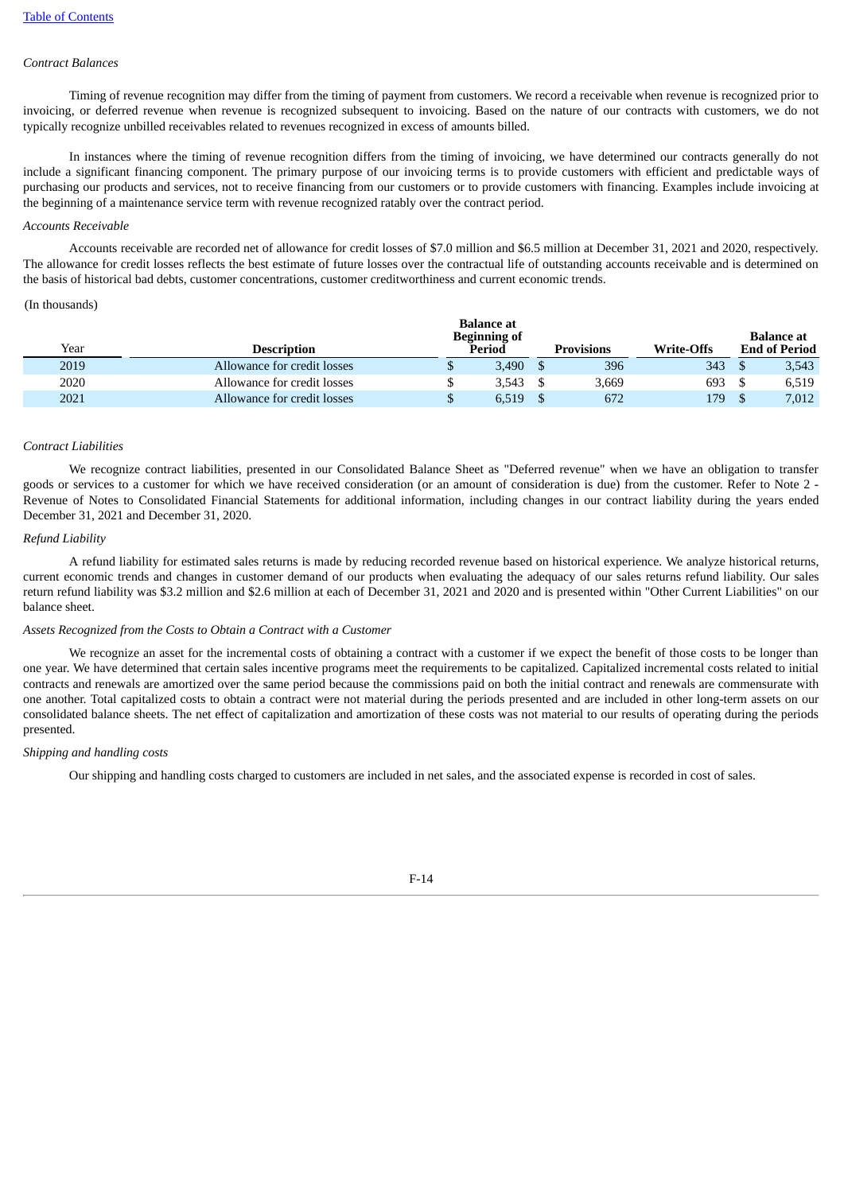*Contract Balances*

Timing of revenue recognition may differ from the timing of payment from customers. We record a receivable when revenue is recognized prior to invoicing, or deferred revenue when revenue is recognized subsequent to invoicing. Based on the nature of our contracts with customers, we do not typically recognize unbilled receivables related to revenues recognized in excess of amounts billed.

In instances where the timing of revenue recognition differs from the timing of invoicing, we have determined our contracts generally do not include a significant financing component. The primary purpose of our invoicing terms is to provide customers with efficient and predictable ways of purchasing our products and services, not to receive financing from our customers or to provide customers with financing. Examples include invoicing at the beginning of a maintenance service term with revenue recognized ratably over the contract period.

*Accounts Receivable*

Accounts receivable are recorded net of allowance for credit losses of $7.0 million and $6.5 million at December 31, 2021 and 2020, respectively. The allowance for credit losses reflects the best estimate of future losses over the contractual life of outstanding accounts receivable and is determined on the basis of historical bad debts, customer concentrations, customer creditworthiness and current economic trends.

(In thousands)

| Year | Description | Balance at Beginning of Period | Provisions | Write-Offs | Balance at End of Period |
|---|---|---|---|---|---|
| 2019 | Allowance for credit losses | $ 3,490 | $ 396 | 343 | $ 3,543 |
| 2020 | Allowance for credit losses | $ 3,543 | $ 3,669 | 693 | $ 6,519 |
| 2021 | Allowance for credit losses | $ 6,519 | $ 672 | 179 | $ 7,012 |

*Contract Liabilities*

We recognize contract liabilities, presented in our Consolidated Balance Sheet as "Deferred revenue" when we have an obligation to transfer goods or services to a customer for which we have received consideration (or an amount of consideration is due) from the customer. Refer to Note 2 - Revenue of Notes to Consolidated Financial Statements for additional information, including changes in our contract liability during the years ended December 31, 2021 and December 31, 2020.

*Refund Liability*

A refund liability for estimated sales returns is made by reducing recorded revenue based on historical experience. We analyze historical returns, current economic trends and changes in customer demand of our products when evaluating the adequacy of our sales returns refund liability. Our sales return refund liability was $3.2 million and $2.6 million at each of December 31, 2021 and 2020 and is presented within "Other Current Liabilities" on our balance sheet.

*Assets Recognized from the Costs to Obtain a Contract with a Customer*

We recognize an asset for the incremental costs of obtaining a contract with a customer if we expect the benefit of those costs to be longer than one year. We have determined that certain sales incentive programs meet the requirements to be capitalized. Capitalized incremental costs related to initial contracts and renewals are amortized over the same period because the commissions paid on both the initial contract and renewals are commensurate with one another. Total capitalized costs to obtain a contract were not material during the periods presented and are included in other long-term assets on our consolidated balance sheets. The net effect of capitalization and amortization of these costs was not material to our results of operating during the periods presented.

*Shipping and handling costs*

Our shipping and handling costs charged to customers are included in net sales, and the associated expense is recorded in cost of sales.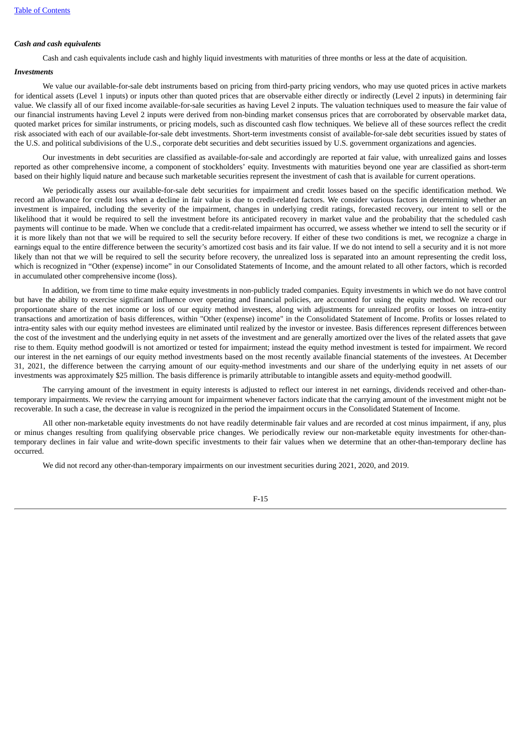***Cash and cash equivalents***

Cash and cash equivalents include cash and highly liquid investments with maturities of three months or less at the date of acquisition.

***Investments***

We value our available-for-sale debt instruments based on pricing from third-party pricing vendors, who may use quoted prices in active markets for identical assets (Level 1 inputs) or inputs other than quoted prices that are observable either directly or indirectly (Level 2 inputs) in determining fair value. We classify all of our fixed income available-for-sale securities as having Level 2 inputs. The valuation techniques used to measure the fair value of our financial instruments having Level 2 inputs were derived from non-binding market consensus prices that are corroborated by observable market data, quoted market prices for similar instruments, or pricing models, such as discounted cash flow techniques. We believe all of these sources reflect the credit risk associated with each of our available-for-sale debt investments. Short-term investments consist of available-for-sale debt securities issued by states of the U.S. and political subdivisions of the U.S., corporate debt securities and debt securities issued by U.S. government organizations and agencies.

Our investments in debt securities are classified as available-for-sale and accordingly are reported at fair value, with unrealized gains and losses reported as other comprehensive income, a component of stockholders' equity. Investments with maturities beyond one year are classified as short-term based on their highly liquid nature and because such marketable securities represent the investment of cash that is available for current operations.

We periodically assess our available-for-sale debt securities for impairment and credit losses based on the specific identification method. We record an allowance for credit loss when a decline in fair value is due to credit-related factors. We consider various factors in determining whether an investment is impaired, including the severity of the impairment, changes in underlying credit ratings, forecasted recovery, our intent to sell or the likelihood that it would be required to sell the investment before its anticipated recovery in market value and the probability that the scheduled cash payments will continue to be made. When we conclude that a credit-related impairment has occurred, we assess whether we intend to sell the security or if it is more likely than not that we will be required to sell the security before recovery. If either of these two conditions is met, we recognize a charge in earnings equal to the entire difference between the security's amortized cost basis and its fair value. If we do not intend to sell a security and it is not more likely than not that we will be required to sell the security before recovery, the unrealized loss is separated into an amount representing the credit loss, which is recognized in "Other (expense) income" in our Consolidated Statements of Income, and the amount related to all other factors, which is recorded in accumulated other comprehensive income (loss).

In addition, we from time to time make equity investments in non-publicly traded companies. Equity investments in which we do not have control but have the ability to exercise significant influence over operating and financial policies, are accounted for using the equity method. We record our proportionate share of the net income or loss of our equity method investees, along with adjustments for unrealized profits or losses on intra-entity transactions and amortization of basis differences, within "Other (expense) income" in the Consolidated Statement of Income. Profits or losses related to intra-entity sales with our equity method investees are eliminated until realized by the investor or investee. Basis differences represent differences between the cost of the investment and the underlying equity in net assets of the investment and are generally amortized over the lives of the related assets that gave rise to them. Equity method goodwill is not amortized or tested for impairment; instead the equity method investment is tested for impairment. We record our interest in the net earnings of our equity method investments based on the most recently available financial statements of the investees. At December 31, 2021, the difference between the carrying amount of our equity-method investments and our share of the underlying equity in net assets of our investments was approximately $25 million. The basis difference is primarily attributable to intangible assets and equity-method goodwill.

The carrying amount of the investment in equity interests is adjusted to reflect our interest in net earnings, dividends received and other-than-temporary impairments. We review the carrying amount for impairment whenever factors indicate that the carrying amount of the investment might not be recoverable. In such a case, the decrease in value is recognized in the period the impairment occurs in the Consolidated Statement of Income.

All other non-marketable equity investments do not have readily determinable fair values and are recorded at cost minus impairment, if any, plus or minus changes resulting from qualifying observable price changes. We periodically review our non-marketable equity investments for other-than-temporary declines in fair value and write-down specific investments to their fair values when we determine that an other-than-temporary decline has occurred.

We did not record any other-than-temporary impairments on our investment securities during 2021, 2020, and 2019.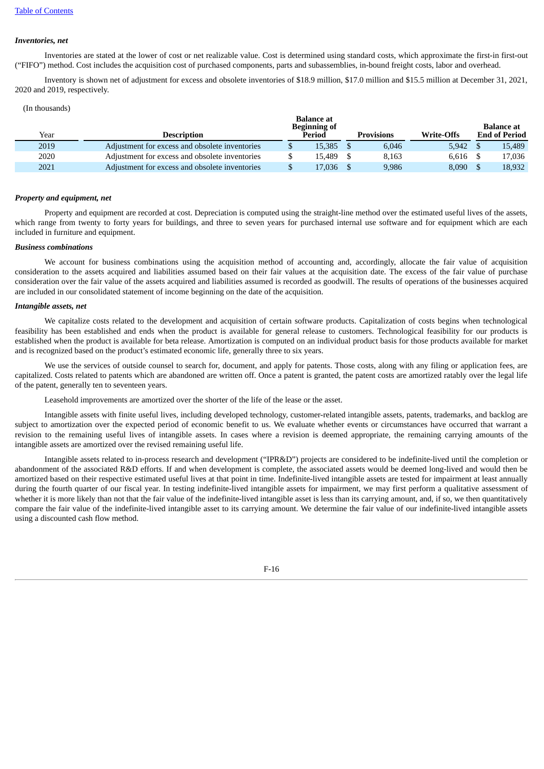***Inventories, net***

Inventories are stated at the lower of cost or net realizable value. Cost is determined using standard costs, which approximate the first-in first-out (“FIFO”) method. Cost includes the acquisition cost of purchased components, parts and subassemblies, in-bound freight costs, labor and overhead.

Inventory is shown net of adjustment for excess and obsolete inventories of $18.9 million, $17.0 million and $15.5 million at December 31, 2021, 2020 and 2019, respectively.

(In thousands)

| Year | Description | Balance at Beginning of Period | Provisions | Write-Offs | Balance at End of Period |
|---|---|---|---|---|---|
| 2019 | Adjustment for excess and obsolete inventories | $ 15,385 | $ 6,046 | 5,942 | $ 15,489 |
| 2020 | Adjustment for excess and obsolete inventories | $ 15,489 | $ 8,163 | 6,616 | $ 17,036 |
| 2021 | Adjustment for excess and obsolete inventories | $ 17,036 | $ 9,986 | 8,090 | $ 18,932 |

***Property and equipment, net***

Property and equipment are recorded at cost. Depreciation is computed using the straight-line method over the estimated useful lives of the assets, which range from twenty to forty years for buildings, and three to seven years for purchased internal use software and for equipment which are each included in furniture and equipment.

***Business combinations***

We account for business combinations using the acquisition method of accounting and, accordingly, allocate the fair value of acquisition consideration to the assets acquired and liabilities assumed based on their fair values at the acquisition date. The excess of the fair value of purchase consideration over the fair value of the assets acquired and liabilities assumed is recorded as goodwill. The results of operations of the businesses acquired are included in our consolidated statement of income beginning on the date of the acquisition.

***Intangible assets, net***

We capitalize costs related to the development and acquisition of certain software products. Capitalization of costs begins when technological feasibility has been established and ends when the product is available for general release to customers. Technological feasibility for our products is established when the product is available for beta release. Amortization is computed on an individual product basis for those products available for market and is recognized based on the product’s estimated economic life, generally three to six years.

We use the services of outside counsel to search for, document, and apply for patents. Those costs, along with any filing or application fees, are capitalized. Costs related to patents which are abandoned are written off. Once a patent is granted, the patent costs are amortized ratably over the legal life of the patent, generally ten to seventeen years.

Leasehold improvements are amortized over the shorter of the life of the lease or the asset.

Intangible assets with finite useful lives, including developed technology, customer-related intangible assets, patents, trademarks, and backlog are subject to amortization over the expected period of economic benefit to us. We evaluate whether events or circumstances have occurred that warrant a revision to the remaining useful lives of intangible assets. In cases where a revision is deemed appropriate, the remaining carrying amounts of the intangible assets are amortized over the revised remaining useful life.

Intangible assets related to in-process research and development (“IPR&D”) projects are considered to be indefinite-lived until the completion or abandonment of the associated R&D efforts. If and when development is complete, the associated assets would be deemed long-lived and would then be amortized based on their respective estimated useful lives at that point in time. Indefinite-lived intangible assets are tested for impairment at least annually during the fourth quarter of our fiscal year. In testing indefinite-lived intangible assets for impairment, we may first perform a qualitative assessment of whether it is more likely than not that the fair value of the indefinite-lived intangible asset is less than its carrying amount, and, if so, we then quantitatively compare the fair value of the indefinite-lived intangible asset to its carrying amount. We determine the fair value of our indefinite-lived intangible assets using a discounted cash flow method.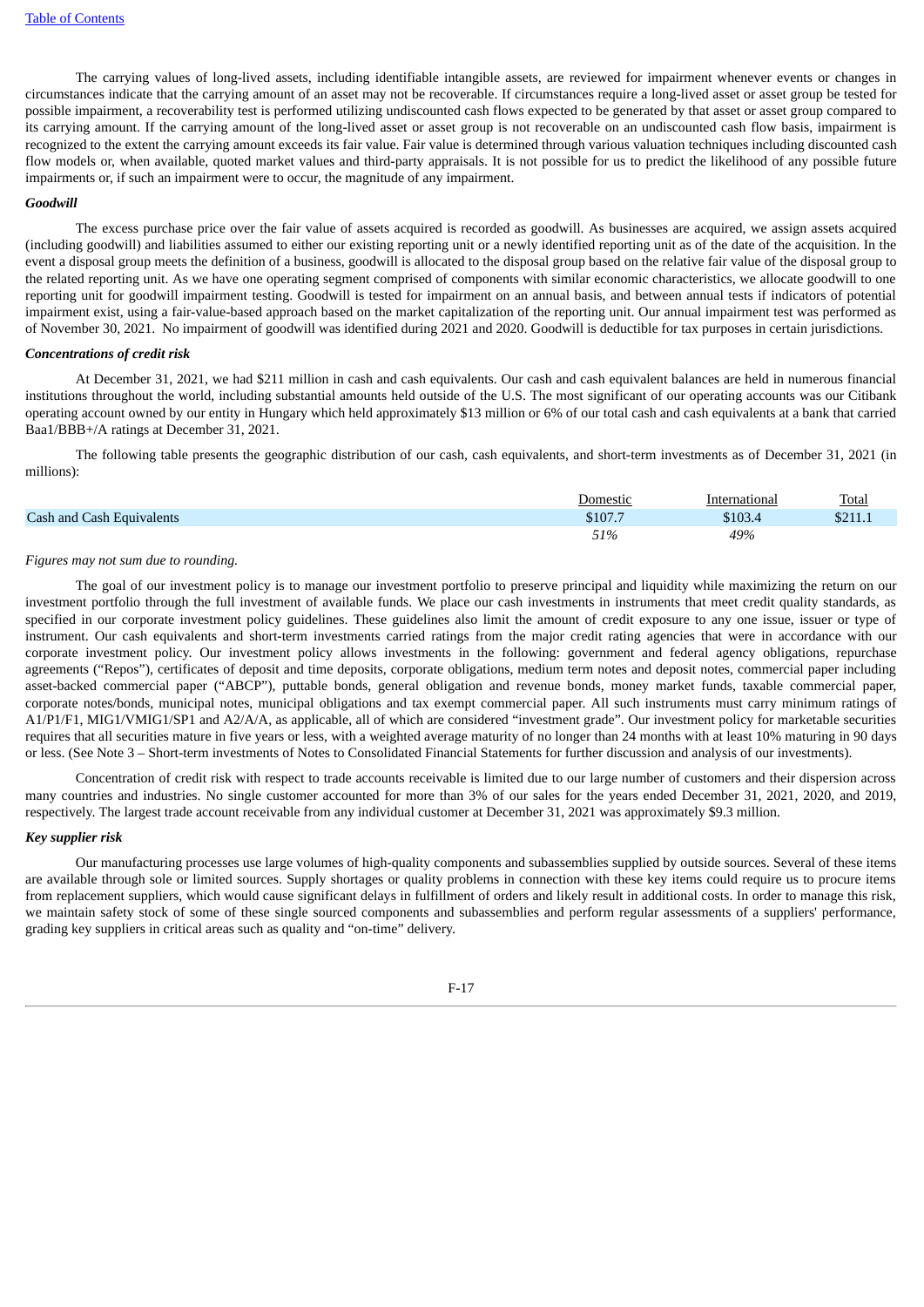The carrying values of long-lived assets, including identifiable intangible assets, are reviewed for impairment whenever events or changes in circumstances indicate that the carrying amount of an asset may not be recoverable. If circumstances require a long-lived asset or asset group be tested for possible impairment, a recoverability test is performed utilizing undiscounted cash flows expected to be generated by that asset or asset group compared to its carrying amount. If the carrying amount of the long-lived asset or asset group is not recoverable on an undiscounted cash flow basis, impairment is recognized to the extent the carrying amount exceeds its fair value. Fair value is determined through various valuation techniques including discounted cash flow models or, when available, quoted market values and third-party appraisals. It is not possible for us to predict the likelihood of any possible future impairments or, if such an impairment were to occur, the magnitude of any impairment.

***Goodwill***

The excess purchase price over the fair value of assets acquired is recorded as goodwill. As businesses are acquired, we assign assets acquired (including goodwill) and liabilities assumed to either our existing reporting unit or a newly identified reporting unit as of the date of the acquisition. In the event a disposal group meets the definition of a business, goodwill is allocated to the disposal group based on the relative fair value of the disposal group to the related reporting unit. As we have one operating segment comprised of components with similar economic characteristics, we allocate goodwill to one reporting unit for goodwill impairment testing. Goodwill is tested for impairment on an annual basis, and between annual tests if indicators of potential impairment exist, using a fair-value-based approach based on the market capitalization of the reporting unit. Our annual impairment test was performed as of November 30, 2021. No impairment of goodwill was identified during 2021 and 2020. Goodwill is deductible for tax purposes in certain jurisdictions.

***Concentrations of credit risk***

At December 31, 2021, we had $211 million in cash and cash equivalents. Our cash and cash equivalent balances are held in numerous financial institutions throughout the world, including substantial amounts held outside of the U.S. The most significant of our operating accounts was our Citibank operating account owned by our entity in Hungary which held approximately $13 million or 6% of our total cash and cash equivalents at a bank that carried Baa1/BBB+/A ratings at December 31, 2021.

The following table presents the geographic distribution of our cash, cash equivalents, and short-term investments as of December 31, 2021 (in millions):

| | Domestic | International | Total |
|---|---|---|---|
| Cash and Cash Equivalents | $107.7 | $103.4 | $211.1 |
| | *51%* | *49%* | |

*Figures may not sum due to rounding.*

The goal of our investment policy is to manage our investment portfolio to preserve principal and liquidity while maximizing the return on our investment portfolio through the full investment of available funds. We place our cash investments in instruments that meet credit quality standards, as specified in our corporate investment policy guidelines. These guidelines also limit the amount of credit exposure to any one issue, issuer or type of instrument. Our cash equivalents and short-term investments carried ratings from the major credit rating agencies that were in accordance with our corporate investment policy. Our investment policy allows investments in the following: government and federal agency obligations, repurchase agreements ("Repos"), certificates of deposit and time deposits, corporate obligations, medium term notes and deposit notes, commercial paper including asset-backed commercial paper ("ABCP"), puttable bonds, general obligation and revenue bonds, money market funds, taxable commercial paper, corporate notes/bonds, municipal notes, municipal obligations and tax exempt commercial paper. All such instruments must carry minimum ratings of A1/P1/F1, MIG1/VMIG1/SP1 and A2/A/A, as applicable, all of which are considered "investment grade". Our investment policy for marketable securities requires that all securities mature in five years or less, with a weighted average maturity of no longer than 24 months with at least 10% maturing in 90 days or less. (See Note 3 – Short-term investments of Notes to Consolidated Financial Statements for further discussion and analysis of our investments).

Concentration of credit risk with respect to trade accounts receivable is limited due to our large number of customers and their dispersion across many countries and industries. No single customer accounted for more than 3% of our sales for the years ended December 31, 2021, 2020, and 2019, respectively. The largest trade account receivable from any individual customer at December 31, 2021 was approximately $9.3 million.

***Key supplier risk***

Our manufacturing processes use large volumes of high-quality components and subassemblies supplied by outside sources. Several of these items are available through sole or limited sources. Supply shortages or quality problems in connection with these key items could require us to procure items from replacement suppliers, which would cause significant delays in fulfillment of orders and likely result in additional costs. In order to manage this risk, we maintain safety stock of some of these single sourced components and subassemblies and perform regular assessments of a suppliers' performance, grading key suppliers in critical areas such as quality and "on-time" delivery.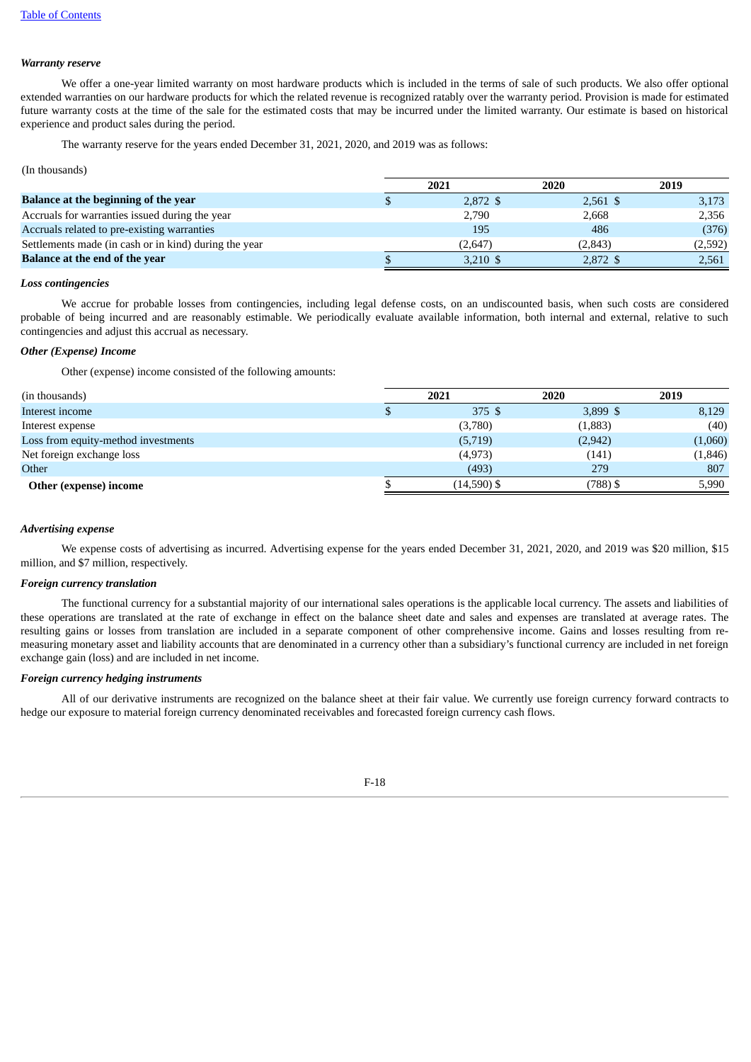*Warranty reserve*

We offer a one-year limited warranty on most hardware products which is included in the terms of sale of such products. We also offer optional extended warranties on our hardware products for which the related revenue is recognized ratably over the warranty period. Provision is made for estimated future warranty costs at the time of the sale for the estimated costs that may be incurred under the limited warranty. Our estimate is based on historical experience and product sales during the period.

The warranty reserve for the years ended December 31, 2021, 2020, and 2019 was as follows:

(In thousands)

| | 2021 | 2020 | 2019 |
|---|---|---|---|
| **Balance at the beginning of the year** | $ 2,872 | $ 2,561 | $ 3,173 |
| Accruals for warranties issued during the year | 2,790 | 2,668 | 2,356 |
| Accruals related to pre-existing warranties | 195 | 486 | (376) |
| Settlements made (in cash or in kind) during the year | (2,647) | (2,843) | (2,592) |
| **Balance at the end of the year** | $ 3,210 | $ 2,872 | $ 2,561 |

*Loss contingencies*

We accrue for probable losses from contingencies, including legal defense costs, on an undiscounted basis, when such costs are considered probable of being incurred and are reasonably estimable. We periodically evaluate available information, both internal and external, relative to such contingencies and adjust this accrual as necessary.

*Other (Expense) Income*

Other (expense) income consisted of the following amounts:

| (in thousands) | 2021 | 2020 | 2019 |
|---|---|---|---|
| Interest income | $ 375 | $ 3,899 | $ 8,129 |
| Interest expense | (3,780) | (1,883) | (40) |
| Loss from equity-method investments | (5,719) | (2,942) | (1,060) |
| Net foreign exchange loss | (4,973) | (141) | (1,846) |
| Other | (493) | 279 | 807 |
| **Other (expense) income** | $ (14,590) | $ (788) | $ 5,990 |

*Advertising expense*

We expense costs of advertising as incurred. Advertising expense for the years ended December 31, 2021, 2020, and 2019 was $20 million, $15 million, and $7 million, respectively.

*Foreign currency translation*

The functional currency for a substantial majority of our international sales operations is the applicable local currency. The assets and liabilities of these operations are translated at the rate of exchange in effect on the balance sheet date and sales and expenses are translated at average rates. The resulting gains or losses from translation are included in a separate component of other comprehensive income. Gains and losses resulting from re-measuring monetary asset and liability accounts that are denominated in a currency other than a subsidiary's functional currency are included in net foreign exchange gain (loss) and are included in net income.

*Foreign currency hedging instruments*

All of our derivative instruments are recognized on the balance sheet at their fair value. We currently use foreign currency forward contracts to hedge our exposure to material foreign currency denominated receivables and forecasted foreign currency cash flows.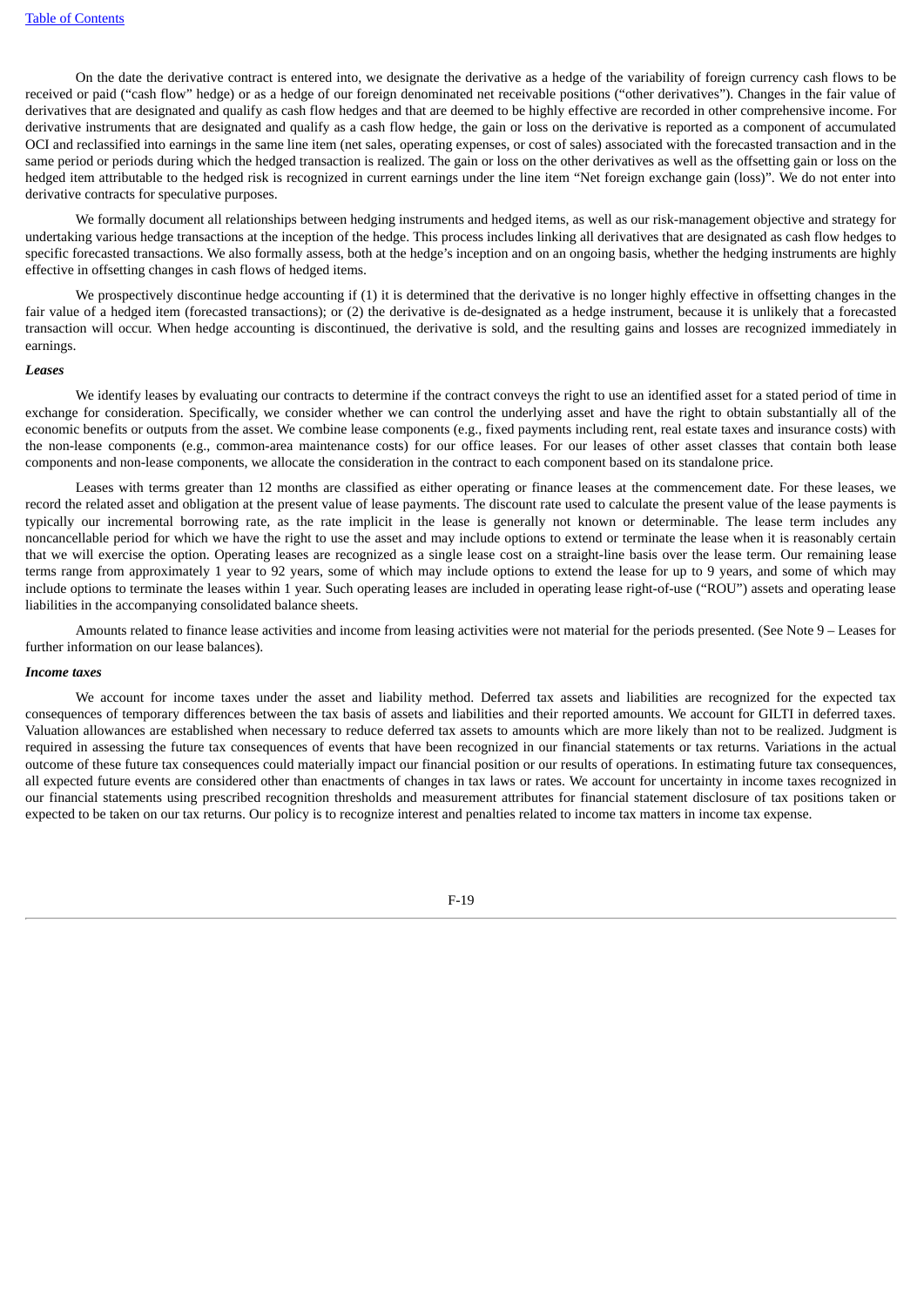On the date the derivative contract is entered into, we designate the derivative as a hedge of the variability of foreign currency cash flows to be received or paid ("cash flow" hedge) or as a hedge of our foreign denominated net receivable positions ("other derivatives"). Changes in the fair value of derivatives that are designated and qualify as cash flow hedges and that are deemed to be highly effective are recorded in other comprehensive income. For derivative instruments that are designated and qualify as a cash flow hedge, the gain or loss on the derivative is reported as a component of accumulated OCI and reclassified into earnings in the same line item (net sales, operating expenses, or cost of sales) associated with the forecasted transaction and in the same period or periods during which the hedged transaction is realized. The gain or loss on the other derivatives as well as the offsetting gain or loss on the hedged item attributable to the hedged risk is recognized in current earnings under the line item "Net foreign exchange gain (loss)". We do not enter into derivative contracts for speculative purposes.

We formally document all relationships between hedging instruments and hedged items, as well as our risk-management objective and strategy for undertaking various hedge transactions at the inception of the hedge. This process includes linking all derivatives that are designated as cash flow hedges to specific forecasted transactions. We also formally assess, both at the hedge's inception and on an ongoing basis, whether the hedging instruments are highly effective in offsetting changes in cash flows of hedged items.

We prospectively discontinue hedge accounting if (1) it is determined that the derivative is no longer highly effective in offsetting changes in the fair value of a hedged item (forecasted transactions); or (2) the derivative is de-designated as a hedge instrument, because it is unlikely that a forecasted transaction will occur. When hedge accounting is discontinued, the derivative is sold, and the resulting gains and losses are recognized immediately in earnings.

***Leases***

We identify leases by evaluating our contracts to determine if the contract conveys the right to use an identified asset for a stated period of time in exchange for consideration. Specifically, we consider whether we can control the underlying asset and have the right to obtain substantially all of the economic benefits or outputs from the asset. We combine lease components (e.g., fixed payments including rent, real estate taxes and insurance costs) with the non-lease components (e.g., common-area maintenance costs) for our office leases. For our leases of other asset classes that contain both lease components and non-lease components, we allocate the consideration in the contract to each component based on its standalone price.

Leases with terms greater than 12 months are classified as either operating or finance leases at the commencement date. For these leases, we record the related asset and obligation at the present value of lease payments. The discount rate used to calculate the present value of the lease payments is typically our incremental borrowing rate, as the rate implicit in the lease is generally not known or determinable. The lease term includes any noncancellable period for which we have the right to use the asset and may include options to extend or terminate the lease when it is reasonably certain that we will exercise the option. Operating leases are recognized as a single lease cost on a straight-line basis over the lease term. Our remaining lease terms range from approximately 1 year to 92 years, some of which may include options to extend the lease for up to 9 years, and some of which may include options to terminate the leases within 1 year. Such operating leases are included in operating lease right-of-use ("ROU") assets and operating lease liabilities in the accompanying consolidated balance sheets.

Amounts related to finance lease activities and income from leasing activities were not material for the periods presented. (See Note 9 – Leases for further information on our lease balances).

***Income taxes***

We account for income taxes under the asset and liability method. Deferred tax assets and liabilities are recognized for the expected tax consequences of temporary differences between the tax basis of assets and liabilities and their reported amounts. We account for GILTI in deferred taxes. Valuation allowances are established when necessary to reduce deferred tax assets to amounts which are more likely than not to be realized. Judgment is required in assessing the future tax consequences of events that have been recognized in our financial statements or tax returns. Variations in the actual outcome of these future tax consequences could materially impact our financial position or our results of operations. In estimating future tax consequences, all expected future events are considered other than enactments of changes in tax laws or rates. We account for uncertainty in income taxes recognized in our financial statements using prescribed recognition thresholds and measurement attributes for financial statement disclosure of tax positions taken or expected to be taken on our tax returns. Our policy is to recognize interest and penalties related to income tax matters in income tax expense.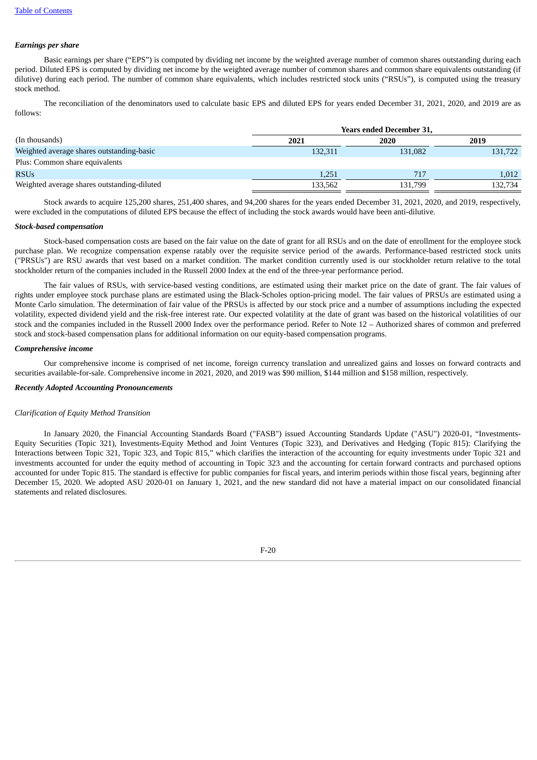*Earnings per share*

Basic earnings per share ("EPS") is computed by dividing net income by the weighted average number of common shares outstanding during each period. Diluted EPS is computed by dividing net income by the weighted average number of common shares and common share equivalents outstanding (if dilutive) during each period. The number of common share equivalents, which includes restricted stock units ("RSUs"), is computed using the treasury stock method.

The reconciliation of the denominators used to calculate basic EPS and diluted EPS for years ended December 31, 2021, 2020, and 2019 are as follows:

| | Years ended December 31, | | |
|---|---|---|---|
| (In thousands) | 2021 | 2020 | 2019 |
| Weighted average shares outstanding-basic | 132,311 | 131,082 | 131,722 |
| Plus: Common share equivalents | | | |
| RSUs | 1,251 | 717 | 1,012 |
| Weighted average shares outstanding-diluted | 133,562 | 131,799 | 132,734 |

Stock awards to acquire 125,200 shares, 251,400 shares, and 94,200 shares for the years ended December 31, 2021, 2020, and 2019, respectively, were excluded in the computations of diluted EPS because the effect of including the stock awards would have been anti-dilutive.

***Stock-based compensation***

Stock-based compensation costs are based on the fair value on the date of grant for all RSUs and on the date of enrollment for the employee stock purchase plan. We recognize compensation expense ratably over the requisite service period of the awards. Performance-based restricted stock units ("PRSUs") are RSU awards that vest based on a market condition. The market condition currently used is our stockholder return relative to the total stockholder return of the companies included in the Russell 2000 Index at the end of the three-year performance period.

The fair values of RSUs, with service-based vesting conditions, are estimated using their market price on the date of grant. The fair values of rights under employee stock purchase plans are estimated using the Black-Scholes option-pricing model. The fair values of PRSUs are estimated using a Monte Carlo simulation. The determination of fair value of the PRSUs is affected by our stock price and a number of assumptions including the expected volatility, expected dividend yield and the risk-free interest rate. Our expected volatility at the date of grant was based on the historical volatilities of our stock and the companies included in the Russell 2000 Index over the performance period. Refer to Note 12 – Authorized shares of common and preferred stock and stock-based compensation plans for additional information on our equity-based compensation programs.

***Comprehensive income***

Our comprehensive income is comprised of net income, foreign currency translation and unrealized gains and losses on forward contracts and securities available-for-sale. Comprehensive income in 2021, 2020, and 2019 was $90 million, $144 million and $158 million, respectively.

***Recently Adopted Accounting Pronouncements***

*Clarification of Equity Method Transition*

In January 2020, the Financial Accounting Standards Board ("FASB") issued Accounting Standards Update ("ASU") 2020-01, "Investments-Equity Securities (Topic 321), Investments-Equity Method and Joint Ventures (Topic 323), and Derivatives and Hedging (Topic 815): Clarifying the Interactions between Topic 321, Topic 323, and Topic 815," which clarifies the interaction of the accounting for equity investments under Topic 321 and investments accounted for under the equity method of accounting in Topic 323 and the accounting for certain forward contracts and purchased options accounted for under Topic 815. The standard is effective for public companies for fiscal years, and interim periods within those fiscal years, beginning after December 15, 2020. We adopted ASU 2020-01 on January 1, 2021, and the new standard did not have a material impact on our consolidated financial statements and related disclosures.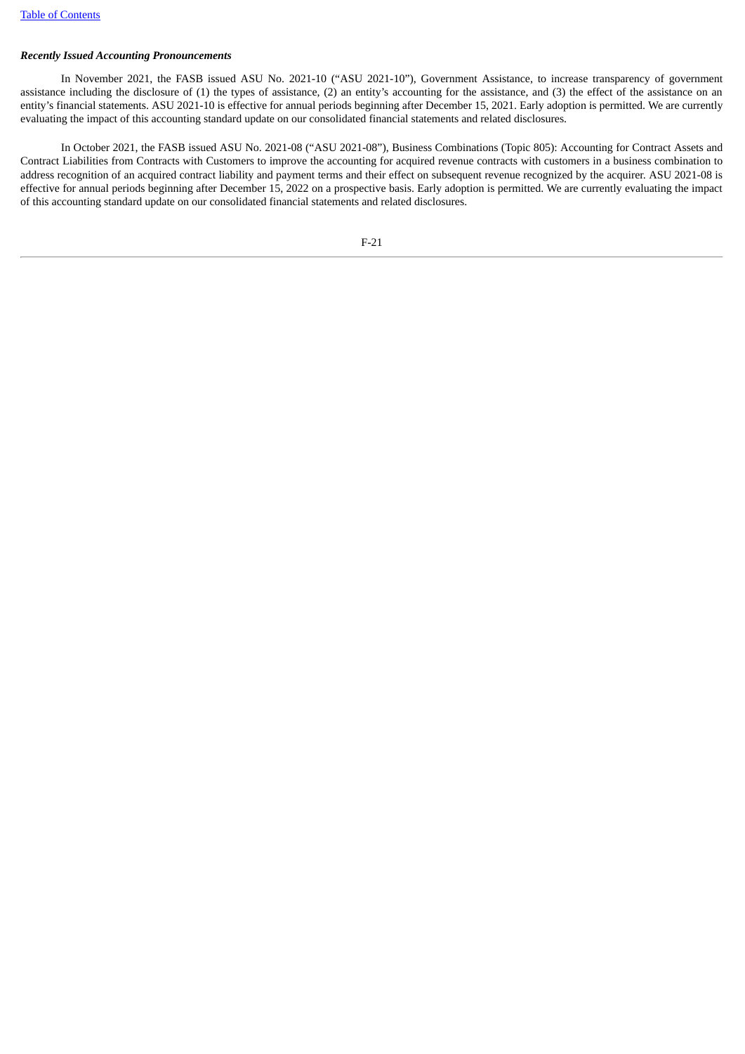***Recently Issued Accounting Pronouncements***

In November 2021, the FASB issued ASU No. 2021-10 ("ASU 2021-10"), Government Assistance, to increase transparency of government assistance including the disclosure of (1) the types of assistance, (2) an entity's accounting for the assistance, and (3) the effect of the assistance on an entity's financial statements. ASU 2021-10 is effective for annual periods beginning after December 15, 2021. Early adoption is permitted. We are currently evaluating the impact of this accounting standard update on our consolidated financial statements and related disclosures.

In October 2021, the FASB issued ASU No. 2021-08 ("ASU 2021-08"), Business Combinations (Topic 805): Accounting for Contract Assets and Contract Liabilities from Contracts with Customers to improve the accounting for acquired revenue contracts with customers in a business combination to address recognition of an acquired contract liability and payment terms and their effect on subsequent revenue recognized by the acquirer. ASU 2021-08 is effective for annual periods beginning after December 15, 2022 on a prospective basis. Early adoption is permitted. We are currently evaluating the impact of this accounting standard update on our consolidated financial statements and related disclosures.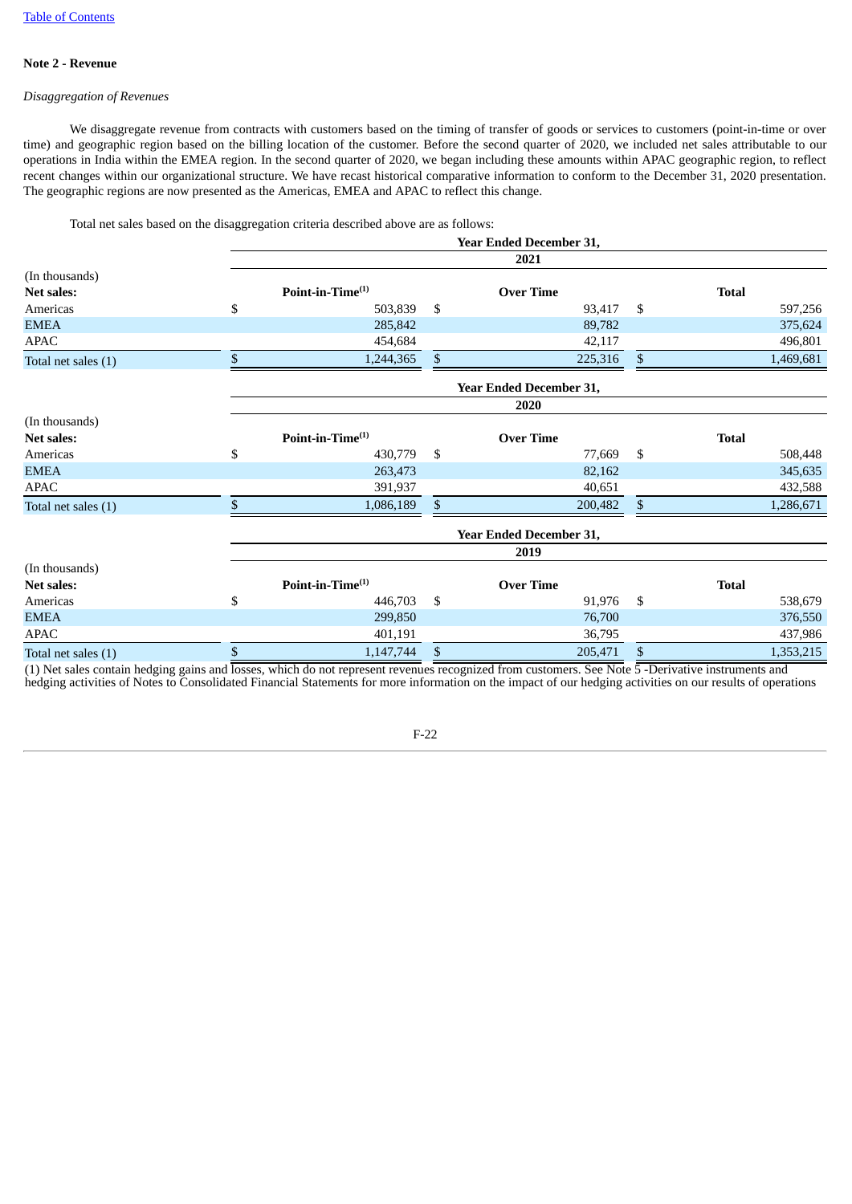## Note 2 - Revenue

*Disaggregation of Revenues*

We disaggregate revenue from contracts with customers based on the timing of transfer of goods or services to customers (point-in-time or over time) and geographic region based on the billing location of the customer. Before the second quarter of 2020, we included net sales attributable to our operations in India within the EMEA region. In the second quarter of 2020, we began including these amounts within APAC geographic region, to reflect recent changes within our organizational structure. We have recast historical comparative information to conform to the December 31, 2020 presentation. The geographic regions are now presented as the Americas, EMEA and APAC to reflect this change.

Total net sales based on the disaggregation criteria described above are as follows:

| | Year Ended December 31, | | |
|---|---|---|---|
| | 2021 | | |
| (In thousands) | | | |
| **Net sales:** | **Point-in-Time[(1)]** | **Over Time** | **Total** |
| Americas | $ 503,839 | $ 93,417 | $ 597,256 |
| EMEA | 285,842 | 89,782 | 375,624 |
| APAC | 454,684 | 42,117 | 496,801 |
| Total net sales (1) | $ 1,244,365 | $ 225,316 | $ 1,469,681 |

| | Year Ended December 31, | | |
|---|---|---|---|
| | 2020 | | |
| (In thousands) | | | |
| **Net sales:** | **Point-in-Time[(1)]** | **Over Time** | **Total** |
| Americas | $ 430,779 | $ 77,669 | $ 508,448 |
| EMEA | 263,473 | 82,162 | 345,635 |
| APAC | 391,937 | 40,651 | 432,588 |
| Total net sales (1) | $ 1,086,189 | $ 200,482 | $ 1,286,671 |

| | Year Ended December 31, | | |
|---|---|---|---|
| | 2019 | | |
| (In thousands) | | | |
| **Net sales:** | **Point-in-Time[(1)]** | **Over Time** | **Total** |
| Americas | $ 446,703 | $ 91,976 | $ 538,679 |
| EMEA | 299,850 | 76,700 | 376,550 |
| APAC | 401,191 | 36,795 | 437,986 |
| Total net sales (1) | $ 1,147,744 | $ 205,471 | $ 1,353,215 |

(1) Net sales contain hedging gains and losses, which do not represent revenues recognized from customers. See Note 5 -Derivative instruments and hedging activities of Notes to Consolidated Financial Statements for more information on the impact of our hedging activities on our results of operations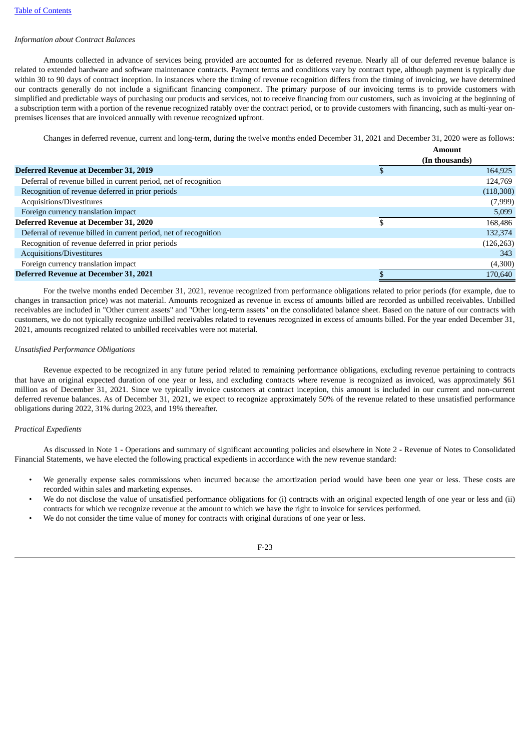*Information about Contract Balances*

Amounts collected in advance of services being provided are accounted for as deferred revenue. Nearly all of our deferred revenue balance is related to extended hardware and software maintenance contracts. Payment terms and conditions vary by contract type, although payment is typically due within 30 to 90 days of contract inception. In instances where the timing of revenue recognition differs from the timing of invoicing, we have determined our contracts generally do not include a significant financing component. The primary purpose of our invoicing terms is to provide customers with simplified and predictable ways of purchasing our products and services, not to receive financing from our customers, such as invoicing at the beginning of a subscription term with a portion of the revenue recognized ratably over the contract period, or to provide customers with financing, such as multi-year on-premises licenses that are invoiced annually with revenue recognized upfront.

Changes in deferred revenue, current and long-term, during the twelve months ended December 31, 2021 and December 31, 2020 were as follows:

| | Amount (In thousands) |
|---|---|
| **Deferred Revenue at December 31, 2019** | $ 164,925 |
| Deferral of revenue billed in current period, net of recognition | 124,769 |
| Recognition of revenue deferred in prior periods | (118,308) |
| Acquisitions/Divestitures | (7,999) |
| Foreign currency translation impact | 5,099 |
| **Deferred Revenue at December 31, 2020** | $ 168,486 |
| Deferral of revenue billed in current period, net of recognition | 132,374 |
| Recognition of revenue deferred in prior periods | (126,263) |
| Acquisitions/Divestitures | 343 |
| Foreign currency translation impact | (4,300) |
| **Deferred Revenue at December 31, 2021** | $ 170,640 |

For the twelve months ended December 31, 2021, revenue recognized from performance obligations related to prior periods (for example, due to changes in transaction price) was not material. Amounts recognized as revenue in excess of amounts billed are recorded as unbilled receivables. Unbilled receivables are included in "Other current assets" and "Other long-term assets" on the consolidated balance sheet. Based on the nature of our contracts with customers, we do not typically recognize unbilled receivables related to revenues recognized in excess of amounts billed. For the year ended December 31, 2021, amounts recognized related to unbilled receivables were not material.

*Unsatisfied Performance Obligations*

Revenue expected to be recognized in any future period related to remaining performance obligations, excluding revenue pertaining to contracts that have an original expected duration of one year or less, and excluding contracts where revenue is recognized as invoiced, was approximately $61 million as of December 31, 2021. Since we typically invoice customers at contract inception, this amount is included in our current and non-current deferred revenue balances. As of December 31, 2021, we expect to recognize approximately 50% of the revenue related to these unsatisfied performance obligations during 2022, 31% during 2023, and 19% thereafter.

*Practical Expedients*

As discussed in Note 1 - Operations and summary of significant accounting policies and elsewhere in Note 2 - Revenue of Notes to Consolidated Financial Statements, we have elected the following practical expedients in accordance with the new revenue standard:

- We generally expense sales commissions when incurred because the amortization period would have been one year or less. These costs are recorded within sales and marketing expenses.
- We do not disclose the value of unsatisfied performance obligations for (i) contracts with an original expected length of one year or less and (ii) contracts for which we recognize revenue at the amount to which we have the right to invoice for services performed.
- We do not consider the time value of money for contracts with original durations of one year or less.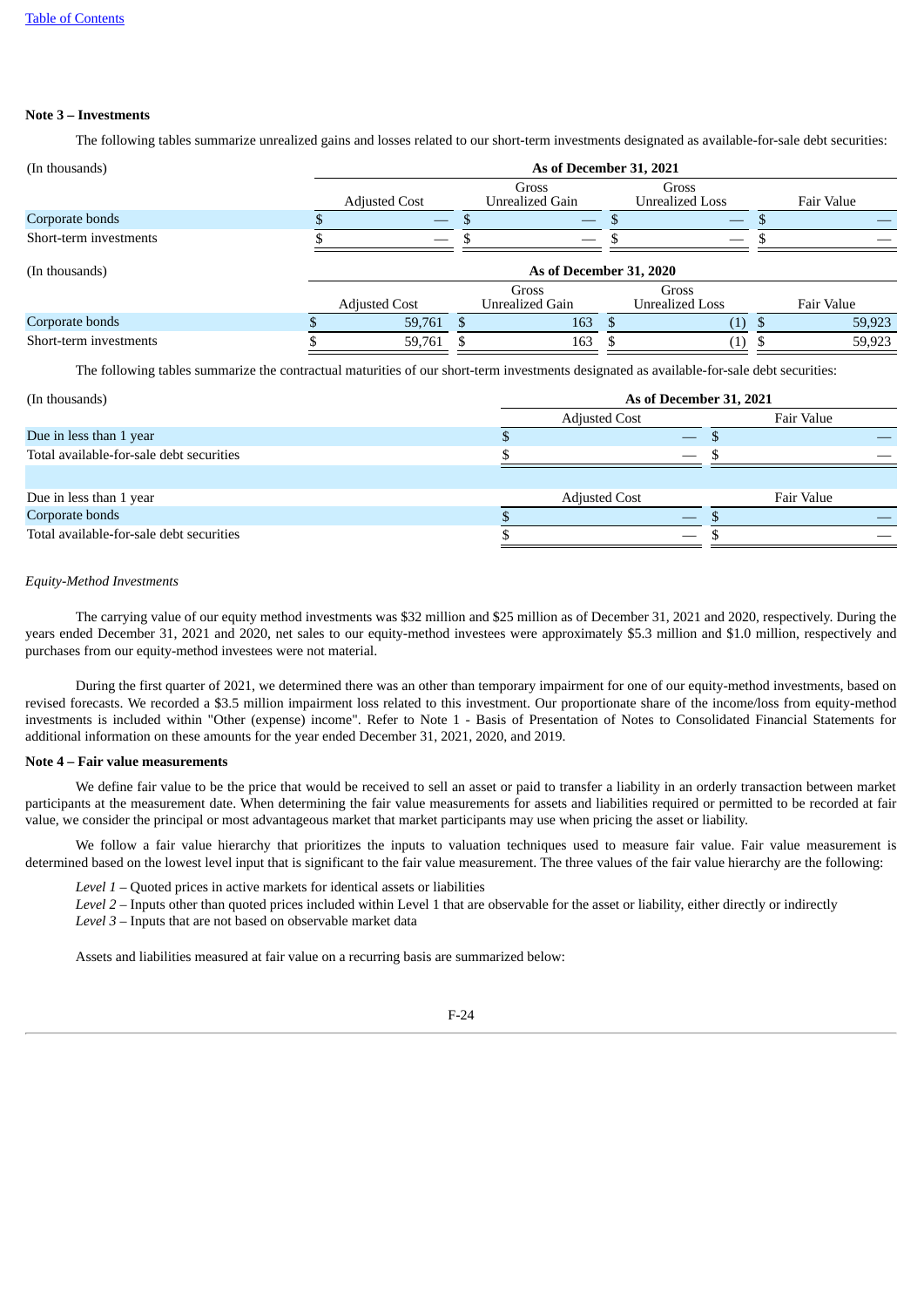**Note 3 – Investments**

The following tables summarize unrealized gains and losses related to our short-term investments designated as available-for-sale debt securities:

| (In thousands) | As of December 31, 2021 | | | |
|---|---|---|---|---|
| | Adjusted Cost | Gross Unrealized Gain | Gross Unrealized Loss | Fair Value |
| Corporate bonds | $ — | $ — | $ — | $ — |
| Short-term investments | $ — | $ — | $ — | $ — |

| (In thousands) | As of December 31, 2020 | | | |
|---|---|---|---|---|
| | Adjusted Cost | Gross Unrealized Gain | Gross Unrealized Loss | Fair Value |
| Corporate bonds | $ 59,761 | $ 163 | $ (1) | $ 59,923 |
| Short-term investments | $ 59,761 | $ 163 | $ (1) | $ 59,923 |

The following tables summarize the contractual maturities of our short-term investments designated as available-for-sale debt securities:

| (In thousands) | As of December 31, 2021 | |
|---|---|---|
| | Adjusted Cost | Fair Value |
| Due in less than 1 year | $ — | $ — |
| Total available-for-sale debt securities | $ — | $ — |
| | | |
| Due in less than 1 year | Adjusted Cost | Fair Value |
| Corporate bonds | $ — | $ — |
| Total available-for-sale debt securities | $ — | $ — |

*Equity-Method Investments*

The carrying value of our equity method investments was $32 million and $25 million as of December 31, 2021 and 2020, respectively. During the years ended December 31, 2021 and 2020, net sales to our equity-method investees were approximately $5.3 million and $1.0 million, respectively and purchases from our equity-method investees were not material.

During the first quarter of 2021, we determined there was an other than temporary impairment for one of our equity-method investments, based on revised forecasts. We recorded a $3.5 million impairment loss related to this investment. Our proportionate share of the income/loss from equity-method investments is included within "Other (expense) income". Refer to Note 1 - Basis of Presentation of Notes to Consolidated Financial Statements for additional information on these amounts for the year ended December 31, 2021, 2020, and 2019.

**Note 4 – Fair value measurements**

We define fair value to be the price that would be received to sell an asset or paid to transfer a liability in an orderly transaction between market participants at the measurement date. When determining the fair value measurements for assets and liabilities required or permitted to be recorded at fair value, we consider the principal or most advantageous market that market participants may use when pricing the asset or liability.

We follow a fair value hierarchy that prioritizes the inputs to valuation techniques used to measure fair value. Fair value measurement is determined based on the lowest level input that is significant to the fair value measurement. The three values of the fair value hierarchy are the following:

*Level 1* – Quoted prices in active markets for identical assets or liabilities
*Level 2* – Inputs other than quoted prices included within Level 1 that are observable for the asset or liability, either directly or indirectly
*Level 3* – Inputs that are not based on observable market data

Assets and liabilities measured at fair value on a recurring basis are summarized below: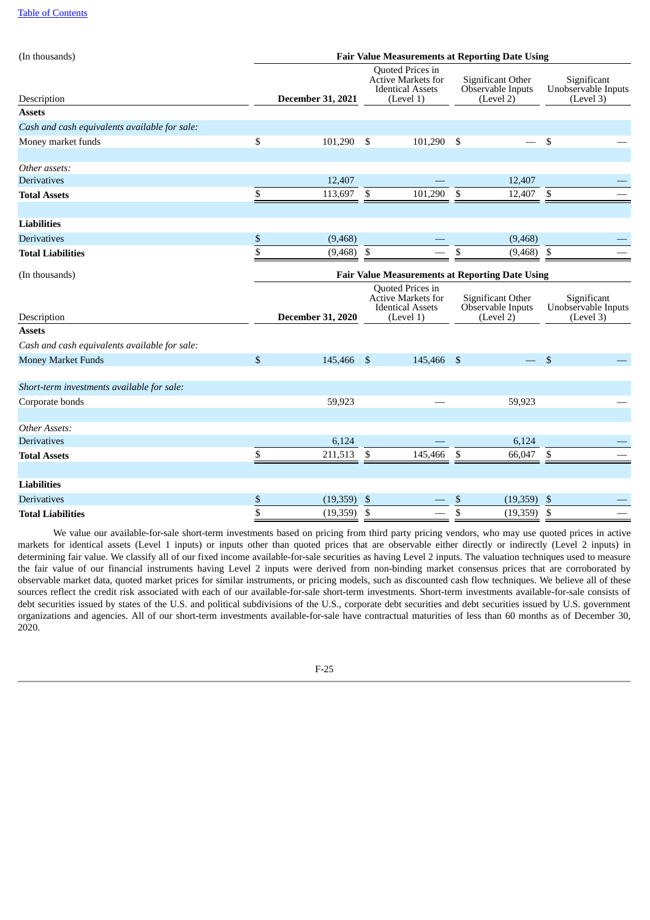| (In thousands) | Fair Value Measurements at Reporting Date Using | | | |
|---|---|---|---|---|
| Description | December 31, 2021 | Quoted Prices in Active Markets for Identical Assets (Level 1) | Significant Other Observable Inputs (Level 2) | Significant Unobservable Inputs (Level 3) |
| **Assets** | | | | |
| *Cash and cash equivalents available for sale:* | | | | |
| Money market funds | $ 101,290 | $ 101,290 | $ — | $ — |
| *Other assets:* | | | | |
| Derivatives | 12,407 | — | 12,407 | — |
| **Total Assets** | $ 113,697 | $ 101,290 | $ 12,407 | $ — |
| **Liabilities** | | | | |
| Derivatives | $ (9,468) | — | (9,468) | — |
| **Total Liabilities** | $ (9,468) | $ — | $ (9,468) | $ — |

| (In thousands) | Fair Value Measurements at Reporting Date Using | | | |
|---|---|---|---|---|
| Description | December 31, 2020 | Quoted Prices in Active Markets for Identical Assets (Level 1) | Significant Other Observable Inputs (Level 2) | Significant Unobservable Inputs (Level 3) |
| **Assets** | | | | |
| *Cash and cash equivalents available for sale:* | | | | |
| Money Market Funds | $ 145,466 | $ 145,466 | $ — | $ — |
| *Short-term investments available for sale:* | | | | |
| Corporate bonds | 59,923 | — | 59,923 | — |
| *Other Assets:* | | | | |
| Derivatives | 6,124 | — | 6,124 | — |
| **Total Assets** | $ 211,513 | $ 145,466 | $ 66,047 | $ — |
| **Liabilities** | | | | |
| Derivatives | $ (19,359) | $ — | $ (19,359) | $ — |
| **Total Liabilities** | $ (19,359) | $ — | $ (19,359) | $ — |

We value our available-for-sale short-term investments based on pricing from third party pricing vendors, who may use quoted prices in active markets for identical assets (Level 1 inputs) or inputs other than quoted prices that are observable either directly or indirectly (Level 2 inputs) in determining fair value. We classify all of our fixed income available-for-sale securities as having Level 2 inputs. The valuation techniques used to measure the fair value of our financial instruments having Level 2 inputs were derived from non-binding market consensus prices that are corroborated by observable market data, quoted market prices for similar instruments, or pricing models, such as discounted cash flow techniques. We believe all of these sources reflect the credit risk associated with each of our available-for-sale short-term investments. Short-term investments available-for-sale consists of debt securities issued by states of the U.S. and political subdivisions of the U.S., corporate debt securities and debt securities issued by U.S. government organizations and agencies. All of our short-term investments available-for-sale have contractual maturities of less than 60 months as of December 30, 2020.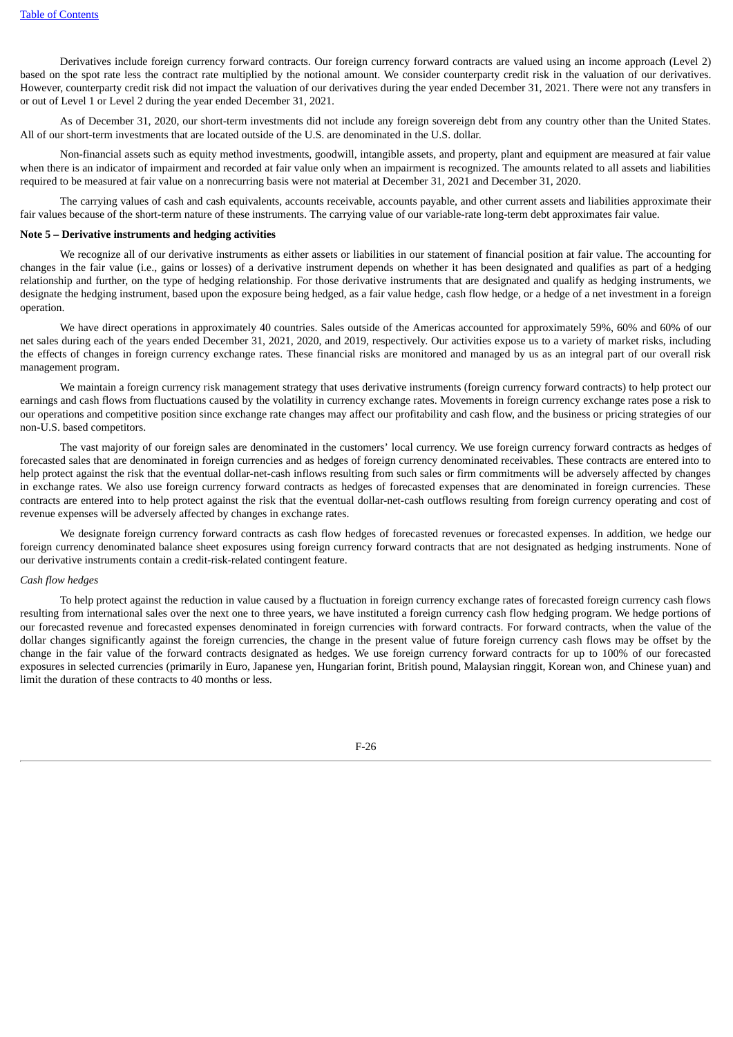Derivatives include foreign currency forward contracts. Our foreign currency forward contracts are valued using an income approach (Level 2) based on the spot rate less the contract rate multiplied by the notional amount. We consider counterparty credit risk in the valuation of our derivatives. However, counterparty credit risk did not impact the valuation of our derivatives during the year ended December 31, 2021. There were not any transfers in or out of Level 1 or Level 2 during the year ended December 31, 2021.

As of December 31, 2020, our short-term investments did not include any foreign sovereign debt from any country other than the United States. All of our short-term investments that are located outside of the U.S. are denominated in the U.S. dollar.

Non-financial assets such as equity method investments, goodwill, intangible assets, and property, plant and equipment are measured at fair value when there is an indicator of impairment and recorded at fair value only when an impairment is recognized. The amounts related to all assets and liabilities required to be measured at fair value on a nonrecurring basis were not material at December 31, 2021 and December 31, 2020.

The carrying values of cash and cash equivalents, accounts receivable, accounts payable, and other current assets and liabilities approximate their fair values because of the short-term nature of these instruments. The carrying value of our variable-rate long-term debt approximates fair value.

**Note 5 – Derivative instruments and hedging activities**

We recognize all of our derivative instruments as either assets or liabilities in our statement of financial position at fair value. The accounting for changes in the fair value (i.e., gains or losses) of a derivative instrument depends on whether it has been designated and qualifies as part of a hedging relationship and further, on the type of hedging relationship. For those derivative instruments that are designated and qualify as hedging instruments, we designate the hedging instrument, based upon the exposure being hedged, as a fair value hedge, cash flow hedge, or a hedge of a net investment in a foreign operation.

We have direct operations in approximately 40 countries. Sales outside of the Americas accounted for approximately 59%, 60% and 60% of our net sales during each of the years ended December 31, 2021, 2020, and 2019, respectively. Our activities expose us to a variety of market risks, including the effects of changes in foreign currency exchange rates. These financial risks are monitored and managed by us as an integral part of our overall risk management program.

We maintain a foreign currency risk management strategy that uses derivative instruments (foreign currency forward contracts) to help protect our earnings and cash flows from fluctuations caused by the volatility in currency exchange rates. Movements in foreign currency exchange rates pose a risk to our operations and competitive position since exchange rate changes may affect our profitability and cash flow, and the business or pricing strategies of our non-U.S. based competitors.

The vast majority of our foreign sales are denominated in the customers' local currency. We use foreign currency forward contracts as hedges of forecasted sales that are denominated in foreign currencies and as hedges of foreign currency denominated receivables. These contracts are entered into to help protect against the risk that the eventual dollar-net-cash inflows resulting from such sales or firm commitments will be adversely affected by changes in exchange rates. We also use foreign currency forward contracts as hedges of forecasted expenses that are denominated in foreign currencies. These contracts are entered into to help protect against the risk that the eventual dollar-net-cash outflows resulting from foreign currency operating and cost of revenue expenses will be adversely affected by changes in exchange rates.

We designate foreign currency forward contracts as cash flow hedges of forecasted revenues or forecasted expenses. In addition, we hedge our foreign currency denominated balance sheet exposures using foreign currency forward contracts that are not designated as hedging instruments. None of our derivative instruments contain a credit-risk-related contingent feature.

*Cash flow hedges*

To help protect against the reduction in value caused by a fluctuation in foreign currency exchange rates of forecasted foreign currency cash flows resulting from international sales over the next one to three years, we have instituted a foreign currency cash flow hedging program. We hedge portions of our forecasted revenue and forecasted expenses denominated in foreign currencies with forward contracts. For forward contracts, when the value of the dollar changes significantly against the foreign currencies, the change in the present value of future foreign currency cash flows may be offset by the change in the fair value of the forward contracts designated as hedges. We use foreign currency forward contracts for up to 100% of our forecasted exposures in selected currencies (primarily in Euro, Japanese yen, Hungarian forint, British pound, Malaysian ringgit, Korean won, and Chinese yuan) and limit the duration of these contracts to 40 months or less.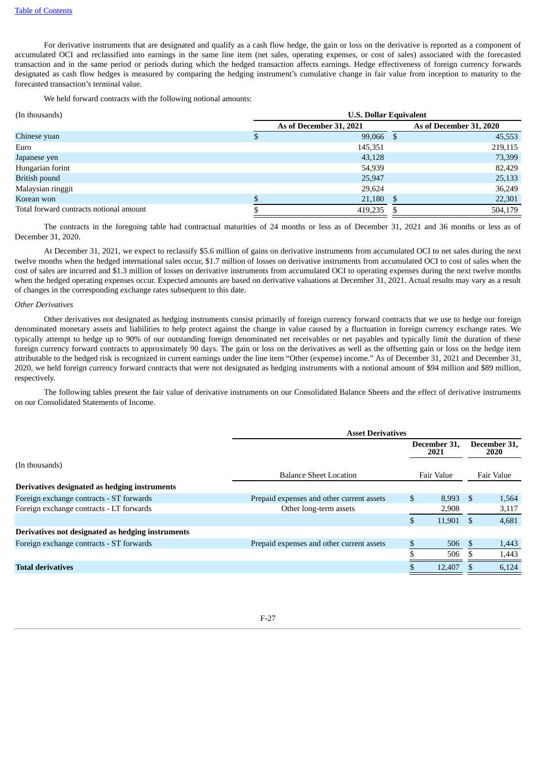For derivative instruments that are designated and qualify as a cash flow hedge, the gain or loss on the derivative is reported as a component of accumulated OCI and reclassified into earnings in the same line item (net sales, operating expenses, or cost of sales) associated with the forecasted transaction and in the same period or periods during which the hedged transaction affects earnings. Hedge effectiveness of foreign currency forwards designated as cash flow hedges is measured by comparing the hedging instrument's cumulative change in fair value from inception to maturity to the forecasted transaction's terminal value.

We held forward contracts with the following notional amounts:

| (In thousands) | U.S. Dollar Equivalent | |
|---|---|---|
| | As of December 31, 2021 | As of December 31, 2020 |
| Chinese yuan | $ 99,066 | $ 45,553 |
| Euro | 145,351 | 219,115 |
| Japanese yen | 43,128 | 73,399 |
| Hungarian forint | 54,939 | 82,429 |
| British pound | 25,947 | 25,133 |
| Malaysian ringgit | 29,624 | 36,249 |
| Korean won | $ 21,180 | $ 22,301 |
| Total forward contracts notional amount | $ 419,235 | $ 504,179 |

The contracts in the foregoing table had contractual maturities of 24 months or less as of December 31, 2021 and 36 months or less as of December 31, 2020.

At December 31, 2021, we expect to reclassify $5.6 million of gains on derivative instruments from accumulated OCI to net sales during the next twelve months when the hedged international sales occur, $1.7 million of losses on derivative instruments from accumulated OCI to cost of sales when the cost of sales are incurred and $1.3 million of losses on derivative instruments from accumulated OCI to operating expenses during the next twelve months when the hedged operating expenses occur. Expected amounts are based on derivative valuations at December 31, 2021. Actual results may vary as a result of changes in the corresponding exchange rates subsequent to this date.

*Other Derivatives*

Other derivatives not designated as hedging instruments consist primarily of foreign currency forward contracts that we use to hedge our foreign denominated monetary assets and liabilities to help protect against the change in value caused by a fluctuation in foreign currency exchange rates. We typically attempt to hedge up to 90% of our outstanding foreign denominated net receivables or net payables and typically limit the duration of these foreign currency forward contracts to approximately 90 days. The gain or loss on the derivatives as well as the offsetting gain or loss on the hedge item attributable to the hedged risk is recognized in current earnings under the line item "Other (expense) income." As of December 31, 2021 and December 31, 2020, we held foreign currency forward contracts that were not designated as hedging instruments with a notional amount of $94 million and $89 million, respectively.

The following tables present the fair value of derivative instruments on our Consolidated Balance Sheets and the effect of derivative instruments on our Consolidated Statements of Income.

| (In thousands) | Asset Derivatives | | |
|---|---|---|---|
| | | December 31, 2021 | December 31, 2020 |
| | Balance Sheet Location | Fair Value | Fair Value |
| **Derivatives designated as hedging instruments** | | | |
| Foreign exchange contracts - ST forwards | Prepaid expenses and other current assets | $ 8,993 | $ 1,564 |
| Foreign exchange contracts - LT forwards | Other long-term assets | 2,908 | 3,117 |
| | | $ 11,901 | $ 4,681 |
| **Derivatives not designated as hedging instruments** | | | |
| Foreign exchange contracts - ST forwards | Prepaid expenses and other current assets | $ 506 | $ 1,443 |
| | | $ 506 | $ 1,443 |
| **Total derivatives** | | $ 12,407 | $ 6,124 |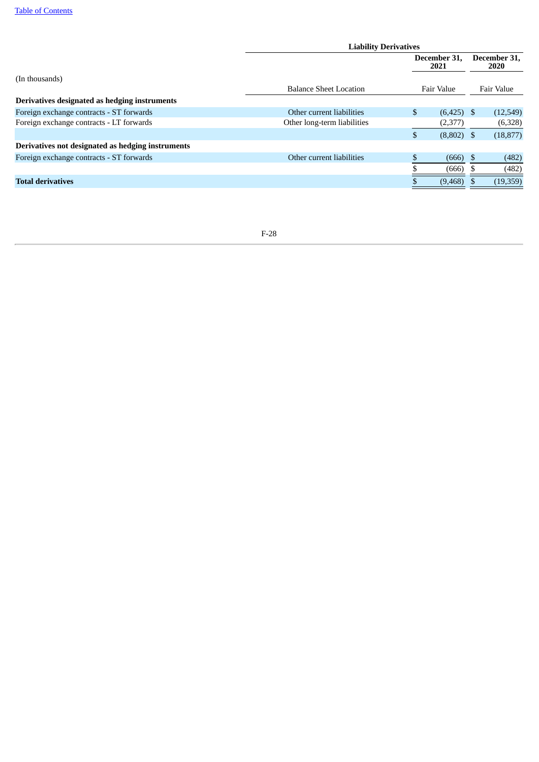| (In thousands) | Liability Derivatives | | |
|---|---|---|---|
| | | December 31, 2021 | December 31, 2020 |
| | Balance Sheet Location | Fair Value | Fair Value |
| **Derivatives designated as hedging instruments** | | | |
| Foreign exchange contracts - ST forwards | Other current liabilities | $ (6,425) | $ (12,549) |
| Foreign exchange contracts - LT forwards | Other long-term liabilities | (2,377) | (6,328) |
| | | $ (8,802) | $ (18,877) |
| **Derivatives not designated as hedging instruments** | | | |
| Foreign exchange contracts - ST forwards | Other current liabilities | $ (666) | $ (482) |
| | | $ (666) | $ (482) |
| **Total derivatives** | | $ (9,468) | $ (19,359) |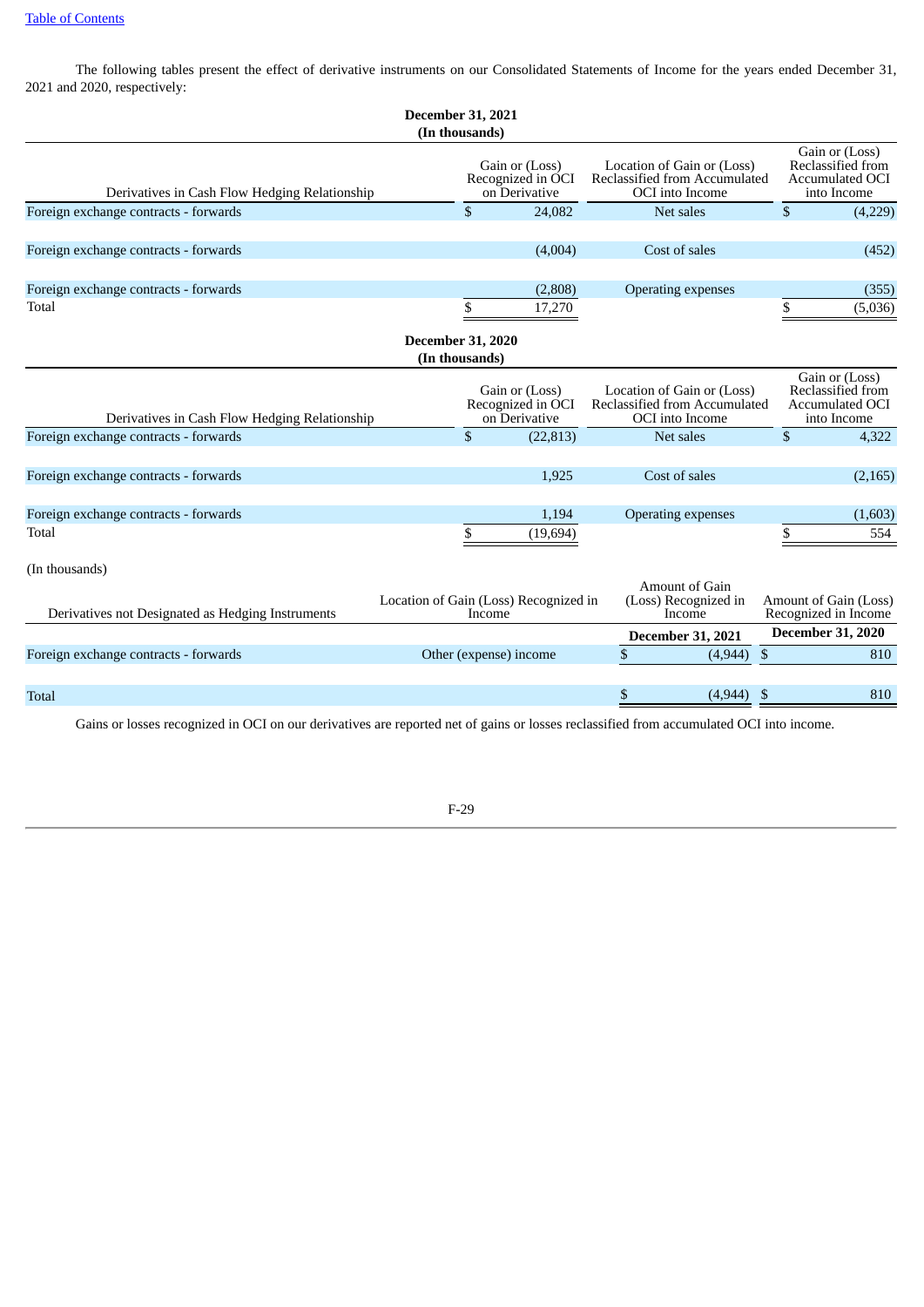The following tables present the effect of derivative instruments on our Consolidated Statements of Income for the years ended December 31, 2021 and 2020, respectively:

**December 31, 2021**
**(In thousands)**

| Derivatives in Cash Flow Hedging Relationship | Gain or (Loss) Recognized in OCI on Derivative | Location of Gain or (Loss) Reclassified from Accumulated OCI into Income | Gain or (Loss) Reclassified from Accumulated OCI into Income |
|---|---|---|---|
| Foreign exchange contracts - forwards | $ 24,082 | Net sales | $ (4,229) |
| Foreign exchange contracts - forwards | (4,004) | Cost of sales | (452) |
| Foreign exchange contracts - forwards | (2,808) | Operating expenses | (355) |
| Total | $ 17,270 | | $ (5,036) |

**December 31, 2020**
**(In thousands)**

| Derivatives in Cash Flow Hedging Relationship | Gain or (Loss) Recognized in OCI on Derivative | Location of Gain or (Loss) Reclassified from Accumulated OCI into Income | Gain or (Loss) Reclassified from Accumulated OCI into Income |
|---|---|---|---|
| Foreign exchange contracts - forwards | $ (22,813) | Net sales | $ 4,322 |
| Foreign exchange contracts - forwards | 1,925 | Cost of sales | (2,165) |
| Foreign exchange contracts - forwards | 1,194 | Operating expenses | (1,603) |
| Total | $ (19,694) | | $ 554 |

(In thousands)

| Derivatives not Designated as Hedging Instruments | Location of Gain (Loss) Recognized in Income | Amount of Gain (Loss) Recognized in Income | Amount of Gain (Loss) Recognized in Income |
|---|---|---|---|
| | | December 31, 2021 | December 31, 2020 |
| Foreign exchange contracts - forwards | Other (expense) income | $ (4,944) | $ 810 |
| Total | | $ (4,944) | $ 810 |

Gains or losses recognized in OCI on our derivatives are reported net of gains or losses reclassified from accumulated OCI into income.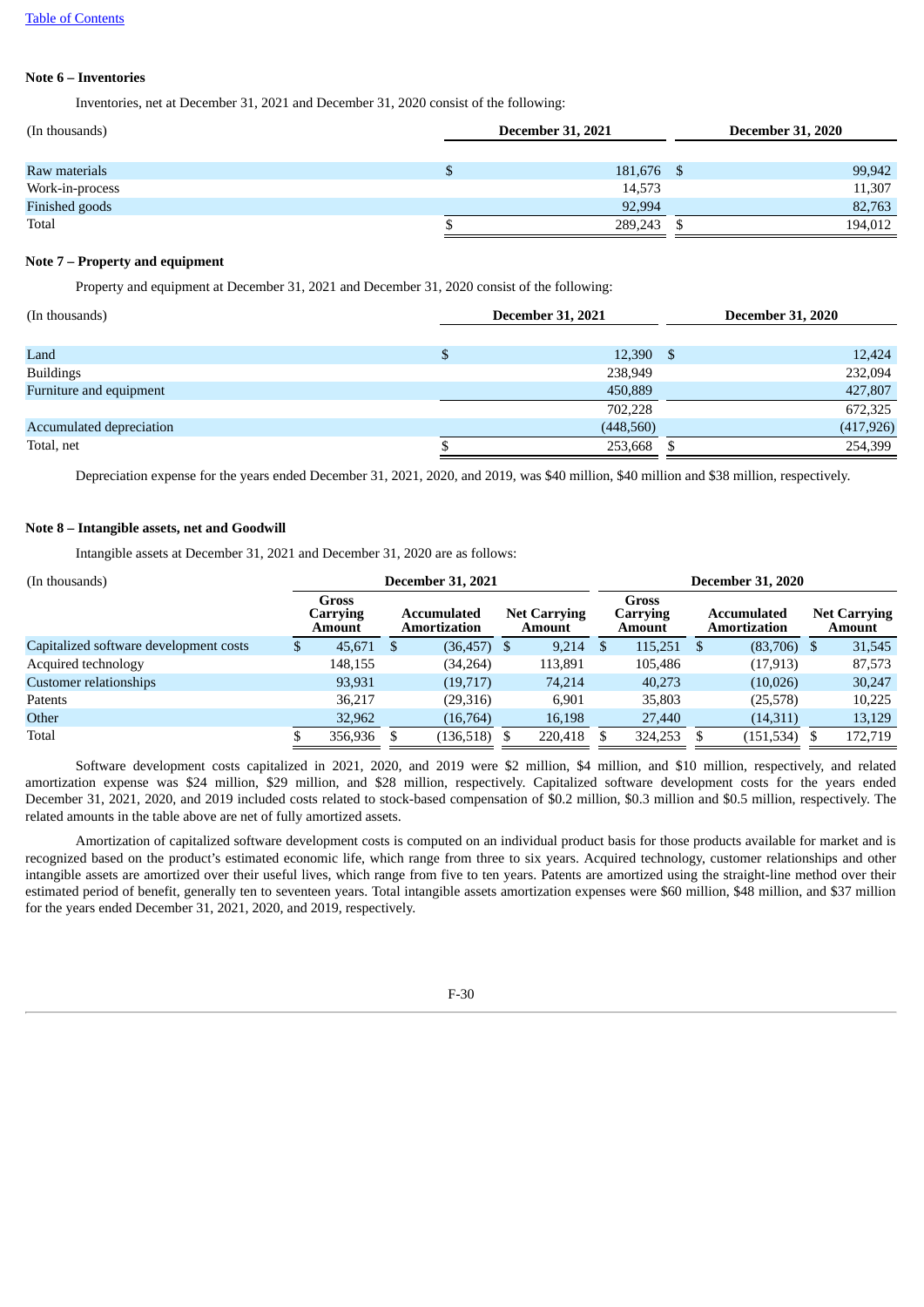**Note 6 – Inventories**

Inventories, net at December 31, 2021 and December 31, 2020 consist of the following:

| (In thousands) | December 31, 2021 | December 31, 2020 |
|---|---|---|
| Raw materials | $ 181,676 | $ 99,942 |
| Work-in-process | 14,573 | 11,307 |
| Finished goods | 92,994 | 82,763 |
| Total | $ 289,243 | $ 194,012 |

**Note 7 – Property and equipment**

Property and equipment at December 31, 2021 and December 31, 2020 consist of the following:

| (In thousands) | December 31, 2021 | December 31, 2020 |
|---|---|---|
| Land | $ 12,390 | $ 12,424 |
| Buildings | 238,949 | 232,094 |
| Furniture and equipment | 450,889 | 427,807 |
| | 702,228 | 672,325 |
| Accumulated depreciation | (448,560) | (417,926) |
| Total, net | $ 253,668 | $ 254,399 |

Depreciation expense for the years ended December 31, 2021, 2020, and 2019, was $40 million, $40 million and $38 million, respectively.

**Note 8 – Intangible assets, net and Goodwill**

Intangible assets at December 31, 2021 and December 31, 2020 are as follows:

| (In thousands) | December 31, 2021 | | | December 31, 2020 | | |
|---|---|---|---|---|---|---|
| | Gross Carrying Amount | Accumulated Amortization | Net Carrying Amount | Gross Carrying Amount | Accumulated Amortization | Net Carrying Amount |
| Capitalized software development costs | $ 45,671 | $ (36,457) | $ 9,214 | $ 115,251 | $ (83,706) | $ 31,545 |
| Acquired technology | 148,155 | (34,264) | 113,891 | 105,486 | (17,913) | 87,573 |
| Customer relationships | 93,931 | (19,717) | 74,214 | 40,273 | (10,026) | 30,247 |
| Patents | 36,217 | (29,316) | 6,901 | 35,803 | (25,578) | 10,225 |
| Other | 32,962 | (16,764) | 16,198 | 27,440 | (14,311) | 13,129 |
| Total | $ 356,936 | $ (136,518) | $ 220,418 | $ 324,253 | $ (151,534) | $ 172,719 |

Software development costs capitalized in 2021, 2020, and 2019 were $2 million, $4 million, and $10 million, respectively, and related amortization expense was $24 million, $29 million, and $28 million, respectively. Capitalized software development costs for the years ended December 31, 2021, 2020, and 2019 included costs related to stock-based compensation of $0.2 million, $0.3 million and $0.5 million, respectively. The related amounts in the table above are net of fully amortized assets.

Amortization of capitalized software development costs is computed on an individual product basis for those products available for market and is recognized based on the product's estimated economic life, which range from three to six years. Acquired technology, customer relationships and other intangible assets are amortized over their useful lives, which range from five to ten years. Patents are amortized using the straight-line method over their estimated period of benefit, generally ten to seventeen years. Total intangible assets amortization expenses were $60 million, $48 million, and $37 million for the years ended December 31, 2021, 2020, and 2019, respectively.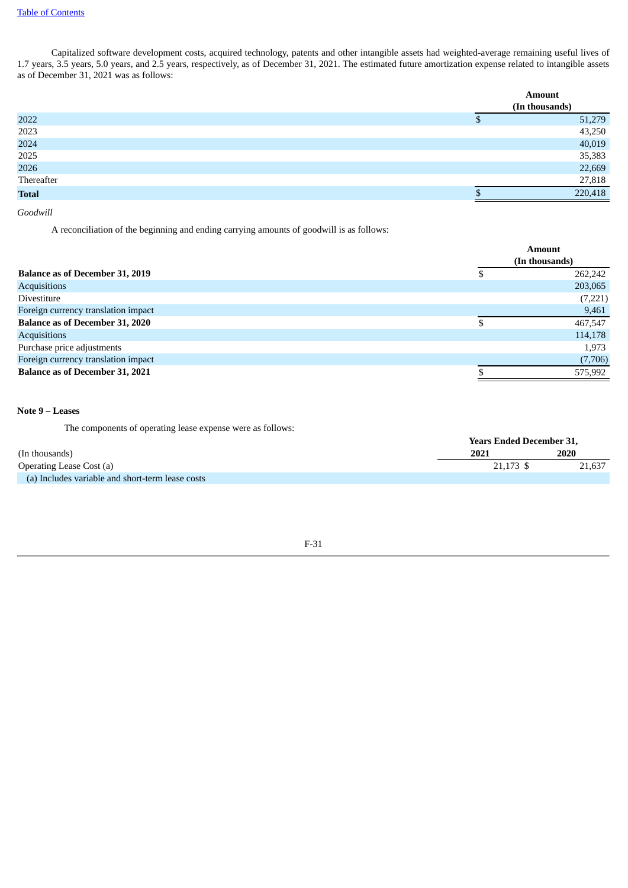Capitalized software development costs, acquired technology, patents and other intangible assets had weighted-average remaining useful lives of 1.7 years, 3.5 years, 5.0 years, and 2.5 years, respectively, as of December 31, 2021. The estimated future amortization expense related to intangible assets as of December 31, 2021 was as follows:

| | Amount (In thousands) |
|---|---|
| 2022 | $ 51,279 |
| 2023 | 43,250 |
| 2024 | 40,019 |
| 2025 | 35,383 |
| 2026 | 22,669 |
| Thereafter | 27,818 |
| **Total** | $ 220,418 |

*Goodwill*

A reconciliation of the beginning and ending carrying amounts of goodwill is as follows:

| | Amount (In thousands) |
|---|---|
| **Balance as of December 31, 2019** | $ 262,242 |
| Acquisitions | 203,065 |
| Divestiture | (7,221) |
| Foreign currency translation impact | 9,461 |
| **Balance as of December 31, 2020** | $ 467,547 |
| Acquisitions | 114,178 |
| Purchase price adjustments | 1,973 |
| Foreign currency translation impact | (7,706) |
| **Balance as of December 31, 2021** | $ 575,992 |

**Note 9 – Leases**

The components of operating lease expense were as follows:

| | Years Ended December 31, | |
|---|---|---|
| (In thousands) | 2021 | 2020 |
| Operating Lease Cost (a) | 21,173 $ | 21,637 |
| (a) Includes variable and short-term lease costs | | |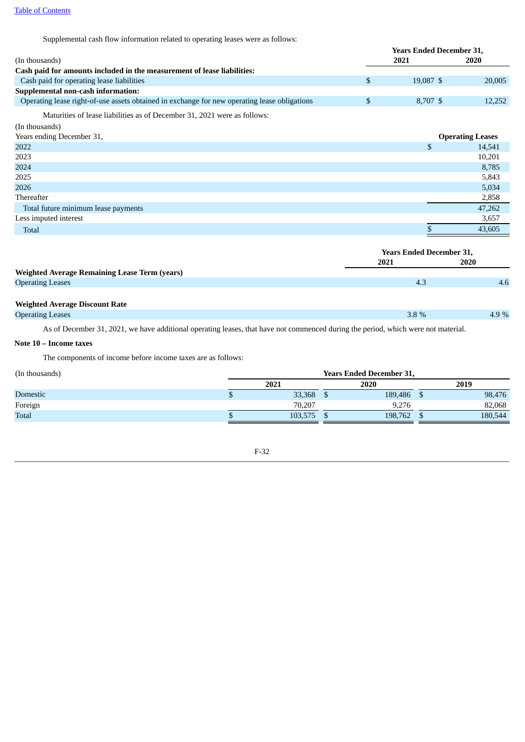Supplemental cash flow information related to operating leases were as follows:

| (In thousands) | Years Ended December 31, 2021 | 2020 |
|---|---|---|
| **Cash paid for amounts included in the measurement of lease liabilities:** | | |
| Cash paid for operating lease liabilities | $ 19,087 | $ 20,005 |
| **Supplemental non-cash information:** | | |
| Operating lease right-of-use assets obtained in exchange for new operating lease obligations | $ 8,707 | $ 12,252 |

Maturities of lease liabilities as of December 31, 2021 were as follows:

| (In thousands) Years ending December 31, | Operating Leases |
|---|---|
| 2022 | $ 14,541 |
| 2023 | 10,201 |
| 2024 | 8,785 |
| 2025 | 5,843 |
| 2026 | 5,034 |
| Thereafter | 2,858 |
| Total future minimum lease payments | 47,262 |
| Less imputed interest | 3,657 |
| Total | $ 43,605 |

| | Years Ended December 31, 2021 | 2020 |
|---|---|---|
| **Weighted Average Remaining Lease Term (years)** | | |
| Operating Leases | 4.3 | 4.6 |
| **Weighted Average Discount Rate** | | |
| Operating Leases | 3.8 % | 4.9 % |

As of December 31, 2021, we have additional operating leases, that have not commenced during the period, which were not material.

**Note 10 – Income taxes**

The components of income before income taxes are as follows:

| (In thousands) | Years Ended December 31, 2021 | 2020 | 2019 |
|---|---|---|---|
| Domestic | $ 33,368 | $ 189,486 | $ 98,476 |
| Foreign | 70,207 | 9,276 | 82,068 |
| Total | $ 103,575 | $ 198,762 | $ 180,544 |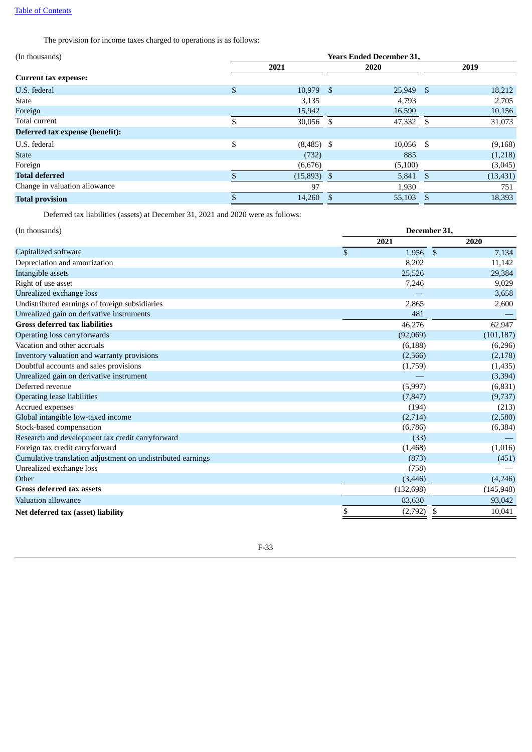The provision for income taxes charged to operations is as follows:

| (In thousands) | Years Ended December 31, | | |
|---|---|---|---|
| | 2021 | 2020 | 2019 |
| **Current tax expense:** | | | |
| U.S. federal | $ 10,979 | $ 25,949 | $ 18,212 |
| State | 3,135 | 4,793 | 2,705 |
| Foreign | 15,942 | 16,590 | 10,156 |
| Total current | $ 30,056 | $ 47,332 | $ 31,073 |
| **Deferred tax expense (benefit):** | | | |
| U.S. federal | $ (8,485) | $ 10,056 | $ (9,168) |
| State | (732) | 885 | (1,218) |
| Foreign | (6,676) | (5,100) | (3,045) |
| **Total deferred** | $ (15,893) | $ 5,841 | $ (13,431) |
| Change in valuation allowance | 97 | 1,930 | 751 |
| **Total provision** | $ 14,260 | $ 55,103 | $ 18,393 |

Deferred tax liabilities (assets) at December 31, 2021 and 2020 were as follows:

| (In thousands) | December 31, | |
|---|---|---|
| | 2021 | 2020 |
| Capitalized software | $ 1,956 | $ 7,134 |
| Depreciation and amortization | 8,202 | 11,142 |
| Intangible assets | 25,526 | 29,384 |
| Right of use asset | 7,246 | 9,029 |
| Unrealized exchange loss | — | 3,658 |
| Undistributed earnings of foreign subsidiaries | 2,865 | 2,600 |
| Unrealized gain on derivative instruments | 481 | — |
| **Gross deferred tax liabilities** | 46,276 | 62,947 |
| Operating loss carryforwards | (92,069) | (101,187) |
| Vacation and other accruals | (6,188) | (6,296) |
| Inventory valuation and warranty provisions | (2,566) | (2,178) |
| Doubtful accounts and sales provisions | (1,759) | (1,435) |
| Unrealized gain on derivative instrument | — | (3,394) |
| Deferred revenue | (5,997) | (6,831) |
| Operating lease liabilities | (7,847) | (9,737) |
| Accrued expenses | (194) | (213) |
| Global intangible low-taxed income | (2,714) | (2,580) |
| Stock-based compensation | (6,786) | (6,384) |
| Research and development tax credit carryforward | (33) | — |
| Foreign tax credit carryforward | (1,468) | (1,016) |
| Cumulative translation adjustment on undistributed earnings | (873) | (451) |
| Unrealized exchange loss | (758) | — |
| Other | (3,446) | (4,246) |
| **Gross deferred tax assets** | (132,698) | (145,948) |
| Valuation allowance | 83,630 | 93,042 |
| **Net deferred tax (asset) liability** | $ (2,792) | $ 10,041 |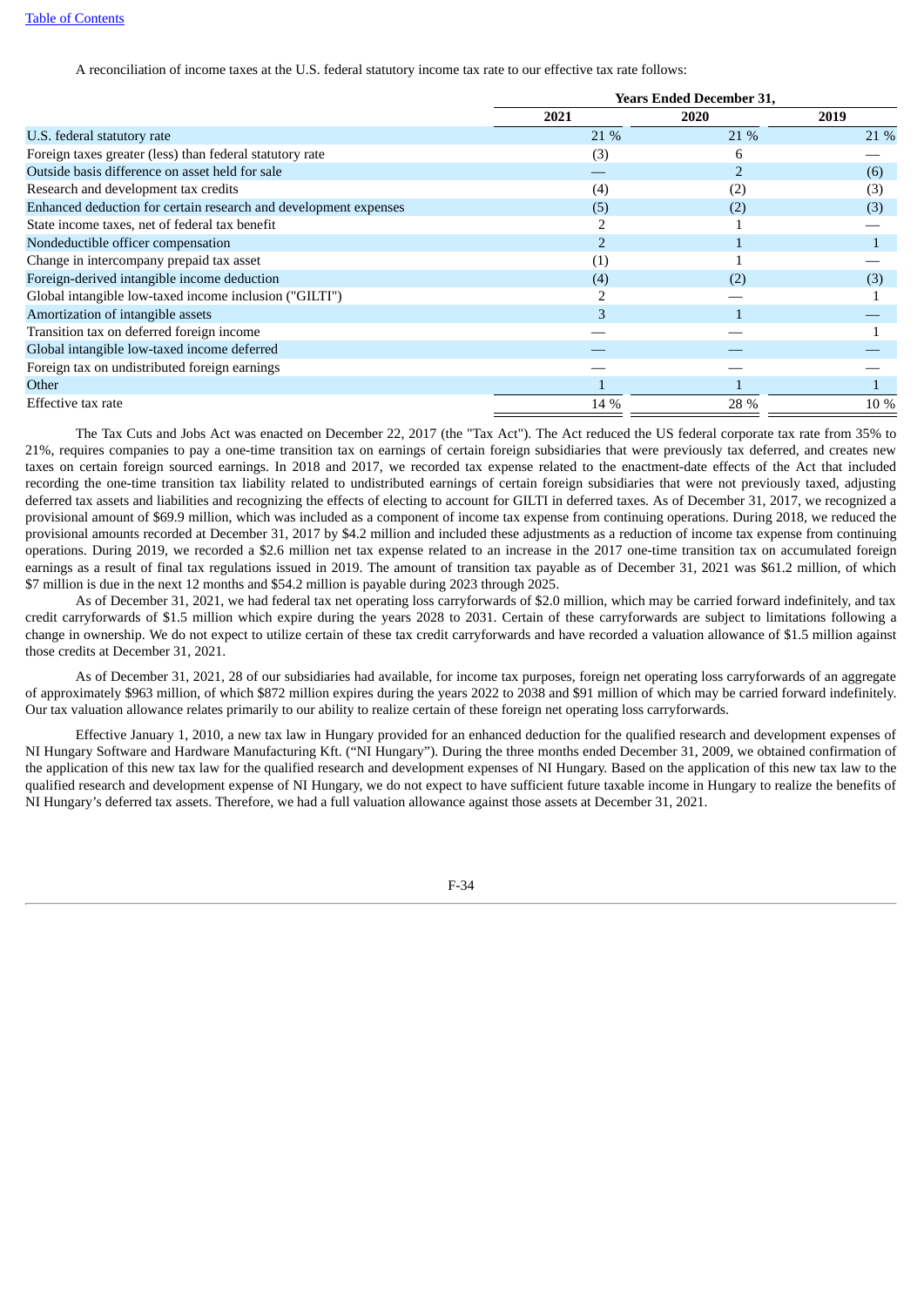A reconciliation of income taxes at the U.S. federal statutory income tax rate to our effective tax rate follows:

| | Years Ended December 31, | | |
|---|---|---|---|
| | 2021 | 2020 | 2019 |
| U.S. federal statutory rate | 21 % | 21 % | 21 % |
| Foreign taxes greater (less) than federal statutory rate | (3) | 6 | — |
| Outside basis difference on asset held for sale | — | 2 | (6) |
| Research and development tax credits | (4) | (2) | (3) |
| Enhanced deduction for certain research and development expenses | (5) | (2) | (3) |
| State income taxes, net of federal tax benefit | 2 | 1 | — |
| Nondeductible officer compensation | 2 | 1 | 1 |
| Change in intercompany prepaid tax asset | (1) | 1 | — |
| Foreign-derived intangible income deduction | (4) | (2) | (3) |
| Global intangible low-taxed income inclusion ("GILTI") | 2 | — | 1 |
| Amortization of intangible assets | 3 | 1 | — |
| Transition tax on deferred foreign income | — | — | 1 |
| Global intangible low-taxed income deferred | — | — | — |
| Foreign tax on undistributed foreign earnings | — | — | — |
| Other | 1 | 1 | 1 |
| Effective tax rate | 14 % | 28 % | 10 % |

The Tax Cuts and Jobs Act was enacted on December 22, 2017 (the "Tax Act"). The Act reduced the US federal corporate tax rate from 35% to 21%, requires companies to pay a one-time transition tax on earnings of certain foreign subsidiaries that were previously tax deferred, and creates new taxes on certain foreign sourced earnings. In 2018 and 2017, we recorded tax expense related to the enactment-date effects of the Act that included recording the one-time transition tax liability related to undistributed earnings of certain foreign subsidiaries that were not previously taxed, adjusting deferred tax assets and liabilities and recognizing the effects of electing to account for GILTI in deferred taxes. As of December 31, 2017, we recognized a provisional amount of $69.9 million, which was included as a component of income tax expense from continuing operations. During 2018, we reduced the provisional amounts recorded at December 31, 2017 by $4.2 million and included these adjustments as a reduction of income tax expense from continuing operations. During 2019, we recorded a $2.6 million net tax expense related to an increase in the 2017 one-time transition tax on accumulated foreign earnings as a result of final tax regulations issued in 2019. The amount of transition tax payable as of December 31, 2021 was $61.2 million, of which $7 million is due in the next 12 months and $54.2 million is payable during 2023 through 2025.

As of December 31, 2021, we had federal tax net operating loss carryforwards of $2.0 million, which may be carried forward indefinitely, and tax credit carryforwards of $1.5 million which expire during the years 2028 to 2031. Certain of these carryforwards are subject to limitations following a change in ownership. We do not expect to utilize certain of these tax credit carryforwards and have recorded a valuation allowance of $1.5 million against those credits at December 31, 2021.

As of December 31, 2021, 28 of our subsidiaries had available, for income tax purposes, foreign net operating loss carryforwards of an aggregate of approximately $963 million, of which $872 million expires during the years 2022 to 2038 and $91 million of which may be carried forward indefinitely. Our tax valuation allowance relates primarily to our ability to realize certain of these foreign net operating loss carryforwards.

Effective January 1, 2010, a new tax law in Hungary provided for an enhanced deduction for the qualified research and development expenses of NI Hungary Software and Hardware Manufacturing Kft. ("NI Hungary"). During the three months ended December 31, 2009, we obtained confirmation of the application of this new tax law for the qualified research and development expenses of NI Hungary. Based on the application of this new tax law to the qualified research and development expense of NI Hungary, we do not expect to have sufficient future taxable income in Hungary to realize the benefits of NI Hungary's deferred tax assets. Therefore, we had a full valuation allowance against those assets at December 31, 2021.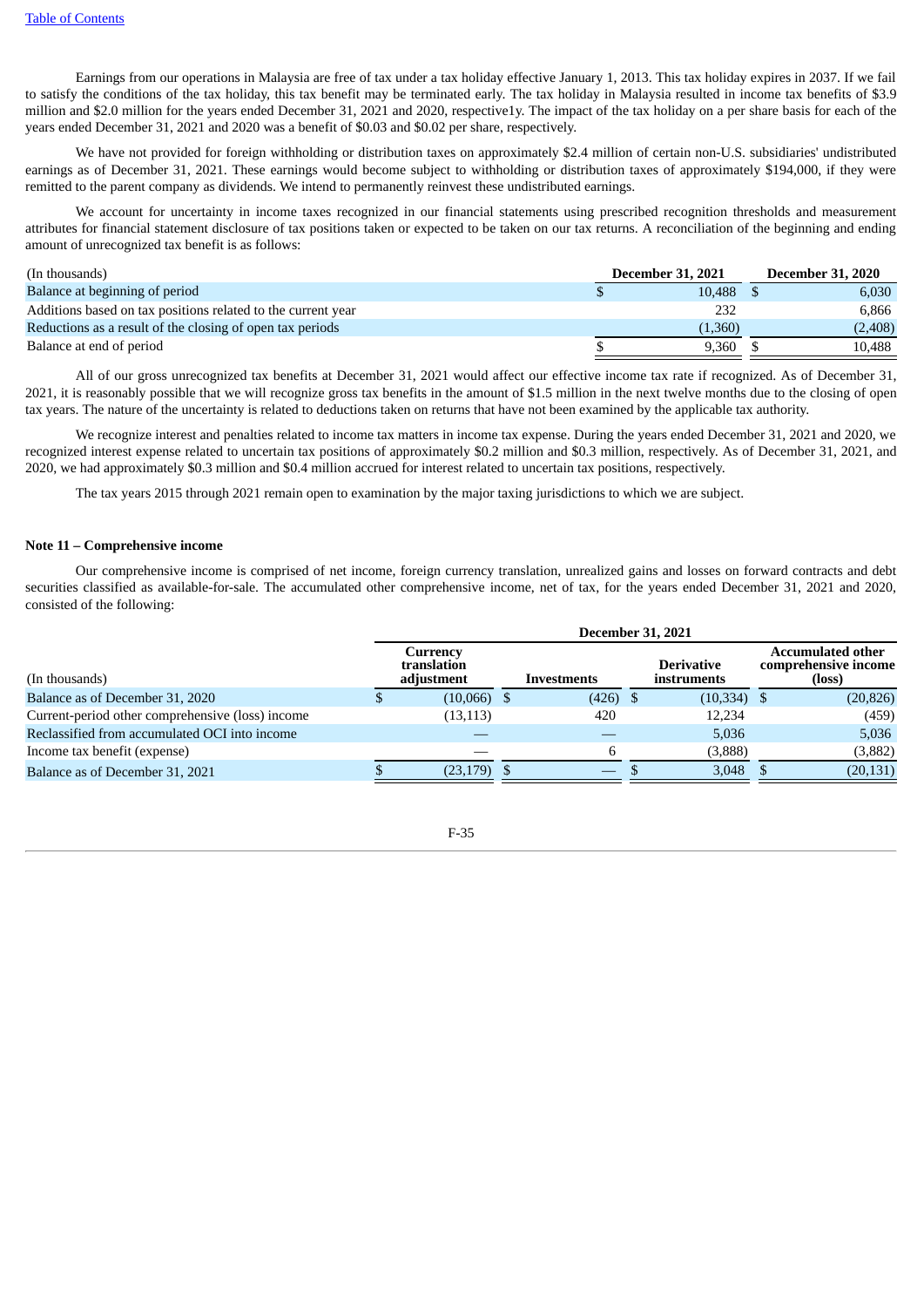Earnings from our operations in Malaysia are free of tax under a tax holiday effective January 1, 2013. This tax holiday expires in 2037. If we fail to satisfy the conditions of the tax holiday, this tax benefit may be terminated early. The tax holiday in Malaysia resulted in income tax benefits of $3.9 million and $2.0 million for the years ended December 31, 2021 and 2020, respective1y. The impact of the tax holiday on a per share basis for each of the years ended December 31, 2021 and 2020 was a benefit of $0.03 and $0.02 per share, respectively.

We have not provided for foreign withholding or distribution taxes on approximately $2.4 million of certain non-U.S. subsidiaries' undistributed earnings as of December 31, 2021. These earnings would become subject to withholding or distribution taxes of approximately $194,000, if they were remitted to the parent company as dividends. We intend to permanently reinvest these undistributed earnings.

We account for uncertainty in income taxes recognized in our financial statements using prescribed recognition thresholds and measurement attributes for financial statement disclosure of tax positions taken or expected to be taken on our tax returns. A reconciliation of the beginning and ending amount of unrecognized tax benefit is as follows:

| (In thousands) | December 31, 2021 | December 31, 2020 |
|---|---|---|
| Balance at beginning of period | $ 10,488 | $ 6,030 |
| Additions based on tax positions related to the current year | 232 | 6,866 |
| Reductions as a result of the closing of open tax periods | (1,360) | (2,408) |
| Balance at end of period | $ 9,360 | $ 10,488 |

All of our gross unrecognized tax benefits at December 31, 2021 would affect our effective income tax rate if recognized. As of December 31, 2021, it is reasonably possible that we will recognize gross tax benefits in the amount of $1.5 million in the next twelve months due to the closing of open tax years. The nature of the uncertainty is related to deductions taken on returns that have not been examined by the applicable tax authority.

We recognize interest and penalties related to income tax matters in income tax expense. During the years ended December 31, 2021 and 2020, we recognized interest expense related to uncertain tax positions of approximately $0.2 million and $0.3 million, respectively. As of December 31, 2021, and 2020, we had approximately $0.3 million and $0.4 million accrued for interest related to uncertain tax positions, respectively.

The tax years 2015 through 2021 remain open to examination by the major taxing jurisdictions to which we are subject.

**Note 11 – Comprehensive income**

Our comprehensive income is comprised of net income, foreign currency translation, unrealized gains and losses on forward contracts and debt securities classified as available-for-sale. The accumulated other comprehensive income, net of tax, for the years ended December 31, 2021 and 2020, consisted of the following:

| | December 31, 2021 | | | |
|---|---|---|---|---|
| (In thousands) | Currency translation adjustment | Investments | Derivative instruments | Accumulated other comprehensive income (loss) |
| Balance as of December 31, 2020 | $ (10,066) | $ (426) | $ (10,334) | $ (20,826) |
| Current-period other comprehensive (loss) income | (13,113) | 420 | 12,234 | (459) |
| Reclassified from accumulated OCI into income | — | — | 5,036 | 5,036 |
| Income tax benefit (expense) | — | 6 | (3,888) | (3,882) |
| Balance as of December 31, 2021 | $ (23,179) | $ — | $ 3,048 | $ (20,131) |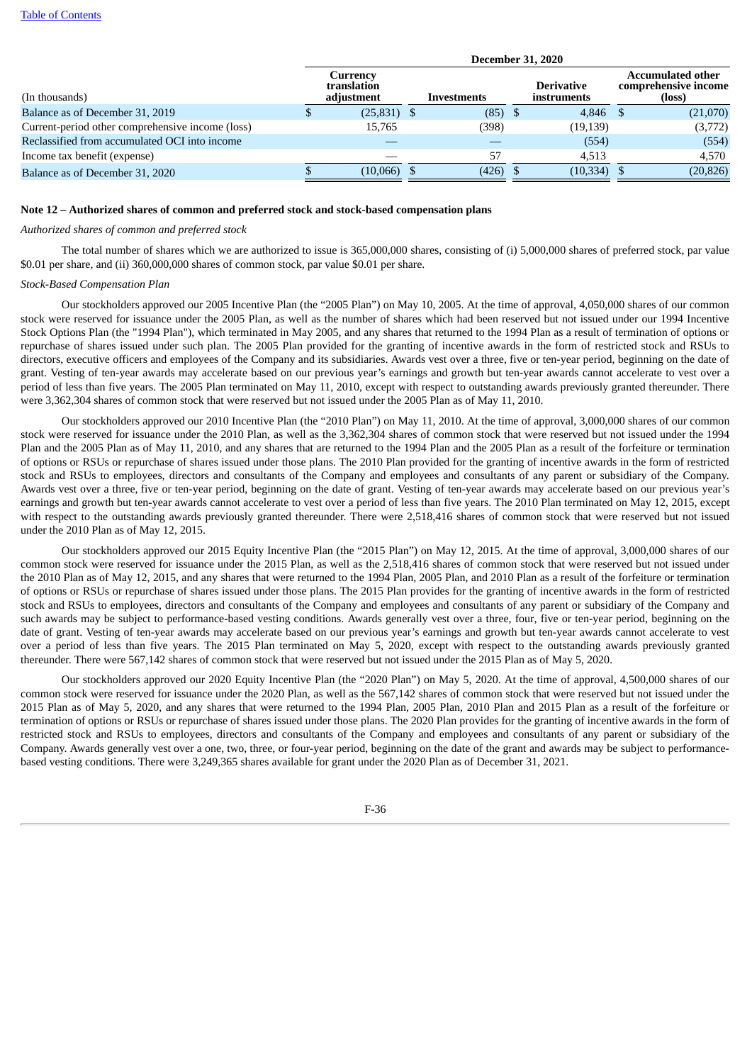| (In thousands) | December 31, 2020 | | | |
|---|---|---|---|---|
| | Currency translation adjustment | Investments | Derivative instruments | Accumulated other comprehensive income (loss) |
| Balance as of December 31, 2019 | $ (25,831) | $ (85) | $ 4,846 | $ (21,070) |
| Current-period other comprehensive income (loss) | 15,765 | (398) | (19,139) | (3,772) |
| Reclassified from accumulated OCI into income | — | — | (554) | (554) |
| Income tax benefit (expense) | — | 57 | 4,513 | 4,570 |
| Balance as of December 31, 2020 | $ (10,066) | $ (426) | $ (10,334) | $ (20,826) |

## Note 12 – Authorized shares of common and preferred stock and stock-based compensation plans

*Authorized shares of common and preferred stock*

The total number of shares which we are authorized to issue is 365,000,000 shares, consisting of (i) 5,000,000 shares of preferred stock, par value $0.01 per share, and (ii) 360,000,000 shares of common stock, par value $0.01 per share.

*Stock-Based Compensation Plan*

Our stockholders approved our 2005 Incentive Plan (the "2005 Plan") on May 10, 2005. At the time of approval, 4,050,000 shares of our common stock were reserved for issuance under the 2005 Plan, as well as the number of shares which had been reserved but not issued under our 1994 Incentive Stock Options Plan (the "1994 Plan"), which terminated in May 2005, and any shares that returned to the 1994 Plan as a result of termination of options or repurchase of shares issued under such plan. The 2005 Plan provided for the granting of incentive awards in the form of restricted stock and RSUs to directors, executive officers and employees of the Company and its subsidiaries. Awards vest over a three, five or ten-year period, beginning on the date of grant. Vesting of ten-year awards may accelerate based on our previous year's earnings and growth but ten-year awards cannot accelerate to vest over a period of less than five years. The 2005 Plan terminated on May 11, 2010, except with respect to outstanding awards previously granted thereunder. There were 3,362,304 shares of common stock that were reserved but not issued under the 2005 Plan as of May 11, 2010.

Our stockholders approved our 2010 Incentive Plan (the "2010 Plan") on May 11, 2010. At the time of approval, 3,000,000 shares of our common stock were reserved for issuance under the 2010 Plan, as well as the 3,362,304 shares of common stock that were reserved but not issued under the 1994 Plan and the 2005 Plan as of May 11, 2010, and any shares that are returned to the 1994 Plan and the 2005 Plan as a result of the forfeiture or termination of options or RSUs or repurchase of shares issued under those plans. The 2010 Plan provided for the granting of incentive awards in the form of restricted stock and RSUs to employees, directors and consultants of the Company and employees and consultants of any parent or subsidiary of the Company. Awards vest over a three, five or ten-year period, beginning on the date of grant. Vesting of ten-year awards may accelerate based on our previous year's earnings and growth but ten-year awards cannot accelerate to vest over a period of less than five years. The 2010 Plan terminated on May 12, 2015, except with respect to the outstanding awards previously granted thereunder. There were 2,518,416 shares of common stock that were reserved but not issued under the 2010 Plan as of May 12, 2015.

Our stockholders approved our 2015 Equity Incentive Plan (the "2015 Plan") on May 12, 2015. At the time of approval, 3,000,000 shares of our common stock were reserved for issuance under the 2015 Plan, as well as the 2,518,416 shares of common stock that were reserved but not issued under the 2010 Plan as of May 12, 2015, and any shares that were returned to the 1994 Plan, 2005 Plan, and 2010 Plan as a result of the forfeiture or termination of options or RSUs or repurchase of shares issued under those plans. The 2015 Plan provides for the granting of incentive awards in the form of restricted stock and RSUs to employees, directors and consultants of the Company and employees and consultants of any parent or subsidiary of the Company and such awards may be subject to performance-based vesting conditions. Awards generally vest over a three, four, five or ten-year period, beginning on the date of grant. Vesting of ten-year awards may accelerate based on our previous year's earnings and growth but ten-year awards cannot accelerate to vest over a period of less than five years. The 2015 Plan terminated on May 5, 2020, except with respect to the outstanding awards previously granted thereunder. There were 567,142 shares of common stock that were reserved but not issued under the 2015 Plan as of May 5, 2020.

Our stockholders approved our 2020 Equity Incentive Plan (the "2020 Plan") on May 5, 2020. At the time of approval, 4,500,000 shares of our common stock were reserved for issuance under the 2020 Plan, as well as the 567,142 shares of common stock that were reserved but not issued under the 2015 Plan as of May 5, 2020, and any shares that were returned to the 1994 Plan, 2005 Plan, 2010 Plan and 2015 Plan as a result of the forfeiture or termination of options or RSUs or repurchase of shares issued under those plans. The 2020 Plan provides for the granting of incentive awards in the form of restricted stock and RSUs to employees, directors and consultants of the Company and employees and consultants of any parent or subsidiary of the Company. Awards generally vest over a one, two, three, or four-year period, beginning on the date of the grant and awards may be subject to performance-based vesting conditions. There were 3,249,365 shares available for grant under the 2020 Plan as of December 31, 2021.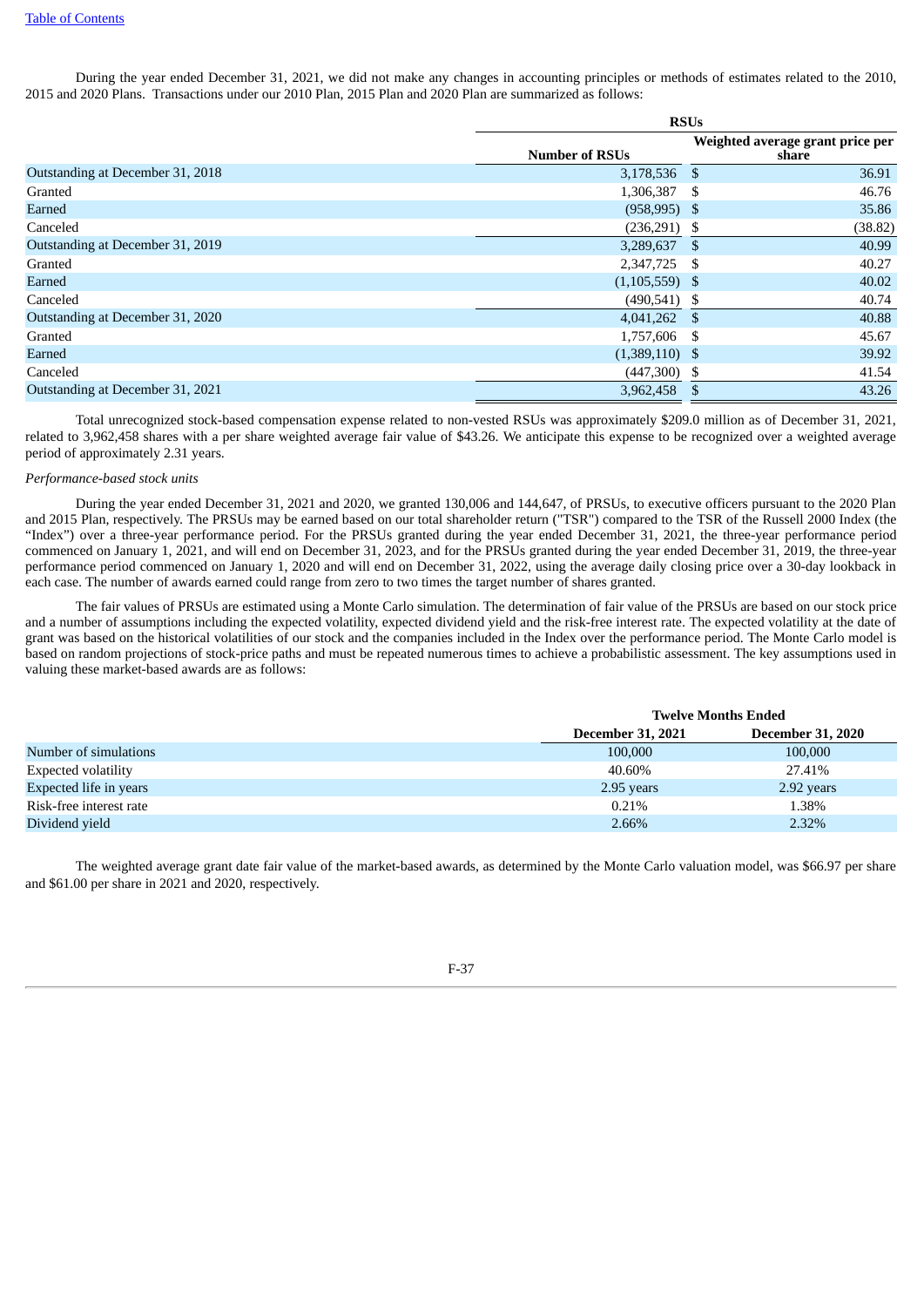During the year ended December 31, 2021, we did not make any changes in accounting principles or methods of estimates related to the 2010, 2015 and 2020 Plans. Transactions under our 2010 Plan, 2015 Plan and 2020 Plan are summarized as follows:

| | RSUs | |
|---|---|---|
| | Number of RSUs | Weighted average grant price per share |
| Outstanding at December 31, 2018 | 3,178,536 | $ 36.91 |
| Granted | 1,306,387 | $ 46.76 |
| Earned | (958,995) | $ 35.86 |
| Canceled | (236,291) | $ (38.82) |
| Outstanding at December 31, 2019 | 3,289,637 | $ 40.99 |
| Granted | 2,347,725 | $ 40.27 |
| Earned | (1,105,559) | $ 40.02 |
| Canceled | (490,541) | $ 40.74 |
| Outstanding at December 31, 2020 | 4,041,262 | $ 40.88 |
| Granted | 1,757,606 | $ 45.67 |
| Earned | (1,389,110) | $ 39.92 |
| Canceled | (447,300) | $ 41.54 |
| Outstanding at December 31, 2021 | 3,962,458 | $ 43.26 |

Total unrecognized stock-based compensation expense related to non-vested RSUs was approximately $209.0 million as of December 31, 2021, related to 3,962,458 shares with a per share weighted average fair value of $43.26. We anticipate this expense to be recognized over a weighted average period of approximately 2.31 years.

*Performance-based stock units*

During the year ended December 31, 2021 and 2020, we granted 130,006 and 144,647, of PRSUs, to executive officers pursuant to the 2020 Plan and 2015 Plan, respectively. The PRSUs may be earned based on our total shareholder return ("TSR") compared to the TSR of the Russell 2000 Index (the "Index") over a three-year performance period. For the PRSUs granted during the year ended December 31, 2021, the three-year performance period commenced on January 1, 2021, and will end on December 31, 2023, and for the PRSUs granted during the year ended December 31, 2019, the three-year performance period commenced on January 1, 2020 and will end on December 31, 2022, using the average daily closing price over a 30-day lookback in each case. The number of awards earned could range from zero to two times the target number of shares granted.

The fair values of PRSUs are estimated using a Monte Carlo simulation. The determination of fair value of the PRSUs are based on our stock price and a number of assumptions including the expected volatility, expected dividend yield and the risk-free interest rate. The expected volatility at the date of grant was based on the historical volatilities of our stock and the companies included in the Index over the performance period. The Monte Carlo model is based on random projections of stock-price paths and must be repeated numerous times to achieve a probabilistic assessment. The key assumptions used in valuing these market-based awards are as follows:

| | Twelve Months Ended | |
|---|---|---|
| | December 31, 2021 | December 31, 2020 |
| Number of simulations | 100,000 | 100,000 |
| Expected volatility | 40.60% | 27.41% |
| Expected life in years | 2.95 years | 2.92 years |
| Risk-free interest rate | 0.21% | 1.38% |
| Dividend yield | 2.66% | 2.32% |

The weighted average grant date fair value of the market-based awards, as determined by the Monte Carlo valuation model, was $66.97 per share and $61.00 per share in 2021 and 2020, respectively.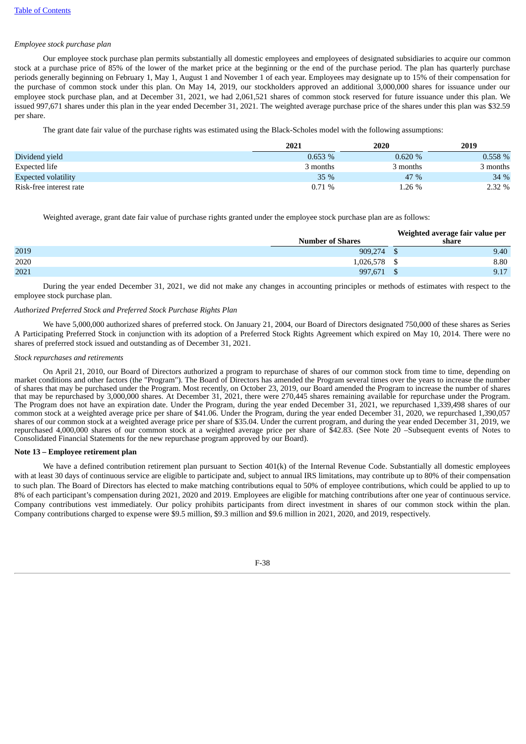*Employee stock purchase plan*

Our employee stock purchase plan permits substantially all domestic employees and employees of designated subsidiaries to acquire our common stock at a purchase price of 85% of the lower of the market price at the beginning or the end of the purchase period. The plan has quarterly purchase periods generally beginning on February 1, May 1, August 1 and November 1 of each year. Employees may designate up to 15% of their compensation for the purchase of common stock under this plan. On May 14, 2019, our stockholders approved an additional 3,000,000 shares for issuance under our employee stock purchase plan, and at December 31, 2021, we had 2,061,521 shares of common stock reserved for future issuance under this plan. We issued 997,671 shares under this plan in the year ended December 31, 2021. The weighted average purchase price of the shares under this plan was $32.59 per share.

The grant date fair value of the purchase rights was estimated using the Black-Scholes model with the following assumptions:

| | 2021 | 2020 | 2019 |
|---|---|---|---|
| Dividend yield | 0.653 % | 0.620 % | 0.558 % |
| Expected life | 3 months | 3 months | 3 months |
| Expected volatility | 35 % | 47 % | 34 % |
| Risk-free interest rate | 0.71 % | 1.26 % | 2.32 % |

Weighted average, grant date fair value of purchase rights granted under the employee stock purchase plan are as follows:

| | Number of Shares | Weighted average fair value per share |
|---|---|---|
| 2019 | 909,274 | $ 9.40 |
| 2020 | 1,026,578 | $ 8.80 |
| 2021 | 997,671 | $ 9.17 |

During the year ended December 31, 2021, we did not make any changes in accounting principles or methods of estimates with respect to the employee stock purchase plan.

*Authorized Preferred Stock and Preferred Stock Purchase Rights Plan*

We have 5,000,000 authorized shares of preferred stock. On January 21, 2004, our Board of Directors designated 750,000 of these shares as Series A Participating Preferred Stock in conjunction with its adoption of a Preferred Stock Rights Agreement which expired on May 10, 2014. There were no shares of preferred stock issued and outstanding as of December 31, 2021.

*Stock repurchases and retirements*

On April 21, 2010, our Board of Directors authorized a program to repurchase of shares of our common stock from time to time, depending on market conditions and other factors (the "Program"). The Board of Directors has amended the Program several times over the years to increase the number of shares that may be purchased under the Program. Most recently, on October 23, 2019, our Board amended the Program to increase the number of shares that may be repurchased by 3,000,000 shares. At December 31, 2021, there were 270,445 shares remaining available for repurchase under the Program. The Program does not have an expiration date. Under the Program, during the year ended December 31, 2021, we repurchased 1,339,498 shares of our common stock at a weighted average price per share of $41.06. Under the Program, during the year ended December 31, 2020, we repurchased 1,390,057 shares of our common stock at a weighted average price per share of $35.04. Under the current program, and during the year ended December 31, 2019, we repurchased 4,000,000 shares of our common stock at a weighted average price per share of $42.83. (See Note 20 –Subsequent events of Notes to Consolidated Financial Statements for the new repurchase program approved by our Board).

**Note 13 – Employee retirement plan**

We have a defined contribution retirement plan pursuant to Section 401(k) of the Internal Revenue Code. Substantially all domestic employees with at least 30 days of continuous service are eligible to participate and, subject to annual IRS limitations, may contribute up to 80% of their compensation to such plan. The Board of Directors has elected to make matching contributions equal to 50% of employee contributions, which could be applied to up to 8% of each participant's compensation during 2021, 2020 and 2019. Employees are eligible for matching contributions after one year of continuous service. Company contributions vest immediately. Our policy prohibits participants from direct investment in shares of our common stock within the plan. Company contributions charged to expense were $9.5 million, $9.3 million and $9.6 million in 2021, 2020, and 2019, respectively.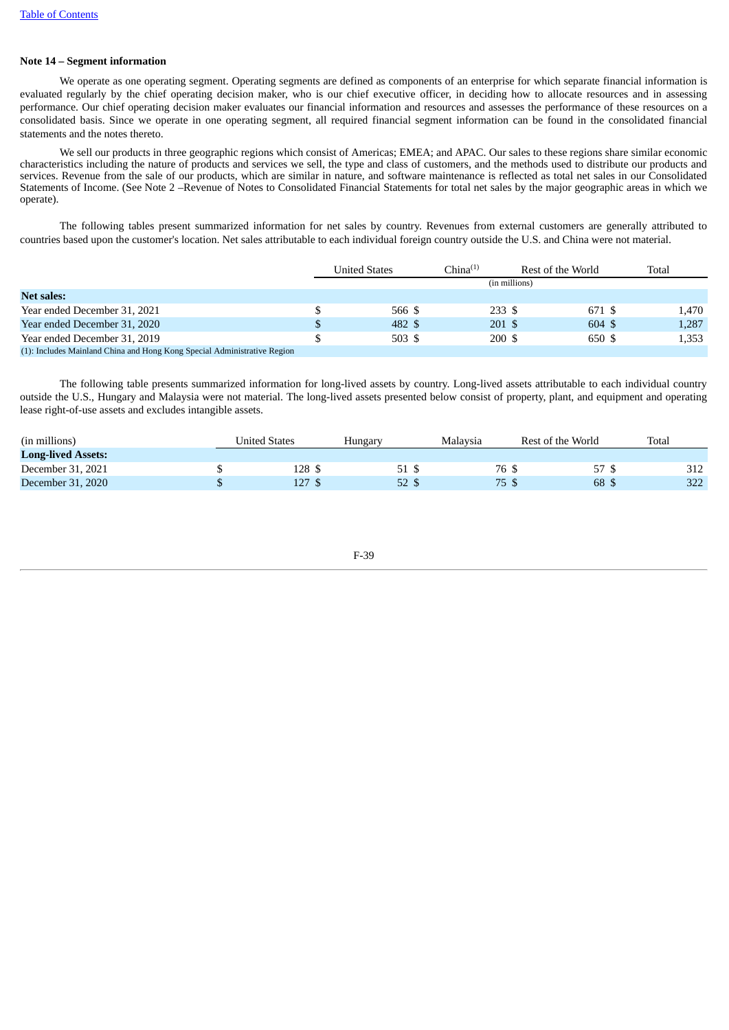### Note 14 – Segment information

We operate as one operating segment. Operating segments are defined as components of an enterprise for which separate financial information is evaluated regularly by the chief operating decision maker, who is our chief executive officer, in deciding how to allocate resources and in assessing performance. Our chief operating decision maker evaluates our financial information and resources and assesses the performance of these resources on a consolidated basis. Since we operate in one operating segment, all required financial segment information can be found in the consolidated financial statements and the notes thereto.

We sell our products in three geographic regions which consist of Americas; EMEA; and APAC. Our sales to these regions share similar economic characteristics including the nature of products and services we sell, the type and class of customers, and the methods used to distribute our products and services. Revenue from the sale of our products, which are similar in nature, and software maintenance is reflected as total net sales in our Consolidated Statements of Income. (See Note 2 –Revenue of Notes to Consolidated Financial Statements for total net sales by the major geographic areas in which we operate).

The following tables present summarized information for net sales by country. Revenues from external customers are generally attributed to countries based upon the customer's location. Net sales attributable to each individual foreign country outside the U.S. and China were not material.

| | United States | China[(1)] | Rest of the World | Total |
|---|---|---|---|---|
| | (in millions) | | | |
| **Net sales:** | | | | |
| Year ended December 31, 2021 | $ 566 | $ 233 | $ 671 | $ 1,470 |
| Year ended December 31, 2020 | $ 482 | $ 201 | $ 604 | $ 1,287 |
| Year ended December 31, 2019 | $ 503 | $ 200 | $ 650 | $ 1,353 |

(1): Includes Mainland China and Hong Kong Special Administrative Region

The following table presents summarized information for long-lived assets by country. Long-lived assets attributable to each individual country outside the U.S., Hungary and Malaysia were not material. The long-lived assets presented below consist of property, plant, and equipment and operating lease right-of-use assets and excludes intangible assets.

| (in millions) | United States | Hungary | Malaysia | Rest of the World | Total |
|---|---|---|---|---|---|
| **Long-lived Assets:** | | | | | |
| December 31, 2021 | $ 128 | $ 51 | $ 76 | $ 57 | $ 312 |
| December 31, 2020 | $ 127 | $ 52 | $ 75 | $ 68 | $ 322 |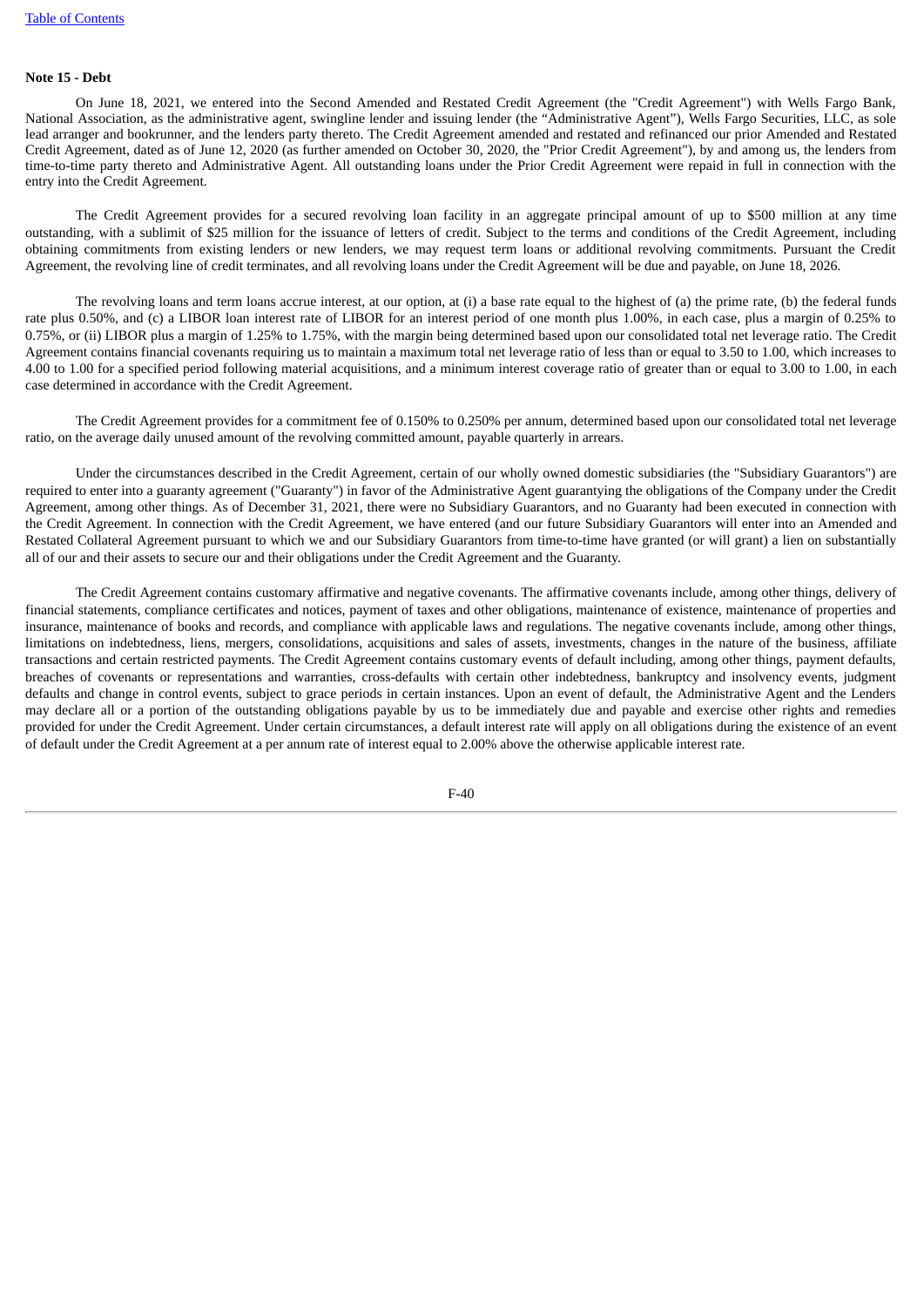**Note 15 - Debt**

On June 18, 2021, we entered into the Second Amended and Restated Credit Agreement (the "Credit Agreement") with Wells Fargo Bank, National Association, as the administrative agent, swingline lender and issuing lender (the "Administrative Agent"), Wells Fargo Securities, LLC, as sole lead arranger and bookrunner, and the lenders party thereto. The Credit Agreement amended and restated and refinanced our prior Amended and Restated Credit Agreement, dated as of June 12, 2020 (as further amended on October 30, 2020, the "Prior Credit Agreement"), by and among us, the lenders from time-to-time party thereto and Administrative Agent. All outstanding loans under the Prior Credit Agreement were repaid in full in connection with the entry into the Credit Agreement.

The Credit Agreement provides for a secured revolving loan facility in an aggregate principal amount of up to $500 million at any time outstanding, with a sublimit of $25 million for the issuance of letters of credit. Subject to the terms and conditions of the Credit Agreement, including obtaining commitments from existing lenders or new lenders, we may request term loans or additional revolving commitments. Pursuant the Credit Agreement, the revolving line of credit terminates, and all revolving loans under the Credit Agreement will be due and payable, on June 18, 2026.

The revolving loans and term loans accrue interest, at our option, at (i) a base rate equal to the highest of (a) the prime rate, (b) the federal funds rate plus 0.50%, and (c) a LIBOR loan interest rate of LIBOR for an interest period of one month plus 1.00%, in each case, plus a margin of 0.25% to 0.75%, or (ii) LIBOR plus a margin of 1.25% to 1.75%, with the margin being determined based upon our consolidated total net leverage ratio. The Credit Agreement contains financial covenants requiring us to maintain a maximum total net leverage ratio of less than or equal to 3.50 to 1.00, which increases to 4.00 to 1.00 for a specified period following material acquisitions, and a minimum interest coverage ratio of greater than or equal to 3.00 to 1.00, in each case determined in accordance with the Credit Agreement.

The Credit Agreement provides for a commitment fee of 0.150% to 0.250% per annum, determined based upon our consolidated total net leverage ratio, on the average daily unused amount of the revolving committed amount, payable quarterly in arrears.

Under the circumstances described in the Credit Agreement, certain of our wholly owned domestic subsidiaries (the "Subsidiary Guarantors") are required to enter into a guaranty agreement ("Guaranty") in favor of the Administrative Agent guarantying the obligations of the Company under the Credit Agreement, among other things. As of December 31, 2021, there were no Subsidiary Guarantors, and no Guaranty had been executed in connection with the Credit Agreement. In connection with the Credit Agreement, we have entered (and our future Subsidiary Guarantors will enter into an Amended and Restated Collateral Agreement pursuant to which we and our Subsidiary Guarantors from time-to-time have granted (or will grant) a lien on substantially all of our and their assets to secure our and their obligations under the Credit Agreement and the Guaranty.

The Credit Agreement contains customary affirmative and negative covenants. The affirmative covenants include, among other things, delivery of financial statements, compliance certificates and notices, payment of taxes and other obligations, maintenance of existence, maintenance of properties and insurance, maintenance of books and records, and compliance with applicable laws and regulations. The negative covenants include, among other things, limitations on indebtedness, liens, mergers, consolidations, acquisitions and sales of assets, investments, changes in the nature of the business, affiliate transactions and certain restricted payments. The Credit Agreement contains customary events of default including, among other things, payment defaults, breaches of covenants or representations and warranties, cross-defaults with certain other indebtedness, bankruptcy and insolvency events, judgment defaults and change in control events, subject to grace periods in certain instances. Upon an event of default, the Administrative Agent and the Lenders may declare all or a portion of the outstanding obligations payable by us to be immediately due and payable and exercise other rights and remedies provided for under the Credit Agreement. Under certain circumstances, a default interest rate will apply on all obligations during the existence of an event of default under the Credit Agreement at a per annum rate of interest equal to 2.00% above the otherwise applicable interest rate.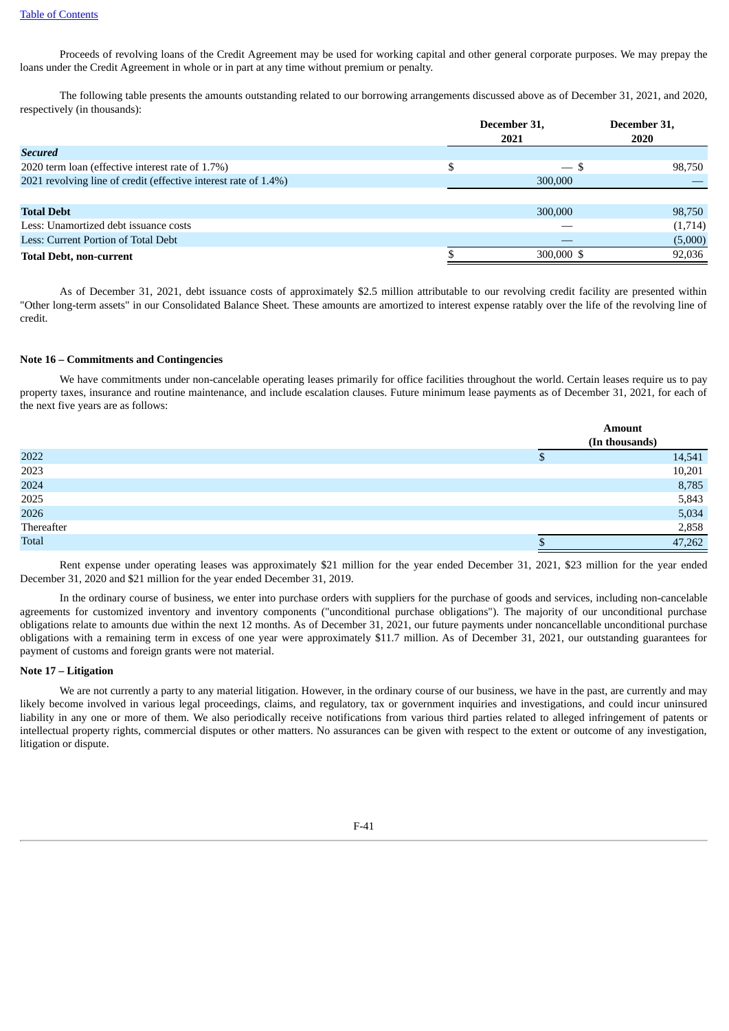Proceeds of revolving loans of the Credit Agreement may be used for working capital and other general corporate purposes. We may prepay the loans under the Credit Agreement in whole or in part at any time without premium or penalty.

The following table presents the amounts outstanding related to our borrowing arrangements discussed above as of December 31, 2021, and 2020, respectively (in thousands):

| | December 31, 2021 | December 31, 2020 |
|---|---|---|
| ***Secured*** | | |
| 2020 term loan (effective interest rate of 1.7%) | $ — | $ 98,750 |
| 2021 revolving line of credit (effective interest rate of 1.4%) | 300,000 | — |
| **Total Debt** | 300,000 | 98,750 |
| Less: Unamortized debt issuance costs | — | (1,714) |
| Less: Current Portion of Total Debt | — | (5,000) |
| **Total Debt, non-current** | $ 300,000 | $ 92,036 |

As of December 31, 2021, debt issuance costs of approximately $2.5 million attributable to our revolving credit facility are presented within "Other long-term assets" in our Consolidated Balance Sheet. These amounts are amortized to interest expense ratably over the life of the revolving line of credit.

**Note 16 – Commitments and Contingencies**

We have commitments under non-cancelable operating leases primarily for office facilities throughout the world. Certain leases require us to pay property taxes, insurance and routine maintenance, and include escalation clauses. Future minimum lease payments as of December 31, 2021, for each of the next five years are as follows:

| | Amount (In thousands) |
|---|---|
| 2022 | $ 14,541 |
| 2023 | 10,201 |
| 2024 | 8,785 |
| 2025 | 5,843 |
| 2026 | 5,034 |
| Thereafter | 2,858 |
| Total | $ 47,262 |

Rent expense under operating leases was approximately $21 million for the year ended December 31, 2021, $23 million for the year ended December 31, 2020 and $21 million for the year ended December 31, 2019.

In the ordinary course of business, we enter into purchase orders with suppliers for the purchase of goods and services, including non-cancelable agreements for customized inventory and inventory components ("unconditional purchase obligations"). The majority of our unconditional purchase obligations relate to amounts due within the next 12 months. As of December 31, 2021, our future payments under noncancellable unconditional purchase obligations with a remaining term in excess of one year were approximately $11.7 million. As of December 31, 2021, our outstanding guarantees for payment of customs and foreign grants were not material.

**Note 17 – Litigation**

We are not currently a party to any material litigation. However, in the ordinary course of our business, we have in the past, are currently and may likely become involved in various legal proceedings, claims, and regulatory, tax or government inquiries and investigations, and could incur uninsured liability in any one or more of them. We also periodically receive notifications from various third parties related to alleged infringement of patents or intellectual property rights, commercial disputes or other matters. No assurances can be given with respect to the extent or outcome of any investigation, litigation or dispute.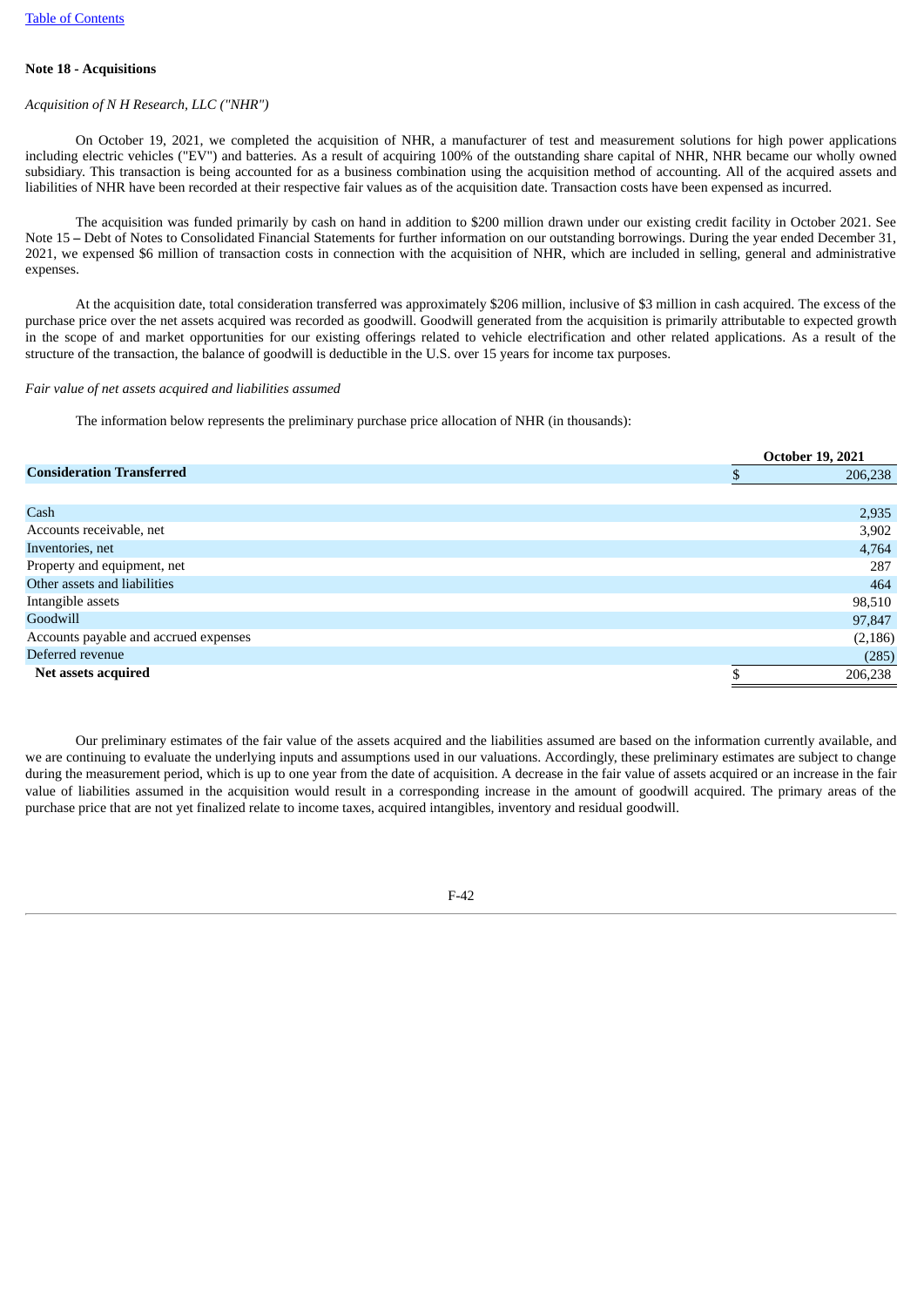**Note 18 - Acquisitions**

*Acquisition of N H Research, LLC ("NHR")*

On October 19, 2021, we completed the acquisition of NHR, a manufacturer of test and measurement solutions for high power applications including electric vehicles ("EV") and batteries. As a result of acquiring 100% of the outstanding share capital of NHR, NHR became our wholly owned subsidiary. This transaction is being accounted for as a business combination using the acquisition method of accounting. All of the acquired assets and liabilities of NHR have been recorded at their respective fair values as of the acquisition date. Transaction costs have been expensed as incurred.

The acquisition was funded primarily by cash on hand in addition to $200 million drawn under our existing credit facility in October 2021. See Note 15 – Debt of Notes to Consolidated Financial Statements for further information on our outstanding borrowings. During the year ended December 31, 2021, we expensed $6 million of transaction costs in connection with the acquisition of NHR, which are included in selling, general and administrative expenses.

At the acquisition date, total consideration transferred was approximately $206 million, inclusive of $3 million in cash acquired. The excess of the purchase price over the net assets acquired was recorded as goodwill. Goodwill generated from the acquisition is primarily attributable to expected growth in the scope of and market opportunities for our existing offerings related to vehicle electrification and other related applications. As a result of the structure of the transaction, the balance of goodwill is deductible in the U.S. over 15 years for income tax purposes.

*Fair value of net assets acquired and liabilities assumed*

The information below represents the preliminary purchase price allocation of NHR (in thousands):

| | October 19, 2021 |
|---|---|
| **Consideration Transferred** | $ 206,238 |
| | |
| Cash | 2,935 |
| Accounts receivable, net | 3,902 |
| Inventories, net | 4,764 |
| Property and equipment, net | 287 |
| Other assets and liabilities | 464 |
| Intangible assets | 98,510 |
| Goodwill | 97,847 |
| Accounts payable and accrued expenses | (2,186) |
| Deferred revenue | (285) |
| **Net assets acquired** | $ 206,238 |

Our preliminary estimates of the fair value of the assets acquired and the liabilities assumed are based on the information currently available, and we are continuing to evaluate the underlying inputs and assumptions used in our valuations. Accordingly, these preliminary estimates are subject to change during the measurement period, which is up to one year from the date of acquisition. A decrease in the fair value of assets acquired or an increase in the fair value of liabilities assumed in the acquisition would result in a corresponding increase in the amount of goodwill acquired. The primary areas of the purchase price that are not yet finalized relate to income taxes, acquired intangibles, inventory and residual goodwill.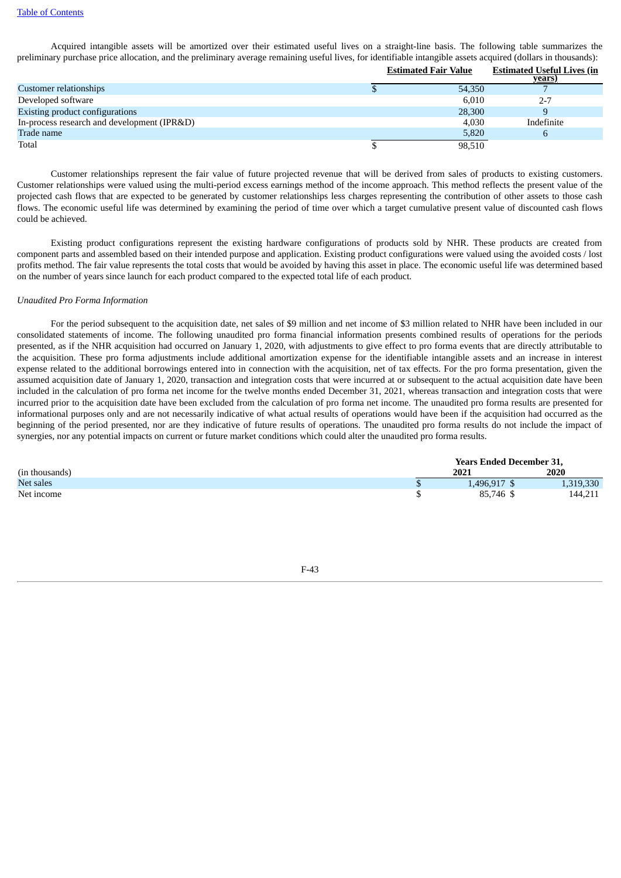Acquired intangible assets will be amortized over their estimated useful lives on a straight-line basis. The following table summarizes the preliminary purchase price allocation, and the preliminary average remaining useful lives, for identifiable intangible assets acquired (dollars in thousands):

| | Estimated Fair Value | Estimated Useful Lives (in years) |
|---|---|---|
| Customer relationships | $ 54,350 | 7 |
| Developed software | 6,010 | 2-7 |
| Existing product configurations | 28,300 | 9 |
| In-process research and development (IPR&D) | 4,030 | Indefinite |
| Trade name | 5,820 | 6 |
| Total | $ 98,510 | |

Customer relationships represent the fair value of future projected revenue that will be derived from sales of products to existing customers. Customer relationships were valued using the multi-period excess earnings method of the income approach. This method reflects the present value of the projected cash flows that are expected to be generated by customer relationships less charges representing the contribution of other assets to those cash flows. The economic useful life was determined by examining the period of time over which a target cumulative present value of discounted cash flows could be achieved.

Existing product configurations represent the existing hardware configurations of products sold by NHR. These products are created from component parts and assembled based on their intended purpose and application. Existing product configurations were valued using the avoided costs / lost profits method. The fair value represents the total costs that would be avoided by having this asset in place. The economic useful life was determined based on the number of years since launch for each product compared to the expected total life of each product.

*Unaudited Pro Forma Information*

For the period subsequent to the acquisition date, net sales of $9 million and net income of $3 million related to NHR have been included in our consolidated statements of income. The following unaudited pro forma financial information presents combined results of operations for the periods presented, as if the NHR acquisition had occurred on January 1, 2020, with adjustments to give effect to pro forma events that are directly attributable to the acquisition. These pro forma adjustments include additional amortization expense for the identifiable intangible assets and an increase in interest expense related to the additional borrowings entered into in connection with the acquisition, net of tax effects. For the pro forma presentation, given the assumed acquisition date of January 1, 2020, transaction and integration costs that were incurred at or subsequent to the actual acquisition date have been included in the calculation of pro forma net income for the twelve months ended December 31, 2021, whereas transaction and integration costs that were incurred prior to the acquisition date have been excluded from the calculation of pro forma net income. The unaudited pro forma results are presented for informational purposes only and are not necessarily indicative of what actual results of operations would have been if the acquisition had occurred as the beginning of the period presented, nor are they indicative of future results of operations. The unaudited pro forma results do not include the impact of synergies, nor any potential impacts on current or future market conditions which could alter the unaudited pro forma results.

| | Years Ended December 31, | |
|---|---|---|
| (in thousands) | 2021 | 2020 |
| Net sales | $ 1,496,917 | $ 1,319,330 |
| Net income | $ 85,746 | $ 144,211 |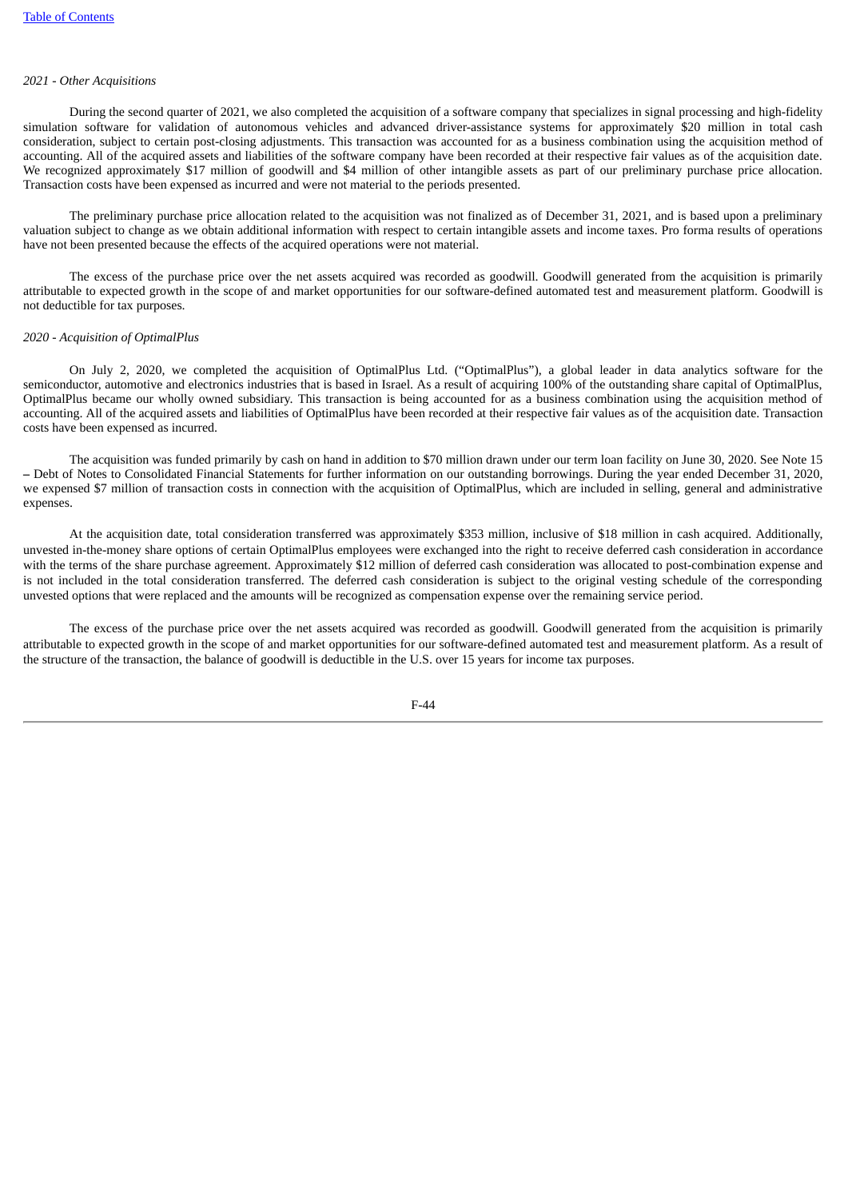*2021 - Other Acquisitions*

During the second quarter of 2021, we also completed the acquisition of a software company that specializes in signal processing and high-fidelity simulation software for validation of autonomous vehicles and advanced driver-assistance systems for approximately $20 million in total cash consideration, subject to certain post-closing adjustments. This transaction was accounted for as a business combination using the acquisition method of accounting. All of the acquired assets and liabilities of the software company have been recorded at their respective fair values as of the acquisition date. We recognized approximately $17 million of goodwill and $4 million of other intangible assets as part of our preliminary purchase price allocation. Transaction costs have been expensed as incurred and were not material to the periods presented.

The preliminary purchase price allocation related to the acquisition was not finalized as of December 31, 2021, and is based upon a preliminary valuation subject to change as we obtain additional information with respect to certain intangible assets and income taxes. Pro forma results of operations have not been presented because the effects of the acquired operations were not material.

The excess of the purchase price over the net assets acquired was recorded as goodwill. Goodwill generated from the acquisition is primarily attributable to expected growth in the scope of and market opportunities for our software-defined automated test and measurement platform. Goodwill is not deductible for tax purposes.

*2020 - Acquisition of OptimalPlus*

On July 2, 2020, we completed the acquisition of OptimalPlus Ltd. ("OptimalPlus"), a global leader in data analytics software for the semiconductor, automotive and electronics industries that is based in Israel. As a result of acquiring 100% of the outstanding share capital of OptimalPlus, OptimalPlus became our wholly owned subsidiary. This transaction is being accounted for as a business combination using the acquisition method of accounting. All of the acquired assets and liabilities of OptimalPlus have been recorded at their respective fair values as of the acquisition date. Transaction costs have been expensed as incurred.

The acquisition was funded primarily by cash on hand in addition to $70 million drawn under our term loan facility on June 30, 2020. See Note 15 – Debt of Notes to Consolidated Financial Statements for further information on our outstanding borrowings. During the year ended December 31, 2020, we expensed $7 million of transaction costs in connection with the acquisition of OptimalPlus, which are included in selling, general and administrative expenses.

At the acquisition date, total consideration transferred was approximately $353 million, inclusive of $18 million in cash acquired. Additionally, unvested in-the-money share options of certain OptimalPlus employees were exchanged into the right to receive deferred cash consideration in accordance with the terms of the share purchase agreement. Approximately $12 million of deferred cash consideration was allocated to post-combination expense and is not included in the total consideration transferred. The deferred cash consideration is subject to the original vesting schedule of the corresponding unvested options that were replaced and the amounts will be recognized as compensation expense over the remaining service period.

The excess of the purchase price over the net assets acquired was recorded as goodwill. Goodwill generated from the acquisition is primarily attributable to expected growth in the scope of and market opportunities for our software-defined automated test and measurement platform. As a result of the structure of the transaction, the balance of goodwill is deductible in the U.S. over 15 years for income tax purposes.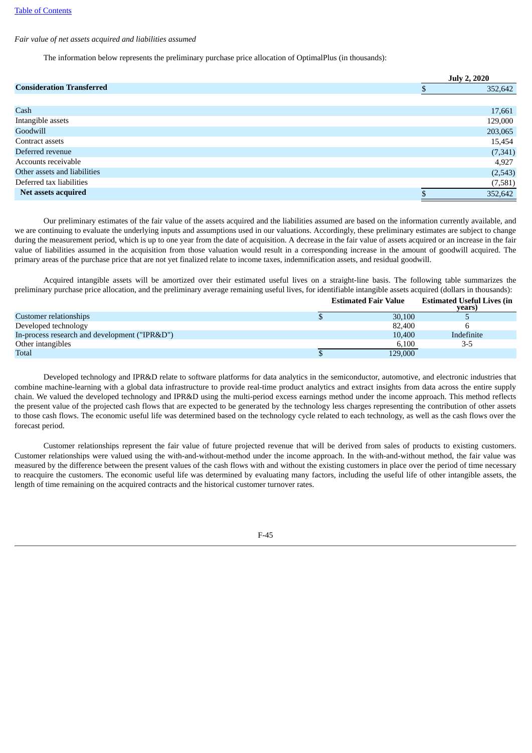*Fair value of net assets acquired and liabilities assumed*

The information below represents the preliminary purchase price allocation of OptimalPlus (in thousands):

| | July 2, 2020 |
|---|---|
| **Consideration Transferred** | $ 352,642 |
| | |
| Cash | 17,661 |
| Intangible assets | 129,000 |
| Goodwill | 203,065 |
| Contract assets | 15,454 |
| Deferred revenue | (7,341) |
| Accounts receivable | 4,927 |
| Other assets and liabilities | (2,543) |
| Deferred tax liabilities | (7,581) |
| **Net assets acquired** | $ 352,642 |

Our preliminary estimates of the fair value of the assets acquired and the liabilities assumed are based on the information currently available, and we are continuing to evaluate the underlying inputs and assumptions used in our valuations. Accordingly, these preliminary estimates are subject to change during the measurement period, which is up to one year from the date of acquisition. A decrease in the fair value of assets acquired or an increase in the fair value of liabilities assumed in the acquisition from those valuation would result in a corresponding increase in the amount of goodwill acquired. The primary areas of the purchase price that are not yet finalized relate to income taxes, indemnification assets, and residual goodwill.

Acquired intangible assets will be amortized over their estimated useful lives on a straight-line basis. The following table summarizes the preliminary purchase price allocation, and the preliminary average remaining useful lives, for identifiable intangible assets acquired (dollars in thousands):

| | Estimated Fair Value | Estimated Useful Lives (in years) |
|---|---|---|
| Customer relationships | $ 30,100 | 5 |
| Developed technology | 82,400 | 6 |
| In-process research and development ("IPR&D") | 10,400 | Indefinite |
| Other intangibles | 6,100 | 3-5 |
| Total | $ 129,000 | |

Developed technology and IPR&D relate to software platforms for data analytics in the semiconductor, automotive, and electronic industries that combine machine-learning with a global data infrastructure to provide real-time product analytics and extract insights from data across the entire supply chain. We valued the developed technology and IPR&D using the multi-period excess earnings method under the income approach. This method reflects the present value of the projected cash flows that are expected to be generated by the technology less charges representing the contribution of other assets to those cash flows. The economic useful life was determined based on the technology cycle related to each technology, as well as the cash flows over the forecast period.

Customer relationships represent the fair value of future projected revenue that will be derived from sales of products to existing customers. Customer relationships were valued using the with-and-without-method under the income approach. In the with-and-without method, the fair value was measured by the difference between the present values of the cash flows with and without the existing customers in place over the period of time necessary to reacquire the customers. The economic useful life was determined by evaluating many factors, including the useful life of other intangible assets, the length of time remaining on the acquired contracts and the historical customer turnover rates.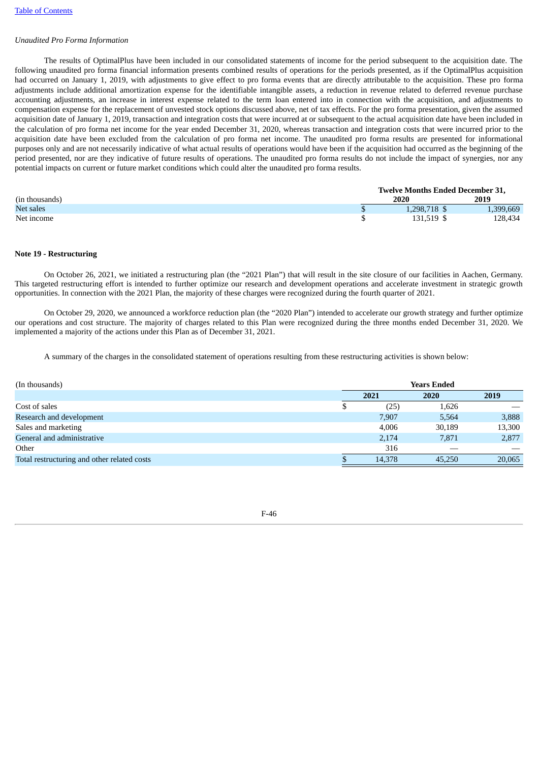*Unaudited Pro Forma Information*

The results of OptimalPlus have been included in our consolidated statements of income for the period subsequent to the acquisition date. The following unaudited pro forma financial information presents combined results of operations for the periods presented, as if the OptimalPlus acquisition had occurred on January 1, 2019, with adjustments to give effect to pro forma events that are directly attributable to the acquisition. These pro forma adjustments include additional amortization expense for the identifiable intangible assets, a reduction in revenue related to deferred revenue purchase accounting adjustments, an increase in interest expense related to the term loan entered into in connection with the acquisition, and adjustments to compensation expense for the replacement of unvested stock options discussed above, net of tax effects. For the pro forma presentation, given the assumed acquisition date of January 1, 2019, transaction and integration costs that were incurred at or subsequent to the actual acquisition date have been included in the calculation of pro forma net income for the year ended December 31, 2020, whereas transaction and integration costs that were incurred prior to the acquisition date have been excluded from the calculation of pro forma net income. The unaudited pro forma results are presented for informational purposes only and are not necessarily indicative of what actual results of operations would have been if the acquisition had occurred as the beginning of the period presented, nor are they indicative of future results of operations. The unaudited pro forma results do not include the impact of synergies, nor any potential impacts on current or future market conditions which could alter the unaudited pro forma results.

| | Twelve Months Ended December 31, | |
|---|---|---|
| (in thousands) | 2020 | 2019 |
| Net sales | $ 1,298,718 | $ 1,399,669 |
| Net income | $ 131,519 | $ 128,434 |

**Note 19 - Restructuring**

On October 26, 2021, we initiated a restructuring plan (the "2021 Plan") that will result in the site closure of our facilities in Aachen, Germany. This targeted restructuring effort is intended to further optimize our research and development operations and accelerate investment in strategic growth opportunities. In connection with the 2021 Plan, the majority of these charges were recognized during the fourth quarter of 2021.

On October 29, 2020, we announced a workforce reduction plan (the "2020 Plan") intended to accelerate our growth strategy and further optimize our operations and cost structure. The majority of charges related to this Plan were recognized during the three months ended December 31, 2020. We implemented a majority of the actions under this Plan as of December 31, 2021.

A summary of the charges in the consolidated statement of operations resulting from these restructuring activities is shown below:

| (In thousands) | Years Ended | | |
|---|---|---|---|
| | 2021 | 2020 | 2019 |
| Cost of sales | $ (25) | 1,626 | — |
| Research and development | 7,907 | 5,564 | 3,888 |
| Sales and marketing | 4,006 | 30,189 | 13,300 |
| General and administrative | 2,174 | 7,871 | 2,877 |
| Other | 316 | — | — |
| Total restructuring and other related costs | $ 14,378 | 45,250 | 20,065 |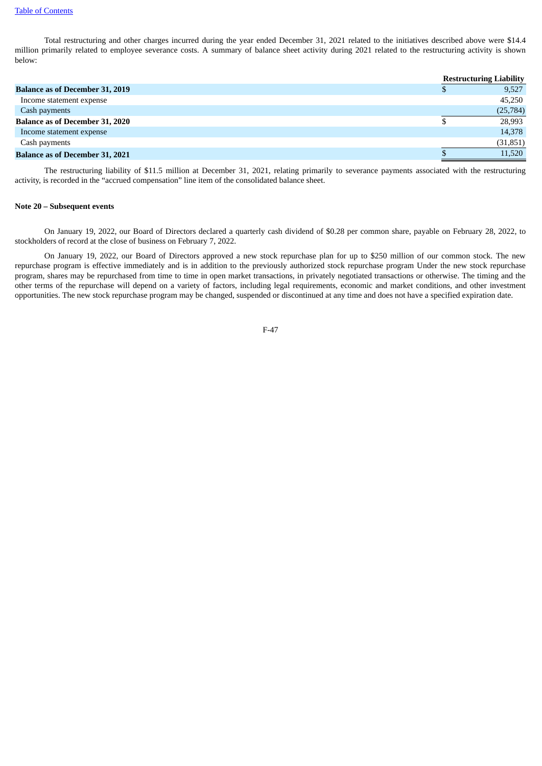Total restructuring and other charges incurred during the year ended December 31, 2021 related to the initiatives described above were $14.4 million primarily related to employee severance costs. A summary of balance sheet activity during 2021 related to the restructuring activity is shown below:

| | Restructuring Liability |
|---|---|
| **Balance as of December 31, 2019** | $ 9,527 |
| Income statement expense | 45,250 |
| Cash payments | (25,784) |
| **Balance as of December 31, 2020** | $ 28,993 |
| Income statement expense | 14,378 |
| Cash payments | (31,851) |
| **Balance as of December 31, 2021** | $ 11,520 |

The restructuring liability of $11.5 million at December 31, 2021, relating primarily to severance payments associated with the restructuring activity, is recorded in the "accrued compensation" line item of the consolidated balance sheet.

**Note 20 – Subsequent events**

On January 19, 2022, our Board of Directors declared a quarterly cash dividend of $0.28 per common share, payable on February 28, 2022, to stockholders of record at the close of business on February 7, 2022.

On January 19, 2022, our Board of Directors approved a new stock repurchase plan for up to $250 million of our common stock. The new repurchase program is effective immediately and is in addition to the previously authorized stock repurchase program Under the new stock repurchase program, shares may be repurchased from time to time in open market transactions, in privately negotiated transactions or otherwise. The timing and the other terms of the repurchase will depend on a variety of factors, including legal requirements, economic and market conditions, and other investment opportunities. The new stock repurchase program may be changed, suspended or discontinued at any time and does not have a specified expiration date.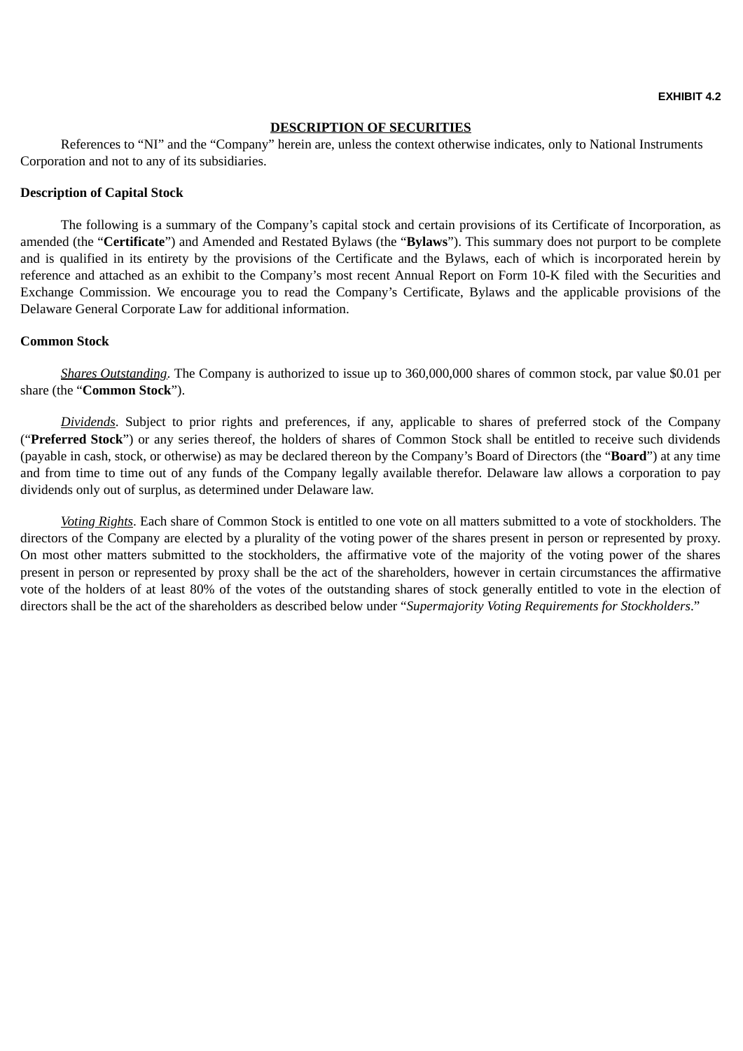**EXHIBIT 4.2**

## DESCRIPTION OF SECURITIES

References to "NI" and the "Company" herein are, unless the context otherwise indicates, only to National Instruments Corporation and not to any of its subsidiaries.

### Description of Capital Stock

The following is a summary of the Company's capital stock and certain provisions of its Certificate of Incorporation, as amended (the "**Certificate**") and Amended and Restated Bylaws (the "**Bylaws**"). This summary does not purport to be complete and is qualified in its entirety by the provisions of the Certificate and the Bylaws, each of which is incorporated herein by reference and attached as an exhibit to the Company's most recent Annual Report on Form 10-K filed with the Securities and Exchange Commission. We encourage you to read the Company's Certificate, Bylaws and the applicable provisions of the Delaware General Corporate Law for additional information.

### Common Stock

*Shares Outstanding*. The Company is authorized to issue up to 360,000,000 shares of common stock, par value $0.01 per share (the "**Common Stock**").

*Dividends*. Subject to prior rights and preferences, if any, applicable to shares of preferred stock of the Company ("**Preferred Stock**") or any series thereof, the holders of shares of Common Stock shall be entitled to receive such dividends (payable in cash, stock, or otherwise) as may be declared thereon by the Company's Board of Directors (the "**Board**") at any time and from time to time out of any funds of the Company legally available therefor. Delaware law allows a corporation to pay dividends only out of surplus, as determined under Delaware law.

*Voting Rights*. Each share of Common Stock is entitled to one vote on all matters submitted to a vote of stockholders. The directors of the Company are elected by a plurality of the voting power of the shares present in person or represented by proxy. On most other matters submitted to the stockholders, the affirmative vote of the majority of the voting power of the shares present in person or represented by proxy shall be the act of the shareholders, however in certain circumstances the affirmative vote of the holders of at least 80% of the votes of the outstanding shares of stock generally entitled to vote in the election of directors shall be the act of the shareholders as described below under "*Supermajority Voting Requirements for Stockholders*."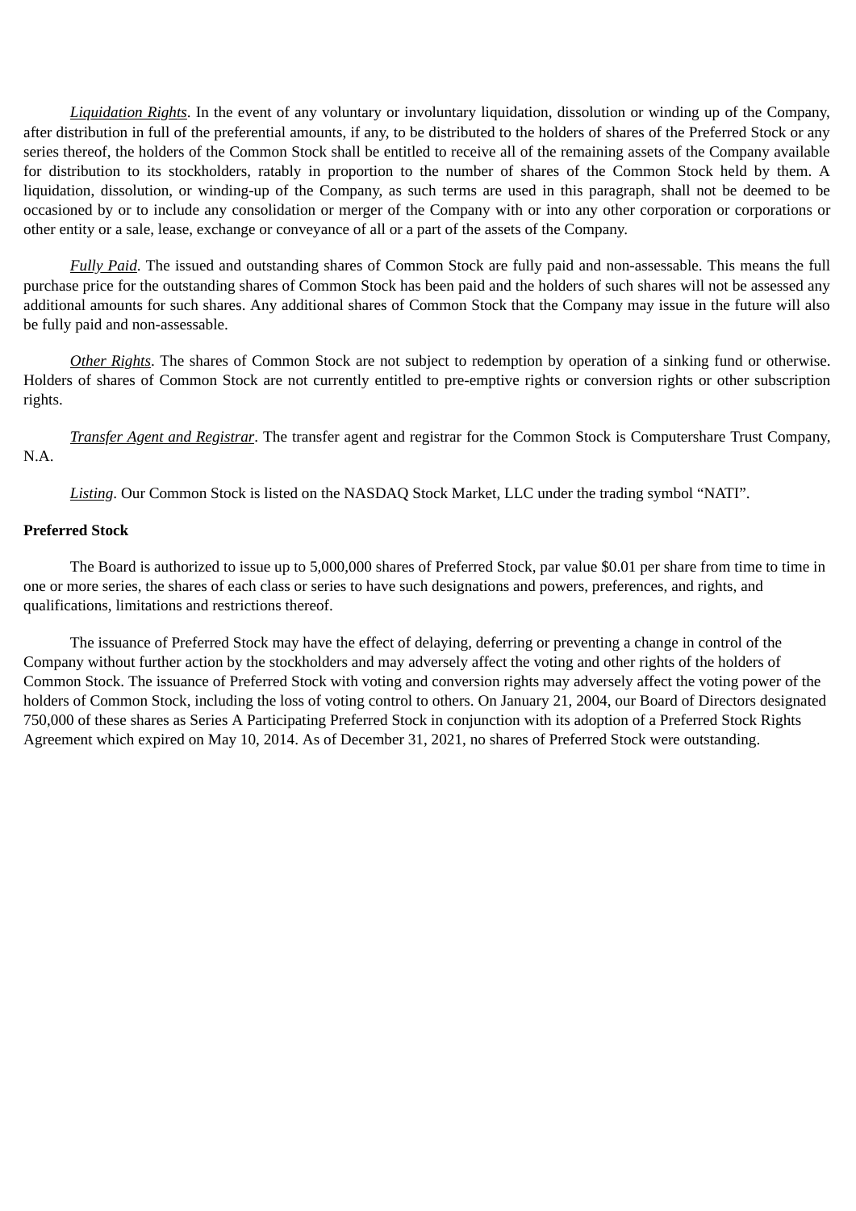*Liquidation Rights*. In the event of any voluntary or involuntary liquidation, dissolution or winding up of the Company, after distribution in full of the preferential amounts, if any, to be distributed to the holders of shares of the Preferred Stock or any series thereof, the holders of the Common Stock shall be entitled to receive all of the remaining assets of the Company available for distribution to its stockholders, ratably in proportion to the number of shares of the Common Stock held by them. A liquidation, dissolution, or winding-up of the Company, as such terms are used in this paragraph, shall not be deemed to be occasioned by or to include any consolidation or merger of the Company with or into any other corporation or corporations or other entity or a sale, lease, exchange or conveyance of all or a part of the assets of the Company.

*Fully Paid*. The issued and outstanding shares of Common Stock are fully paid and non-assessable. This means the full purchase price for the outstanding shares of Common Stock has been paid and the holders of such shares will not be assessed any additional amounts for such shares. Any additional shares of Common Stock that the Company may issue in the future will also be fully paid and non-assessable.

*Other Rights*. The shares of Common Stock are not subject to redemption by operation of a sinking fund or otherwise. Holders of shares of Common Stock are not currently entitled to pre-emptive rights or conversion rights or other subscription rights.

*Transfer Agent and Registrar*. The transfer agent and registrar for the Common Stock is Computershare Trust Company, N.A.

*Listing*. Our Common Stock is listed on the NASDAQ Stock Market, LLC under the trading symbol "NATI".

**Preferred Stock**

The Board is authorized to issue up to 5,000,000 shares of Preferred Stock, par value $0.01 per share from time to time in one or more series, the shares of each class or series to have such designations and powers, preferences, and rights, and qualifications, limitations and restrictions thereof.

The issuance of Preferred Stock may have the effect of delaying, deferring or preventing a change in control of the Company without further action by the stockholders and may adversely affect the voting and other rights of the holders of Common Stock. The issuance of Preferred Stock with voting and conversion rights may adversely affect the voting power of the holders of Common Stock, including the loss of voting control to others. On January 21, 2004, our Board of Directors designated 750,000 of these shares as Series A Participating Preferred Stock in conjunction with its adoption of a Preferred Stock Rights Agreement which expired on May 10, 2014. As of December 31, 2021, no shares of Preferred Stock were outstanding.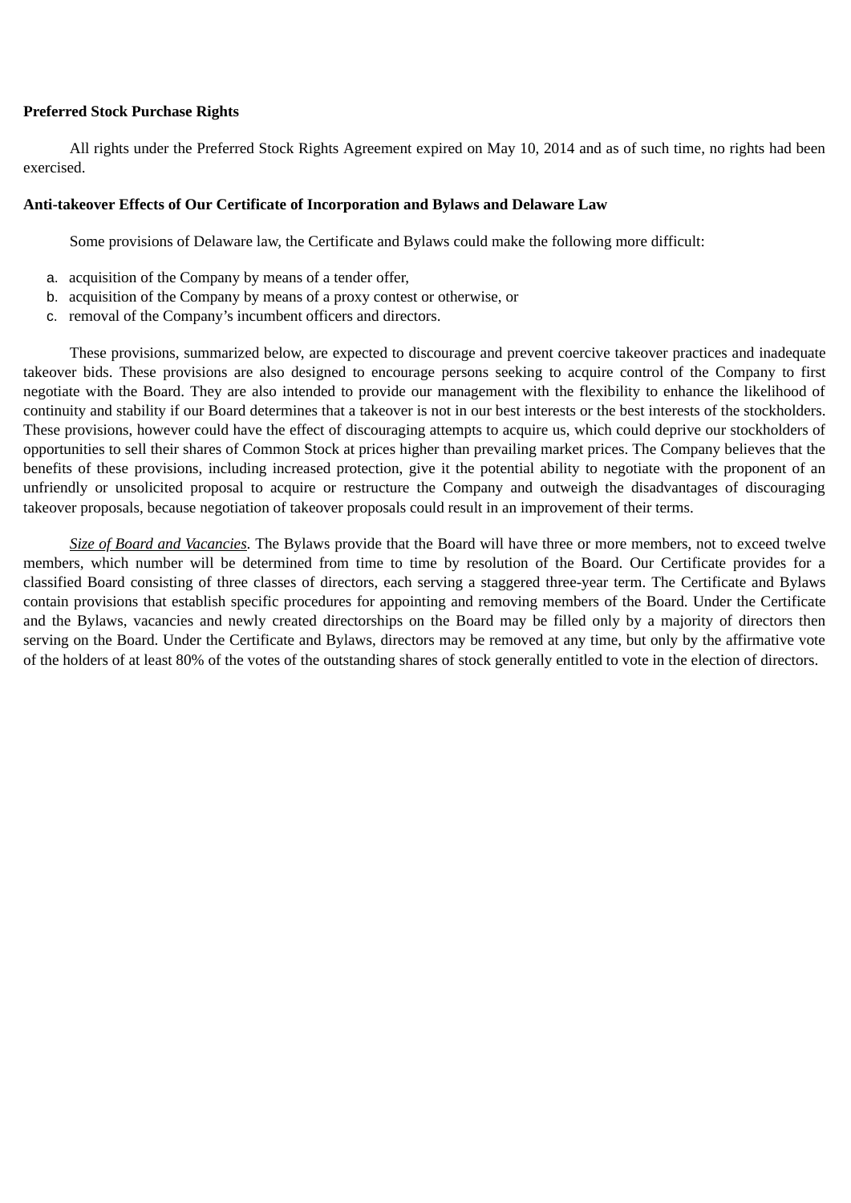**Preferred Stock Purchase Rights**

All rights under the Preferred Stock Rights Agreement expired on May 10, 2014 and as of such time, no rights had been exercised.

**Anti-takeover Effects of Our Certificate of Incorporation and Bylaws and Delaware Law**

Some provisions of Delaware law, the Certificate and Bylaws could make the following more difficult:

a. acquisition of the Company by means of a tender offer,
b. acquisition of the Company by means of a proxy contest or otherwise, or
c. removal of the Company's incumbent officers and directors.

These provisions, summarized below, are expected to discourage and prevent coercive takeover practices and inadequate takeover bids. These provisions are also designed to encourage persons seeking to acquire control of the Company to first negotiate with the Board. They are also intended to provide our management with the flexibility to enhance the likelihood of continuity and stability if our Board determines that a takeover is not in our best interests or the best interests of the stockholders. These provisions, however could have the effect of discouraging attempts to acquire us, which could deprive our stockholders of opportunities to sell their shares of Common Stock at prices higher than prevailing market prices. The Company believes that the benefits of these provisions, including increased protection, give it the potential ability to negotiate with the proponent of an unfriendly or unsolicited proposal to acquire or restructure the Company and outweigh the disadvantages of discouraging takeover proposals, because negotiation of takeover proposals could result in an improvement of their terms.

*Size of Board and Vacancies*. The Bylaws provide that the Board will have three or more members, not to exceed twelve members, which number will be determined from time to time by resolution of the Board. Our Certificate provides for a classified Board consisting of three classes of directors, each serving a staggered three-year term. The Certificate and Bylaws contain provisions that establish specific procedures for appointing and removing members of the Board. Under the Certificate and the Bylaws, vacancies and newly created directorships on the Board may be filled only by a majority of directors then serving on the Board. Under the Certificate and Bylaws, directors may be removed at any time, but only by the affirmative vote of the holders of at least 80% of the votes of the outstanding shares of stock generally entitled to vote in the election of directors.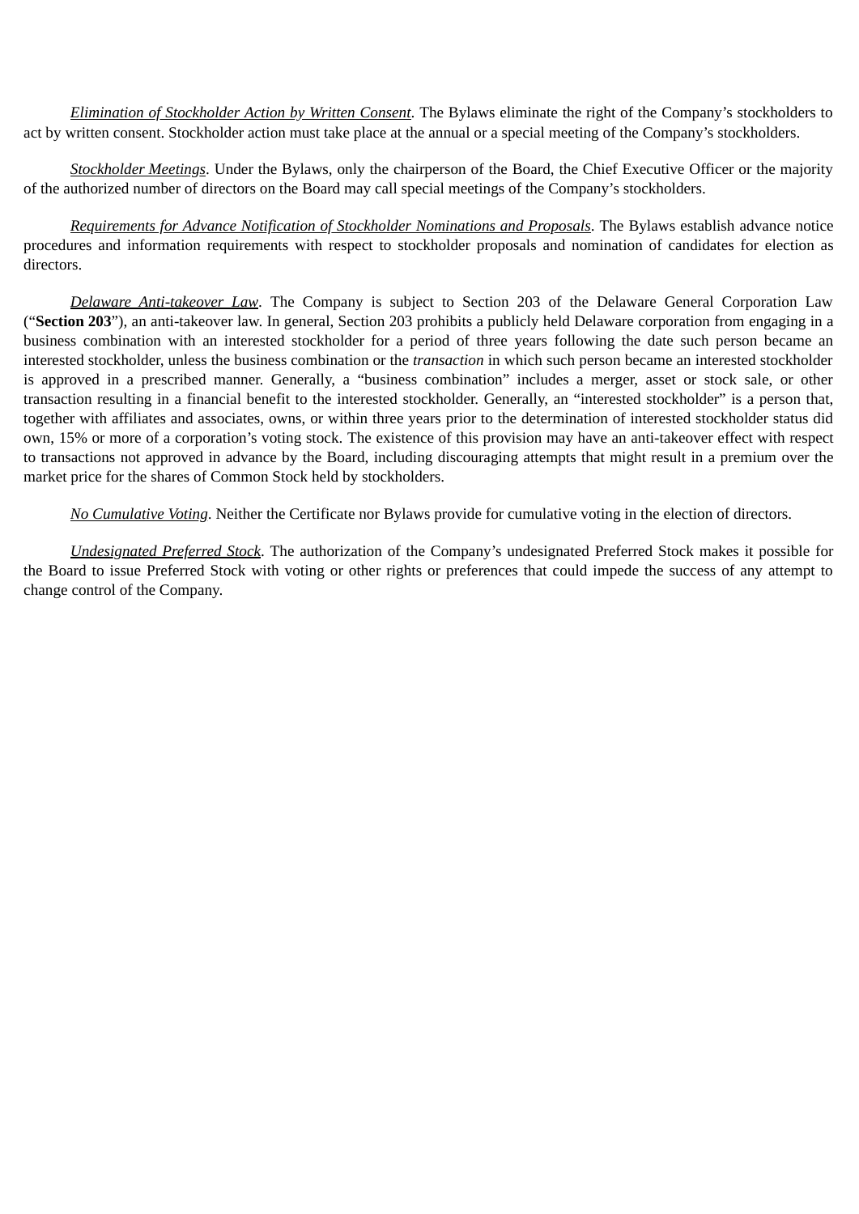*Elimination of Stockholder Action by Written Consent*. The Bylaws eliminate the right of the Company's stockholders to act by written consent. Stockholder action must take place at the annual or a special meeting of the Company's stockholders.

*Stockholder Meetings*. Under the Bylaws, only the chairperson of the Board, the Chief Executive Officer or the majority of the authorized number of directors on the Board may call special meetings of the Company's stockholders.

*Requirements for Advance Notification of Stockholder Nominations and Proposals*. The Bylaws establish advance notice procedures and information requirements with respect to stockholder proposals and nomination of candidates for election as directors.

*Delaware Anti-takeover Law*. The Company is subject to Section 203 of the Delaware General Corporation Law ("**Section 203**"), an anti-takeover law. In general, Section 203 prohibits a publicly held Delaware corporation from engaging in a business combination with an interested stockholder for a period of three years following the date such person became an interested stockholder, unless the business combination or the *transaction* in which such person became an interested stockholder is approved in a prescribed manner. Generally, a "business combination" includes a merger, asset or stock sale, or other transaction resulting in a financial benefit to the interested stockholder. Generally, an "interested stockholder" is a person that, together with affiliates and associates, owns, or within three years prior to the determination of interested stockholder status did own, 15% or more of a corporation's voting stock. The existence of this provision may have an anti-takeover effect with respect to transactions not approved in advance by the Board, including discouraging attempts that might result in a premium over the market price for the shares of Common Stock held by stockholders.

*No Cumulative Voting*. Neither the Certificate nor Bylaws provide for cumulative voting in the election of directors.

*Undesignated Preferred Stock*. The authorization of the Company's undesignated Preferred Stock makes it possible for the Board to issue Preferred Stock with voting or other rights or preferences that could impede the success of any attempt to change control of the Company.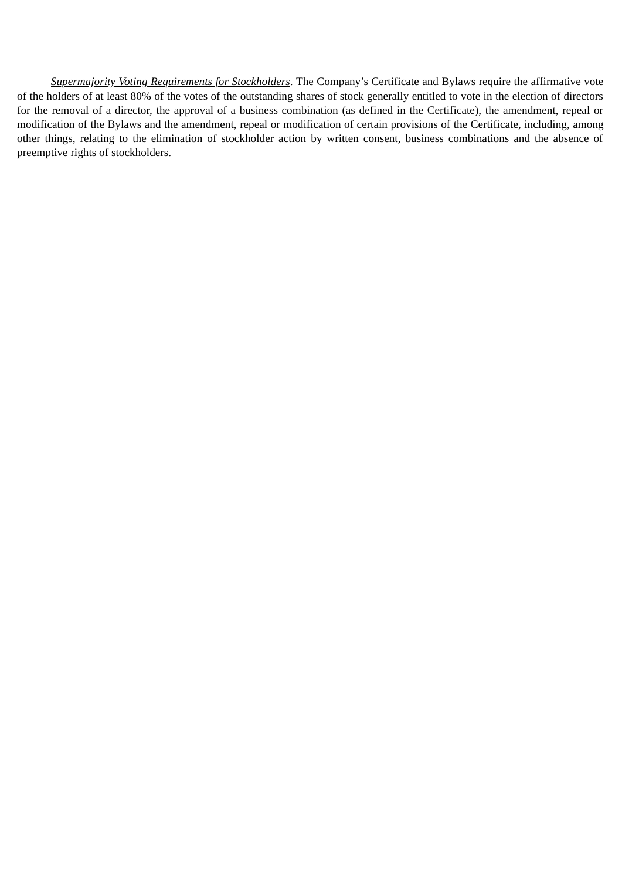*<u>Supermajority Voting Requirements for Stockholders</u>*. The Company's Certificate and Bylaws require the affirmative vote of the holders of at least 80% of the votes of the outstanding shares of stock generally entitled to vote in the election of directors for the removal of a director, the approval of a business combination (as defined in the Certificate), the amendment, repeal or modification of the Bylaws and the amendment, repeal or modification of certain provisions of the Certificate, including, among other things, relating to the elimination of stockholder action by written consent, business combinations and the absence of preemptive rights of stockholders.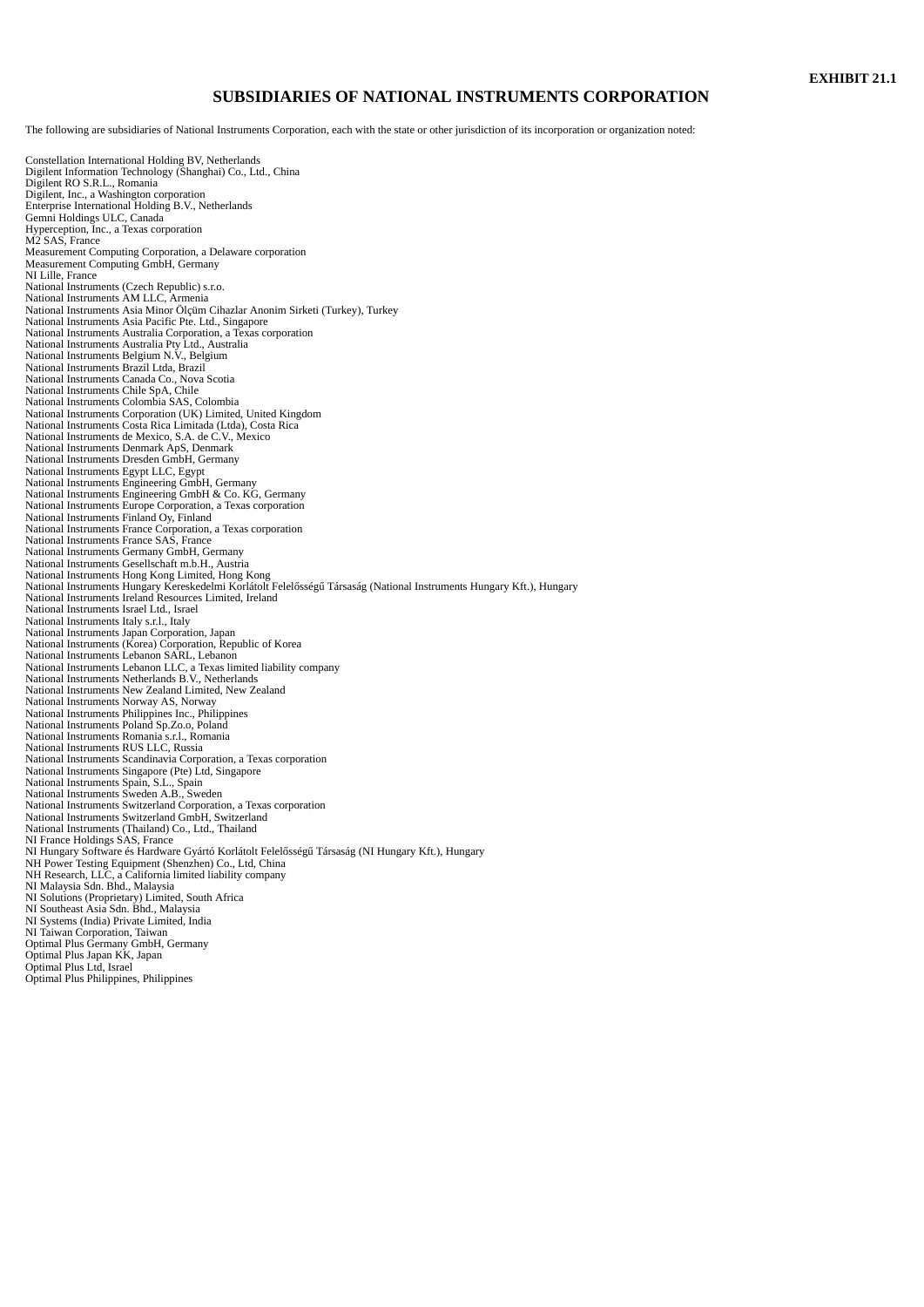**EXHIBIT 21.1**

# SUBSIDIARIES OF NATIONAL INSTRUMENTS CORPORATION

The following are subsidiaries of National Instruments Corporation, each with the state or other jurisdiction of its incorporation or organization noted:

Constellation International Holding BV, Netherlands
Digilent Information Technology (Shanghai) Co., Ltd., China
Digilent RO S.R.L., Romania
Digilent, Inc., a Washington corporation
Enterprise International Holding B.V., Netherlands
Gemni Holdings ULC, Canada
Hyperception, Inc., a Texas corporation
M2 SAS, France
Measurement Computing Corporation, a Delaware corporation
Measurement Computing GmbH, Germany
NI Lille, France
National Instruments (Czech Republic) s.r.o.
National Instruments AM LLC, Armenia
National Instruments Asia Minor Ölçüm Cihazlar Anonim Sirketi (Turkey), Turkey
National Instruments Asia Pacific Pte. Ltd., Singapore
National Instruments Australia Corporation, a Texas corporation
National Instruments Australia Pty Ltd., Australia
National Instruments Belgium N.V., Belgium
National Instruments Brazil Ltda, Brazil
National Instruments Canada Co., Nova Scotia
National Instruments Chile SpA, Chile
National Instruments Colombia SAS, Colombia
National Instruments Corporation (UK) Limited, United Kingdom
National Instruments Costa Rica Limitada (Ltda), Costa Rica
National Instruments de Mexico, S.A. de C.V., Mexico
National Instruments Denmark ApS, Denmark
National Instruments Dresden GmbH, Germany
National Instruments Egypt LLC, Egypt
National Instruments Engineering GmbH, Germany
National Instruments Engineering GmbH & Co. KG, Germany
National Instruments Europe Corporation, a Texas corporation
National Instruments Finland Oy, Finland
National Instruments France Corporation, a Texas corporation
National Instruments France SAS, France
National Instruments Germany GmbH, Germany
National Instruments Gesellschaft m.b.H., Austria
National Instruments Hong Kong Limited, Hong Kong
National Instruments Hungary Kereskedelmi Korlátolt Felelősségű Társaság (National Instruments Hungary Kft.), Hungary
National Instruments Ireland Resources Limited, Ireland
National Instruments Israel Ltd., Israel
National Instruments Italy s.r.l., Italy
National Instruments Japan Corporation, Japan
National Instruments (Korea) Corporation, Republic of Korea
National Instruments Lebanon SARL, Lebanon
National Instruments Lebanon LLC, a Texas limited liability company
National Instruments Netherlands B.V., Netherlands
National Instruments New Zealand Limited, New Zealand
National Instruments Norway AS, Norway
National Instruments Philippines Inc., Philippines
National Instruments Poland Sp.Zo.o, Poland
National Instruments Romania s.r.l., Romania
National Instruments RUS LLC, Russia
National Instruments Scandinavia Corporation, a Texas corporation
National Instruments Singapore (Pte) Ltd, Singapore
National Instruments Spain, S.L., Spain
National Instruments Sweden A.B., Sweden
National Instruments Switzerland Corporation, a Texas corporation
National Instruments Switzerland GmbH, Switzerland
National Instruments (Thailand) Co., Ltd., Thailand
NI France Holdings SAS, France
NI Hungary Software és Hardware Gyártó Korlátolt Felelősségű Társaság (NI Hungary Kft.), Hungary
NH Power Testing Equipment (Shenzhen) Co., Ltd, China
NH Research, LLC, a California limited liability company
NI Malaysia Sdn. Bhd., Malaysia
NI Solutions (Proprietary) Limited, South Africa
NI Southeast Asia Sdn. Bhd., Malaysia
NI Systems (India) Private Limited, India
NI Taiwan Corporation, Taiwan
Optimal Plus Germany GmbH, Germany
Optimal Plus Japan KK, Japan
Optimal Plus Ltd, Israel
Optimal Plus Philippines, Philippines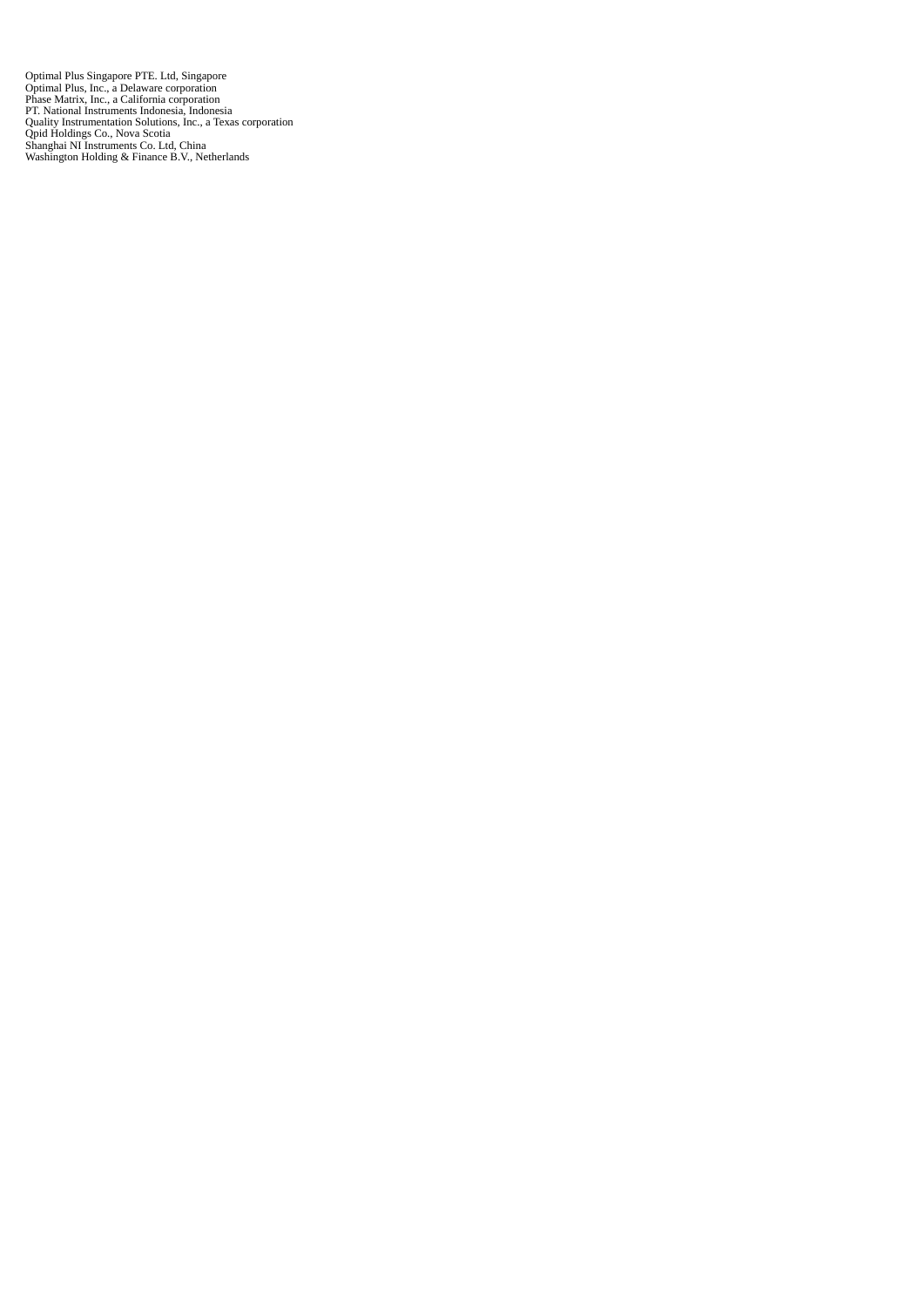Optimal Plus Singapore PTE. Ltd, Singapore
Optimal Plus, Inc., a Delaware corporation
Phase Matrix, Inc., a California corporation
PT. National Instruments Indonesia, Indonesia
Quality Instrumentation Solutions, Inc., a Texas corporation
Qpid Holdings Co., Nova Scotia
Shanghai NI Instruments Co. Ltd, China
Washington Holding & Finance B.V., Netherlands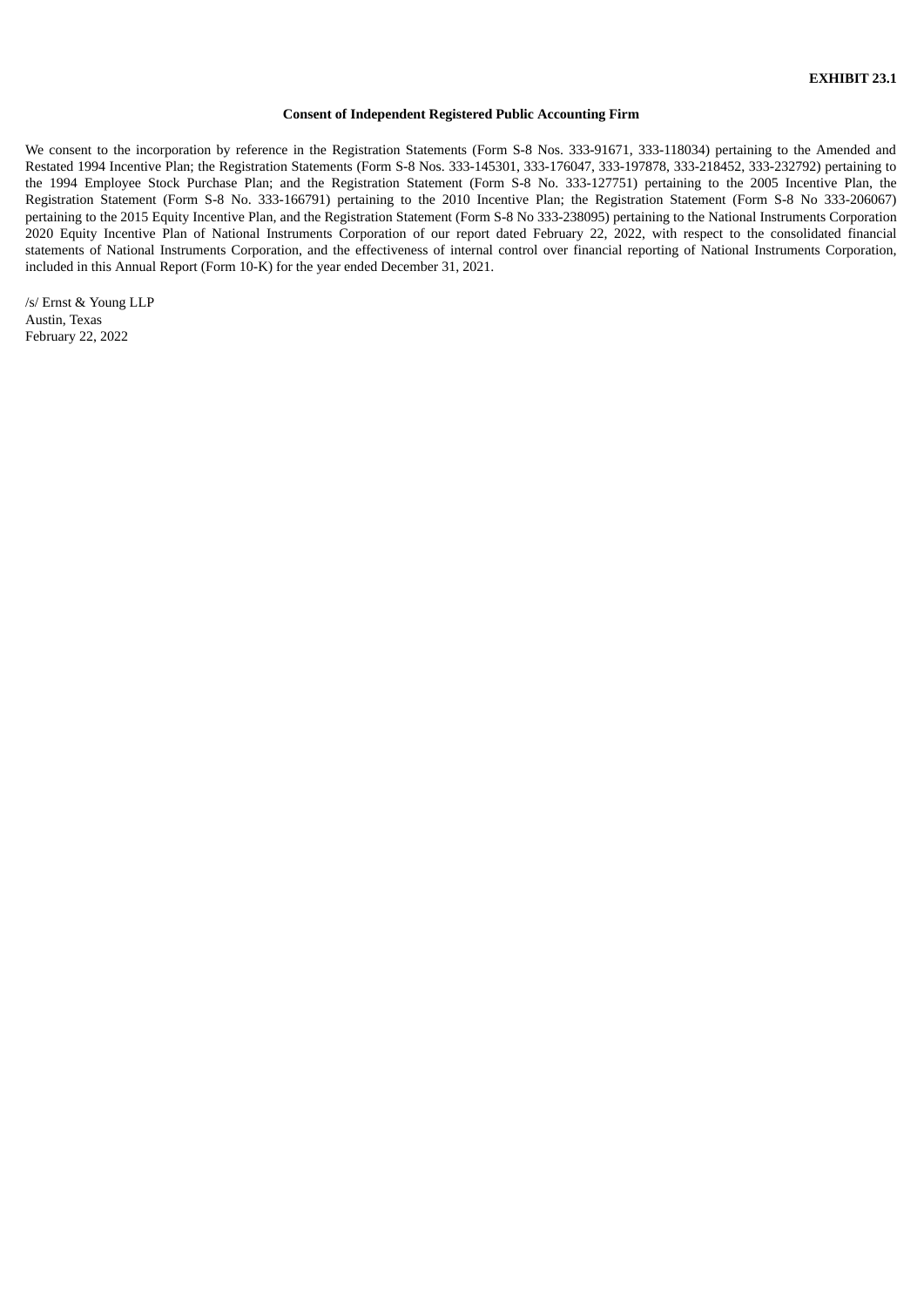**EXHIBIT 23.1**

**Consent of Independent Registered Public Accounting Firm**

We consent to the incorporation by reference in the Registration Statements (Form S-8 Nos. 333-91671, 333-118034) pertaining to the Amended and Restated 1994 Incentive Plan; the Registration Statements (Form S-8 Nos. 333-145301, 333-176047, 333-197878, 333-218452, 333-232792) pertaining to the 1994 Employee Stock Purchase Plan; and the Registration Statement (Form S-8 No. 333-127751) pertaining to the 2005 Incentive Plan, the Registration Statement (Form S-8 No. 333-166791) pertaining to the 2010 Incentive Plan; the Registration Statement (Form S-8 No 333-206067) pertaining to the 2015 Equity Incentive Plan, and the Registration Statement (Form S-8 No 333-238095) pertaining to the National Instruments Corporation 2020 Equity Incentive Plan of National Instruments Corporation of our report dated February 22, 2022, with respect to the consolidated financial statements of National Instruments Corporation, and the effectiveness of internal control over financial reporting of National Instruments Corporation, included in this Annual Report (Form 10-K) for the year ended December 31, 2021.

/s/ Ernst & Young LLP
Austin, Texas
February 22, 2022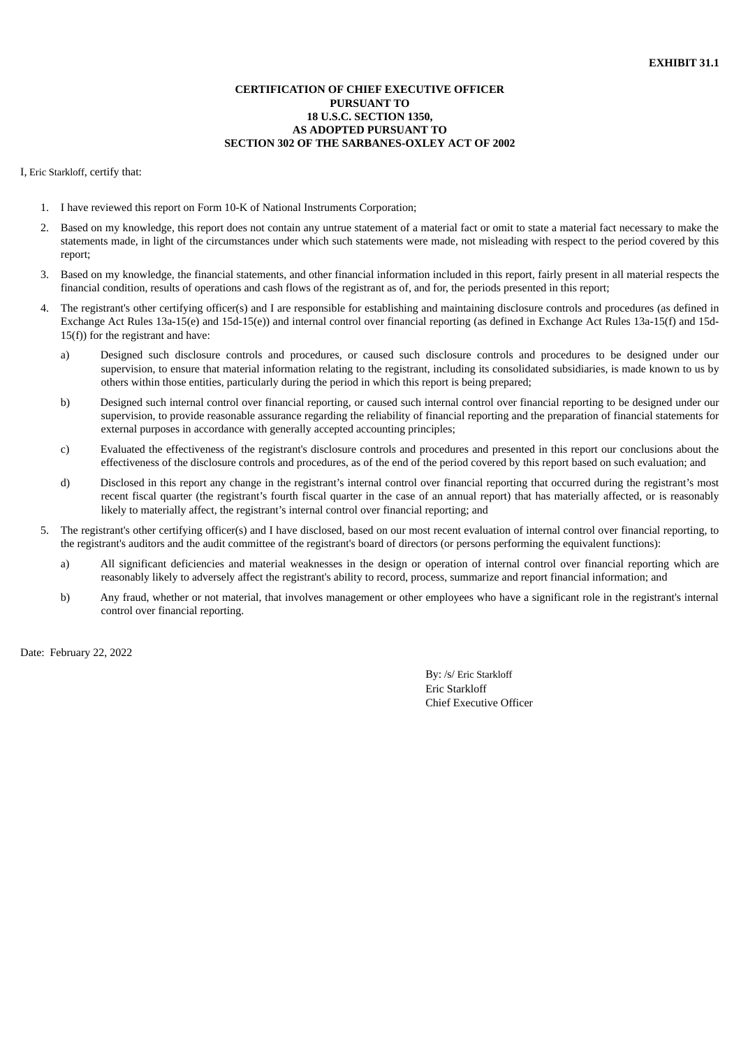**EXHIBIT 31.1**

**CERTIFICATION OF CHIEF EXECUTIVE OFFICER**
**PURSUANT TO**
**18 U.S.C. SECTION 1350,**
**AS ADOPTED PURSUANT TO**
**SECTION 302 OF THE SARBANES-OXLEY ACT OF 2002**

I, Eric Starkloff, certify that:

1. I have reviewed this report on Form 10-K of National Instruments Corporation;
2. Based on my knowledge, this report does not contain any untrue statement of a material fact or omit to state a material fact necessary to make the statements made, in light of the circumstances under which such statements were made, not misleading with respect to the period covered by this report;
3. Based on my knowledge, the financial statements, and other financial information included in this report, fairly present in all material respects the financial condition, results of operations and cash flows of the registrant as of, and for, the periods presented in this report;
4. The registrant's other certifying officer(s) and I are responsible for establishing and maintaining disclosure controls and procedures (as defined in Exchange Act Rules 13a-15(e) and 15d-15(e)) and internal control over financial reporting (as defined in Exchange Act Rules 13a-15(f) and 15d-15(f)) for the registrant and have:
   a) Designed such disclosure controls and procedures, or caused such disclosure controls and procedures to be designed under our supervision, to ensure that material information relating to the registrant, including its consolidated subsidiaries, is made known to us by others within those entities, particularly during the period in which this report is being prepared;
   b) Designed such internal control over financial reporting, or caused such internal control over financial reporting to be designed under our supervision, to provide reasonable assurance regarding the reliability of financial reporting and the preparation of financial statements for external purposes in accordance with generally accepted accounting principles;
   c) Evaluated the effectiveness of the registrant's disclosure controls and procedures and presented in this report our conclusions about the effectiveness of the disclosure controls and procedures, as of the end of the period covered by this report based on such evaluation; and
   d) Disclosed in this report any change in the registrant's internal control over financial reporting that occurred during the registrant's most recent fiscal quarter (the registrant's fourth fiscal quarter in the case of an annual report) that has materially affected, or is reasonably likely to materially affect, the registrant's internal control over financial reporting; and
5. The registrant's other certifying officer(s) and I have disclosed, based on our most recent evaluation of internal control over financial reporting, to the registrant's auditors and the audit committee of the registrant's board of directors (or persons performing the equivalent functions):
   a) All significant deficiencies and material weaknesses in the design or operation of internal control over financial reporting which are reasonably likely to adversely affect the registrant's ability to record, process, summarize and report financial information; and
   b) Any fraud, whether or not material, that involves management or other employees who have a significant role in the registrant's internal control over financial reporting.

Date: February 22, 2022

By: /s/ Eric Starkloff
Eric Starkloff
Chief Executive Officer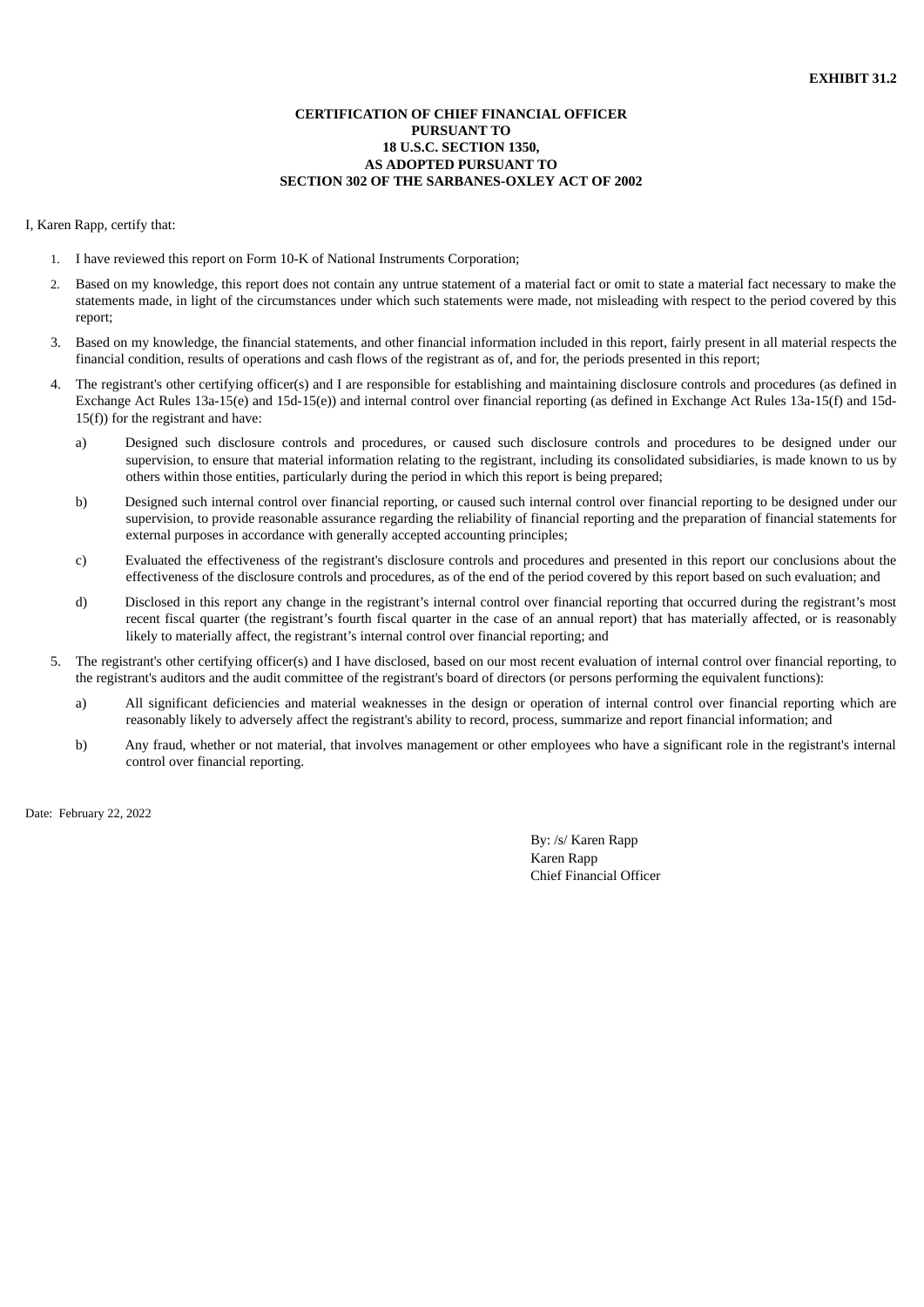**EXHIBIT 31.2**

**CERTIFICATION OF CHIEF FINANCIAL OFFICER**
**PURSUANT TO**
**18 U.S.C. SECTION 1350,**
**AS ADOPTED PURSUANT TO**
**SECTION 302 OF THE SARBANES-OXLEY ACT OF 2002**

I, Karen Rapp, certify that:

1. I have reviewed this report on Form 10-K of National Instruments Corporation;
2. Based on my knowledge, this report does not contain any untrue statement of a material fact or omit to state a material fact necessary to make the statements made, in light of the circumstances under which such statements were made, not misleading with respect to the period covered by this report;
3. Based on my knowledge, the financial statements, and other financial information included in this report, fairly present in all material respects the financial condition, results of operations and cash flows of the registrant as of, and for, the periods presented in this report;
4. The registrant's other certifying officer(s) and I are responsible for establishing and maintaining disclosure controls and procedures (as defined in Exchange Act Rules 13a-15(e) and 15d-15(e)) and internal control over financial reporting (as defined in Exchange Act Rules 13a-15(f) and 15d-15(f)) for the registrant and have:
   a) Designed such disclosure controls and procedures, or caused such disclosure controls and procedures to be designed under our supervision, to ensure that material information relating to the registrant, including its consolidated subsidiaries, is made known to us by others within those entities, particularly during the period in which this report is being prepared;
   b) Designed such internal control over financial reporting, or caused such internal control over financial reporting to be designed under our supervision, to provide reasonable assurance regarding the reliability of financial reporting and the preparation of financial statements for external purposes in accordance with generally accepted accounting principles;
   c) Evaluated the effectiveness of the registrant's disclosure controls and procedures and presented in this report our conclusions about the effectiveness of the disclosure controls and procedures, as of the end of the period covered by this report based on such evaluation; and
   d) Disclosed in this report any change in the registrant's internal control over financial reporting that occurred during the registrant's most recent fiscal quarter (the registrant's fourth fiscal quarter in the case of an annual report) that has materially affected, or is reasonably likely to materially affect, the registrant's internal control over financial reporting; and
5. The registrant's other certifying officer(s) and I have disclosed, based on our most recent evaluation of internal control over financial reporting, to the registrant's auditors and the audit committee of the registrant's board of directors (or persons performing the equivalent functions):
   a) All significant deficiencies and material weaknesses in the design or operation of internal control over financial reporting which are reasonably likely to adversely affect the registrant's ability to record, process, summarize and report financial information; and
   b) Any fraud, whether or not material, that involves management or other employees who have a significant role in the registrant's internal control over financial reporting.

Date: February 22, 2022

By: /s/ Karen Rapp
Karen Rapp
Chief Financial Officer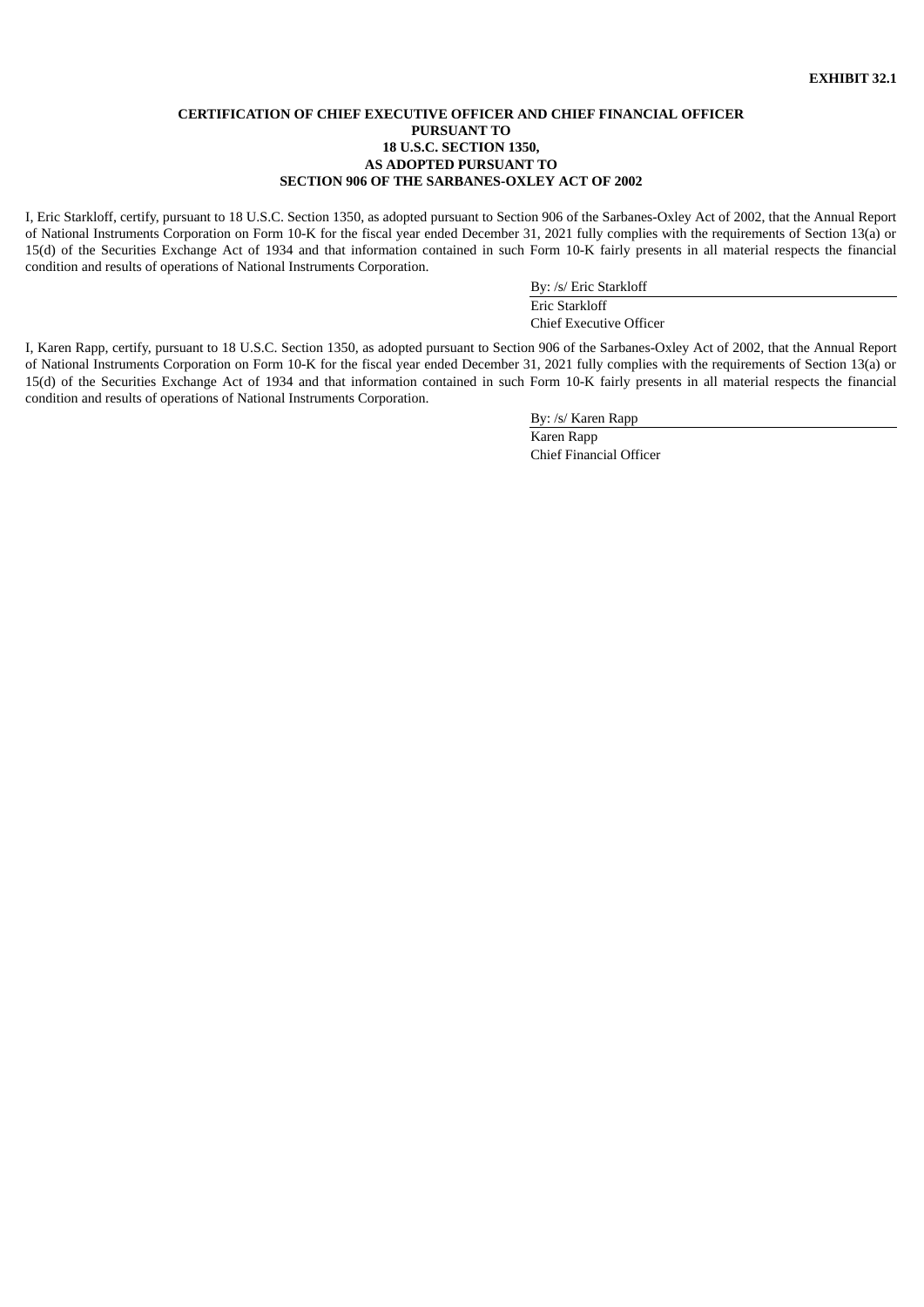**EXHIBIT 32.1**

**CERTIFICATION OF CHIEF EXECUTIVE OFFICER AND CHIEF FINANCIAL OFFICER**
**PURSUANT TO**
**18 U.S.C. SECTION 1350,**
**AS ADOPTED PURSUANT TO**
**SECTION 906 OF THE SARBANES-OXLEY ACT OF 2002**

I, Eric Starkloff, certify, pursuant to 18 U.S.C. Section 1350, as adopted pursuant to Section 906 of the Sarbanes-Oxley Act of 2002, that the Annual Report of National Instruments Corporation on Form 10-K for the fiscal year ended December 31, 2021 fully complies with the requirements of Section 13(a) or 15(d) of the Securities Exchange Act of 1934 and that information contained in such Form 10-K fairly presents in all material respects the financial condition and results of operations of National Instruments Corporation.

By: /s/ Eric Starkloff
Eric Starkloff
Chief Executive Officer

I, Karen Rapp, certify, pursuant to 18 U.S.C. Section 1350, as adopted pursuant to Section 906 of the Sarbanes-Oxley Act of 2002, that the Annual Report of National Instruments Corporation on Form 10-K for the fiscal year ended December 31, 2021 fully complies with the requirements of Section 13(a) or 15(d) of the Securities Exchange Act of 1934 and that information contained in such Form 10-K fairly presents in all material respects the financial condition and results of operations of National Instruments Corporation.

By: /s/ Karen Rapp
Karen Rapp
Chief Financial Officer